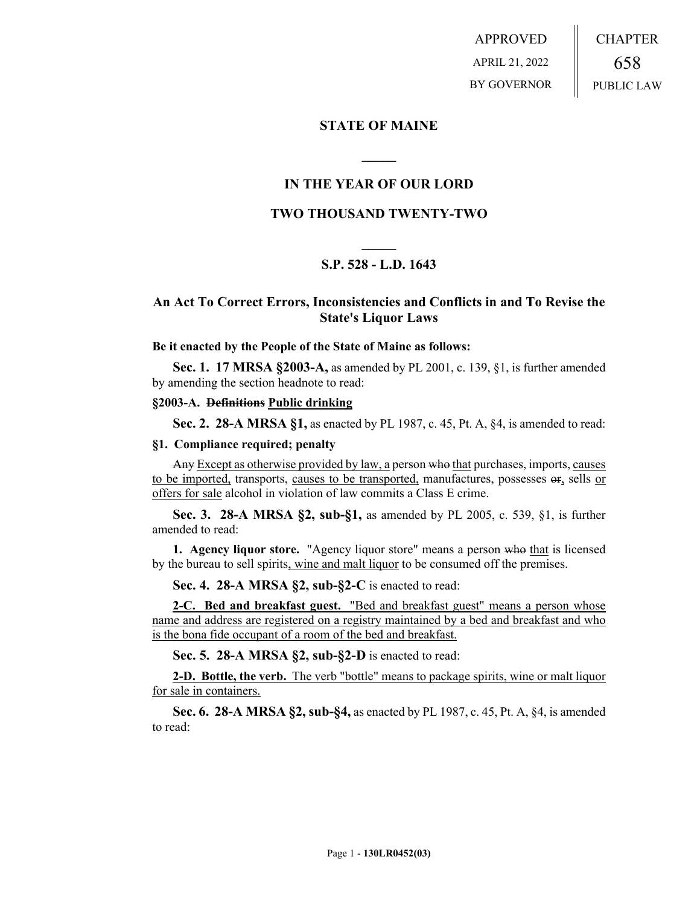APPROVED

APRIL 21, 2022

BY GOVERNOR

CHAPTER

658

PUBLIC LAW

## STATE OF MAINE

## IN THE YEAR OF OUR LORD

## TWO THOUSAND TWENTY-TWO

## S.P. 528 - L.D. 1643

## An Act To Correct Errors, Inconsistencies and Conflicts in and To Revise the State's Liquor Laws

**Be it enacted by the People of the State of Maine as follows:**

**Sec. 1. 17 MRSA §2003-A,** as amended by PL 2001, c. 139, §1, is further amended by amending the section headnote to read:

**§2003-A. ~~Definitions~~ <u>Public drinking</u>**

**Sec. 2. 28-A MRSA §1,** as enacted by PL 1987, c. 45, Pt. A, §4, is amended to read:

**§1. Compliance required; penalty**

~~Any~~ <u>Except as otherwise provided by law, a</u> person ~~who~~ <u>that</u> purchases, imports, <u>causes to be imported,</u> transports, <u>causes to be transported,</u> manufactures, possesses ~~or~~<u>,</u> sells <u>or offers for sale</u> alcohol in violation of law commits a Class E crime.

**Sec. 3. 28-A MRSA §2, sub-§1,** as amended by PL 2005, c. 539, §1, is further amended to read:

**1. Agency liquor store.** "Agency liquor store" means a person ~~who~~ <u>that</u> is licensed by the bureau to sell spirits<u>, wine and malt liquor</u> to be consumed off the premises.

**Sec. 4. 28-A MRSA §2, sub-§2-C** is enacted to read:

<u>**2-C. Bed and breakfast guest.** "Bed and breakfast guest" means a person whose name and address are registered on a registry maintained by a bed and breakfast and who is the bona fide occupant of a room of the bed and breakfast.</u>

**Sec. 5. 28-A MRSA §2, sub-§2-D** is enacted to read:

<u>**2-D. Bottle, the verb.** The verb "bottle" means to package spirits, wine or malt liquor for sale in containers.</u>

**Sec. 6. 28-A MRSA §2, sub-§4,** as enacted by PL 1987, c. 45, Pt. A, §4, is amended to read: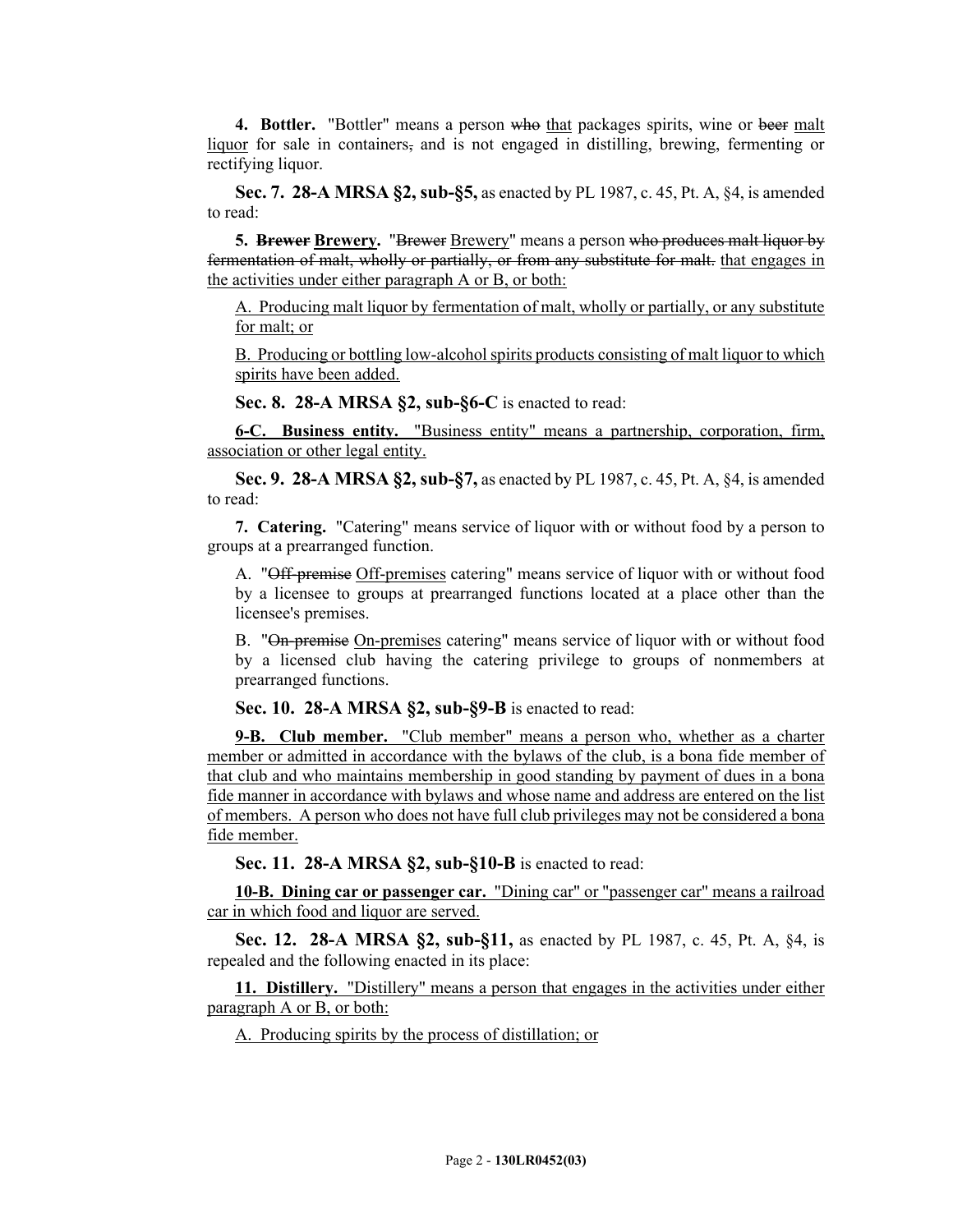**4. Bottler.** "Bottler" means a person ~~who~~ <u>that</u> packages spirits, wine or ~~beer~~ <u>malt liquor</u> for sale in containers~~,~~ and is not engaged in distilling, brewing, fermenting or rectifying liquor.

**Sec. 7. 28-A MRSA §2, sub-§5,** as enacted by PL 1987, c. 45, Pt. A, §4, is amended to read:

**5. ~~Brewer~~ <u>Brewery</u>.** "~~Brewer~~ <u>Brewery</u>" means a person ~~who produces malt liquor by fermentation of malt, wholly or partially, or from any substitute for malt.~~ <u>that engages in the activities under either paragraph A or B, or both:</u>

<u>A. Producing malt liquor by fermentation of malt, wholly or partially, or any substitute for malt; or</u>

<u>B. Producing or bottling low-alcohol spirits products consisting of malt liquor to which spirits have been added.</u>

**Sec. 8. 28-A MRSA §2, sub-§6-C** is enacted to read:

<u>**6-C. Business entity.** "Business entity" means a partnership, corporation, firm, association or other legal entity.</u>

**Sec. 9. 28-A MRSA §2, sub-§7,** as enacted by PL 1987, c. 45, Pt. A, §4, is amended to read:

**7. Catering.** "Catering" means service of liquor with or without food by a person to groups at a prearranged function.

A. "~~Off-premise~~ <u>Off-premises</u> catering" means service of liquor with or without food by a licensee to groups at prearranged functions located at a place other than the licensee's premises.

B. "~~On-premise~~ <u>On-premises</u> catering" means service of liquor with or without food by a licensed club having the catering privilege to groups of nonmembers at prearranged functions.

**Sec. 10. 28-A MRSA §2, sub-§9-B** is enacted to read:

<u>**9-B. Club member.** "Club member" means a person who, whether as a charter member or admitted in accordance with the bylaws of the club, is a bona fide member of that club and who maintains membership in good standing by payment of dues in a bona fide manner in accordance with bylaws and whose name and address are entered on the list of members. A person who does not have full club privileges may not be considered a bona fide member.</u>

**Sec. 11. 28-A MRSA §2, sub-§10-B** is enacted to read:

<u>**10-B. Dining car or passenger car.** "Dining car" or "passenger car" means a railroad car in which food and liquor are served.</u>

**Sec. 12. 28-A MRSA §2, sub-§11,** as enacted by PL 1987, c. 45, Pt. A, §4, is repealed and the following enacted in its place:

<u>**11. Distillery.** "Distillery" means a person that engages in the activities under either paragraph A or B, or both:</u>

<u>A. Producing spirits by the process of distillation; or</u>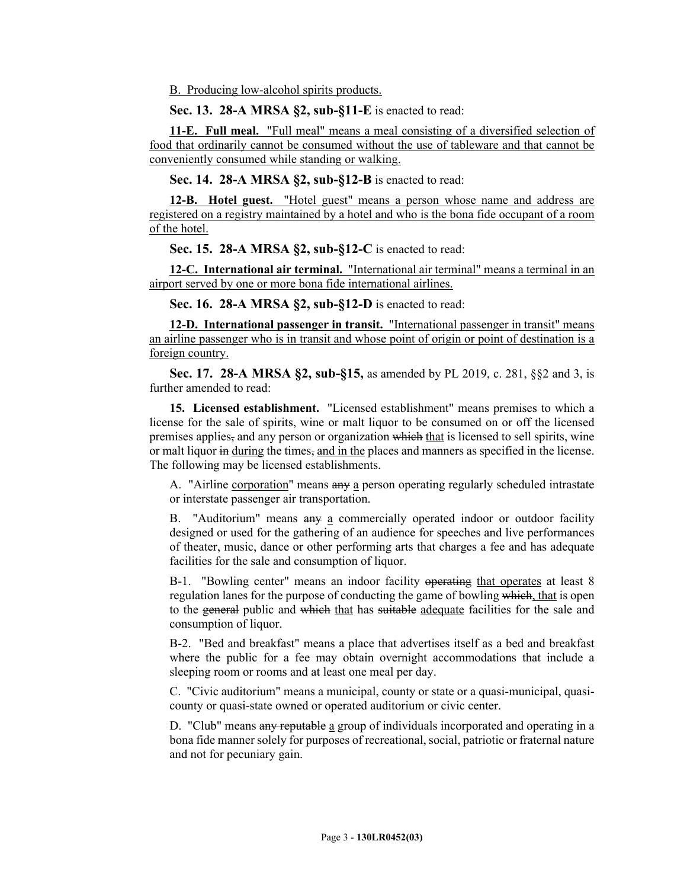B. Producing low-alcohol spirits products.

**Sec. 13. 28-A MRSA §2, sub-§11-E** is enacted to read:

**11-E. Full meal.** "Full meal" means a meal consisting of a diversified selection of food that ordinarily cannot be consumed without the use of tableware and that cannot be conveniently consumed while standing or walking.

**Sec. 14. 28-A MRSA §2, sub-§12-B** is enacted to read:

**12-B. Hotel guest.** "Hotel guest" means a person whose name and address are registered on a registry maintained by a hotel and who is the bona fide occupant of a room of the hotel.

**Sec. 15. 28-A MRSA §2, sub-§12-C** is enacted to read:

**12-C. International air terminal.** "International air terminal" means a terminal in an airport served by one or more bona fide international airlines.

**Sec. 16. 28-A MRSA §2, sub-§12-D** is enacted to read:

**12-D. International passenger in transit.** "International passenger in transit" means an airline passenger who is in transit and whose point of origin or point of destination is a foreign country.

**Sec. 17. 28-A MRSA §2, sub-§15,** as amended by PL 2019, c. 281, §§2 and 3, is further amended to read:

**15. Licensed establishment.** "Licensed establishment" means premises to which a license for the sale of spirits, wine or malt liquor to be consumed on or off the licensed premises applies~~,~~ and any person or organization ~~which~~ that is licensed to sell spirits, wine or malt liquor ~~in~~ during the times~~,~~ and in the places and manners as specified in the license. The following may be licensed establishments.

A. "Airline corporation" means ~~any~~ a person operating regularly scheduled intrastate or interstate passenger air transportation.

B. "Auditorium" means ~~any~~ a commercially operated indoor or outdoor facility designed or used for the gathering of an audience for speeches and live performances of theater, music, dance or other performing arts that charges a fee and has adequate facilities for the sale and consumption of liquor.

B-1. "Bowling center" means an indoor facility ~~operating~~ that operates at least 8 regulation lanes for the purpose of conducting the game of bowling ~~which~~, that is open to the ~~general~~ public and ~~which~~ that has ~~suitable~~ adequate facilities for the sale and consumption of liquor.

B-2. "Bed and breakfast" means a place that advertises itself as a bed and breakfast where the public for a fee may obtain overnight accommodations that include a sleeping room or rooms and at least one meal per day.

C. "Civic auditorium" means a municipal, county or state or a quasi-municipal, quasi-county or quasi-state owned or operated auditorium or civic center.

D. "Club" means ~~any reputable~~ a group of individuals incorporated and operating in a bona fide manner solely for purposes of recreational, social, patriotic or fraternal nature and not for pecuniary gain.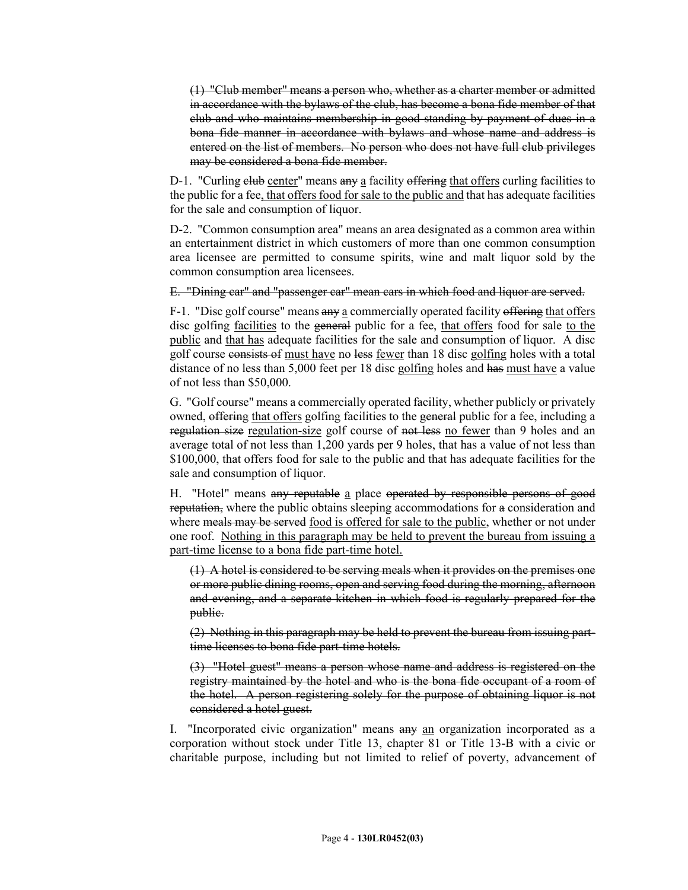~~(1) "Club member" means a person who, whether as a charter member or admitted in accordance with the bylaws of the club, has become a bona fide member of that club and who maintains membership in good standing by payment of dues in a bona fide manner in accordance with bylaws and whose name and address is entered on the list of members. No person who does not have full club privileges may be considered a bona fide member.~~

D-1. "Curling ~~club~~ <u>center</u>" means ~~any~~ <u>a</u> facility ~~offering~~ <u>that offers</u> curling facilities to the public for a fee<u>, that offers food for sale to the public and</u> that has adequate facilities for the sale and consumption of liquor.

D-2. "Common consumption area" means an area designated as a common area within an entertainment district in which customers of more than one common consumption area licensee are permitted to consume spirits, wine and malt liquor sold by the common consumption area licensees.

~~E. "Dining car" and "passenger car" mean cars in which food and liquor are served.~~

F-1. "Disc golf course" means ~~any~~ <u>a</u> commercially operated facility ~~offering~~ <u>that offers</u> disc golfing <u>facilities</u> to the ~~general~~ public for a fee, <u>that offers</u> food for sale <u>to the public</u> and <u>that has</u> adequate facilities for the sale and consumption of liquor. A disc golf course ~~consists of~~ <u>must have</u> no ~~less~~ <u>fewer</u> than 18 disc <u>golfing</u> holes with a total distance of no less than 5,000 feet per 18 disc <u>golfing</u> holes and ~~has~~ <u>must have</u> a value of not less than $50,000.

G. "Golf course" means a commercially operated facility, whether publicly or privately owned, ~~offering~~ <u>that offers</u> golfing facilities to the ~~general~~ public for a fee, including a ~~regulation size~~ <u>regulation-size</u> golf course of ~~not less~~ <u>no fewer</u> than 9 holes and an average total of not less than 1,200 yards per 9 holes, that has a value of not less than $100,000, that offers food for sale to the public and that has adequate facilities for the sale and consumption of liquor.

H. "Hotel" means ~~any reputable~~ <u>a</u> place ~~operated by responsible persons of good reputation,~~ where the public obtains sleeping accommodations for ~~a~~ consideration and where ~~meals may be served~~ <u>food is offered for sale to the public</u>, whether or not under one roof. <u>Nothing in this paragraph may be held to prevent the bureau from issuing a part-time license to a bona fide part-time hotel.</u>

~~(1) A hotel is considered to be serving meals when it provides on the premises one or more public dining rooms, open and serving food during the morning, afternoon and evening, and a separate kitchen in which food is regularly prepared for the public.~~

~~(2) Nothing in this paragraph may be held to prevent the bureau from issuing part-time licenses to bona fide part-time hotels.~~

~~(3) "Hotel guest" means a person whose name and address is registered on the registry maintained by the hotel and who is the bona fide occupant of a room of the hotel. A person registering solely for the purpose of obtaining liquor is not considered a hotel guest.~~

I. "Incorporated civic organization" means ~~any~~ <u>an</u> organization incorporated as a corporation without stock under Title 13, chapter 81 or Title 13-B with a civic or charitable purpose, including but not limited to relief of poverty, advancement of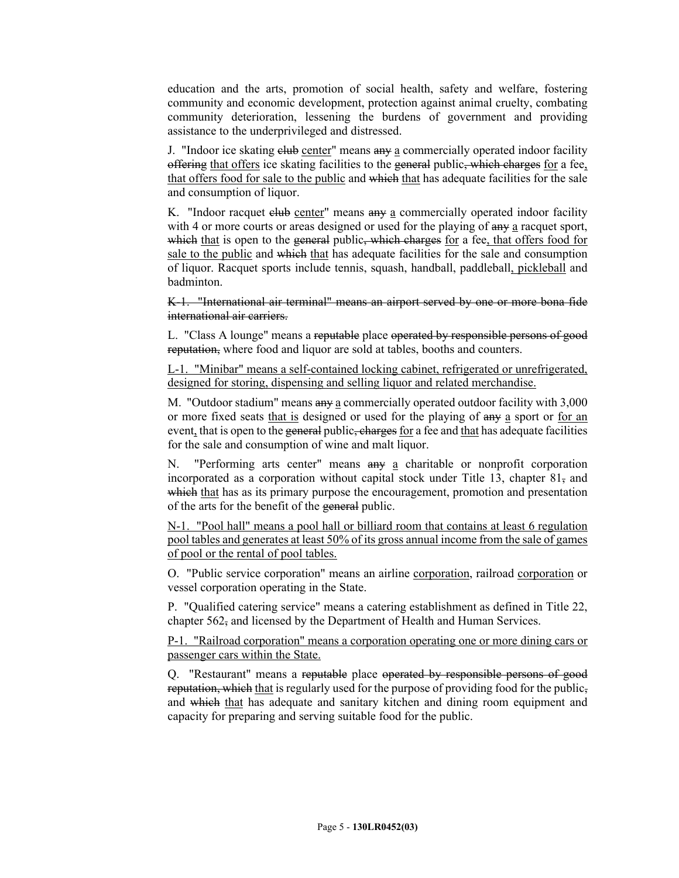education and the arts, promotion of social health, safety and welfare, fostering community and economic development, protection against animal cruelty, combating community deterioration, lessening the burdens of government and providing assistance to the underprivileged and distressed.

J. "Indoor ice skating ~~club~~ center" means ~~any~~ a commercially operated indoor facility ~~offering~~ that offers ice skating facilities to the ~~general~~ public~~, which charges~~ for a fee, that offers food for sale to the public and ~~which~~ that has adequate facilities for the sale and consumption of liquor.

K. "Indoor racquet ~~club~~ center" means ~~any~~ a commercially operated indoor facility with 4 or more courts or areas designed or used for the playing of ~~any~~ a racquet sport, ~~which~~ that is open to the ~~general~~ public~~, which charges~~ for a fee, that offers food for sale to the public and ~~which~~ that has adequate facilities for the sale and consumption of liquor. Racquet sports include tennis, squash, handball, paddleball, pickleball and badminton.

~~K-1. "International air terminal" means an airport served by one or more bona fide international air carriers.~~

L. "Class A lounge" means a ~~reputable~~ place ~~operated by responsible persons of good reputation,~~ where food and liquor are sold at tables, booths and counters.

L-1. "Minibar" means a self-contained locking cabinet, refrigerated or unrefrigerated, designed for storing, dispensing and selling liquor and related merchandise.

M. "Outdoor stadium" means ~~any~~ a commercially operated outdoor facility with 3,000 or more fixed seats that is designed or used for the playing of ~~any~~ a sport or for an event, that is open to the ~~general~~ public~~, charges~~ for a fee and that has adequate facilities for the sale and consumption of wine and malt liquor.

N. "Performing arts center" means ~~any~~ a charitable or nonprofit corporation incorporated as a corporation without capital stock under Title 13, chapter 81~~,~~ and ~~which~~ that has as its primary purpose the encouragement, promotion and presentation of the arts for the benefit of the ~~general~~ public.

N-1. "Pool hall" means a pool hall or billiard room that contains at least 6 regulation pool tables and generates at least 50% of its gross annual income from the sale of games of pool or the rental of pool tables.

O. "Public service corporation" means an airline corporation, railroad corporation or vessel corporation operating in the State.

P. "Qualified catering service" means a catering establishment as defined in Title 22, chapter 562~~,~~ and licensed by the Department of Health and Human Services.

P-1. "Railroad corporation" means a corporation operating one or more dining cars or passenger cars within the State.

Q. "Restaurant" means a ~~reputable~~ place ~~operated by responsible persons of good reputation, which~~ that is regularly used for the purpose of providing food for the public~~,~~ and ~~which~~ that has adequate and sanitary kitchen and dining room equipment and capacity for preparing and serving suitable food for the public.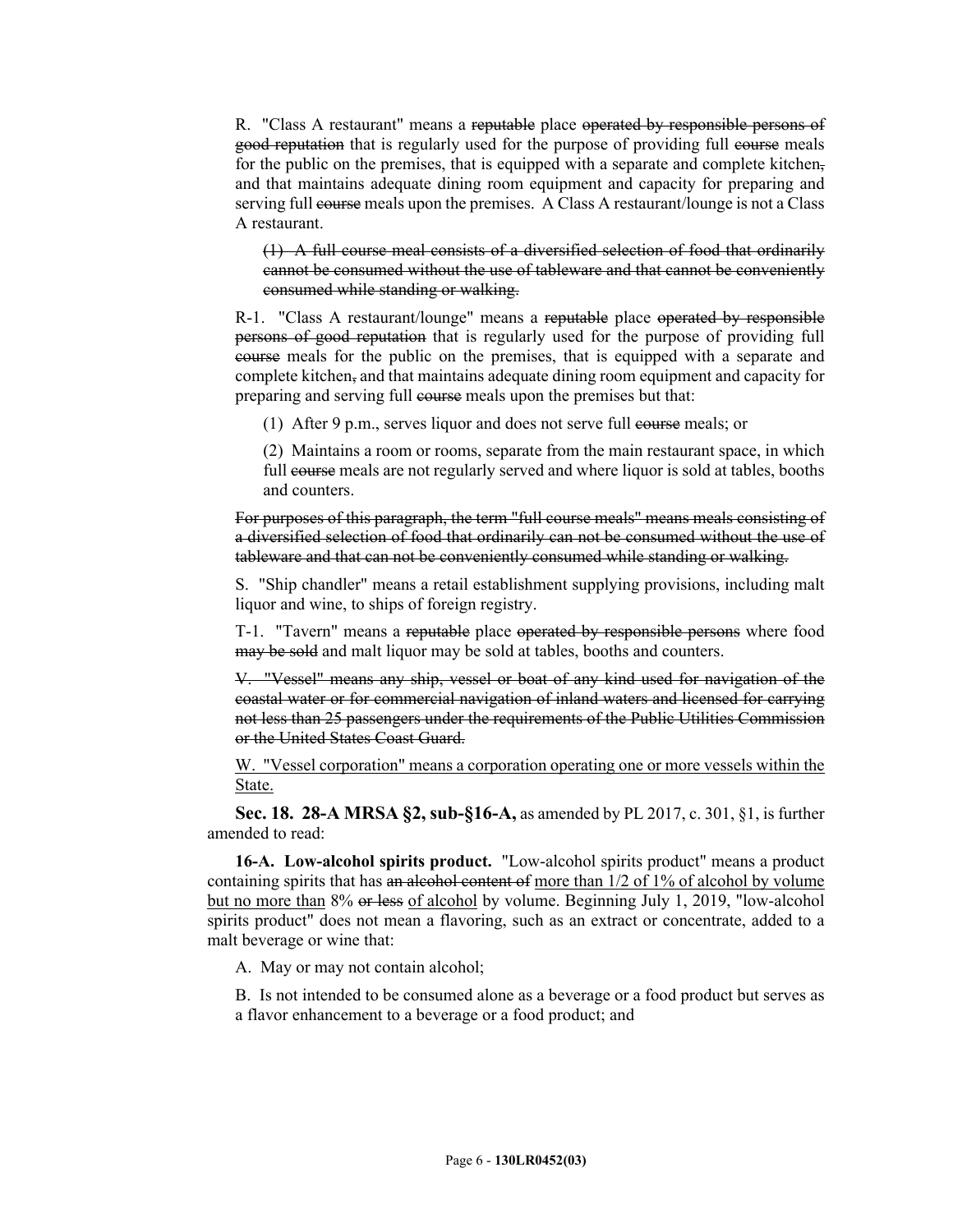R. "Class A restaurant" means a ~~reputable~~ place ~~operated by responsible persons of good reputation~~ that is regularly used for the purpose of providing full ~~course~~ meals for the public on the premises, that is equipped with a separate and complete kitchen~~,~~ and that maintains adequate dining room equipment and capacity for preparing and serving full ~~course~~ meals upon the premises. A Class A restaurant/lounge is not a Class A restaurant.

~~(1) A full course meal consists of a diversified selection of food that ordinarily cannot be consumed without the use of tableware and that cannot be conveniently consumed while standing or walking.~~

R-1. "Class A restaurant/lounge" means a ~~reputable~~ place ~~operated by responsible persons of good reputation~~ that is regularly used for the purpose of providing full ~~course~~ meals for the public on the premises, that is equipped with a separate and complete kitchen~~,~~ and that maintains adequate dining room equipment and capacity for preparing and serving full ~~course~~ meals upon the premises but that:

(1) After 9 p.m., serves liquor and does not serve full ~~course~~ meals; or

(2) Maintains a room or rooms, separate from the main restaurant space, in which full ~~course~~ meals are not regularly served and where liquor is sold at tables, booths and counters.

~~For purposes of this paragraph, the term "full course meals" means meals consisting of a diversified selection of food that ordinarily can not be consumed without the use of tableware and that can not be conveniently consumed while standing or walking.~~

S. "Ship chandler" means a retail establishment supplying provisions, including malt liquor and wine, to ships of foreign registry.

T-1. "Tavern" means a ~~reputable~~ place ~~operated by responsible persons~~ where food ~~may be sold~~ and malt liquor may be sold at tables, booths and counters.

~~V. "Vessel" means any ship, vessel or boat of any kind used for navigation of the coastal water or for commercial navigation of inland waters and licensed for carrying not less than 25 passengers under the requirements of the Public Utilities Commission or the United States Coast Guard.~~

<u>W. "Vessel corporation" means a corporation operating one or more vessels within the State.</u>

**Sec. 18. 28-A MRSA §2, sub-§16-A,** as amended by PL 2017, c. 301, §1, is further amended to read:

**16-A. Low-alcohol spirits product.** "Low-alcohol spirits product" means a product containing spirits that has ~~an alcohol content of~~ <u>more than 1/2 of 1% of alcohol by volume but no more than</u> 8% ~~or less~~ <u>of alcohol</u> by volume. Beginning July 1, 2019, "low-alcohol spirits product" does not mean a flavoring, such as an extract or concentrate, added to a malt beverage or wine that:

A. May or may not contain alcohol;

B. Is not intended to be consumed alone as a beverage or a food product but serves as a flavor enhancement to a beverage or a food product; and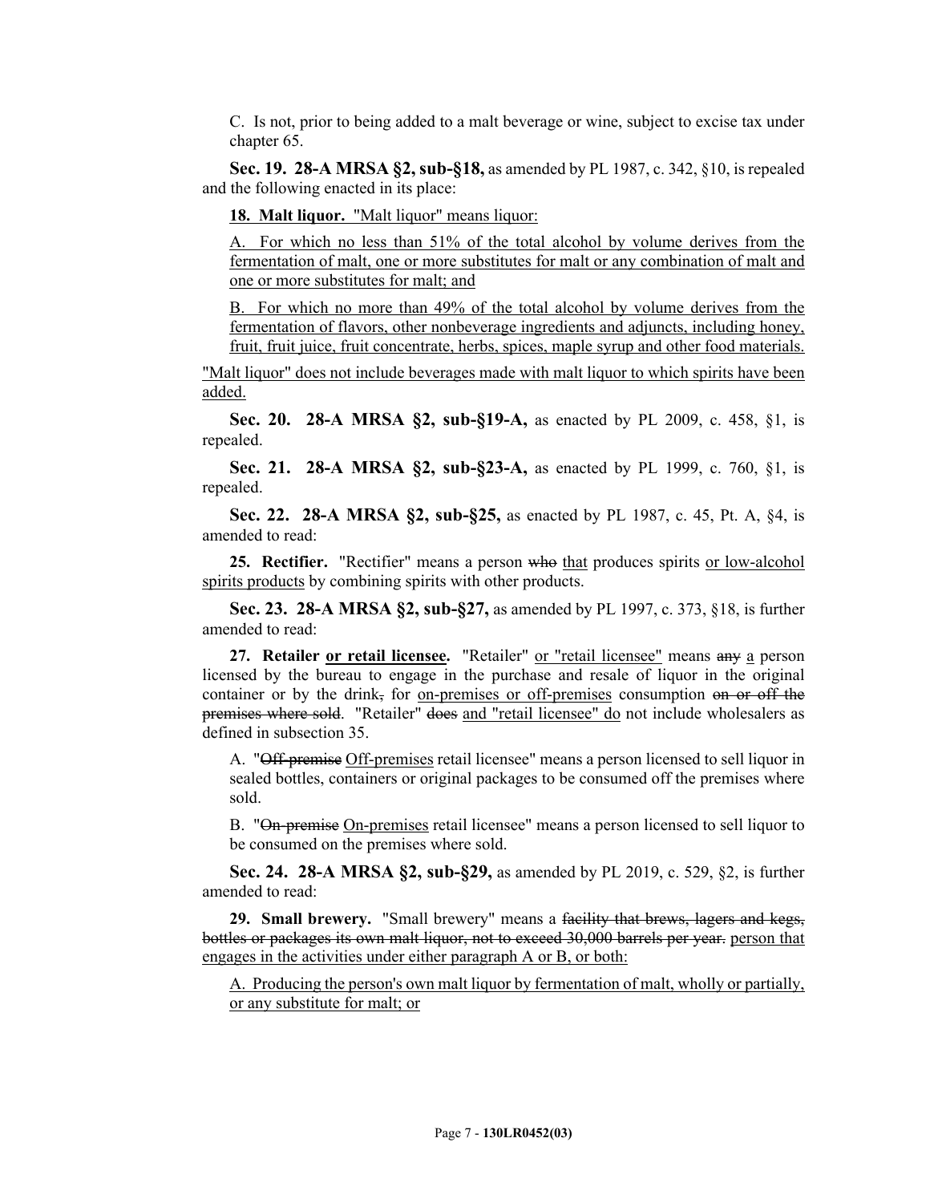C. Is not, prior to being added to a malt beverage or wine, subject to excise tax under chapter 65.

**Sec. 19. 28-A MRSA §2, sub-§18,** as amended by PL 1987, c. 342, §10, is repealed and the following enacted in its place:

**18. Malt liquor.** "Malt liquor" means liquor:

A. For which no less than 51% of the total alcohol by volume derives from the fermentation of malt, one or more substitutes for malt or any combination of malt and one or more substitutes for malt; and

B. For which no more than 49% of the total alcohol by volume derives from the fermentation of flavors, other nonbeverage ingredients and adjuncts, including honey, fruit, fruit juice, fruit concentrate, herbs, spices, maple syrup and other food materials.

"Malt liquor" does not include beverages made with malt liquor to which spirits have been added.

**Sec. 20. 28-A MRSA §2, sub-§19-A,** as enacted by PL 2009, c. 458, §1, is repealed.

**Sec. 21. 28-A MRSA §2, sub-§23-A,** as enacted by PL 1999, c. 760, §1, is repealed.

**Sec. 22. 28-A MRSA §2, sub-§25,** as enacted by PL 1987, c. 45, Pt. A, §4, is amended to read:

**25. Rectifier.** "Rectifier" means a person ~~who~~ that produces spirits or low-alcohol spirits products by combining spirits with other products.

**Sec. 23. 28-A MRSA §2, sub-§27,** as amended by PL 1997, c. 373, §18, is further amended to read:

**27. Retailer or retail licensee.** "Retailer" or "retail licensee" means ~~any~~ a person licensed by the bureau to engage in the purchase and resale of liquor in the original container or by the drink~~,~~ for on-premises or off-premises consumption ~~on or off the premises where sold~~. "Retailer" ~~does~~ and "retail licensee" do not include wholesalers as defined in subsection 35.

A. "~~Off-premise~~ Off-premises retail licensee" means a person licensed to sell liquor in sealed bottles, containers or original packages to be consumed off the premises where sold.

B. "~~On-premise~~ On-premises retail licensee" means a person licensed to sell liquor to be consumed on the premises where sold.

**Sec. 24. 28-A MRSA §2, sub-§29,** as amended by PL 2019, c. 529, §2, is further amended to read:

**29. Small brewery.** "Small brewery" means a ~~facility that brews, lagers and kegs, bottles or packages its own malt liquor, not to exceed 30,000 barrels per year.~~ person that engages in the activities under either paragraph A or B, or both:

A. Producing the person's own malt liquor by fermentation of malt, wholly or partially, or any substitute for malt; or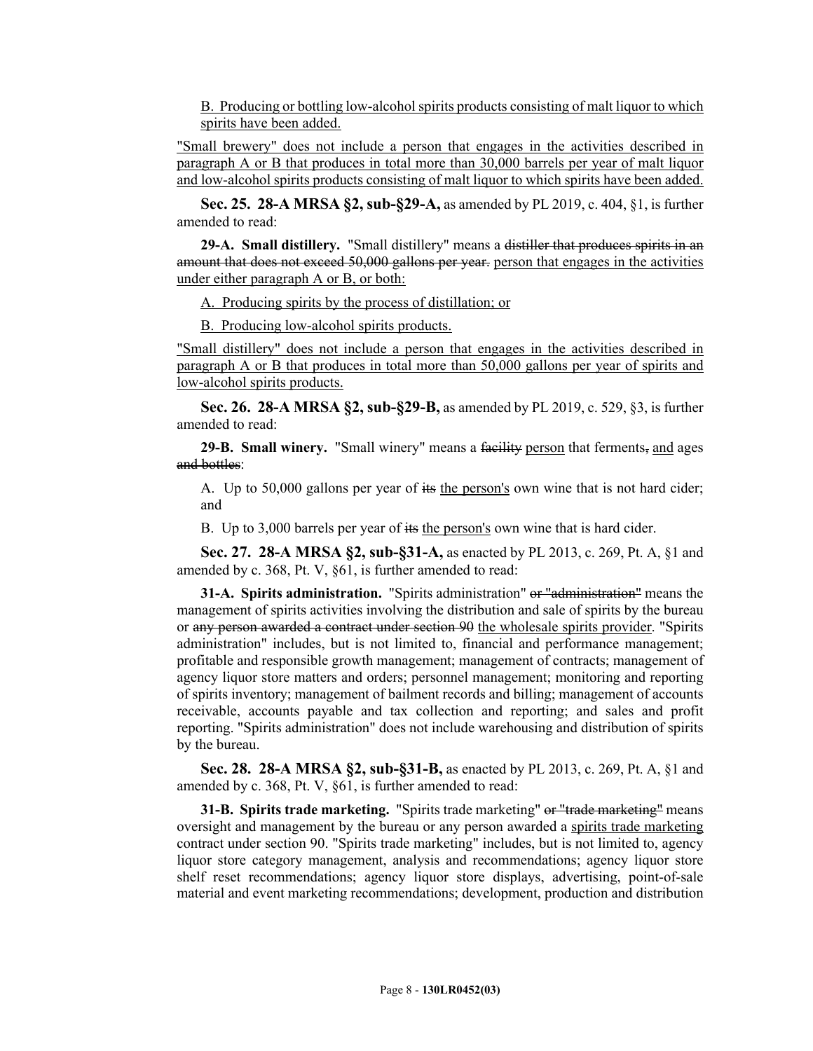B. Producing or bottling low-alcohol spirits products consisting of malt liquor to which spirits have been added.

"Small brewery" does not include a person that engages in the activities described in paragraph A or B that produces in total more than 30,000 barrels per year of malt liquor and low-alcohol spirits products consisting of malt liquor to which spirits have been added.

**Sec. 25. 28-A MRSA §2, sub-§29-A,** as amended by PL 2019, c. 404, §1, is further amended to read:

**29-A. Small distillery.** "Small distillery" means a ~~distiller that produces spirits in an amount that does not exceed 50,000 gallons per year.~~ person that engages in the activities under either paragraph A or B, or both:

A. Producing spirits by the process of distillation; or

B. Producing low-alcohol spirits products.

"Small distillery" does not include a person that engages in the activities described in paragraph A or B that produces in total more than 50,000 gallons per year of spirits and low-alcohol spirits products.

**Sec. 26. 28-A MRSA §2, sub-§29-B,** as amended by PL 2019, c. 529, §3, is further amended to read:

**29-B. Small winery.** "Small winery" means a ~~facility~~ person that ferments~~,~~ and ages ~~and bottles~~:

A. Up to 50,000 gallons per year of ~~its~~ the person's own wine that is not hard cider; and

B. Up to 3,000 barrels per year of ~~its~~ the person's own wine that is hard cider.

**Sec. 27. 28-A MRSA §2, sub-§31-A,** as enacted by PL 2013, c. 269, Pt. A, §1 and amended by c. 368, Pt. V, §61, is further amended to read:

**31-A. Spirits administration.** "Spirits administration" ~~or "administration"~~ means the management of spirits activities involving the distribution and sale of spirits by the bureau or ~~any person awarded a contract under section 90~~ the wholesale spirits provider. "Spirits administration" includes, but is not limited to, financial and performance management; profitable and responsible growth management; management of contracts; management of agency liquor store matters and orders; personnel management; monitoring and reporting of spirits inventory; management of bailment records and billing; management of accounts receivable, accounts payable and tax collection and reporting; and sales and profit reporting. "Spirits administration" does not include warehousing and distribution of spirits by the bureau.

**Sec. 28. 28-A MRSA §2, sub-§31-B,** as enacted by PL 2013, c. 269, Pt. A, §1 and amended by c. 368, Pt. V, §61, is further amended to read:

**31-B. Spirits trade marketing.** "Spirits trade marketing" ~~or "trade marketing"~~ means oversight and management by the bureau or any person awarded a spirits trade marketing contract under section 90. "Spirits trade marketing" includes, but is not limited to, agency liquor store category management, analysis and recommendations; agency liquor store shelf reset recommendations; agency liquor store displays, advertising, point-of-sale material and event marketing recommendations; development, production and distribution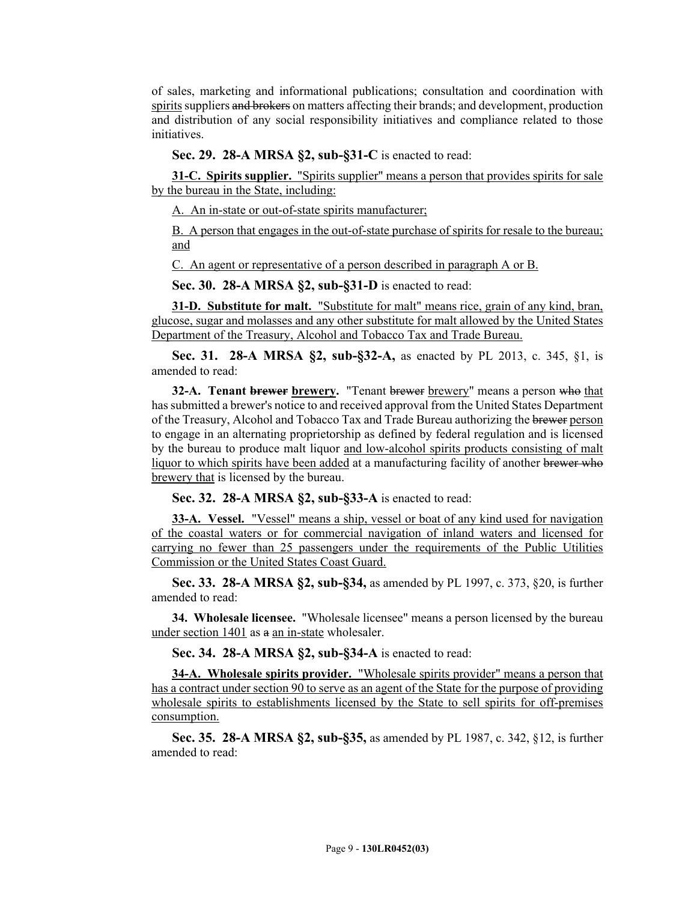of sales, marketing and informational publications; consultation and coordination with spirits suppliers ~~and brokers~~ on matters affecting their brands; and development, production and distribution of any social responsibility initiatives and compliance related to those initiatives.

**Sec. 29. 28-A MRSA §2, sub-§31-C** is enacted to read:

**31-C. Spirits supplier.** "Spirits supplier" means a person that provides spirits for sale by the bureau in the State, including:

A. An in-state or out-of-state spirits manufacturer;

B. A person that engages in the out-of-state purchase of spirits for resale to the bureau; and

C. An agent or representative of a person described in paragraph A or B.

**Sec. 30. 28-A MRSA §2, sub-§31-D** is enacted to read:

**31-D. Substitute for malt.** "Substitute for malt" means rice, grain of any kind, bran, glucose, sugar and molasses and any other substitute for malt allowed by the United States Department of the Treasury, Alcohol and Tobacco Tax and Trade Bureau.

**Sec. 31. 28-A MRSA §2, sub-§32-A,** as enacted by PL 2013, c. 345, §1, is amended to read:

**32-A. Tenant ~~brewer~~ brewery.** "Tenant ~~brewer~~ brewery" means a person ~~who~~ that has submitted a brewer's notice to and received approval from the United States Department of the Treasury, Alcohol and Tobacco Tax and Trade Bureau authorizing the ~~brewer~~ person to engage in an alternating proprietorship as defined by federal regulation and is licensed by the bureau to produce malt liquor and low-alcohol spirits products consisting of malt liquor to which spirits have been added at a manufacturing facility of another ~~brewer who~~ brewery that is licensed by the bureau.

**Sec. 32. 28-A MRSA §2, sub-§33-A** is enacted to read:

**33-A. Vessel.** "Vessel" means a ship, vessel or boat of any kind used for navigation of the coastal waters or for commercial navigation of inland waters and licensed for carrying no fewer than 25 passengers under the requirements of the Public Utilities Commission or the United States Coast Guard.

**Sec. 33. 28-A MRSA §2, sub-§34,** as amended by PL 1997, c. 373, §20, is further amended to read:

**34. Wholesale licensee.** "Wholesale licensee" means a person licensed by the bureau under section 1401 as ~~a~~ an in-state wholesaler.

**Sec. 34. 28-A MRSA §2, sub-§34-A** is enacted to read:

**34-A. Wholesale spirits provider.** "Wholesale spirits provider" means a person that has a contract under section 90 to serve as an agent of the State for the purpose of providing wholesale spirits to establishments licensed by the State to sell spirits for off-premises consumption.

**Sec. 35. 28-A MRSA §2, sub-§35,** as amended by PL 1987, c. 342, §12, is further amended to read: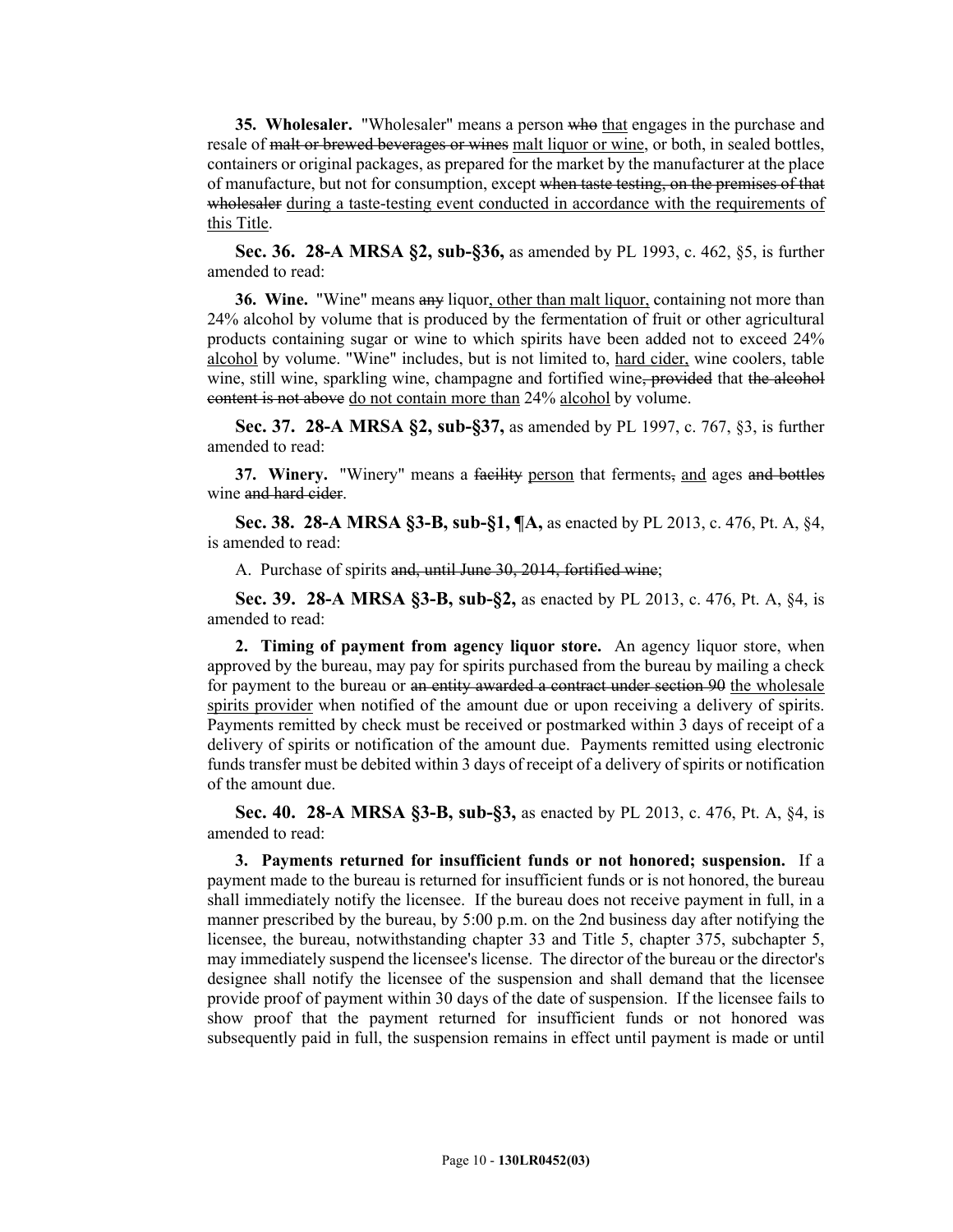**35. Wholesaler.** "Wholesaler" means a person ~~who~~ that engages in the purchase and resale of ~~malt or brewed beverages or wines~~ malt liquor or wine, or both, in sealed bottles, containers or original packages, as prepared for the market by the manufacturer at the place of manufacture, but not for consumption, except ~~when taste testing, on the premises of that wholesaler~~ during a taste-testing event conducted in accordance with the requirements of this Title.

**Sec. 36. 28-A MRSA §2, sub-§36,** as amended by PL 1993, c. 462, §5, is further amended to read:

**36. Wine.** "Wine" means ~~any~~ liquor, other than malt liquor, containing not more than 24% alcohol by volume that is produced by the fermentation of fruit or other agricultural products containing sugar or wine to which spirits have been added not to exceed 24% alcohol by volume. "Wine" includes, but is not limited to, hard cider, wine coolers, table wine, still wine, sparkling wine, champagne and fortified wine~~, provided~~ that ~~the alcohol content is not above~~ do not contain more than 24% alcohol by volume.

**Sec. 37. 28-A MRSA §2, sub-§37,** as amended by PL 1997, c. 767, §3, is further amended to read:

**37. Winery.** "Winery" means a ~~facility~~ person that ferments~~,~~ and ages ~~and bottles~~ wine ~~and hard cider~~.

**Sec. 38. 28-A MRSA §3-B, sub-§1, ¶A,** as enacted by PL 2013, c. 476, Pt. A, §4, is amended to read:

A. Purchase of spirits ~~and, until June 30, 2014, fortified wine~~;

**Sec. 39. 28-A MRSA §3-B, sub-§2,** as enacted by PL 2013, c. 476, Pt. A, §4, is amended to read:

**2. Timing of payment from agency liquor store.** An agency liquor store, when approved by the bureau, may pay for spirits purchased from the bureau by mailing a check for payment to the bureau or ~~an entity awarded a contract under section 90~~ the wholesale spirits provider when notified of the amount due or upon receiving a delivery of spirits. Payments remitted by check must be received or postmarked within 3 days of receipt of a delivery of spirits or notification of the amount due. Payments remitted using electronic funds transfer must be debited within 3 days of receipt of a delivery of spirits or notification of the amount due.

**Sec. 40. 28-A MRSA §3-B, sub-§3,** as enacted by PL 2013, c. 476, Pt. A, §4, is amended to read:

**3. Payments returned for insufficient funds or not honored; suspension.** If a payment made to the bureau is returned for insufficient funds or is not honored, the bureau shall immediately notify the licensee. If the bureau does not receive payment in full, in a manner prescribed by the bureau, by 5:00 p.m. on the 2nd business day after notifying the licensee, the bureau, notwithstanding chapter 33 and Title 5, chapter 375, subchapter 5, may immediately suspend the licensee's license. The director of the bureau or the director's designee shall notify the licensee of the suspension and shall demand that the licensee provide proof of payment within 30 days of the date of suspension. If the licensee fails to show proof that the payment returned for insufficient funds or not honored was subsequently paid in full, the suspension remains in effect until payment is made or until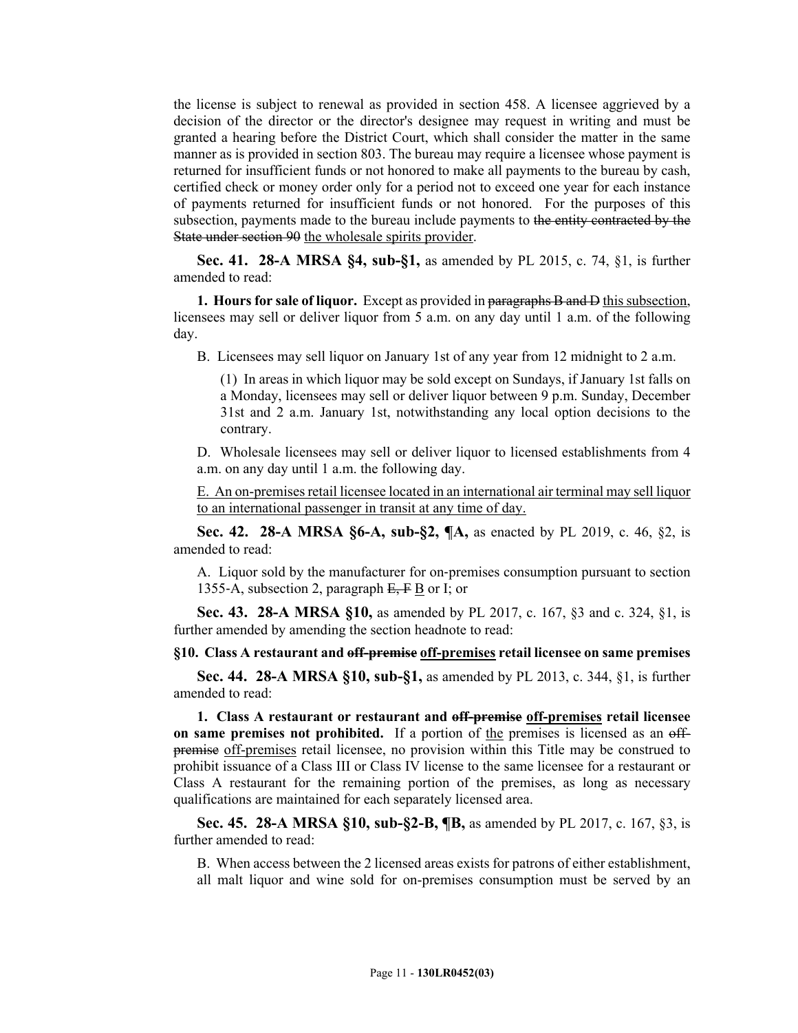the license is subject to renewal as provided in section 458. A licensee aggrieved by a decision of the director or the director's designee may request in writing and must be granted a hearing before the District Court, which shall consider the matter in the same manner as is provided in section 803. The bureau may require a licensee whose payment is returned for insufficient funds or not honored to make all payments to the bureau by cash, certified check or money order only for a period not to exceed one year for each instance of payments returned for insufficient funds or not honored. For the purposes of this subsection, payments made to the bureau include payments to ~~the entity contracted by the State under section 90~~ the wholesale spirits provider.

**Sec. 41. 28-A MRSA §4, sub-§1,** as amended by PL 2015, c. 74, §1, is further amended to read:

**1. Hours for sale of liquor.** Except as provided in ~~paragraphs B and D~~ this subsection, licensees may sell or deliver liquor from 5 a.m. on any day until 1 a.m. of the following day.

B. Licensees may sell liquor on January 1st of any year from 12 midnight to 2 a.m.

(1) In areas in which liquor may be sold except on Sundays, if January 1st falls on a Monday, licensees may sell or deliver liquor between 9 p.m. Sunday, December 31st and 2 a.m. January 1st, notwithstanding any local option decisions to the contrary.

D. Wholesale licensees may sell or deliver liquor to licensed establishments from 4 a.m. on any day until 1 a.m. the following day.

E. An on-premises retail licensee located in an international air terminal may sell liquor to an international passenger in transit at any time of day.

**Sec. 42. 28-A MRSA §6-A, sub-§2, ¶A,** as enacted by PL 2019, c. 46, §2, is amended to read:

A. Liquor sold by the manufacturer for on-premises consumption pursuant to section 1355-A, subsection 2, paragraph ~~E, F~~ B or I; or

**Sec. 43. 28-A MRSA §10,** as amended by PL 2017, c. 167, §3 and c. 324, §1, is further amended by amending the section headnote to read:

**§10. Class A restaurant and ~~off-premise~~ off-premises retail licensee on same premises**

**Sec. 44. 28-A MRSA §10, sub-§1,** as amended by PL 2013, c. 344, §1, is further amended to read:

**1. Class A restaurant or restaurant and ~~off-premise~~ off-premises retail licensee on same premises not prohibited.** If a portion of the premises is licensed as an ~~off-premise~~ off-premises retail licensee, no provision within this Title may be construed to prohibit issuance of a Class III or Class IV license to the same licensee for a restaurant or Class A restaurant for the remaining portion of the premises, as long as necessary qualifications are maintained for each separately licensed area.

**Sec. 45. 28-A MRSA §10, sub-§2-B, ¶B,** as amended by PL 2017, c. 167, §3, is further amended to read:

B. When access between the 2 licensed areas exists for patrons of either establishment, all malt liquor and wine sold for on-premises consumption must be served by an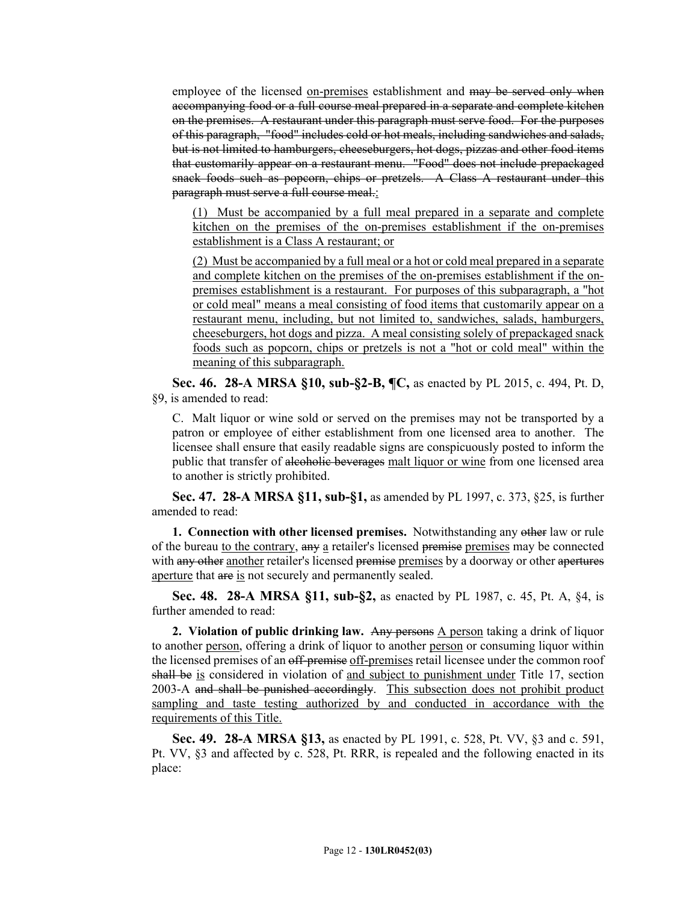employee of the licensed on-premises establishment and ~~may be served only when accompanying food or a full course meal prepared in a separate and complete kitchen on the premises. A restaurant under this paragraph must serve food. For the purposes of this paragraph, "food" includes cold or hot meals, including sandwiches and salads, but is not limited to hamburgers, cheeseburgers, hot dogs, pizzas and other food items that customarily appear on a restaurant menu. "Food" does not include prepackaged snack foods such as popcorn, chips or pretzels. A Class A restaurant under this paragraph must serve a full course meal.~~:

(1) Must be accompanied by a full meal prepared in a separate and complete kitchen on the premises of the on-premises establishment if the on-premises establishment is a Class A restaurant; or

(2) Must be accompanied by a full meal or a hot or cold meal prepared in a separate and complete kitchen on the premises of the on-premises establishment if the on-premises establishment is a restaurant. For purposes of this subparagraph, a "hot or cold meal" means a meal consisting of food items that customarily appear on a restaurant menu, including, but not limited to, sandwiches, salads, hamburgers, cheeseburgers, hot dogs and pizza. A meal consisting solely of prepackaged snack foods such as popcorn, chips or pretzels is not a "hot or cold meal" within the meaning of this subparagraph.

**Sec. 46. 28-A MRSA §10, sub-§2-B, ¶C,** as enacted by PL 2015, c. 494, Pt. D, §9, is amended to read:

C. Malt liquor or wine sold or served on the premises may not be transported by a patron or employee of either establishment from one licensed area to another. The licensee shall ensure that easily readable signs are conspicuously posted to inform the public that transfer of ~~alcoholic beverages~~ malt liquor or wine from one licensed area to another is strictly prohibited.

**Sec. 47. 28-A MRSA §11, sub-§1,** as amended by PL 1997, c. 373, §25, is further amended to read:

**1. Connection with other licensed premises.** Notwithstanding any ~~other~~ law or rule of the bureau to the contrary, ~~any~~ a retailer's licensed ~~premise~~ premises may be connected with ~~any other~~ another retailer's licensed ~~premise~~ premises by a doorway or other ~~apertures~~ aperture that ~~are~~ is not securely and permanently sealed.

**Sec. 48. 28-A MRSA §11, sub-§2,** as enacted by PL 1987, c. 45, Pt. A, §4, is further amended to read:

**2. Violation of public drinking law.** ~~Any persons~~ A person taking a drink of liquor to another person, offering a drink of liquor to another person or consuming liquor within the licensed premises of an ~~off-premise~~ off-premises retail licensee under the common roof ~~shall be~~ is considered in violation of and subject to punishment under Title 17, section 2003-A ~~and shall be punished accordingly~~. This subsection does not prohibit product sampling and taste testing authorized by and conducted in accordance with the requirements of this Title.

**Sec. 49. 28-A MRSA §13,** as enacted by PL 1991, c. 528, Pt. VV, §3 and c. 591, Pt. VV, §3 and affected by c. 528, Pt. RRR, is repealed and the following enacted in its place: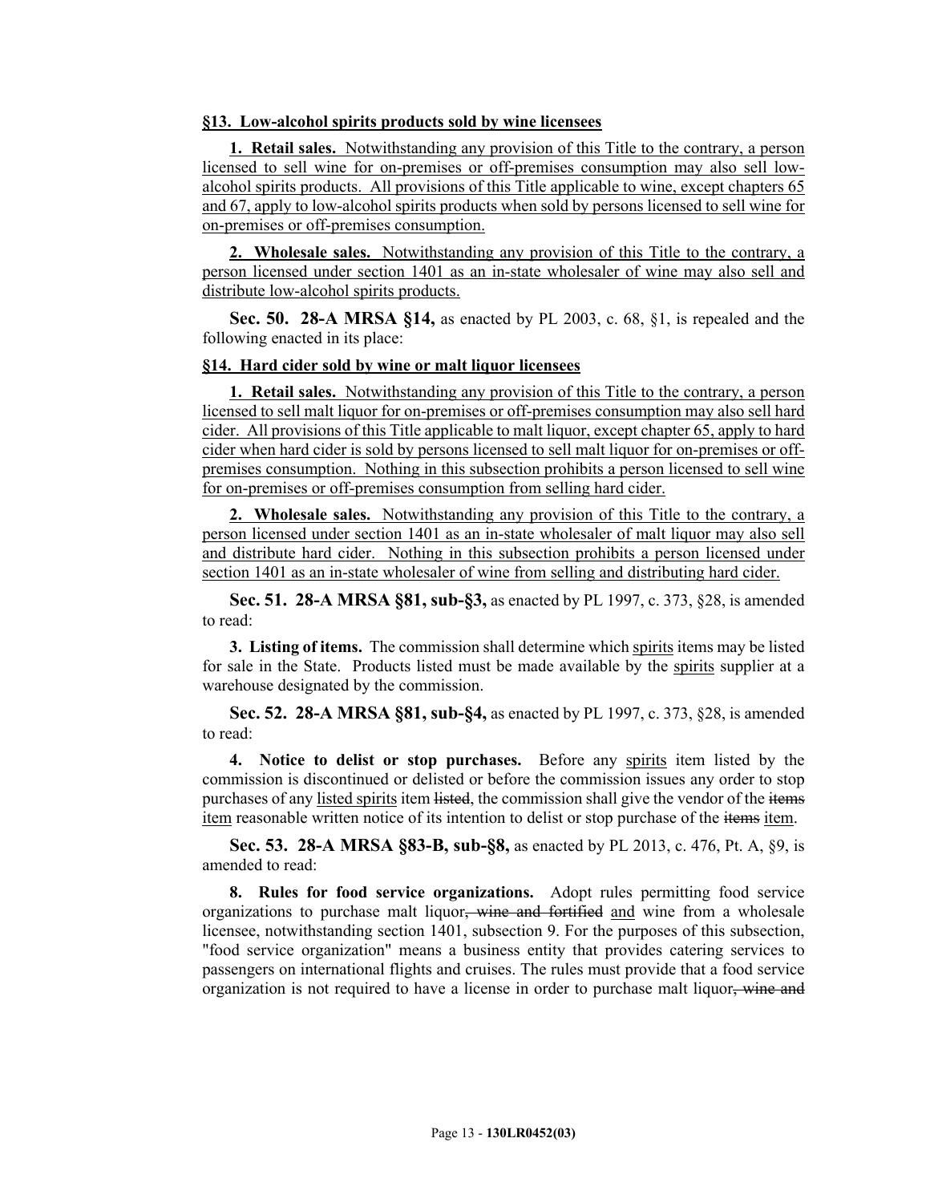**§13. Low-alcohol spirits products sold by wine licensees**

**1. Retail sales.** Notwithstanding any provision of this Title to the contrary, a person licensed to sell wine for on-premises or off-premises consumption may also sell low-alcohol spirits products. All provisions of this Title applicable to wine, except chapters 65 and 67, apply to low-alcohol spirits products when sold by persons licensed to sell wine for on-premises or off-premises consumption.

**2. Wholesale sales.** Notwithstanding any provision of this Title to the contrary, a person licensed under section 1401 as an in-state wholesaler of wine may also sell and distribute low-alcohol spirits products.

**Sec. 50. 28-A MRSA §14,** as enacted by PL 2003, c. 68, §1, is repealed and the following enacted in its place:

**§14. Hard cider sold by wine or malt liquor licensees**

**1. Retail sales.** Notwithstanding any provision of this Title to the contrary, a person licensed to sell malt liquor for on-premises or off-premises consumption may also sell hard cider. All provisions of this Title applicable to malt liquor, except chapter 65, apply to hard cider when hard cider is sold by persons licensed to sell malt liquor for on-premises or off-premises consumption. Nothing in this subsection prohibits a person licensed to sell wine for on-premises or off-premises consumption from selling hard cider.

**2. Wholesale sales.** Notwithstanding any provision of this Title to the contrary, a person licensed under section 1401 as an in-state wholesaler of malt liquor may also sell and distribute hard cider. Nothing in this subsection prohibits a person licensed under section 1401 as an in-state wholesaler of wine from selling and distributing hard cider.

**Sec. 51. 28-A MRSA §81, sub-§3,** as enacted by PL 1997, c. 373, §28, is amended to read:

**3. Listing of items.** The commission shall determine which spirits items may be listed for sale in the State. Products listed must be made available by the spirits supplier at a warehouse designated by the commission.

**Sec. 52. 28-A MRSA §81, sub-§4,** as enacted by PL 1997, c. 373, §28, is amended to read:

**4. Notice to delist or stop purchases.** Before any spirits item listed by the commission is discontinued or delisted or before the commission issues any order to stop purchases of any listed spirits item ~~listed~~, the commission shall give the vendor of the ~~items~~ item reasonable written notice of its intention to delist or stop purchase of the ~~items~~ item.

**Sec. 53. 28-A MRSA §83-B, sub-§8,** as enacted by PL 2013, c. 476, Pt. A, §9, is amended to read:

**8. Rules for food service organizations.** Adopt rules permitting food service organizations to purchase malt liquor~~, wine and fortified~~ and wine from a wholesale licensee, notwithstanding section 1401, subsection 9. For the purposes of this subsection, "food service organization" means a business entity that provides catering services to passengers on international flights and cruises. The rules must provide that a food service organization is not required to have a license in order to purchase malt liquor~~, wine and~~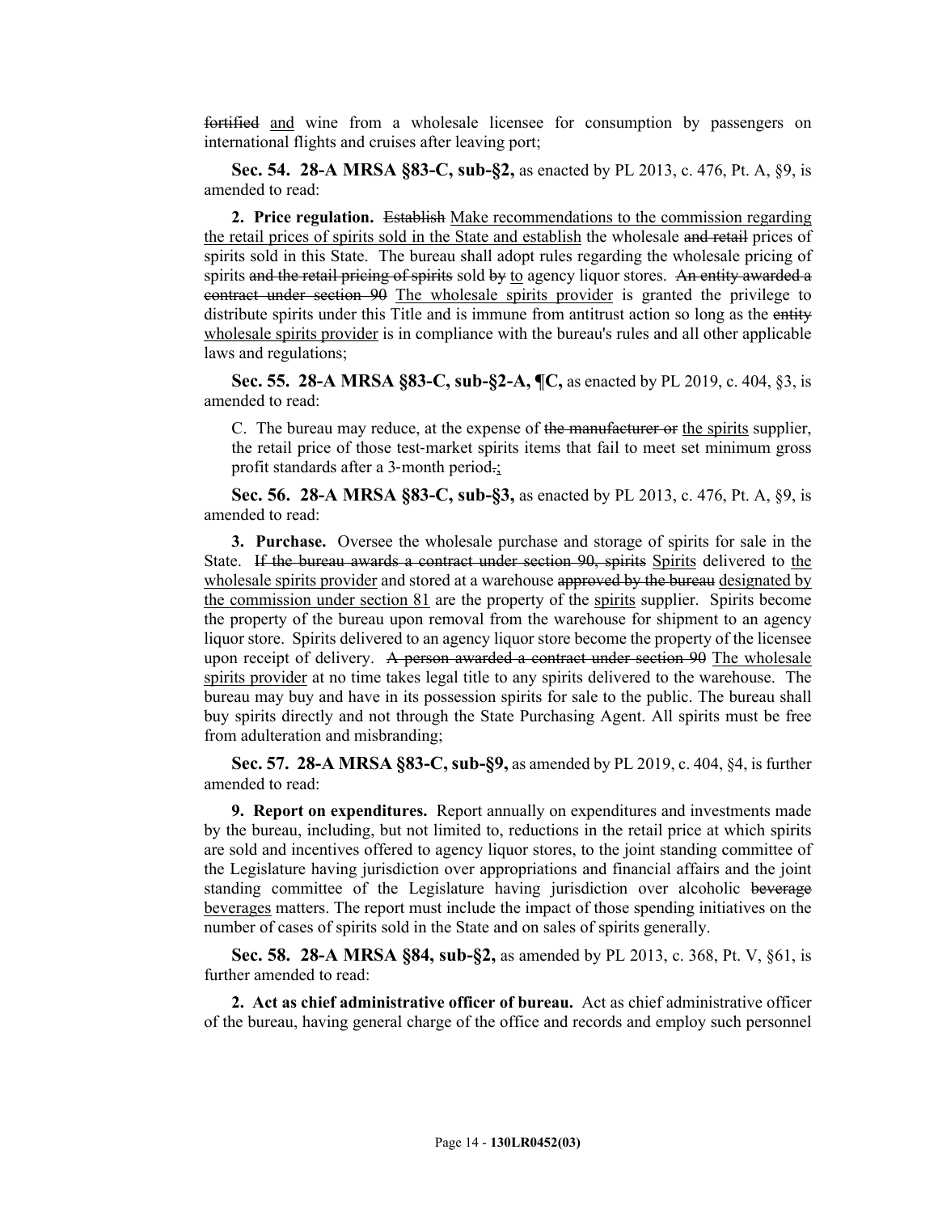~~fortified~~ and wine from a wholesale licensee for consumption by passengers on international flights and cruises after leaving port;

**Sec. 54. 28-A MRSA §83-C, sub-§2,** as enacted by PL 2013, c. 476, Pt. A, §9, is amended to read:

**2. Price regulation.** ~~Establish~~ Make recommendations to the commission regarding the retail prices of spirits sold in the State and establish the wholesale ~~and retail~~ prices of spirits sold in this State. The bureau shall adopt rules regarding the wholesale pricing of spirits ~~and the retail pricing of spirits~~ sold ~~by~~ to agency liquor stores. ~~An entity awarded a contract under section 90~~ The wholesale spirits provider is granted the privilege to distribute spirits under this Title and is immune from antitrust action so long as the ~~entity~~ wholesale spirits provider is in compliance with the bureau's rules and all other applicable laws and regulations;

**Sec. 55. 28-A MRSA §83-C, sub-§2-A, ¶C,** as enacted by PL 2019, c. 404, §3, is amended to read:

C. The bureau may reduce, at the expense of ~~the manufacturer or~~ the spirits supplier, the retail price of those test-market spirits items that fail to meet set minimum gross profit standards after a 3-month period~~.~~;

**Sec. 56. 28-A MRSA §83-C, sub-§3,** as enacted by PL 2013, c. 476, Pt. A, §9, is amended to read:

**3. Purchase.** Oversee the wholesale purchase and storage of spirits for sale in the State. ~~If the bureau awards a contract under section 90, spirits~~ Spirits delivered to the wholesale spirits provider and stored at a warehouse ~~approved by the bureau~~ designated by the commission under section 81 are the property of the spirits supplier. Spirits become the property of the bureau upon removal from the warehouse for shipment to an agency liquor store. Spirits delivered to an agency liquor store become the property of the licensee upon receipt of delivery. ~~A person awarded a contract under section 90~~ The wholesale spirits provider at no time takes legal title to any spirits delivered to the warehouse. The bureau may buy and have in its possession spirits for sale to the public. The bureau shall buy spirits directly and not through the State Purchasing Agent. All spirits must be free from adulteration and misbranding;

**Sec. 57. 28-A MRSA §83-C, sub-§9,** as amended by PL 2019, c. 404, §4, is further amended to read:

**9. Report on expenditures.** Report annually on expenditures and investments made by the bureau, including, but not limited to, reductions in the retail price at which spirits are sold and incentives offered to agency liquor stores, to the joint standing committee of the Legislature having jurisdiction over appropriations and financial affairs and the joint standing committee of the Legislature having jurisdiction over alcoholic ~~beverage~~ beverages matters. The report must include the impact of those spending initiatives on the number of cases of spirits sold in the State and on sales of spirits generally.

**Sec. 58. 28-A MRSA §84, sub-§2,** as amended by PL 2013, c. 368, Pt. V, §61, is further amended to read:

**2. Act as chief administrative officer of bureau.** Act as chief administrative officer of the bureau, having general charge of the office and records and employ such personnel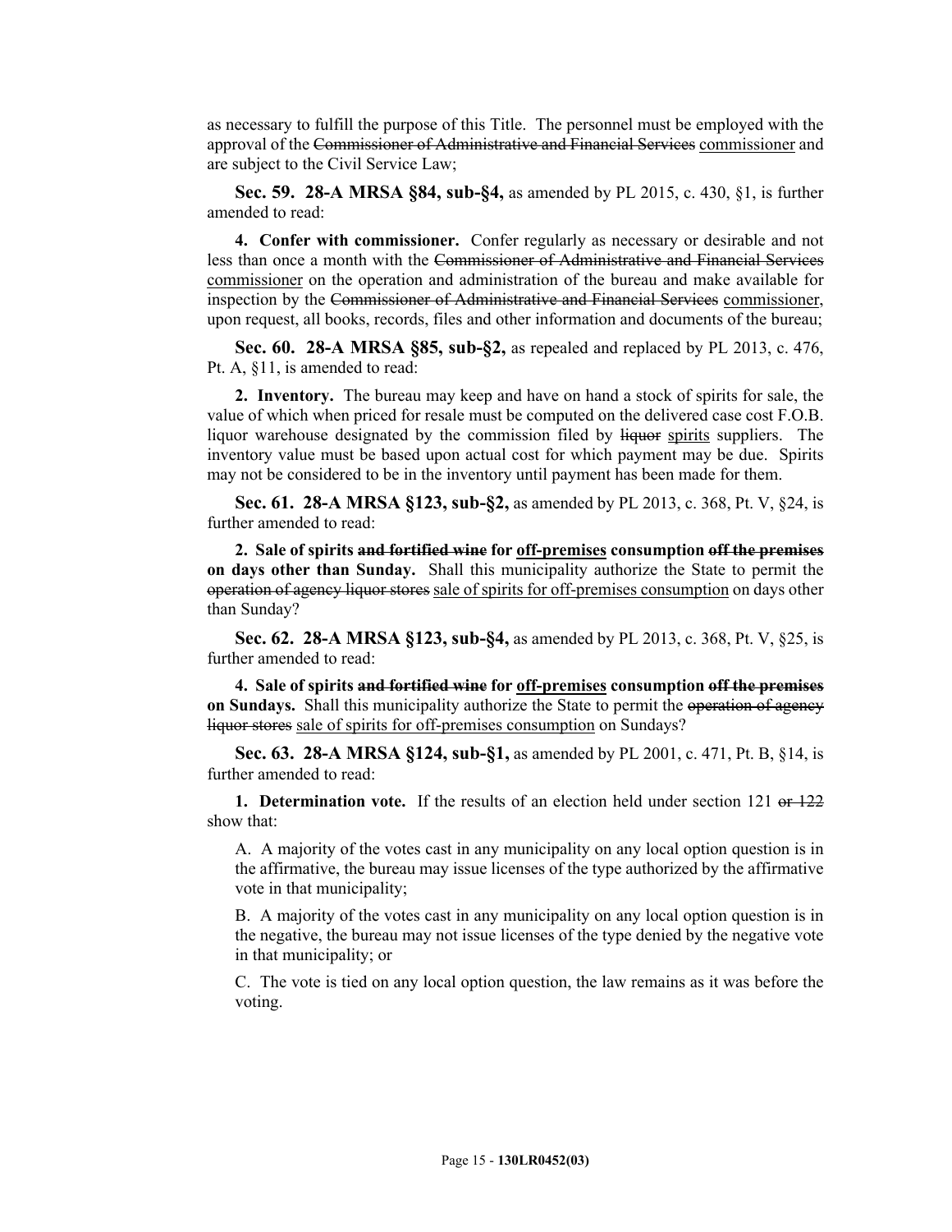as necessary to fulfill the purpose of this Title. The personnel must be employed with the approval of the ~~Commissioner of Administrative and Financial Services~~ commissioner and are subject to the Civil Service Law;

**Sec. 59. 28-A MRSA §84, sub-§4,** as amended by PL 2015, c. 430, §1, is further amended to read:

**4. Confer with commissioner.** Confer regularly as necessary or desirable and not less than once a month with the ~~Commissioner of Administrative and Financial Services~~ commissioner on the operation and administration of the bureau and make available for inspection by the ~~Commissioner of Administrative and Financial Services~~ commissioner, upon request, all books, records, files and other information and documents of the bureau;

**Sec. 60. 28-A MRSA §85, sub-§2,** as repealed and replaced by PL 2013, c. 476, Pt. A, §11, is amended to read:

**2. Inventory.** The bureau may keep and have on hand a stock of spirits for sale, the value of which when priced for resale must be computed on the delivered case cost F.O.B. liquor warehouse designated by the commission filed by ~~liquor~~ spirits suppliers. The inventory value must be based upon actual cost for which payment may be due. Spirits may not be considered to be in the inventory until payment has been made for them.

**Sec. 61. 28-A MRSA §123, sub-§2,** as amended by PL 2013, c. 368, Pt. V, §24, is further amended to read:

**2. Sale of spirits ~~and fortified wine~~ for off-premises consumption ~~off the premises~~ on days other than Sunday.** Shall this municipality authorize the State to permit the ~~operation of agency liquor stores~~ sale of spirits for off-premises consumption on days other than Sunday?

**Sec. 62. 28-A MRSA §123, sub-§4,** as amended by PL 2013, c. 368, Pt. V, §25, is further amended to read:

**4. Sale of spirits ~~and fortified wine~~ for off-premises consumption ~~off the premises~~ on Sundays.** Shall this municipality authorize the State to permit the ~~operation of agency liquor stores~~ sale of spirits for off-premises consumption on Sundays?

**Sec. 63. 28-A MRSA §124, sub-§1,** as amended by PL 2001, c. 471, Pt. B, §14, is further amended to read:

**1. Determination vote.** If the results of an election held under section 121 ~~or 122~~ show that:

A. A majority of the votes cast in any municipality on any local option question is in the affirmative, the bureau may issue licenses of the type authorized by the affirmative vote in that municipality;

B. A majority of the votes cast in any municipality on any local option question is in the negative, the bureau may not issue licenses of the type denied by the negative vote in that municipality; or

C. The vote is tied on any local option question, the law remains as it was before the voting.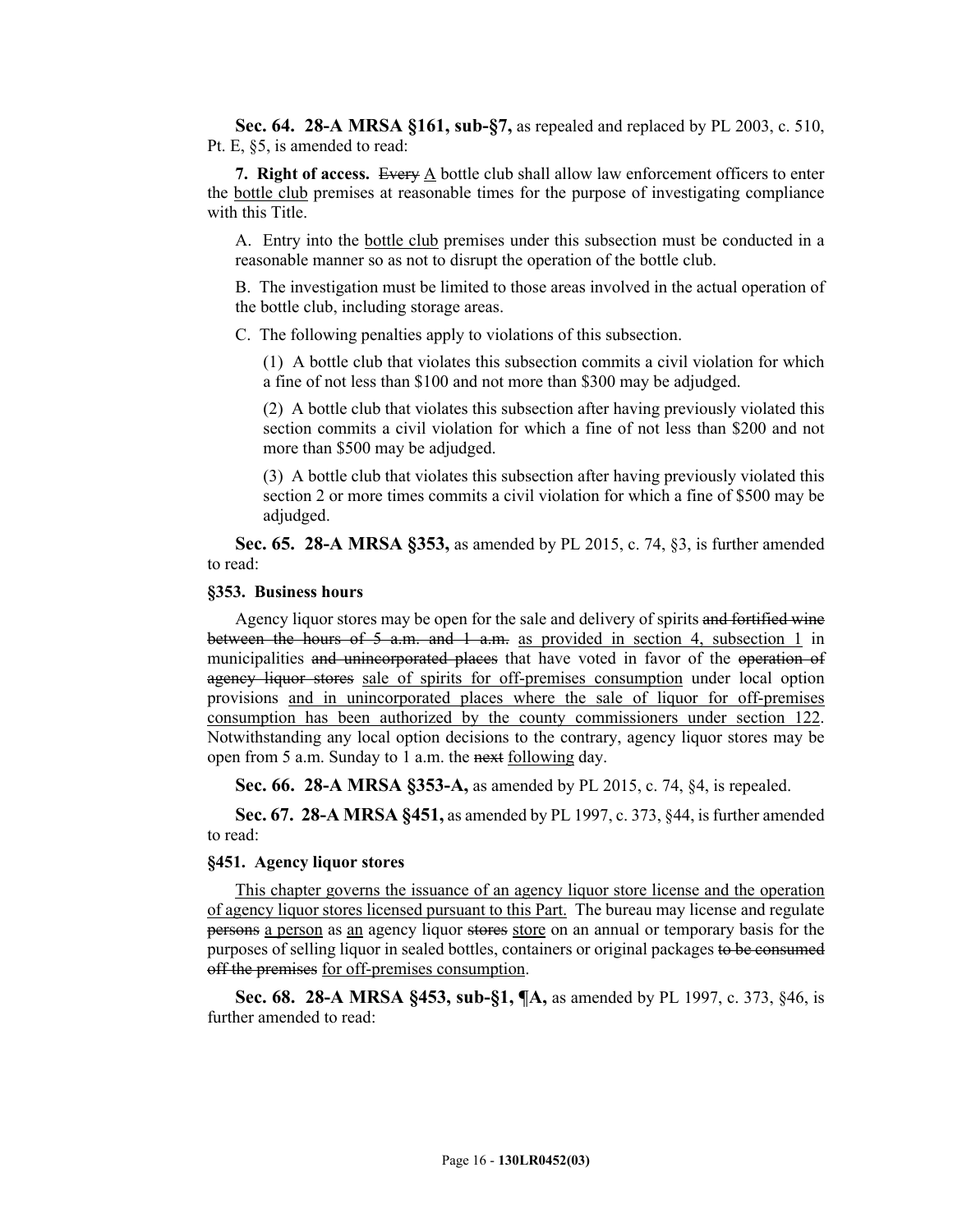**Sec. 64. 28-A MRSA §161, sub-§7,** as repealed and replaced by PL 2003, c. 510, Pt. E, §5, is amended to read:

**7. Right of access.** ~~Every~~ A bottle club shall allow law enforcement officers to enter the bottle club premises at reasonable times for the purpose of investigating compliance with this Title.

A. Entry into the bottle club premises under this subsection must be conducted in a reasonable manner so as not to disrupt the operation of the bottle club.

B. The investigation must be limited to those areas involved in the actual operation of the bottle club, including storage areas.

C. The following penalties apply to violations of this subsection.

(1) A bottle club that violates this subsection commits a civil violation for which a fine of not less than $100 and not more than $300 may be adjudged.

(2) A bottle club that violates this subsection after having previously violated this section commits a civil violation for which a fine of not less than $200 and not more than $500 may be adjudged.

(3) A bottle club that violates this subsection after having previously violated this section 2 or more times commits a civil violation for which a fine of $500 may be adjudged.

**Sec. 65. 28-A MRSA §353,** as amended by PL 2015, c. 74, §3, is further amended to read:

**§353. Business hours**

Agency liquor stores may be open for the sale and delivery of spirits ~~and fortified wine between the hours of 5 a.m. and 1 a.m.~~ as provided in section 4, subsection 1 in municipalities ~~and unincorporated places~~ that have voted in favor of the ~~operation of agency liquor stores~~ sale of spirits for off-premises consumption under local option provisions and in unincorporated places where the sale of liquor for off-premises consumption has been authorized by the county commissioners under section 122. Notwithstanding any local option decisions to the contrary, agency liquor stores may be open from 5 a.m. Sunday to 1 a.m. the ~~next~~ following day.

**Sec. 66. 28-A MRSA §353-A,** as amended by PL 2015, c. 74, §4, is repealed.

**Sec. 67. 28-A MRSA §451,** as amended by PL 1997, c. 373, §44, is further amended to read:

**§451. Agency liquor stores**

This chapter governs the issuance of an agency liquor store license and the operation of agency liquor stores licensed pursuant to this Part. The bureau may license and regulate ~~persons~~ a person as an agency liquor ~~stores~~ store on an annual or temporary basis for the purposes of selling liquor in sealed bottles, containers or original packages ~~to be consumed off the premises~~ for off-premises consumption.

**Sec. 68. 28-A MRSA §453, sub-§1, ¶A,** as amended by PL 1997, c. 373, §46, is further amended to read: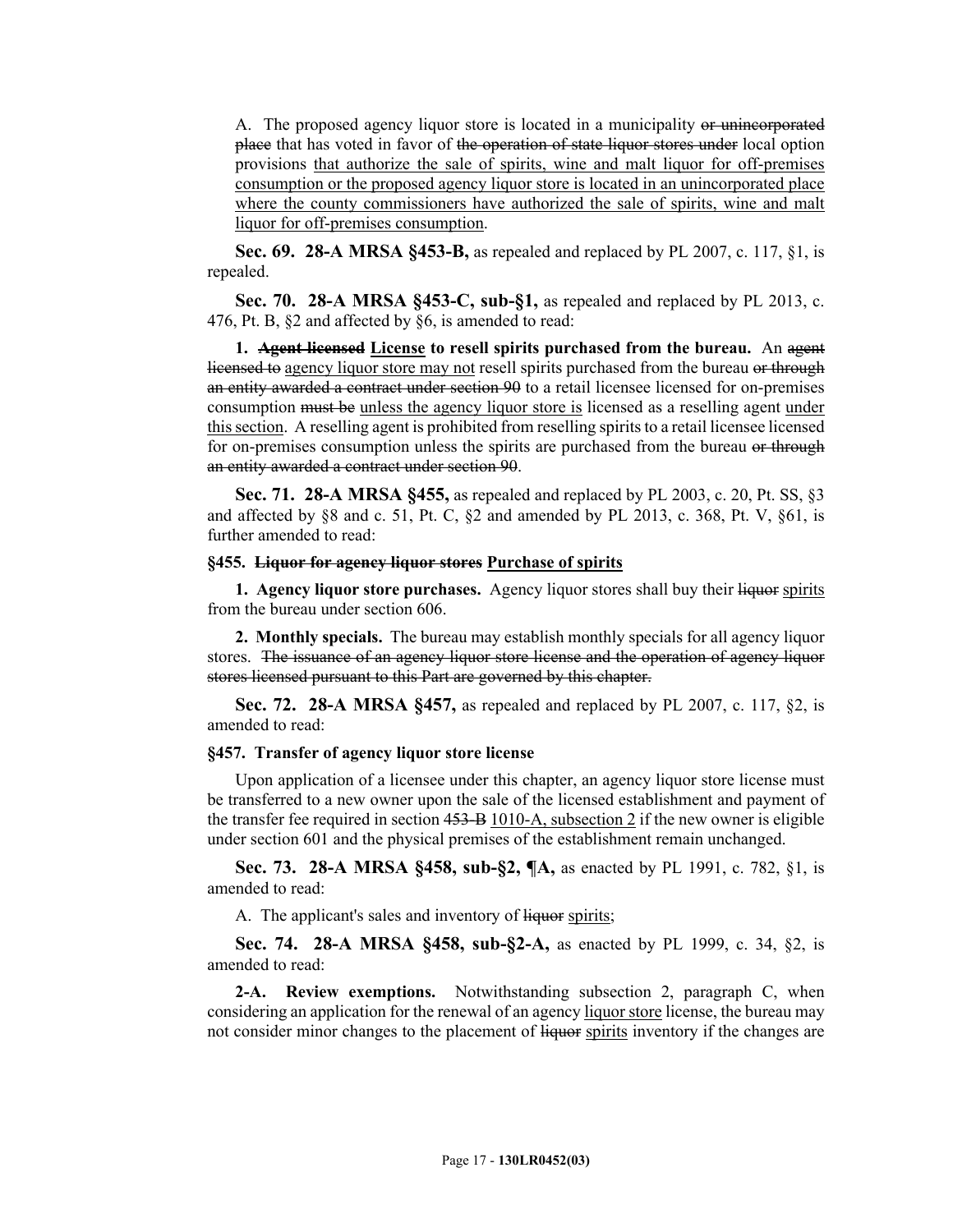A. The proposed agency liquor store is located in a municipality ~~or unincorporated place~~ that has voted in favor of ~~the operation of state liquor stores under~~ local option provisions <u>that authorize the sale of spirits, wine and malt liquor for off-premises consumption or the proposed agency liquor store is located in an unincorporated place where the county commissioners have authorized the sale of spirits, wine and malt liquor for off-premises consumption</u>.

**Sec. 69. 28-A MRSA §453-B,** as repealed and replaced by PL 2007, c. 117, §1, is repealed.

**Sec. 70. 28-A MRSA §453-C, sub-§1,** as repealed and replaced by PL 2013, c. 476, Pt. B, §2 and affected by §6, is amended to read:

**1. ~~Agent licensed~~ <u>License</u> to resell spirits purchased from the bureau.** An ~~agent licensed to~~ <u>agency liquor store may not</u> resell spirits purchased from the bureau ~~or through an entity awarded a contract under section 90~~ to a retail licensee licensed for on-premises consumption ~~must be~~ <u>unless the agency liquor store is</u> licensed as a reselling agent <u>under this section</u>. A reselling agent is prohibited from reselling spirits to a retail licensee licensed for on-premises consumption unless the spirits are purchased from the bureau ~~or through an entity awarded a contract under section 90~~.

**Sec. 71. 28-A MRSA §455,** as repealed and replaced by PL 2003, c. 20, Pt. SS, §3 and affected by §8 and c. 51, Pt. C, §2 and amended by PL 2013, c. 368, Pt. V, §61, is further amended to read:

**§455. ~~Liquor for agency liquor stores~~ <u>Purchase of spirits</u>**

**1. Agency liquor store purchases.** Agency liquor stores shall buy their ~~liquor~~ <u>spirits</u> from the bureau under section 606.

**2. Monthly specials.** The bureau may establish monthly specials for all agency liquor stores. ~~The issuance of an agency liquor store license and the operation of agency liquor stores licensed pursuant to this Part are governed by this chapter.~~

**Sec. 72. 28-A MRSA §457,** as repealed and replaced by PL 2007, c. 117, §2, is amended to read:

**§457. Transfer of agency liquor store license**

Upon application of a licensee under this chapter, an agency liquor store license must be transferred to a new owner upon the sale of the licensed establishment and payment of the transfer fee required in section ~~453-B~~ <u>1010-A, subsection 2</u> if the new owner is eligible under section 601 and the physical premises of the establishment remain unchanged.

**Sec. 73. 28-A MRSA §458, sub-§2, ¶A,** as enacted by PL 1991, c. 782, §1, is amended to read:

A. The applicant's sales and inventory of ~~liquor~~ <u>spirits</u>;

**Sec. 74. 28-A MRSA §458, sub-§2-A,** as enacted by PL 1999, c. 34, §2, is amended to read:

**2-A. Review exemptions.** Notwithstanding subsection 2, paragraph C, when considering an application for the renewal of an agency <u>liquor store</u> license, the bureau may not consider minor changes to the placement of ~~liquor~~ <u>spirits</u> inventory if the changes are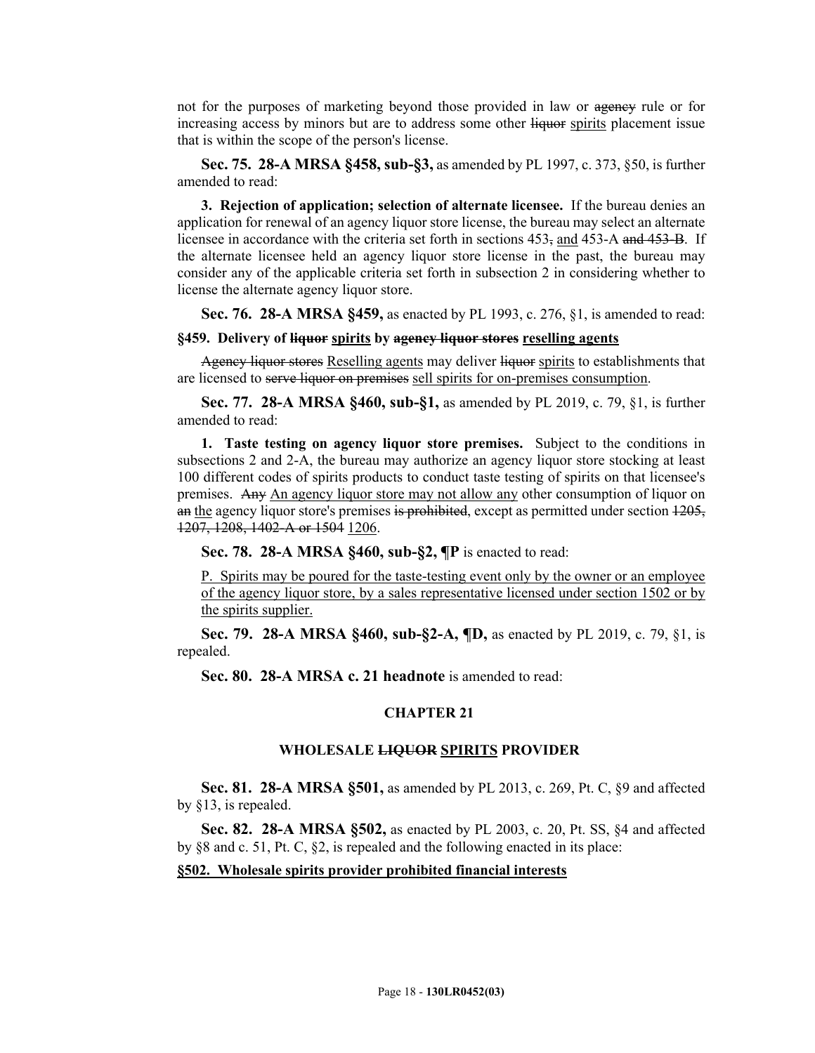not for the purposes of marketing beyond those provided in law or ~~agency~~ rule or for increasing access by minors but are to address some other ~~liquor~~ <u>spirits</u> placement issue that is within the scope of the person's license.

**Sec. 75. 28-A MRSA §458, sub-§3,** as amended by PL 1997, c. 373, §50, is further amended to read:

**3. Rejection of application; selection of alternate licensee.** If the bureau denies an application for renewal of an agency liquor store license, the bureau may select an alternate licensee in accordance with the criteria set forth in sections 453~~,~~ <u>and</u> 453-A ~~and 453-B~~. If the alternate licensee held an agency liquor store license in the past, the bureau may consider any of the applicable criteria set forth in subsection 2 in considering whether to license the alternate agency liquor store.

**Sec. 76. 28-A MRSA §459,** as enacted by PL 1993, c. 276, §1, is amended to read:

**§459. Delivery of ~~liquor~~ <u>spirits</u> by ~~agency liquor stores~~ <u>reselling agents</u>**

~~Agency liquor stores~~ <u>Reselling agents</u> may deliver ~~liquor~~ <u>spirits</u> to establishments that are licensed to ~~serve liquor on premises~~ <u>sell spirits for on-premises consumption</u>.

**Sec. 77. 28-A MRSA §460, sub-§1,** as amended by PL 2019, c. 79, §1, is further amended to read:

**1. Taste testing on agency liquor store premises.** Subject to the conditions in subsections 2 and 2-A, the bureau may authorize an agency liquor store stocking at least 100 different codes of spirits products to conduct taste testing of spirits on that licensee's premises. ~~Any~~ <u>An agency liquor store may not allow any</u> other consumption of liquor on ~~an~~ <u>the</u> agency liquor store's premises ~~is prohibited~~, except as permitted under section ~~1205, 1207, 1208, 1402-A or 1504~~ <u>1206</u>.

**Sec. 78. 28-A MRSA §460, sub-§2, ¶P** is enacted to read:

<u>P. Spirits may be poured for the taste-testing event only by the owner or an employee of the agency liquor store, by a sales representative licensed under section 1502 or by the spirits supplier.</u>

**Sec. 79. 28-A MRSA §460, sub-§2-A, ¶D,** as enacted by PL 2019, c. 79, §1, is repealed.

**Sec. 80. 28-A MRSA c. 21 headnote** is amended to read:

**CHAPTER 21**

**WHOLESALE ~~LIQUOR~~ <u>SPIRITS</u> PROVIDER**

**Sec. 81. 28-A MRSA §501,** as amended by PL 2013, c. 269, Pt. C, §9 and affected by §13, is repealed.

**Sec. 82. 28-A MRSA §502,** as enacted by PL 2003, c. 20, Pt. SS, §4 and affected by §8 and c. 51, Pt. C, §2, is repealed and the following enacted in its place:

**<u>§502. Wholesale spirits provider prohibited financial interests</u>**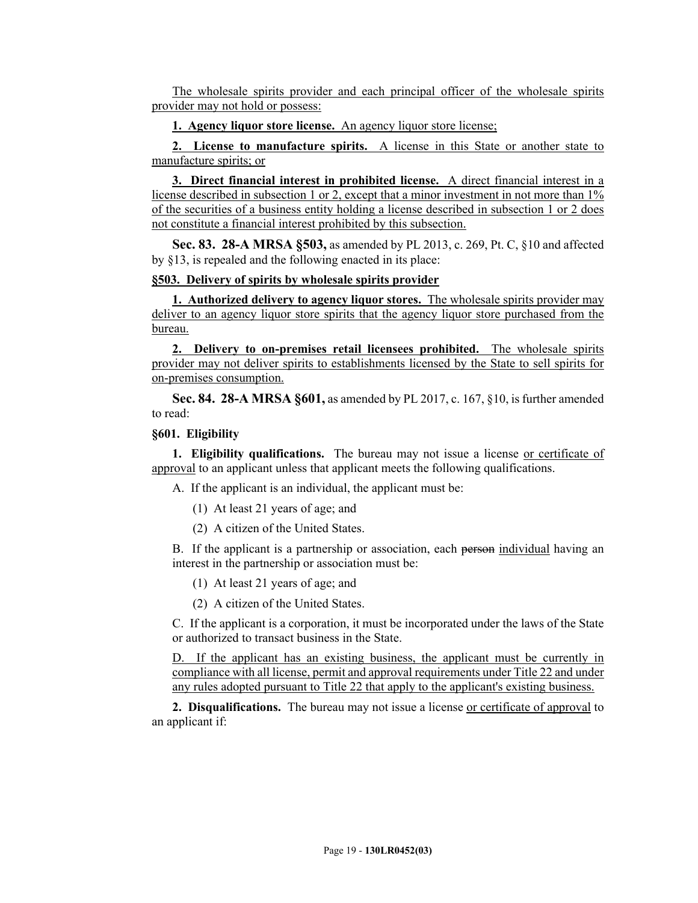The wholesale spirits provider and each principal officer of the wholesale spirits provider may not hold or possess:

**1. Agency liquor store license.** An agency liquor store license;

**2. License to manufacture spirits.** A license in this State or another state to manufacture spirits; or

**3. Direct financial interest in prohibited license.** A direct financial interest in a license described in subsection 1 or 2, except that a minor investment in not more than 1% of the securities of a business entity holding a license described in subsection 1 or 2 does not constitute a financial interest prohibited by this subsection.

**Sec. 83. 28-A MRSA §503,** as amended by PL 2013, c. 269, Pt. C, §10 and affected by §13, is repealed and the following enacted in its place:

**§503. Delivery of spirits by wholesale spirits provider**

**1. Authorized delivery to agency liquor stores.** The wholesale spirits provider may deliver to an agency liquor store spirits that the agency liquor store purchased from the bureau.

**2. Delivery to on-premises retail licensees prohibited.** The wholesale spirits provider may not deliver spirits to establishments licensed by the State to sell spirits for on-premises consumption.

**Sec. 84. 28-A MRSA §601,** as amended by PL 2017, c. 167, §10, is further amended to read:

**§601. Eligibility**

**1. Eligibility qualifications.** The bureau may not issue a license or certificate of approval to an applicant unless that applicant meets the following qualifications.

A. If the applicant is an individual, the applicant must be:

(1) At least 21 years of age; and

(2) A citizen of the United States.

B. If the applicant is a partnership or association, each ~~person~~ individual having an interest in the partnership or association must be:

(1) At least 21 years of age; and

(2) A citizen of the United States.

C. If the applicant is a corporation, it must be incorporated under the laws of the State or authorized to transact business in the State.

D. If the applicant has an existing business, the applicant must be currently in compliance with all license, permit and approval requirements under Title 22 and under any rules adopted pursuant to Title 22 that apply to the applicant's existing business.

**2. Disqualifications.** The bureau may not issue a license or certificate of approval to an applicant if: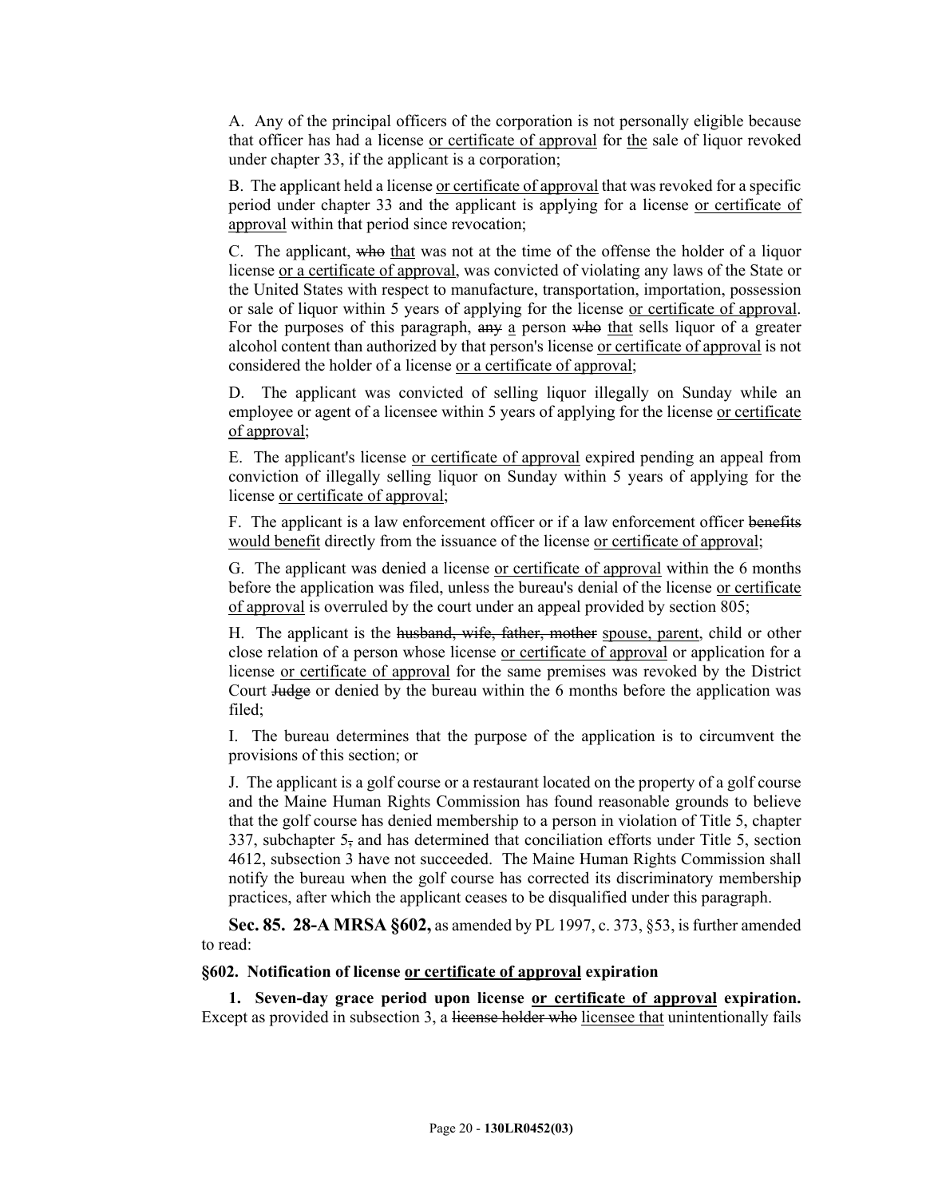A. Any of the principal officers of the corporation is not personally eligible because that officer has had a license <u>or certificate of approval</u> for <u>the</u> sale of liquor revoked under chapter 33, if the applicant is a corporation;

B. The applicant held a license <u>or certificate of approval</u> that was revoked for a specific period under chapter 33 and the applicant is applying for a license <u>or certificate of approval</u> within that period since revocation;

C. The applicant, ~~who~~ <u>that</u> was not at the time of the offense the holder of a liquor license <u>or a certificate of approval</u>, was convicted of violating any laws of the State or the United States with respect to manufacture, transportation, importation, possession or sale of liquor within 5 years of applying for the license <u>or certificate of approval</u>. For the purposes of this paragraph, ~~any~~ <u>a</u> person ~~who~~ <u>that</u> sells liquor of a greater alcohol content than authorized by that person's license <u>or certificate of approval</u> is not considered the holder of a license <u>or a certificate of approval</u>;

D. The applicant was convicted of selling liquor illegally on Sunday while an employee or agent of a licensee within 5 years of applying for the license <u>or certificate of approval</u>;

E. The applicant's license <u>or certificate of approval</u> expired pending an appeal from conviction of illegally selling liquor on Sunday within 5 years of applying for the license <u>or certificate of approval</u>;

F. The applicant is a law enforcement officer or if a law enforcement officer ~~benefits~~ <u>would benefit</u> directly from the issuance of the license <u>or certificate of approval</u>;

G. The applicant was denied a license <u>or certificate of approval</u> within the 6 months before the application was filed, unless the bureau's denial of the license <u>or certificate of approval</u> is overruled by the court under an appeal provided by section 805;

H. The applicant is the ~~husband, wife, father, mother~~ <u>spouse, parent</u>, child or other close relation of a person whose license <u>or certificate of approval</u> or application for a license <u>or certificate of approval</u> for the same premises was revoked by the District Court ~~Judge~~ or denied by the bureau within the 6 months before the application was filed;

I. The bureau determines that the purpose of the application is to circumvent the provisions of this section; or

J. The applicant is a golf course or a restaurant located on the property of a golf course and the Maine Human Rights Commission has found reasonable grounds to believe that the golf course has denied membership to a person in violation of Title 5, chapter 337, subchapter 5~~,~~ and has determined that conciliation efforts under Title 5, section 4612, subsection 3 have not succeeded. The Maine Human Rights Commission shall notify the bureau when the golf course has corrected its discriminatory membership practices, after which the applicant ceases to be disqualified under this paragraph.

**Sec. 85. 28-A MRSA §602,** as amended by PL 1997, c. 373, §53, is further amended to read:

**§602. Notification of license <u>or certificate of approval</u> expiration**

**1. Seven-day grace period upon license <u>or certificate of approval</u> expiration.** Except as provided in subsection 3, a ~~license holder who~~ <u>licensee that</u> unintentionally fails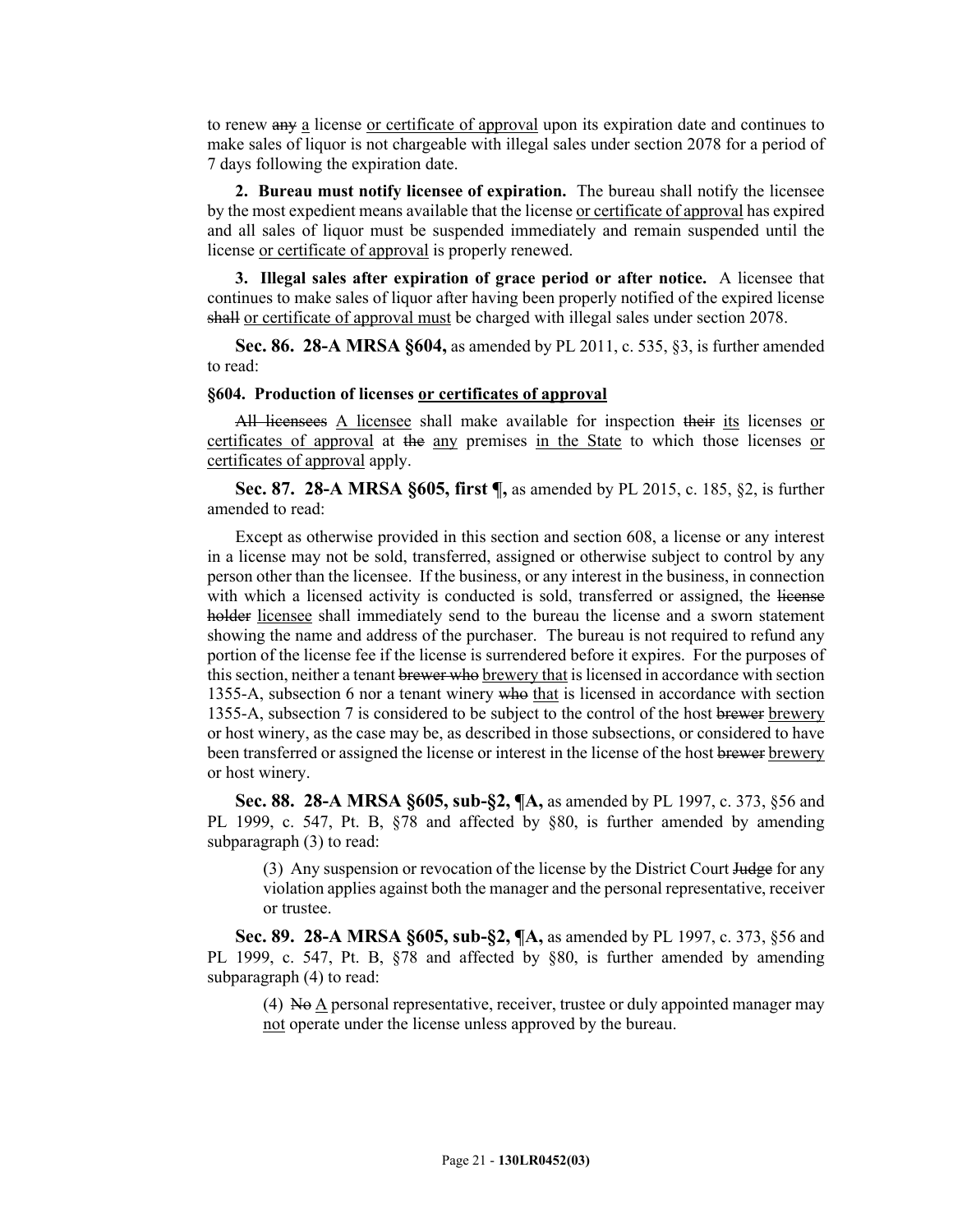to renew ~~any~~ a license or certificate of approval upon its expiration date and continues to make sales of liquor is not chargeable with illegal sales under section 2078 for a period of 7 days following the expiration date.

**2. Bureau must notify licensee of expiration.** The bureau shall notify the licensee by the most expedient means available that the license or certificate of approval has expired and all sales of liquor must be suspended immediately and remain suspended until the license or certificate of approval is properly renewed.

**3. Illegal sales after expiration of grace period or after notice.** A licensee that continues to make sales of liquor after having been properly notified of the expired license ~~shall~~ or certificate of approval must be charged with illegal sales under section 2078.

**Sec. 86. 28-A MRSA §604,** as amended by PL 2011, c. 535, §3, is further amended to read:

**§604. Production of licenses or certificates of approval**

~~All licensees~~ A licensee shall make available for inspection ~~their~~ its licenses or certificates of approval at ~~the~~ any premises in the State to which those licenses or certificates of approval apply.

**Sec. 87. 28-A MRSA §605, first ¶,** as amended by PL 2015, c. 185, §2, is further amended to read:

Except as otherwise provided in this section and section 608, a license or any interest in a license may not be sold, transferred, assigned or otherwise subject to control by any person other than the licensee. If the business, or any interest in the business, in connection with which a licensed activity is conducted is sold, transferred or assigned, the ~~license holder~~ licensee shall immediately send to the bureau the license and a sworn statement showing the name and address of the purchaser. The bureau is not required to refund any portion of the license fee if the license is surrendered before it expires. For the purposes of this section, neither a tenant ~~brewer who~~ brewery that is licensed in accordance with section 1355-A, subsection 6 nor a tenant winery ~~who~~ that is licensed in accordance with section 1355-A, subsection 7 is considered to be subject to the control of the host ~~brewer~~ brewery or host winery, as the case may be, as described in those subsections, or considered to have been transferred or assigned the license or interest in the license of the host ~~brewer~~ brewery or host winery.

**Sec. 88. 28-A MRSA §605, sub-§2, ¶A,** as amended by PL 1997, c. 373, §56 and PL 1999, c. 547, Pt. B, §78 and affected by §80, is further amended by amending subparagraph (3) to read:

> (3) Any suspension or revocation of the license by the District Court ~~Judge~~ for any violation applies against both the manager and the personal representative, receiver or trustee.

**Sec. 89. 28-A MRSA §605, sub-§2, ¶A,** as amended by PL 1997, c. 373, §56 and PL 1999, c. 547, Pt. B, §78 and affected by §80, is further amended by amending subparagraph (4) to read:

> (4) ~~No~~ A personal representative, receiver, trustee or duly appointed manager may not operate under the license unless approved by the bureau.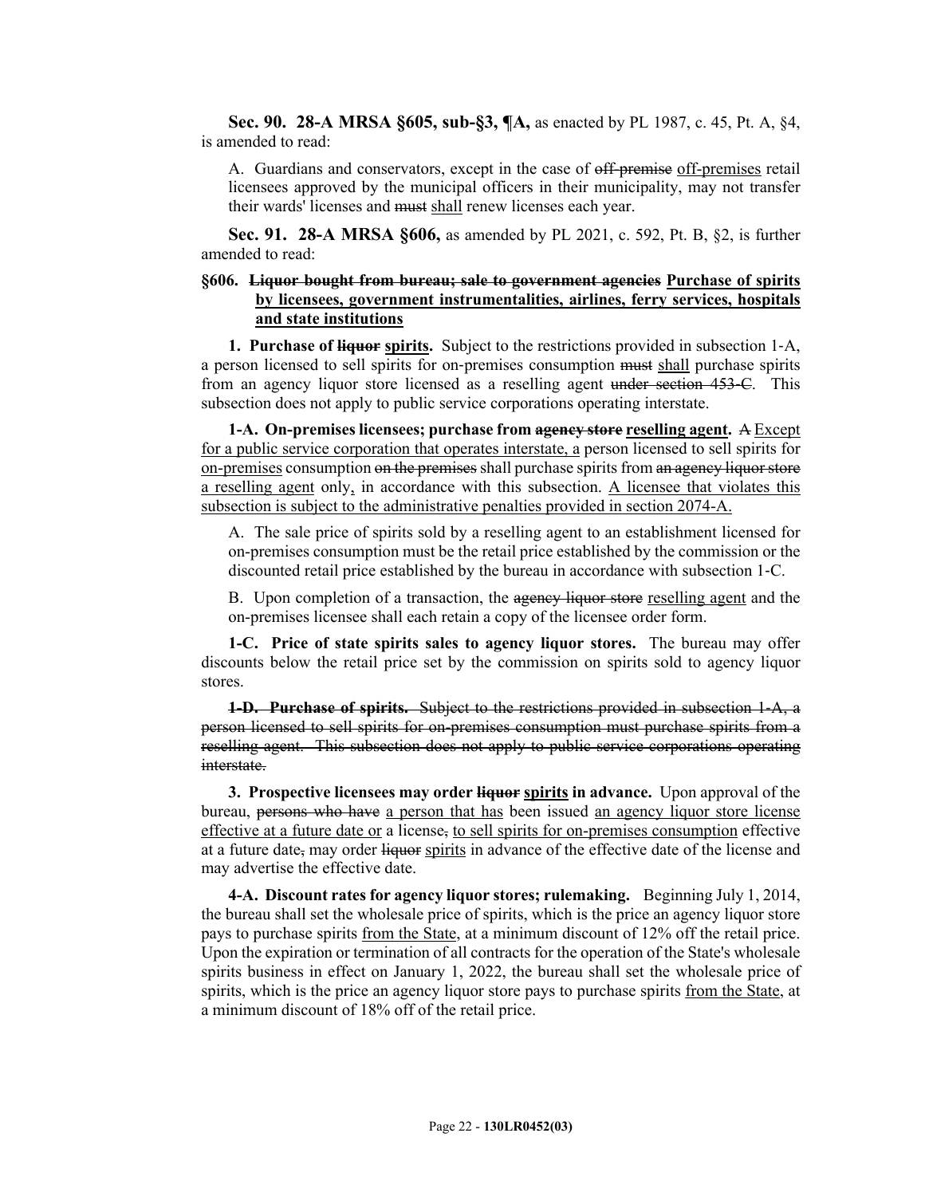**Sec. 90. 28-A MRSA §605, sub-§3, ¶A,** as enacted by PL 1987, c. 45, Pt. A, §4, is amended to read:

A. Guardians and conservators, except in the case of ~~off-premise~~ <u>off-premises</u> retail licensees approved by the municipal officers in their municipality, may not transfer their wards' licenses and ~~must~~ <u>shall</u> renew licenses each year.

**Sec. 91. 28-A MRSA §606,** as amended by PL 2021, c. 592, Pt. B, §2, is further amended to read:

**§606. ~~Liquor bought from bureau; sale to government agencies~~ <u>Purchase of spirits by licensees, government instrumentalities, airlines, ferry services, hospitals and state institutions</u>**

**1. Purchase of ~~liquor~~ <u>spirits</u>.** Subject to the restrictions provided in subsection 1-A, a person licensed to sell spirits for on-premises consumption ~~must~~ <u>shall</u> purchase spirits from an agency liquor store licensed as a reselling agent ~~under section 453-C~~. This subsection does not apply to public service corporations operating interstate.

**1-A. On-premises licensees; purchase from ~~agency store~~ <u>reselling agent</u>.** ~~A~~ <u>Except for a public service corporation that operates interstate, a</u> person licensed to sell spirits for <u>on-premises</u> consumption ~~on the premises~~ shall purchase spirits from ~~an agency liquor store~~ <u>a reselling agent</u> only<u>,</u> in accordance with this subsection. <u>A licensee that violates this subsection is subject to the administrative penalties provided in section 2074-A.</u>

A. The sale price of spirits sold by a reselling agent to an establishment licensed for on-premises consumption must be the retail price established by the commission or the discounted retail price established by the bureau in accordance with subsection 1-C.

B. Upon completion of a transaction, the ~~agency liquor store~~ <u>reselling agent</u> and the on-premises licensee shall each retain a copy of the licensee order form.

**1-C. Price of state spirits sales to agency liquor stores.** The bureau may offer discounts below the retail price set by the commission on spirits sold to agency liquor stores.

~~**1-D. Purchase of spirits.** Subject to the restrictions provided in subsection 1-A, a person licensed to sell spirits for on-premises consumption must purchase spirits from a reselling agent. This subsection does not apply to public service corporations operating interstate.~~

**3. Prospective licensees may order ~~liquor~~ <u>spirits</u> in advance.** Upon approval of the bureau, ~~persons who have~~ <u>a person that has</u> been issued <u>an agency liquor store license effective at a future date or</u> a license~~,~~ <u>to sell spirits for on-premises consumption</u> effective at a future date~~,~~ may order ~~liquor~~ <u>spirits</u> in advance of the effective date of the license and may advertise the effective date.

**4-A. Discount rates for agency liquor stores; rulemaking.** Beginning July 1, 2014, the bureau shall set the wholesale price of spirits, which is the price an agency liquor store pays to purchase spirits <u>from the State</u>, at a minimum discount of 12% off the retail price. Upon the expiration or termination of all contracts for the operation of the State's wholesale spirits business in effect on January 1, 2022, the bureau shall set the wholesale price of spirits, which is the price an agency liquor store pays to purchase spirits <u>from the State</u>, at a minimum discount of 18% off of the retail price.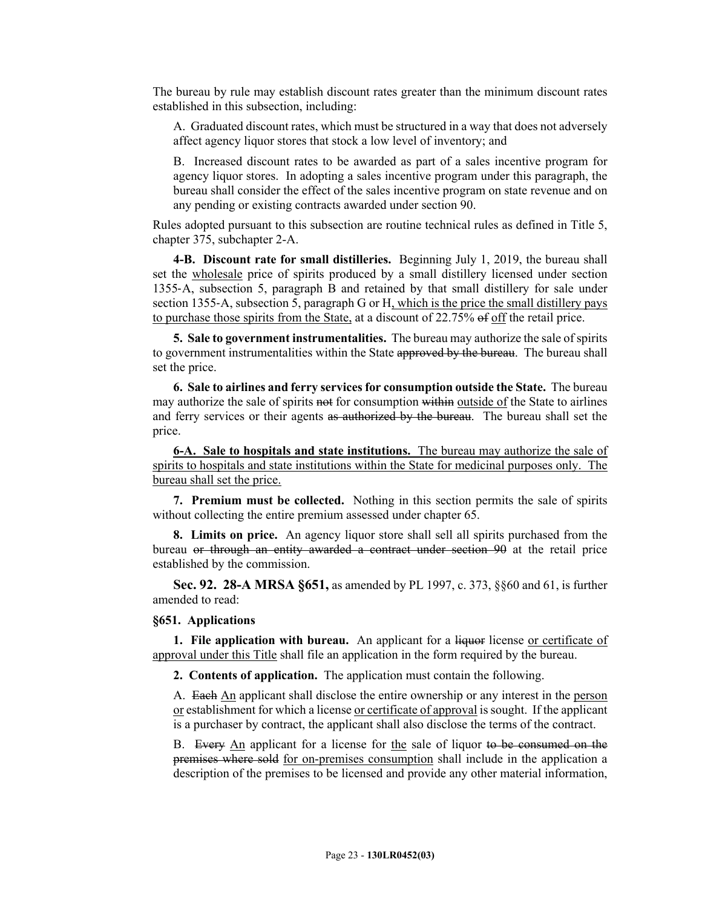The bureau by rule may establish discount rates greater than the minimum discount rates established in this subsection, including:

A. Graduated discount rates, which must be structured in a way that does not adversely affect agency liquor stores that stock a low level of inventory; and

B. Increased discount rates to be awarded as part of a sales incentive program for agency liquor stores. In adopting a sales incentive program under this paragraph, the bureau shall consider the effect of the sales incentive program on state revenue and on any pending or existing contracts awarded under section 90.

Rules adopted pursuant to this subsection are routine technical rules as defined in Title 5, chapter 375, subchapter 2-A.

**4-B. Discount rate for small distilleries.** Beginning July 1, 2019, the bureau shall set the <u>wholesale</u> price of spirits produced by a small distillery licensed under section 1355-A, subsection 5, paragraph B and retained by that small distillery for sale under section 1355-A, subsection 5, paragraph G or H<u>, which is the price the small distillery pays to purchase those spirits from the State,</u> at a discount of 22.75% ~~of~~ <u>off</u> the retail price.

**5. Sale to government instrumentalities.** The bureau may authorize the sale of spirits to government instrumentalities within the State ~~approved by the bureau~~. The bureau shall set the price.

**6. Sale to airlines and ferry services for consumption outside the State.** The bureau may authorize the sale of spirits ~~not~~ for consumption ~~within~~ <u>outside of</u> the State to airlines and ferry services or their agents ~~as authorized by the bureau~~. The bureau shall set the price.

<u>**6-A. Sale to hospitals and state institutions.** The bureau may authorize the sale of spirits to hospitals and state institutions within the State for medicinal purposes only. The bureau shall set the price.</u>

**7. Premium must be collected.** Nothing in this section permits the sale of spirits without collecting the entire premium assessed under chapter 65.

**8. Limits on price.** An agency liquor store shall sell all spirits purchased from the bureau ~~or through an entity awarded a contract under section 90~~ at the retail price established by the commission.

**Sec. 92. 28-A MRSA §651,** as amended by PL 1997, c. 373, §§60 and 61, is further amended to read:

**§651. Applications**

**1. File application with bureau.** An applicant for a ~~liquor~~ license <u>or certificate of approval under this Title</u> shall file an application in the form required by the bureau.

**2. Contents of application.** The application must contain the following.

A. ~~Each~~ <u>An</u> applicant shall disclose the entire ownership or any interest in the <u>person or</u> establishment for which a license <u>or certificate of approval</u> is sought. If the applicant is a purchaser by contract, the applicant shall also disclose the terms of the contract.

B. ~~Every~~ <u>An</u> applicant for a license for <u>the</u> sale of liquor ~~to be consumed on the premises where sold~~ <u>for on-premises consumption</u> shall include in the application a description of the premises to be licensed and provide any other material information,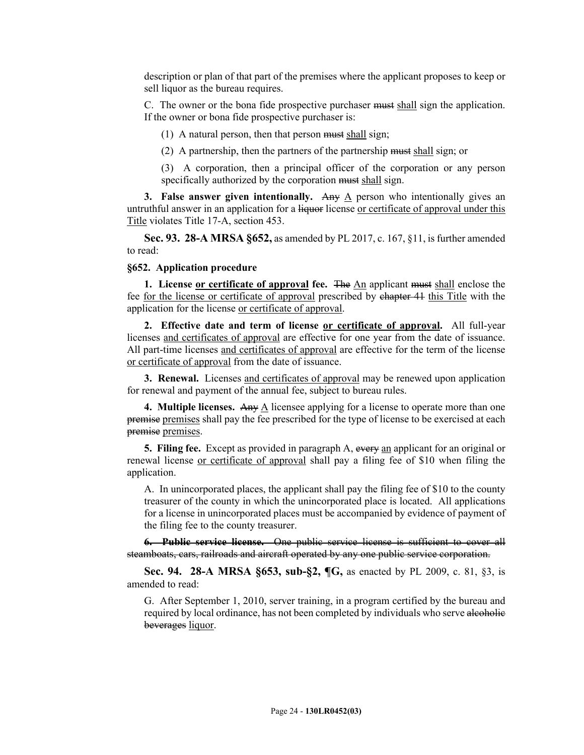description or plan of that part of the premises where the applicant proposes to keep or sell liquor as the bureau requires.

C. The owner or the bona fide prospective purchaser ~~must~~ <u>shall</u> sign the application. If the owner or bona fide prospective purchaser is:

(1) A natural person, then that person ~~must~~ <u>shall</u> sign;

(2) A partnership, then the partners of the partnership ~~must~~ <u>shall</u> sign; or

(3) A corporation, then a principal officer of the corporation or any person specifically authorized by the corporation ~~must~~ <u>shall</u> sign.

**3. False answer given intentionally.** ~~Any~~ <u>A</u> person who intentionally gives an untruthful answer in an application for a ~~liquor~~ license <u>or certificate of approval under this Title</u> violates Title 17-A, section 453.

**Sec. 93. 28-A MRSA §652,** as amended by PL 2017, c. 167, §11, is further amended to read:

**§652. Application procedure**

**1. License <u>or certificate of approval</u> fee.** ~~The~~ <u>An</u> applicant ~~must~~ <u>shall</u> enclose the fee <u>for the license or certificate of approval</u> prescribed by ~~chapter 41~~ <u>this Title</u> with the application for the license <u>or certificate of approval</u>.

**2. Effective date and term of license <u>or certificate of approval</u>.** All full-year licenses <u>and certificates of approval</u> are effective for one year from the date of issuance. All part-time licenses <u>and certificates of approval</u> are effective for the term of the license <u>or certificate of approval</u> from the date of issuance.

**3. Renewal.** Licenses <u>and certificates of approval</u> may be renewed upon application for renewal and payment of the annual fee, subject to bureau rules.

**4. Multiple licenses.** ~~Any~~ <u>A</u> licensee applying for a license to operate more than one ~~premise~~ <u>premises</u> shall pay the fee prescribed for the type of license to be exercised at each ~~premise~~ <u>premises</u>.

**5. Filing fee.** Except as provided in paragraph A, ~~every~~ <u>an</u> applicant for an original or renewal license <u>or certificate of approval</u> shall pay a filing fee of $10 when filing the application.

A. In unincorporated places, the applicant shall pay the filing fee of $10 to the county treasurer of the county in which the unincorporated place is located. All applications for a license in unincorporated places must be accompanied by evidence of payment of the filing fee to the county treasurer.

~~**6. Public service license.** One public service license is sufficient to cover all steamboats, cars, railroads and aircraft operated by any one public service corporation.~~

**Sec. 94. 28-A MRSA §653, sub-§2, ¶G,** as enacted by PL 2009, c. 81, §3, is amended to read:

G. After September 1, 2010, server training, in a program certified by the bureau and required by local ordinance, has not been completed by individuals who serve ~~alcoholic beverages~~ <u>liquor</u>.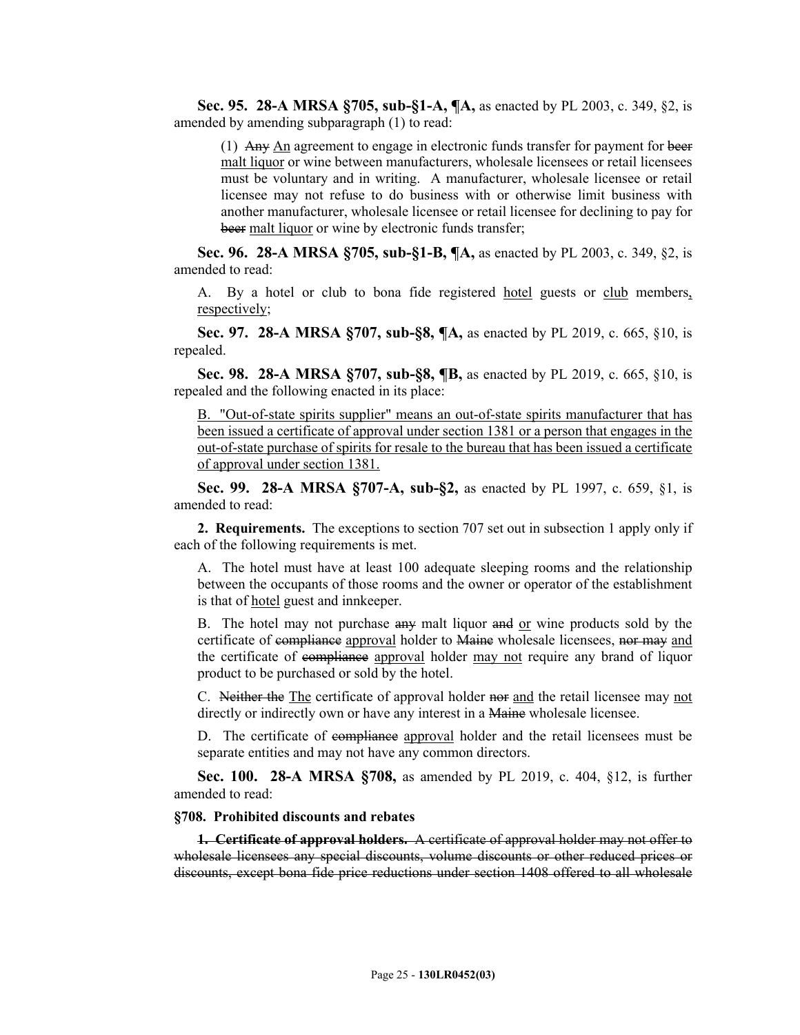**Sec. 95. 28-A MRSA §705, sub-§1-A, ¶A,** as enacted by PL 2003, c. 349, §2, is amended by amending subparagraph (1) to read:

> (1) ~~Any~~ An agreement to engage in electronic funds transfer for payment for ~~beer~~ malt liquor or wine between manufacturers, wholesale licensees or retail licensees must be voluntary and in writing. A manufacturer, wholesale licensee or retail licensee may not refuse to do business with or otherwise limit business with another manufacturer, wholesale licensee or retail licensee for declining to pay for ~~beer~~ malt liquor or wine by electronic funds transfer;

**Sec. 96. 28-A MRSA §705, sub-§1-B, ¶A,** as enacted by PL 2003, c. 349, §2, is amended to read:

A. By a hotel or club to bona fide registered hotel guests or club members, respectively;

**Sec. 97. 28-A MRSA §707, sub-§8, ¶A,** as enacted by PL 2019, c. 665, §10, is repealed.

**Sec. 98. 28-A MRSA §707, sub-§8, ¶B,** as enacted by PL 2019, c. 665, §10, is repealed and the following enacted in its place:

B. "Out-of-state spirits supplier" means an out-of-state spirits manufacturer that has been issued a certificate of approval under section 1381 or a person that engages in the out-of-state purchase of spirits for resale to the bureau that has been issued a certificate of approval under section 1381.

**Sec. 99. 28-A MRSA §707-A, sub-§2,** as enacted by PL 1997, c. 659, §1, is amended to read:

**2. Requirements.** The exceptions to section 707 set out in subsection 1 apply only if each of the following requirements is met.

A. The hotel must have at least 100 adequate sleeping rooms and the relationship between the occupants of those rooms and the owner or operator of the establishment is that of hotel guest and innkeeper.

B. The hotel may not purchase ~~any~~ malt liquor ~~and~~ or wine products sold by the certificate of ~~compliance~~ approval holder to ~~Maine~~ wholesale licensees, ~~nor may~~ and the certificate of ~~compliance~~ approval holder may not require any brand of liquor product to be purchased or sold by the hotel.

C. ~~Neither the~~ The certificate of approval holder ~~nor~~ and the retail licensee may not directly or indirectly own or have any interest in a ~~Maine~~ wholesale licensee.

D. The certificate of ~~compliance~~ approval holder and the retail licensees must be separate entities and may not have any common directors.

**Sec. 100. 28-A MRSA §708,** as amended by PL 2019, c. 404, §12, is further amended to read:

**§708. Prohibited discounts and rebates**

~~**1. Certificate of approval holders.** A certificate of approval holder may not offer to wholesale licensees any special discounts, volume discounts or other reduced prices or discounts, except bona fide price reductions under section 1408 offered to all wholesale~~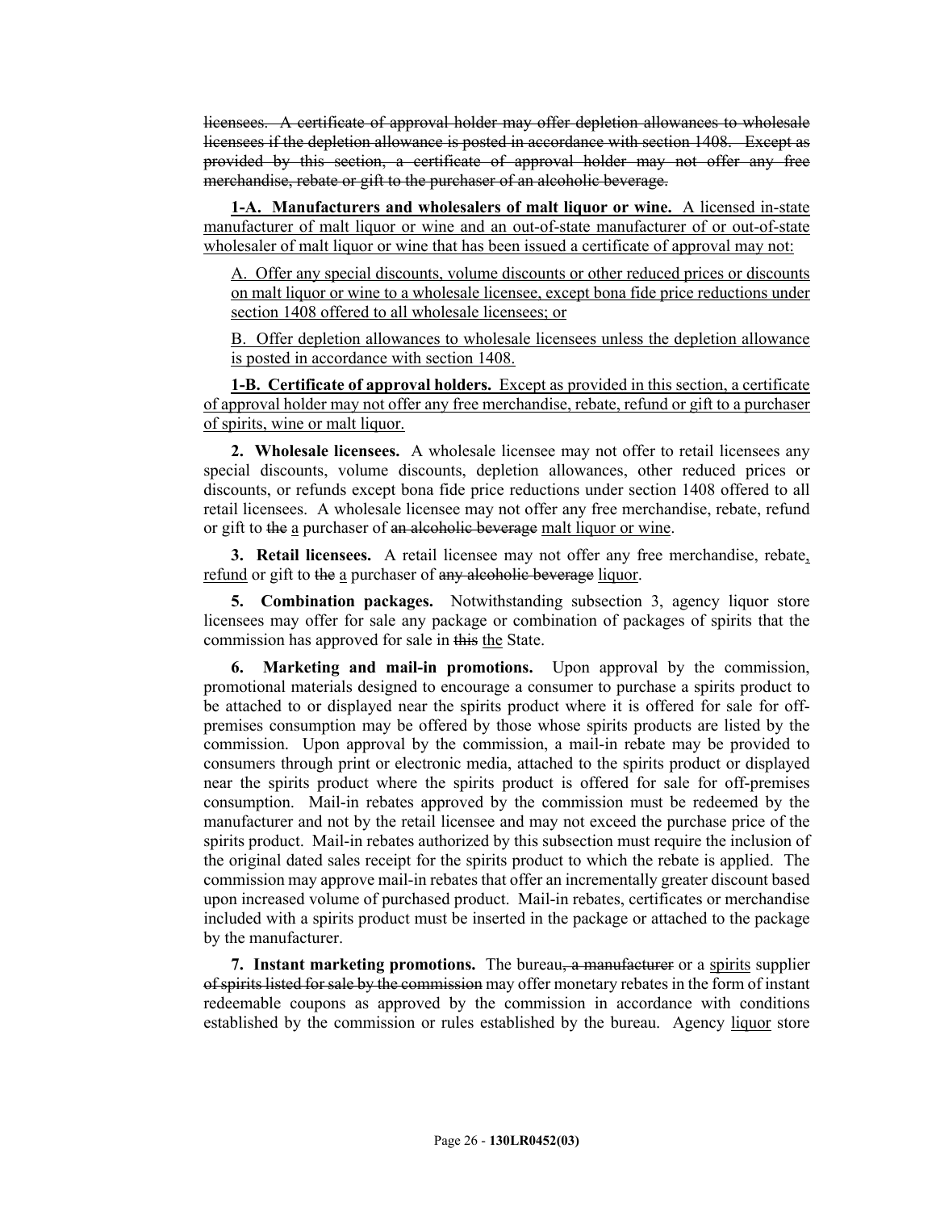~~licensees. A certificate of approval holder may offer depletion allowances to wholesale licensees if the depletion allowance is posted in accordance with section 1408. Except as provided by this section, a certificate of approval holder may not offer any free merchandise, rebate or gift to the purchaser of an alcoholic beverage.~~

<u>**1-A. Manufacturers and wholesalers of malt liquor or wine.** A licensed in-state manufacturer of malt liquor or wine and an out-of-state manufacturer of or out-of-state wholesaler of malt liquor or wine that has been issued a certificate of approval may not:</u>

<u>A. Offer any special discounts, volume discounts or other reduced prices or discounts on malt liquor or wine to a wholesale licensee, except bona fide price reductions under section 1408 offered to all wholesale licensees; or</u>

<u>B. Offer depletion allowances to wholesale licensees unless the depletion allowance is posted in accordance with section 1408.</u>

<u>**1-B. Certificate of approval holders.** Except as provided in this section, a certificate of approval holder may not offer any free merchandise, rebate, refund or gift to a purchaser of spirits, wine or malt liquor.</u>

**2. Wholesale licensees.** A wholesale licensee may not offer to retail licensees any special discounts, volume discounts, depletion allowances, other reduced prices or discounts, or refunds except bona fide price reductions under section 1408 offered to all retail licensees. A wholesale licensee may not offer any free merchandise, rebate, refund or gift to ~~the~~ <u>a</u> purchaser of ~~an alcoholic beverage~~ <u>malt liquor or wine</u>.

**3. Retail licensees.** A retail licensee may not offer any free merchandise, rebate<u>,</u> <u>refund</u> or gift to ~~the~~ <u>a</u> purchaser of ~~any alcoholic beverage~~ <u>liquor</u>.

**5. Combination packages.** Notwithstanding subsection 3, agency liquor store licensees may offer for sale any package or combination of packages of spirits that the commission has approved for sale in ~~this~~ <u>the</u> State.

**6. Marketing and mail-in promotions.** Upon approval by the commission, promotional materials designed to encourage a consumer to purchase a spirits product to be attached to or displayed near the spirits product where it is offered for sale for off-premises consumption may be offered by those whose spirits products are listed by the commission. Upon approval by the commission, a mail-in rebate may be provided to consumers through print or electronic media, attached to the spirits product or displayed near the spirits product where the spirits product is offered for sale for off-premises consumption. Mail-in rebates approved by the commission must be redeemed by the manufacturer and not by the retail licensee and may not exceed the purchase price of the spirits product. Mail-in rebates authorized by this subsection must require the inclusion of the original dated sales receipt for the spirits product to which the rebate is applied. The commission may approve mail-in rebates that offer an incrementally greater discount based upon increased volume of purchased product. Mail-in rebates, certificates or merchandise included with a spirits product must be inserted in the package or attached to the package by the manufacturer.

**7. Instant marketing promotions.** The bureau~~, a manufacturer~~ or a <u>spirits</u> supplier ~~of spirits listed for sale by the commission~~ may offer monetary rebates in the form of instant redeemable coupons as approved by the commission in accordance with conditions established by the commission or rules established by the bureau. Agency <u>liquor</u> store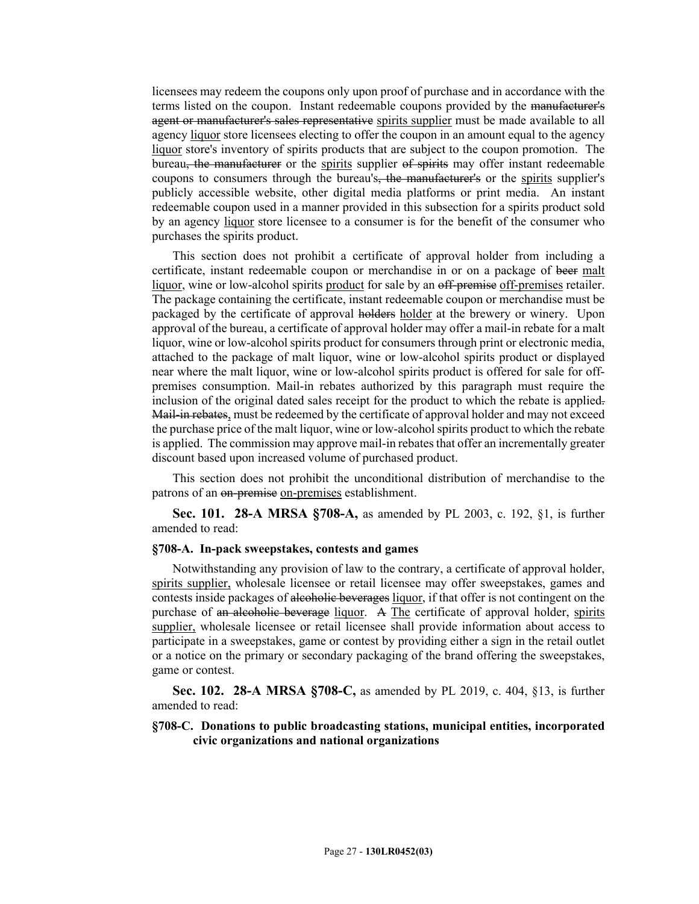licensees may redeem the coupons only upon proof of purchase and in accordance with the terms listed on the coupon. Instant redeemable coupons provided by the ~~manufacturer's agent or manufacturer's sales representative~~ <u>spirits supplier</u> must be made available to all agency <u>liquor</u> store licensees electing to offer the coupon in an amount equal to the agency <u>liquor</u> store's inventory of spirits products that are subject to the coupon promotion. The bureau~~, the manufacturer~~ or the <u>spirits</u> supplier ~~of spirits~~ may offer instant redeemable coupons to consumers through the bureau's~~, the manufacturer's~~ or the <u>spirits</u> supplier's publicly accessible website, other digital media platforms or print media. An instant redeemable coupon used in a manner provided in this subsection for a spirits product sold by an agency <u>liquor</u> store licensee to a consumer is for the benefit of the consumer who purchases the spirits product.

This section does not prohibit a certificate of approval holder from including a certificate, instant redeemable coupon or merchandise in or on a package of ~~beer~~ <u>malt liquor</u>, wine or low-alcohol spirits <u>product</u> for sale by an ~~off-premise~~ <u>off-premises</u> retailer. The package containing the certificate, instant redeemable coupon or merchandise must be packaged by the certificate of approval ~~holders~~ <u>holder</u> at the brewery or winery. Upon approval of the bureau, a certificate of approval holder may offer a mail-in rebate for a malt liquor, wine or low-alcohol spirits product for consumers through print or electronic media, attached to the package of malt liquor, wine or low-alcohol spirits product or displayed near where the malt liquor, wine or low-alcohol spirits product is offered for sale for off-premises consumption. Mail-in rebates authorized by this paragraph must require the inclusion of the original dated sales receipt for the product to which the rebate is applied~~. Mail-in rebates,~~ must be redeemed by the certificate of approval holder and may not exceed the purchase price of the malt liquor, wine or low-alcohol spirits product to which the rebate is applied. The commission may approve mail-in rebates that offer an incrementally greater discount based upon increased volume of purchased product.

This section does not prohibit the unconditional distribution of merchandise to the patrons of an ~~on-premise~~ <u>on-premises</u> establishment.

**Sec. 101. 28-A MRSA §708-A,** as amended by PL 2003, c. 192, §1, is further amended to read:

**§708-A. In-pack sweepstakes, contests and games**

Notwithstanding any provision of law to the contrary, a certificate of approval holder, <u>spirits supplier,</u> wholesale licensee or retail licensee may offer sweepstakes, games and contests inside packages of ~~alcoholic beverages~~ <u>liquor</u>, if that offer is not contingent on the purchase of ~~an alcoholic beverage~~ <u>liquor</u>. ~~A~~ <u>The</u> certificate of approval holder, <u>spirits supplier,</u> wholesale licensee or retail licensee shall provide information about access to participate in a sweepstakes, game or contest by providing either a sign in the retail outlet or a notice on the primary or secondary packaging of the brand offering the sweepstakes, game or contest.

**Sec. 102. 28-A MRSA §708-C,** as amended by PL 2019, c. 404, §13, is further amended to read:

**§708-C. Donations to public broadcasting stations, municipal entities, incorporated civic organizations and national organizations**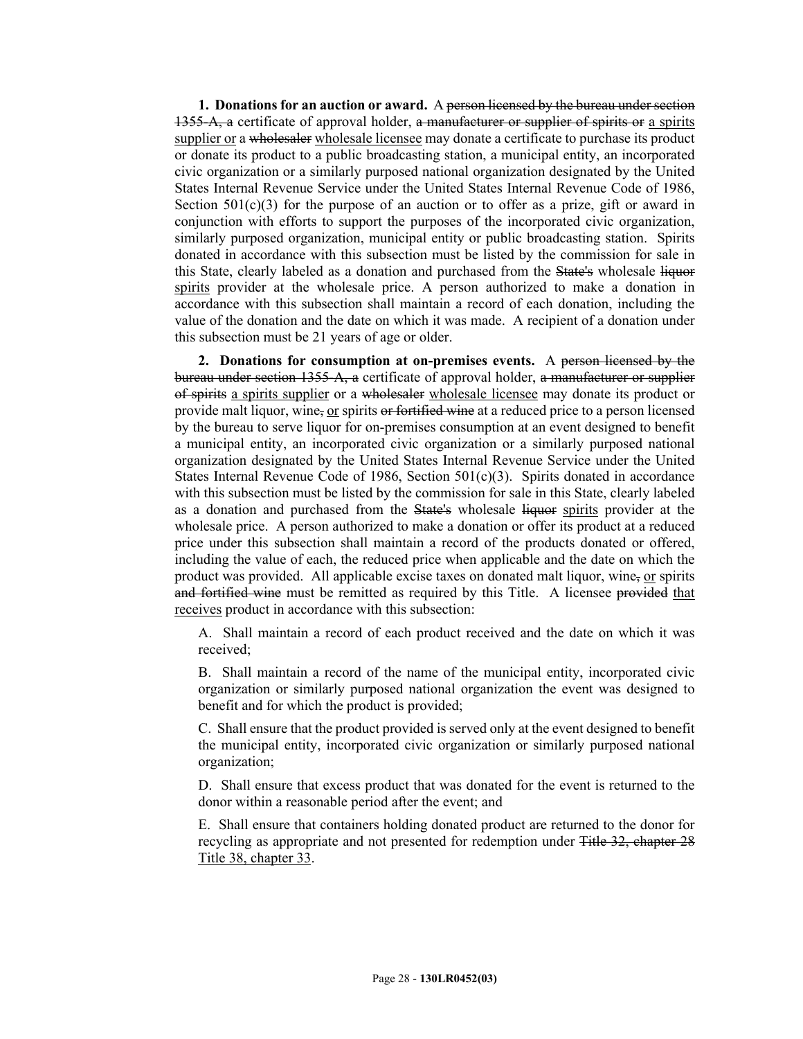**1. Donations for an auction or award.** A ~~person licensed by the bureau under section 1355-A, a~~ certificate of approval holder, ~~a manufacturer or supplier of spirits or~~ <u>a spirits supplier or</u> a ~~wholesaler~~ <u>wholesale licensee</u> may donate a certificate to purchase its product or donate its product to a public broadcasting station, a municipal entity, an incorporated civic organization or a similarly purposed national organization designated by the United States Internal Revenue Service under the United States Internal Revenue Code of 1986, Section 501(c)(3) for the purpose of an auction or to offer as a prize, gift or award in conjunction with efforts to support the purposes of the incorporated civic organization, similarly purposed organization, municipal entity or public broadcasting station. Spirits donated in accordance with this subsection must be listed by the commission for sale in this State, clearly labeled as a donation and purchased from the ~~State's~~ wholesale ~~liquor~~ <u>spirits</u> provider at the wholesale price. A person authorized to make a donation in accordance with this subsection shall maintain a record of each donation, including the value of the donation and the date on which it was made. A recipient of a donation under this subsection must be 21 years of age or older.

**2. Donations for consumption at on-premises events.** A ~~person licensed by the bureau under section 1355-A, a~~ certificate of approval holder, ~~a manufacturer or supplier of spirits~~ <u>a spirits supplier</u> or a ~~wholesaler~~ <u>wholesale licensee</u> may donate its product or provide malt liquor, wine~~,~~ <u>or</u> spirits ~~or fortified wine~~ at a reduced price to a person licensed by the bureau to serve liquor for on-premises consumption at an event designed to benefit a municipal entity, an incorporated civic organization or a similarly purposed national organization designated by the United States Internal Revenue Service under the United States Internal Revenue Code of 1986, Section 501(c)(3). Spirits donated in accordance with this subsection must be listed by the commission for sale in this State, clearly labeled as a donation and purchased from the ~~State's~~ wholesale ~~liquor~~ <u>spirits</u> provider at the wholesale price. A person authorized to make a donation or offer its product at a reduced price under this subsection shall maintain a record of the products donated or offered, including the value of each, the reduced price when applicable and the date on which the product was provided. All applicable excise taxes on donated malt liquor, wine~~,~~ <u>or</u> spirits ~~and fortified wine~~ must be remitted as required by this Title. A licensee ~~provided~~ <u>that receives</u> product in accordance with this subsection:

A. Shall maintain a record of each product received and the date on which it was received;

B. Shall maintain a record of the name of the municipal entity, incorporated civic organization or similarly purposed national organization the event was designed to benefit and for which the product is provided;

C. Shall ensure that the product provided is served only at the event designed to benefit the municipal entity, incorporated civic organization or similarly purposed national organization;

D. Shall ensure that excess product that was donated for the event is returned to the donor within a reasonable period after the event; and

E. Shall ensure that containers holding donated product are returned to the donor for recycling as appropriate and not presented for redemption under ~~Title 32, chapter 28~~ <u>Title 38, chapter 33</u>.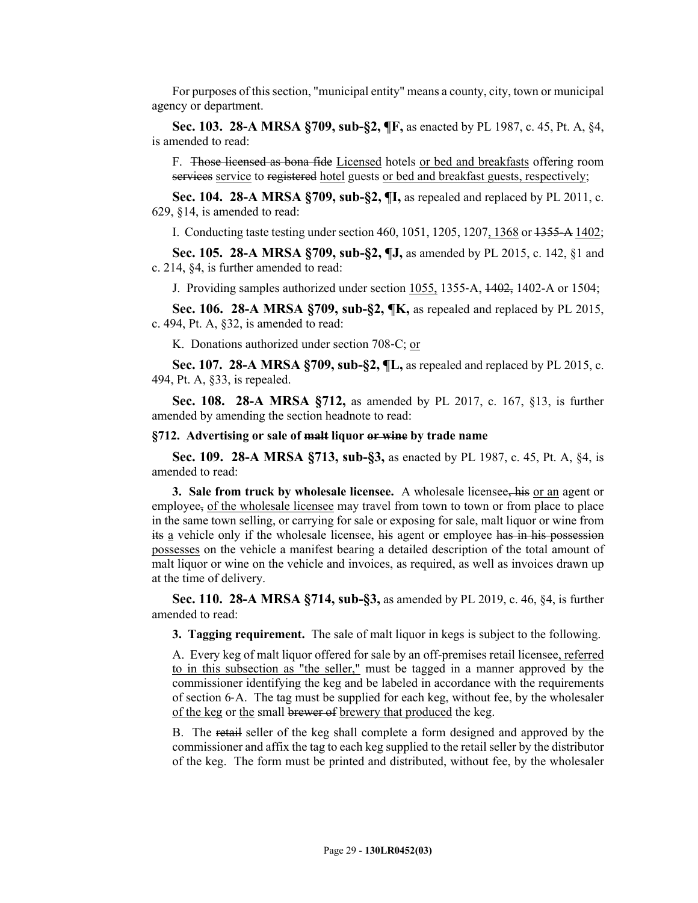For purposes of this section, "municipal entity" means a county, city, town or municipal agency or department.

**Sec. 103. 28-A MRSA §709, sub-§2, ¶F,** as enacted by PL 1987, c. 45, Pt. A, §4, is amended to read:

F. ~~Those licensed as bona fide~~ <u>Licensed</u> hotels <u>or bed and breakfasts</u> offering room ~~services~~ <u>service</u> to ~~registered~~ <u>hotel</u> guests <u>or bed and breakfast guests, respectively</u>;

**Sec. 104. 28-A MRSA §709, sub-§2, ¶I,** as repealed and replaced by PL 2011, c. 629, §14, is amended to read:

I. Conducting taste testing under section 460, 1051, 1205, 1207<u>, 1368</u> or ~~1355-A~~ <u>1402</u>;

**Sec. 105. 28-A MRSA §709, sub-§2, ¶J,** as amended by PL 2015, c. 142, §1 and c. 214, §4, is further amended to read:

J. Providing samples authorized under section <u>1055,</u> 1355-A, ~~1402,~~ 1402-A or 1504;

**Sec. 106. 28-A MRSA §709, sub-§2, ¶K,** as repealed and replaced by PL 2015, c. 494, Pt. A, §32, is amended to read:

K. Donations authorized under section 708-C; <u>or</u>

**Sec. 107. 28-A MRSA §709, sub-§2, ¶L,** as repealed and replaced by PL 2015, c. 494, Pt. A, §33, is repealed.

**Sec. 108. 28-A MRSA §712,** as amended by PL 2017, c. 167, §13, is further amended by amending the section headnote to read:

**§712. Advertising or sale of ~~malt~~ liquor ~~or wine~~ by trade name**

**Sec. 109. 28-A MRSA §713, sub-§3,** as enacted by PL 1987, c. 45, Pt. A, §4, is amended to read:

**3. Sale from truck by wholesale licensee.** A wholesale licensee~~, his~~ <u>or an</u> agent or employee~~,~~ <u>of the wholesale licensee</u> may travel from town to town or from place to place in the same town selling, or carrying for sale or exposing for sale, malt liquor or wine from ~~its~~ <u>a</u> vehicle only if the wholesale licensee, ~~his~~ agent or employee ~~has in his possession~~ <u>possesses</u> on the vehicle a manifest bearing a detailed description of the total amount of malt liquor or wine on the vehicle and invoices, as required, as well as invoices drawn up at the time of delivery.

**Sec. 110. 28-A MRSA §714, sub-§3,** as amended by PL 2019, c. 46, §4, is further amended to read:

**3. Tagging requirement.** The sale of malt liquor in kegs is subject to the following.

A. Every keg of malt liquor offered for sale by an off-premises retail licensee<u>, referred to in this subsection as "the seller,"</u> must be tagged in a manner approved by the commissioner identifying the keg and be labeled in accordance with the requirements of section 6-A. The tag must be supplied for each keg, without fee, by the wholesaler <u>of the keg</u> or <u>the</u> small ~~brewer of~~ <u>brewery that produced</u> the keg.

B. The ~~retail~~ seller of the keg shall complete a form designed and approved by the commissioner and affix the tag to each keg supplied to the retail seller by the distributor of the keg. The form must be printed and distributed, without fee, by the wholesaler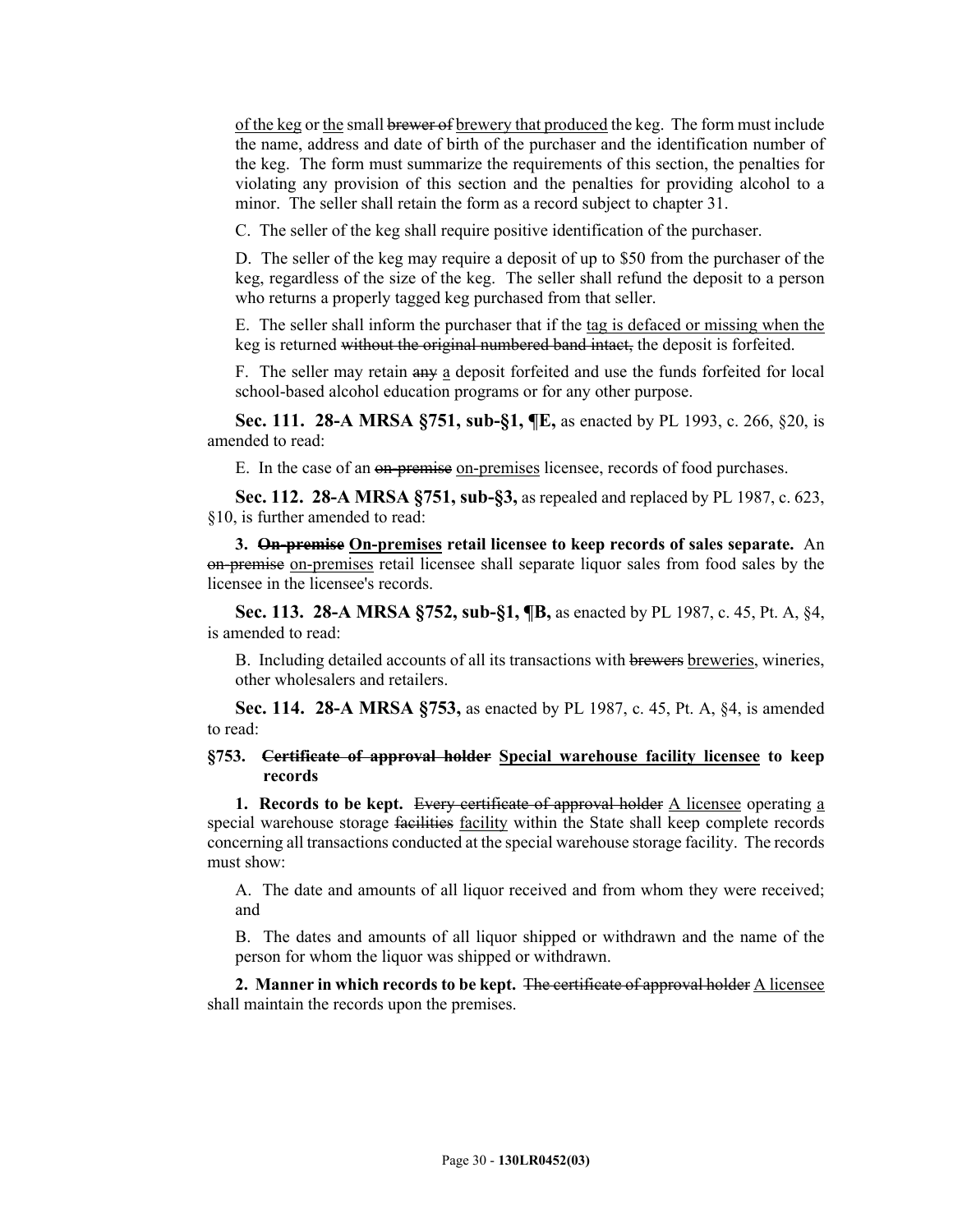of the keg or the small ~~brewer of~~ brewery that produced the keg. The form must include the name, address and date of birth of the purchaser and the identification number of the keg. The form must summarize the requirements of this section, the penalties for violating any provision of this section and the penalties for providing alcohol to a minor. The seller shall retain the form as a record subject to chapter 31.

C. The seller of the keg shall require positive identification of the purchaser.

D. The seller of the keg may require a deposit of up to $50 from the purchaser of the keg, regardless of the size of the keg. The seller shall refund the deposit to a person who returns a properly tagged keg purchased from that seller.

E. The seller shall inform the purchaser that if the tag is defaced or missing when the keg is returned ~~without the original numbered band intact,~~ the deposit is forfeited.

F. The seller may retain ~~any~~ a deposit forfeited and use the funds forfeited for local school-based alcohol education programs or for any other purpose.

**Sec. 111. 28-A MRSA §751, sub-§1, ¶E,** as enacted by PL 1993, c. 266, §20, is amended to read:

E. In the case of an ~~on-premise~~ on-premises licensee, records of food purchases.

**Sec. 112. 28-A MRSA §751, sub-§3,** as repealed and replaced by PL 1987, c. 623, §10, is further amended to read:

**3. ~~On-premise~~ On-premises retail licensee to keep records of sales separate.** An ~~on-premise~~ on-premises retail licensee shall separate liquor sales from food sales by the licensee in the licensee's records.

**Sec. 113. 28-A MRSA §752, sub-§1, ¶B,** as enacted by PL 1987, c. 45, Pt. A, §4, is amended to read:

B. Including detailed accounts of all its transactions with ~~brewers~~ breweries, wineries, other wholesalers and retailers.

**Sec. 114. 28-A MRSA §753,** as enacted by PL 1987, c. 45, Pt. A, §4, is amended to read:

**§753. ~~Certificate of approval holder~~ Special warehouse facility licensee to keep records**

**1. Records to be kept.** ~~Every certificate of approval holder~~ A licensee operating a special warehouse storage ~~facilities~~ facility within the State shall keep complete records concerning all transactions conducted at the special warehouse storage facility. The records must show:

A. The date and amounts of all liquor received and from whom they were received; and

B. The dates and amounts of all liquor shipped or withdrawn and the name of the person for whom the liquor was shipped or withdrawn.

**2. Manner in which records to be kept.** ~~The certificate of approval holder~~ A licensee shall maintain the records upon the premises.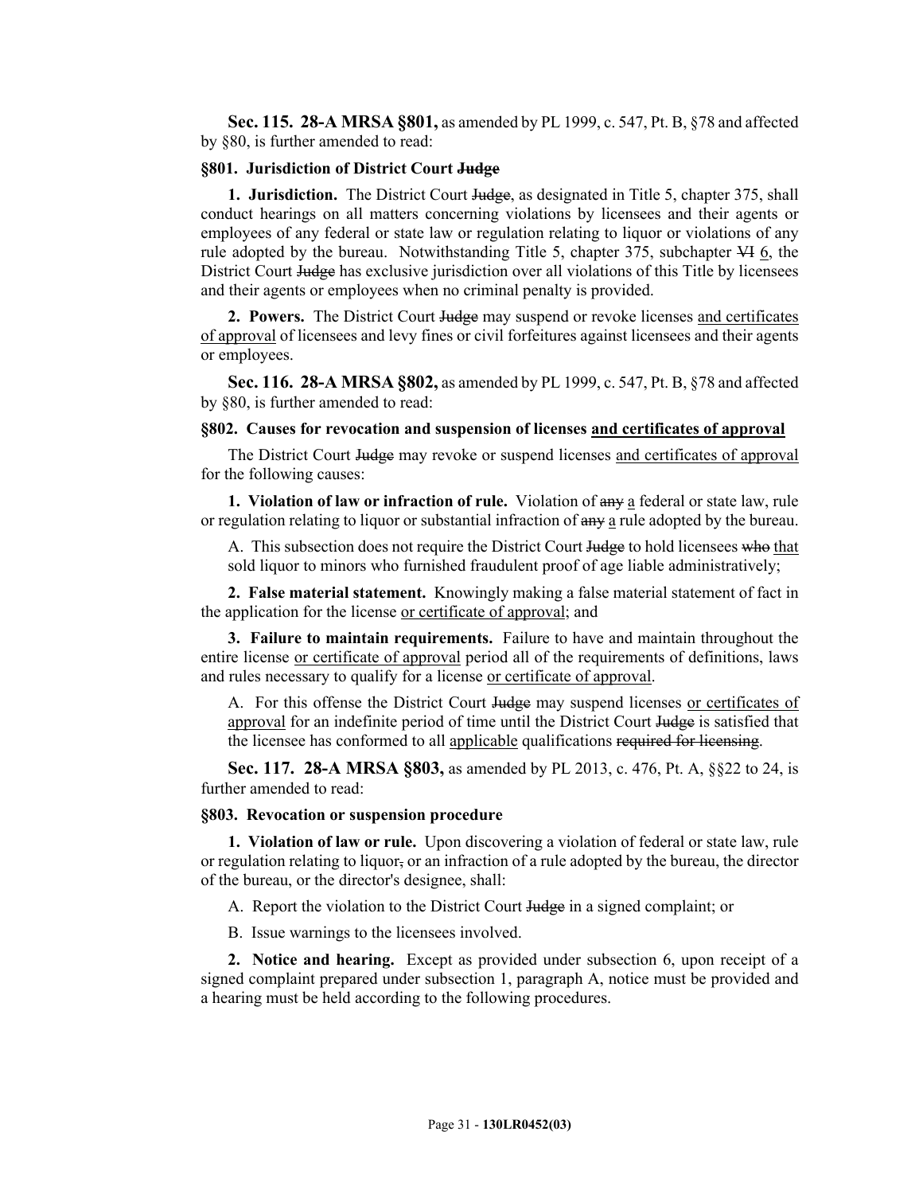**Sec. 115. 28-A MRSA §801,** as amended by PL 1999, c. 547, Pt. B, §78 and affected by §80, is further amended to read:

**§801. Jurisdiction of District Court ~~Judge~~**

**1. Jurisdiction.** The District Court ~~Judge~~, as designated in Title 5, chapter 375, shall conduct hearings on all matters concerning violations by licensees and their agents or employees of any federal or state law or regulation relating to liquor or violations of any rule adopted by the bureau. Notwithstanding Title 5, chapter 375, subchapter ~~VI~~ <u>6</u>, the District Court ~~Judge~~ has exclusive jurisdiction over all violations of this Title by licensees and their agents or employees when no criminal penalty is provided.

**2. Powers.** The District Court ~~Judge~~ may suspend or revoke licenses <u>and certificates of approval</u> of licensees and levy fines or civil forfeitures against licensees and their agents or employees.

**Sec. 116. 28-A MRSA §802,** as amended by PL 1999, c. 547, Pt. B, §78 and affected by §80, is further amended to read:

**§802. Causes for revocation and suspension of licenses <u>and certificates of approval</u>**

The District Court ~~Judge~~ may revoke or suspend licenses <u>and certificates of approval</u> for the following causes:

**1. Violation of law or infraction of rule.** Violation of ~~any~~ <u>a</u> federal or state law, rule or regulation relating to liquor or substantial infraction of ~~any~~ <u>a</u> rule adopted by the bureau.

A. This subsection does not require the District Court ~~Judge~~ to hold licensees ~~who~~ <u>that</u> sold liquor to minors who furnished fraudulent proof of age liable administratively;

**2. False material statement.** Knowingly making a false material statement of fact in the application for the license <u>or certificate of approval</u>; and

**3. Failure to maintain requirements.** Failure to have and maintain throughout the entire license <u>or certificate of approval</u> period all of the requirements of definitions, laws and rules necessary to qualify for a license <u>or certificate of approval</u>.

A. For this offense the District Court ~~Judge~~ may suspend licenses <u>or certificates of approval</u> for an indefinite period of time until the District Court ~~Judge~~ is satisfied that the licensee has conformed to all <u>applicable</u> qualifications ~~required for licensing~~.

**Sec. 117. 28-A MRSA §803,** as amended by PL 2013, c. 476, Pt. A, §§22 to 24, is further amended to read:

**§803. Revocation or suspension procedure**

**1. Violation of law or rule.** Upon discovering a violation of federal or state law, rule or regulation relating to liquor~~,~~ or an infraction of a rule adopted by the bureau, the director of the bureau, or the director's designee, shall:

A. Report the violation to the District Court ~~Judge~~ in a signed complaint; or

B. Issue warnings to the licensees involved.

**2. Notice and hearing.** Except as provided under subsection 6, upon receipt of a signed complaint prepared under subsection 1, paragraph A, notice must be provided and a hearing must be held according to the following procedures.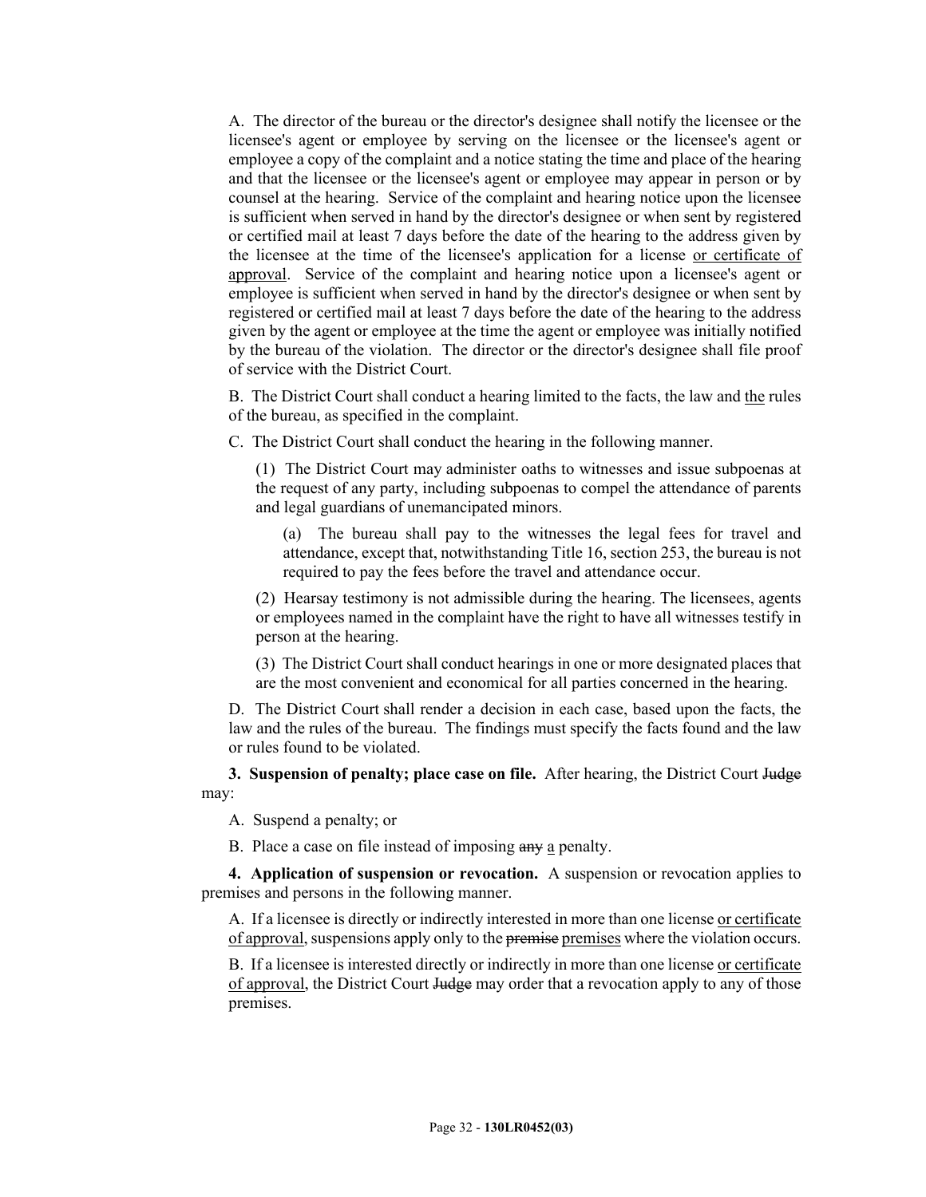A. The director of the bureau or the director's designee shall notify the licensee or the licensee's agent or employee by serving on the licensee or the licensee's agent or employee a copy of the complaint and a notice stating the time and place of the hearing and that the licensee or the licensee's agent or employee may appear in person or by counsel at the hearing. Service of the complaint and hearing notice upon the licensee is sufficient when served in hand by the director's designee or when sent by registered or certified mail at least 7 days before the date of the hearing to the address given by the licensee at the time of the licensee's application for a license or certificate of approval. Service of the complaint and hearing notice upon a licensee's agent or employee is sufficient when served in hand by the director's designee or when sent by registered or certified mail at least 7 days before the date of the hearing to the address given by the agent or employee at the time the agent or employee was initially notified by the bureau of the violation. The director or the director's designee shall file proof of service with the District Court.

B. The District Court shall conduct a hearing limited to the facts, the law and the rules of the bureau, as specified in the complaint.

C. The District Court shall conduct the hearing in the following manner.

(1) The District Court may administer oaths to witnesses and issue subpoenas at the request of any party, including subpoenas to compel the attendance of parents and legal guardians of unemancipated minors.

(a) The bureau shall pay to the witnesses the legal fees for travel and attendance, except that, notwithstanding Title 16, section 253, the bureau is not required to pay the fees before the travel and attendance occur.

(2) Hearsay testimony is not admissible during the hearing. The licensees, agents or employees named in the complaint have the right to have all witnesses testify in person at the hearing.

(3) The District Court shall conduct hearings in one or more designated places that are the most convenient and economical for all parties concerned in the hearing.

D. The District Court shall render a decision in each case, based upon the facts, the law and the rules of the bureau. The findings must specify the facts found and the law or rules found to be violated.

**3. Suspension of penalty; place case on file.** After hearing, the District Court ~~Judge~~ may:

A. Suspend a penalty; or

B. Place a case on file instead of imposing ~~any~~ a penalty.

**4. Application of suspension or revocation.** A suspension or revocation applies to premises and persons in the following manner.

A. If a licensee is directly or indirectly interested in more than one license or certificate of approval, suspensions apply only to the ~~premise~~ premises where the violation occurs.

B. If a licensee is interested directly or indirectly in more than one license or certificate of approval, the District Court ~~Judge~~ may order that a revocation apply to any of those premises.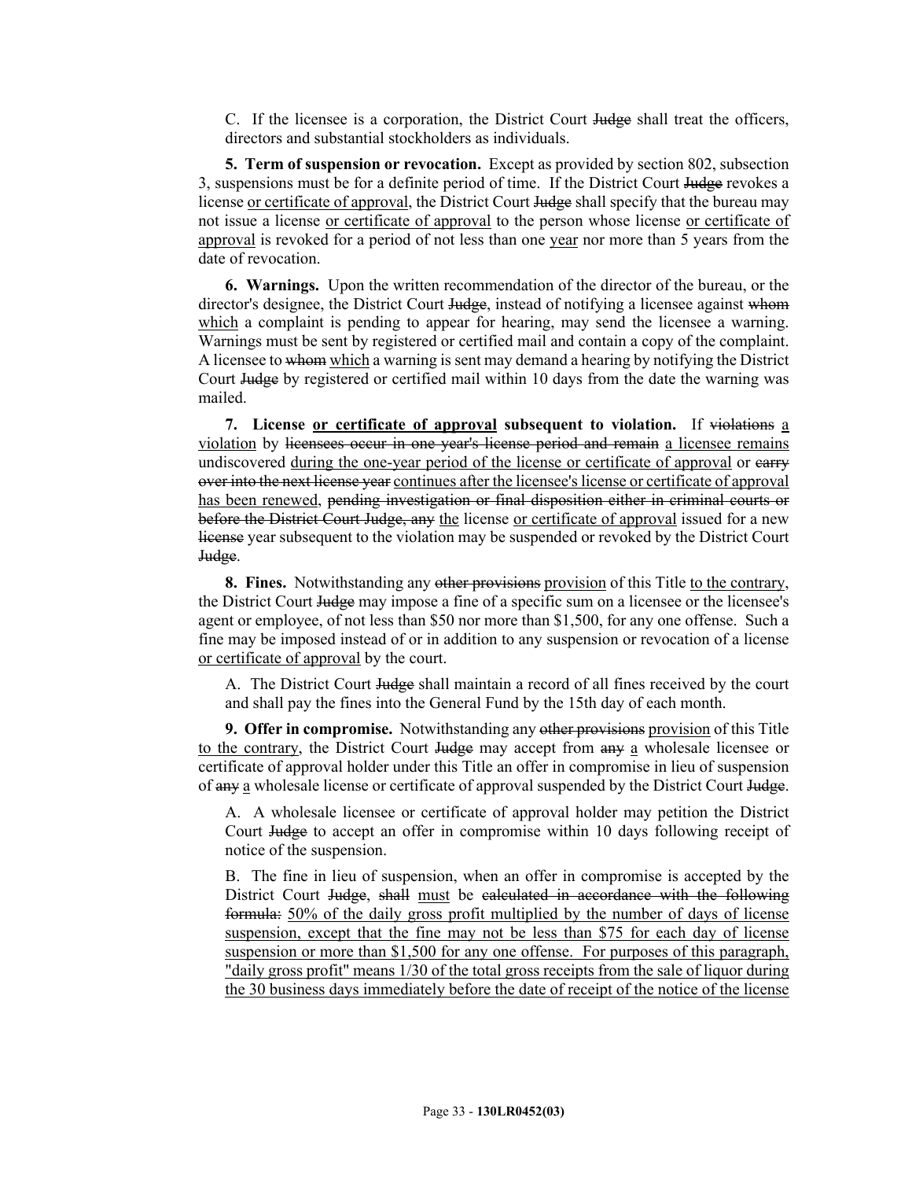C. If the licensee is a corporation, the District Court ~~Judge~~ shall treat the officers, directors and substantial stockholders as individuals.

**5. Term of suspension or revocation.** Except as provided by section 802, subsection 3, suspensions must be for a definite period of time. If the District Court ~~Judge~~ revokes a license <u>or certificate of approval</u>, the District Court ~~Judge~~ shall specify that the bureau may not issue a license <u>or certificate of approval</u> to the person whose license <u>or certificate of approval</u> is revoked for a period of not less than one <u>year</u> nor more than 5 years from the date of revocation.

**6. Warnings.** Upon the written recommendation of the director of the bureau, or the director's designee, the District Court ~~Judge~~, instead of notifying a licensee against ~~whom~~ <u>which</u> a complaint is pending to appear for hearing, may send the licensee a warning. Warnings must be sent by registered or certified mail and contain a copy of the complaint. A licensee to ~~whom~~ <u>which</u> a warning is sent may demand a hearing by notifying the District Court ~~Judge~~ by registered or certified mail within 10 days from the date the warning was mailed.

**7. License <u>or certificate of approval</u> subsequent to violation.** If ~~violations~~ <u>a violation</u> by ~~licensees occur in one year's license period and remain~~ <u>a licensee remains</u> undiscovered <u>during the one-year period of the license or certificate of approval</u> or ~~carry over into the next license year~~ <u>continues after the licensee's license or certificate of approval has been renewed</u>, ~~pending investigation or final disposition either in criminal courts or before the District Court Judge, any~~ <u>the</u> license <u>or certificate of approval</u> issued for a new ~~license~~ year subsequent to the violation may be suspended or revoked by the District Court ~~Judge~~.

**8. Fines.** Notwithstanding any ~~other provisions~~ <u>provision</u> of this Title <u>to the contrary</u>, the District Court ~~Judge~~ may impose a fine of a specific sum on a licensee or the licensee's agent or employee, of not less than $50 nor more than $1,500, for any one offense. Such a fine may be imposed instead of or in addition to any suspension or revocation of a license <u>or certificate of approval</u> by the court.

A. The District Court ~~Judge~~ shall maintain a record of all fines received by the court and shall pay the fines into the General Fund by the 15th day of each month.

**9. Offer in compromise.** Notwithstanding any ~~other provisions~~ <u>provision</u> of this Title <u>to the contrary</u>, the District Court ~~Judge~~ may accept from ~~any~~ <u>a</u> wholesale licensee or certificate of approval holder under this Title an offer in compromise in lieu of suspension of ~~any~~ <u>a</u> wholesale license or certificate of approval suspended by the District Court ~~Judge~~.

A. A wholesale licensee or certificate of approval holder may petition the District Court ~~Judge~~ to accept an offer in compromise within 10 days following receipt of notice of the suspension.

B. The fine in lieu of suspension, when an offer in compromise is accepted by the District Court ~~Judge~~, ~~shall~~ <u>must</u> be ~~calculated in accordance with the following formula:~~ <u>50% of the daily gross profit multiplied by the number of days of license suspension, except that the fine may not be less than $75 for each day of license suspension or more than $1,500 for any one offense. For purposes of this paragraph, "daily gross profit" means 1/30 of the total gross receipts from the sale of liquor during the 30 business days immediately before the date of receipt of the notice of the license</u>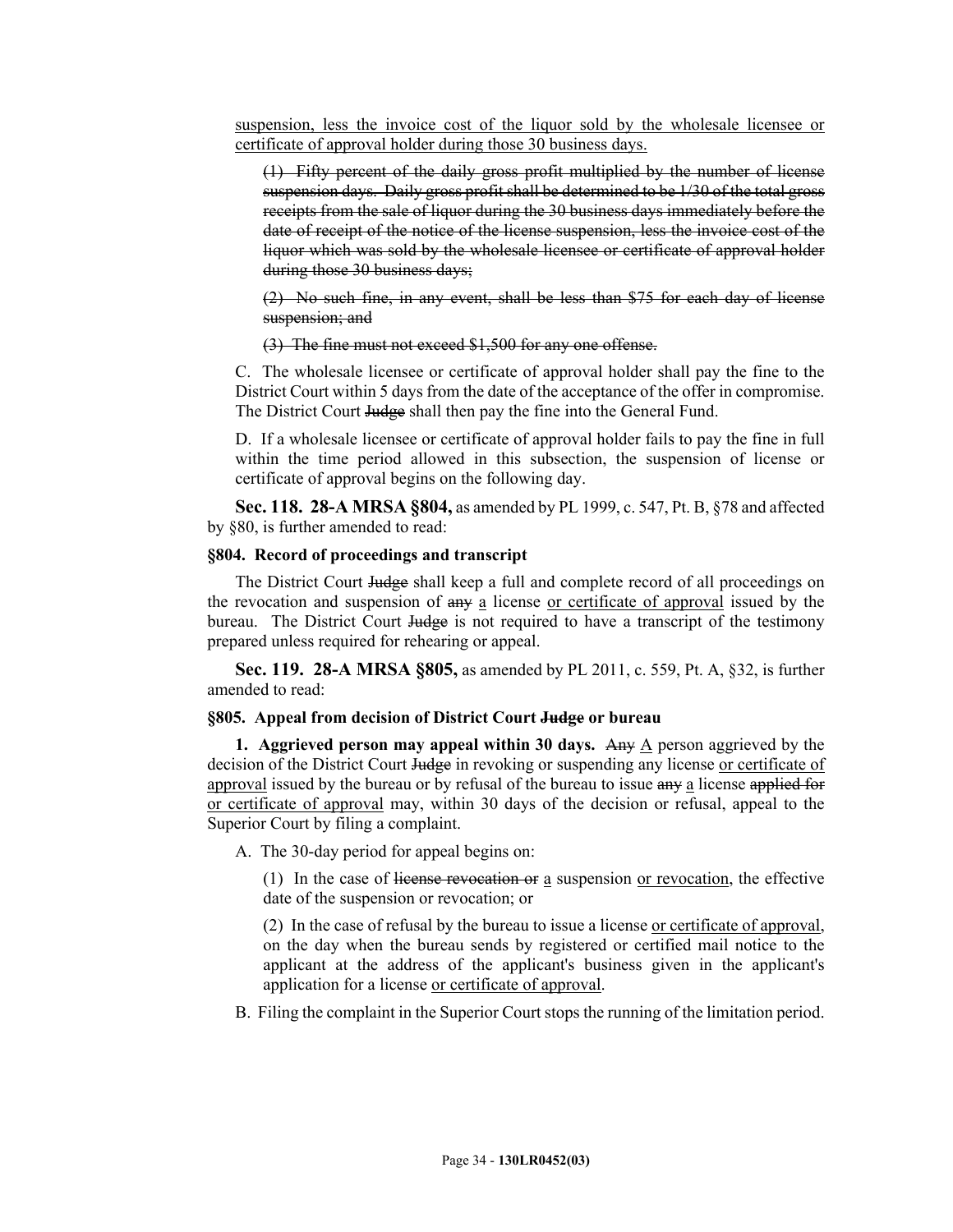suspension, less the invoice cost of the liquor sold by the wholesale licensee or certificate of approval holder during those 30 business days.

(1) Fifty percent of the daily gross profit multiplied by the number of license suspension days. Daily gross profit shall be determined to be 1/30 of the total gross receipts from the sale of liquor during the 30 business days immediately before the date of receipt of the notice of the license suspension, less the invoice cost of the liquor which was sold by the wholesale licensee or certificate of approval holder during those 30 business days;

(2) No such fine, in any event, shall be less than $75 for each day of license suspension; and

(3) The fine must not exceed $1,500 for any one offense.

C. The wholesale licensee or certificate of approval holder shall pay the fine to the District Court within 5 days from the date of the acceptance of the offer in compromise. The District Court Judge shall then pay the fine into the General Fund.

D. If a wholesale licensee or certificate of approval holder fails to pay the fine in full within the time period allowed in this subsection, the suspension of license or certificate of approval begins on the following day.

**Sec. 118. 28-A MRSA §804,** as amended by PL 1999, c. 547, Pt. B, §78 and affected by §80, is further amended to read:

**§804. Record of proceedings and transcript**

The District Court Judge shall keep a full and complete record of all proceedings on the revocation and suspension of any a license or certificate of approval issued by the bureau. The District Court Judge is not required to have a transcript of the testimony prepared unless required for rehearing or appeal.

**Sec. 119. 28-A MRSA §805,** as amended by PL 2011, c. 559, Pt. A, §32, is further amended to read:

**§805. Appeal from decision of District Court Judge or bureau**

**1. Aggrieved person may appeal within 30 days.** Any A person aggrieved by the decision of the District Court Judge in revoking or suspending any license or certificate of approval issued by the bureau or by refusal of the bureau to issue any a license applied for or certificate of approval may, within 30 days of the decision or refusal, appeal to the Superior Court by filing a complaint.

A. The 30-day period for appeal begins on:

(1) In the case of license revocation or a suspension or revocation, the effective date of the suspension or revocation; or

(2) In the case of refusal by the bureau to issue a license or certificate of approval, on the day when the bureau sends by registered or certified mail notice to the applicant at the address of the applicant's business given in the applicant's application for a license or certificate of approval.

B. Filing the complaint in the Superior Court stops the running of the limitation period.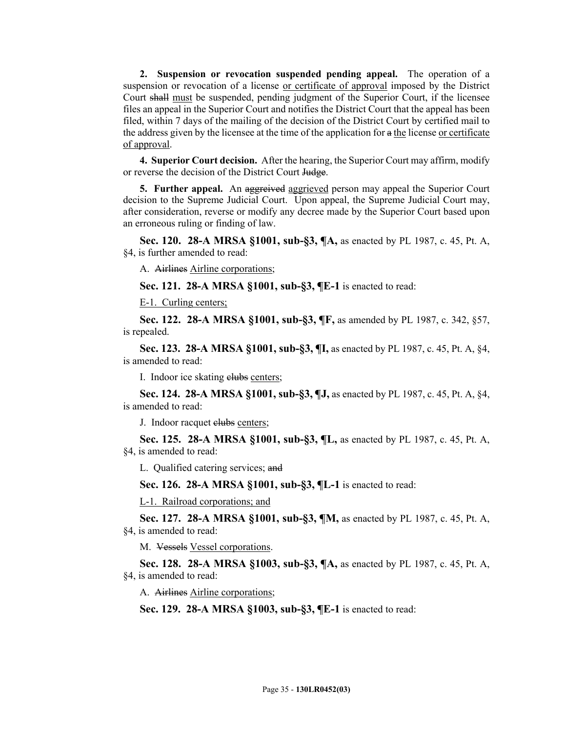**2. Suspension or revocation suspended pending appeal.** The operation of a suspension or revocation of a license or certificate of approval imposed by the District Court ~~shall~~ must be suspended, pending judgment of the Superior Court, if the licensee files an appeal in the Superior Court and notifies the District Court that the appeal has been filed, within 7 days of the mailing of the decision of the District Court by certified mail to the address given by the licensee at the time of the application for ~~a~~ the license or certificate of approval.

**4. Superior Court decision.** After the hearing, the Superior Court may affirm, modify or reverse the decision of the District Court ~~Judge~~.

**5. Further appeal.** An ~~aggreived~~ aggrieved person may appeal the Superior Court decision to the Supreme Judicial Court. Upon appeal, the Supreme Judicial Court may, after consideration, reverse or modify any decree made by the Superior Court based upon an erroneous ruling or finding of law.

**Sec. 120. 28-A MRSA §1001, sub-§3, ¶A,** as enacted by PL 1987, c. 45, Pt. A, §4, is further amended to read:

A. ~~Airlines~~ Airline corporations;

**Sec. 121. 28-A MRSA §1001, sub-§3, ¶E-1** is enacted to read:

E-1. Curling centers;

**Sec. 122. 28-A MRSA §1001, sub-§3, ¶F,** as amended by PL 1987, c. 342, §57, is repealed.

**Sec. 123. 28-A MRSA §1001, sub-§3, ¶I,** as enacted by PL 1987, c. 45, Pt. A, §4, is amended to read:

I. Indoor ice skating ~~clubs~~ centers;

**Sec. 124. 28-A MRSA §1001, sub-§3, ¶J,** as enacted by PL 1987, c. 45, Pt. A, §4, is amended to read:

J. Indoor racquet ~~clubs~~ centers;

**Sec. 125. 28-A MRSA §1001, sub-§3, ¶L,** as enacted by PL 1987, c. 45, Pt. A, §4, is amended to read:

L. Qualified catering services; ~~and~~

**Sec. 126. 28-A MRSA §1001, sub-§3, ¶L-1** is enacted to read:

L-1. Railroad corporations; and

**Sec. 127. 28-A MRSA §1001, sub-§3, ¶M,** as enacted by PL 1987, c. 45, Pt. A, §4, is amended to read:

M. ~~Vessels~~ Vessel corporations.

**Sec. 128. 28-A MRSA §1003, sub-§3, ¶A,** as enacted by PL 1987, c. 45, Pt. A, §4, is amended to read:

A. ~~Airlines~~ Airline corporations;

**Sec. 129. 28-A MRSA §1003, sub-§3, ¶E-1** is enacted to read: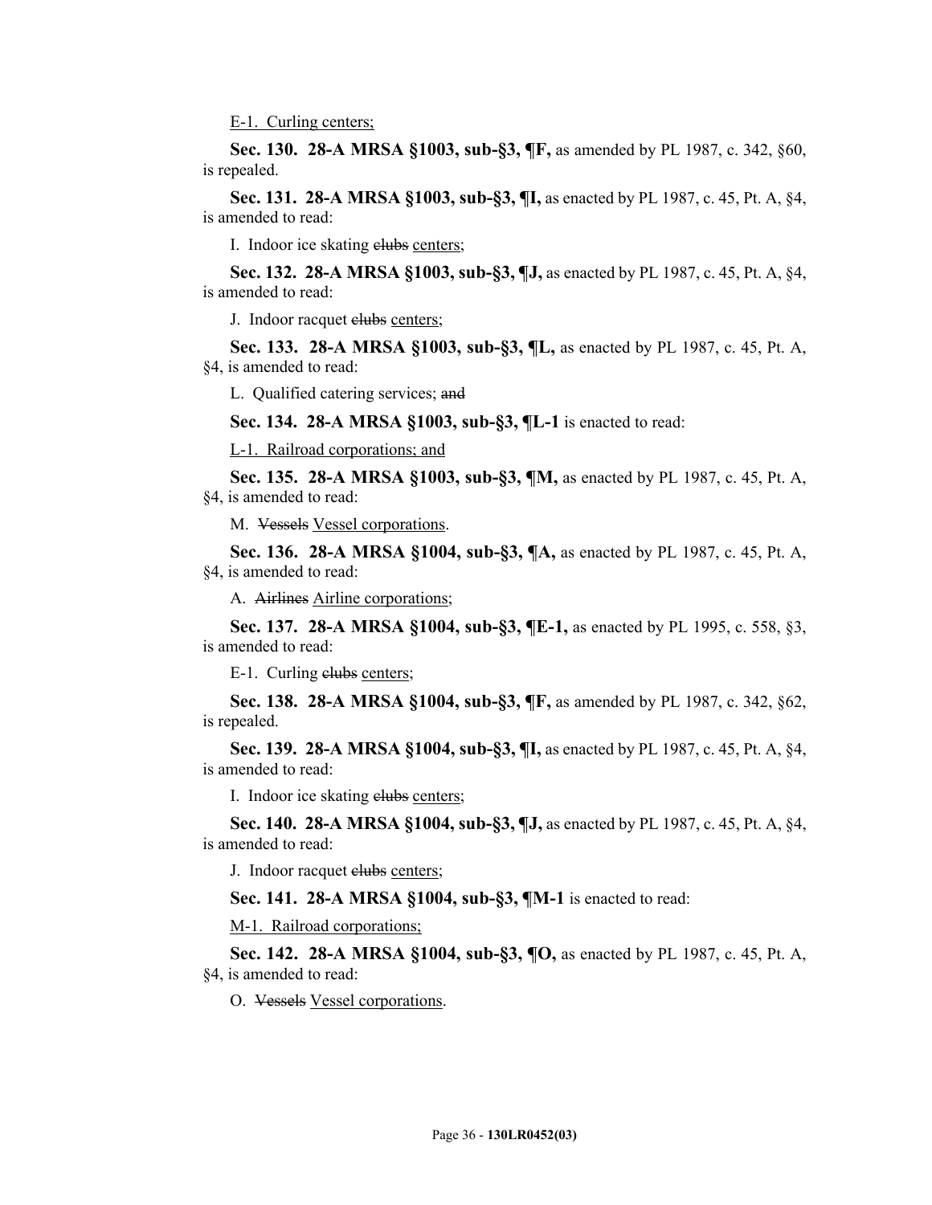<u>E-1. Curling centers;</u>

**Sec. 130. 28-A MRSA §1003, sub-§3, ¶F,** as amended by PL 1987, c. 342, §60, is repealed.

**Sec. 131. 28-A MRSA §1003, sub-§3, ¶I,** as enacted by PL 1987, c. 45, Pt. A, §4, is amended to read:

I. Indoor ice skating ~~clubs~~ <u>centers</u>;

**Sec. 132. 28-A MRSA §1003, sub-§3, ¶J,** as enacted by PL 1987, c. 45, Pt. A, §4, is amended to read:

J. Indoor racquet ~~clubs~~ <u>centers</u>;

**Sec. 133. 28-A MRSA §1003, sub-§3, ¶L,** as enacted by PL 1987, c. 45, Pt. A, §4, is amended to read:

L. Qualified catering services; ~~and~~

**Sec. 134. 28-A MRSA §1003, sub-§3, ¶L-1** is enacted to read:

<u>L-1. Railroad corporations; and</u>

**Sec. 135. 28-A MRSA §1003, sub-§3, ¶M,** as enacted by PL 1987, c. 45, Pt. A, §4, is amended to read:

M. ~~Vessels~~ <u>Vessel corporations</u>.

**Sec. 136. 28-A MRSA §1004, sub-§3, ¶A,** as enacted by PL 1987, c. 45, Pt. A, §4, is amended to read:

A. ~~Airlines~~ <u>Airline corporations</u>;

**Sec. 137. 28-A MRSA §1004, sub-§3, ¶E-1,** as enacted by PL 1995, c. 558, §3, is amended to read:

E-1. Curling ~~clubs~~ <u>centers</u>;

**Sec. 138. 28-A MRSA §1004, sub-§3, ¶F,** as amended by PL 1987, c. 342, §62, is repealed.

**Sec. 139. 28-A MRSA §1004, sub-§3, ¶I,** as enacted by PL 1987, c. 45, Pt. A, §4, is amended to read:

I. Indoor ice skating ~~clubs~~ <u>centers</u>;

**Sec. 140. 28-A MRSA §1004, sub-§3, ¶J,** as enacted by PL 1987, c. 45, Pt. A, §4, is amended to read:

J. Indoor racquet ~~clubs~~ <u>centers</u>;

**Sec. 141. 28-A MRSA §1004, sub-§3, ¶M-1** is enacted to read:

<u>M-1. Railroad corporations;</u>

**Sec. 142. 28-A MRSA §1004, sub-§3, ¶O,** as enacted by PL 1987, c. 45, Pt. A, §4, is amended to read:

O. ~~Vessels~~ <u>Vessel corporations</u>.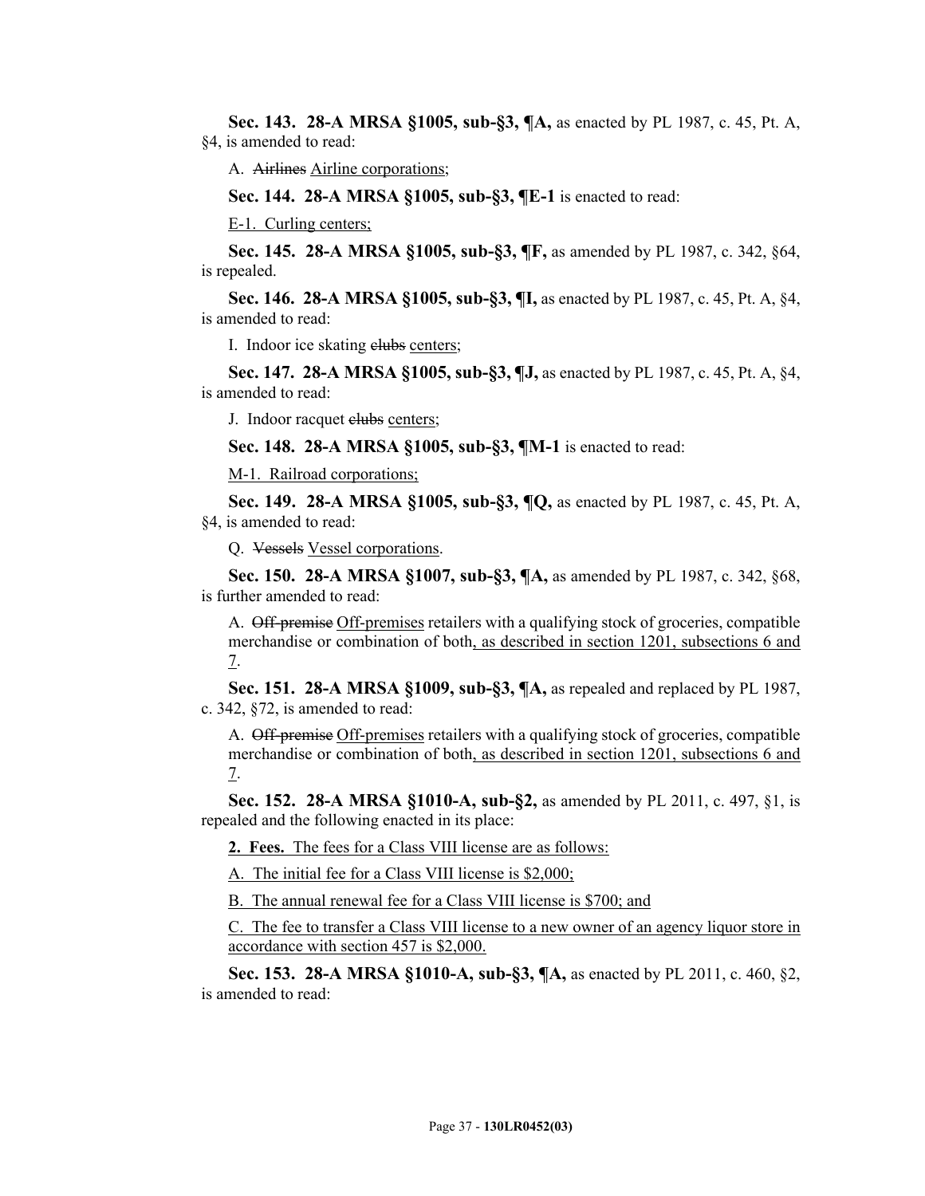**Sec. 143. 28-A MRSA §1005, sub-§3, ¶A,** as enacted by PL 1987, c. 45, Pt. A, §4, is amended to read:

A. ~~Airlines~~ Airline corporations;

**Sec. 144. 28-A MRSA §1005, sub-§3, ¶E-1** is enacted to read:

E-1. Curling centers;

**Sec. 145. 28-A MRSA §1005, sub-§3, ¶F,** as amended by PL 1987, c. 342, §64, is repealed.

**Sec. 146. 28-A MRSA §1005, sub-§3, ¶I,** as enacted by PL 1987, c. 45, Pt. A, §4, is amended to read:

I. Indoor ice skating ~~clubs~~ centers;

**Sec. 147. 28-A MRSA §1005, sub-§3, ¶J,** as enacted by PL 1987, c. 45, Pt. A, §4, is amended to read:

J. Indoor racquet ~~clubs~~ centers;

**Sec. 148. 28-A MRSA §1005, sub-§3, ¶M-1** is enacted to read:

M-1. Railroad corporations;

**Sec. 149. 28-A MRSA §1005, sub-§3, ¶Q,** as enacted by PL 1987, c. 45, Pt. A, §4, is amended to read:

Q. ~~Vessels~~ Vessel corporations.

**Sec. 150. 28-A MRSA §1007, sub-§3, ¶A,** as amended by PL 1987, c. 342, §68, is further amended to read:

A. ~~Off-premise~~ Off-premises retailers with a qualifying stock of groceries, compatible merchandise or combination of both, as described in section 1201, subsections 6 and 7.

**Sec. 151. 28-A MRSA §1009, sub-§3, ¶A,** as repealed and replaced by PL 1987, c. 342, §72, is amended to read:

A. ~~Off-premise~~ Off-premises retailers with a qualifying stock of groceries, compatible merchandise or combination of both, as described in section 1201, subsections 6 and 7.

**Sec. 152. 28-A MRSA §1010-A, sub-§2,** as amended by PL 2011, c. 497, §1, is repealed and the following enacted in its place:

**2. Fees.** The fees for a Class VIII license are as follows:

A. The initial fee for a Class VIII license is $2,000;

B. The annual renewal fee for a Class VIII license is $700; and

C. The fee to transfer a Class VIII license to a new owner of an agency liquor store in accordance with section 457 is $2,000.

**Sec. 153. 28-A MRSA §1010-A, sub-§3, ¶A,** as enacted by PL 2011, c. 460, §2, is amended to read: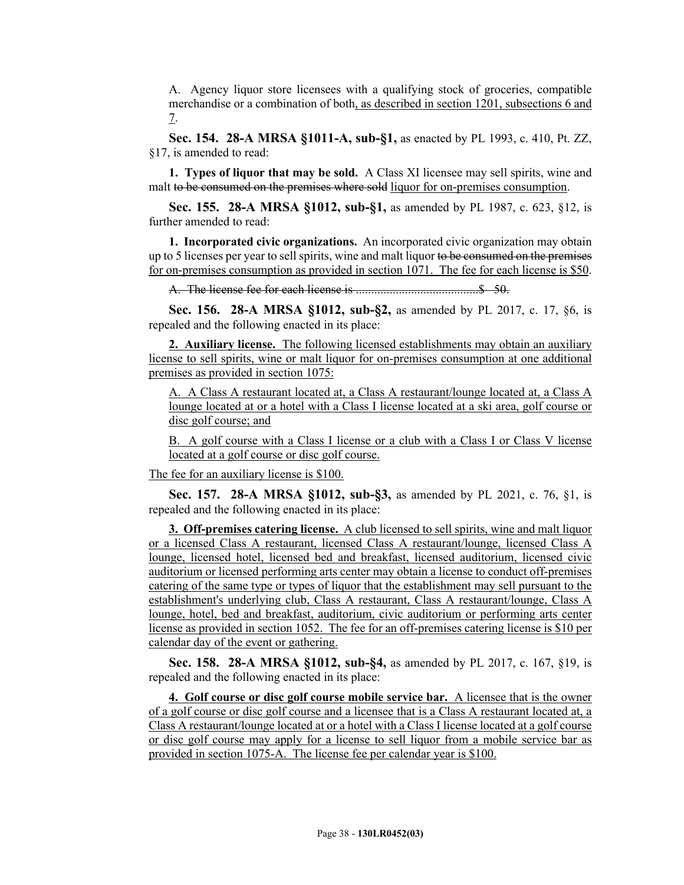A. Agency liquor store licensees with a qualifying stock of groceries, compatible merchandise or a combination of both, as described in section 1201, subsections 6 and 7.

**Sec. 154. 28-A MRSA §1011-A, sub-§1,** as enacted by PL 1993, c. 410, Pt. ZZ, §17, is amended to read:

**1. Types of liquor that may be sold.** A Class XI licensee may sell spirits, wine and malt ~~to be consumed on the premises where sold~~ liquor for on-premises consumption.

**Sec. 155. 28-A MRSA §1012, sub-§1,** as amended by PL 1987, c. 623, §12, is further amended to read:

**1. Incorporated civic organizations.** An incorporated civic organization may obtain up to 5 licenses per year to sell spirits, wine and malt liquor ~~to be consumed on the premises~~ for on-premises consumption as provided in section 1071. The fee for each license is $50.

~~A. The license fee for each license is ........................................$ 50.~~

**Sec. 156. 28-A MRSA §1012, sub-§2,** as amended by PL 2017, c. 17, §6, is repealed and the following enacted in its place:

**2. Auxiliary license.** The following licensed establishments may obtain an auxiliary license to sell spirits, wine or malt liquor for on-premises consumption at one additional premises as provided in section 1075:

A. A Class A restaurant located at, a Class A restaurant/lounge located at, a Class A lounge located at or a hotel with a Class I license located at a ski area, golf course or disc golf course; and

B. A golf course with a Class I license or a club with a Class I or Class V license located at a golf course or disc golf course.

The fee for an auxiliary license is $100.

**Sec. 157. 28-A MRSA §1012, sub-§3,** as amended by PL 2021, c. 76, §1, is repealed and the following enacted in its place:

**3. Off-premises catering license.** A club licensed to sell spirits, wine and malt liquor or a licensed Class A restaurant, licensed Class A restaurant/lounge, licensed Class A lounge, licensed hotel, licensed bed and breakfast, licensed auditorium, licensed civic auditorium or licensed performing arts center may obtain a license to conduct off-premises catering of the same type or types of liquor that the establishment may sell pursuant to the establishment's underlying club, Class A restaurant, Class A restaurant/lounge, Class A lounge, hotel, bed and breakfast, auditorium, civic auditorium or performing arts center license as provided in section 1052. The fee for an off-premises catering license is $10 per calendar day of the event or gathering.

**Sec. 158. 28-A MRSA §1012, sub-§4,** as amended by PL 2017, c. 167, §19, is repealed and the following enacted in its place:

**4. Golf course or disc golf course mobile service bar.** A licensee that is the owner of a golf course or disc golf course and a licensee that is a Class A restaurant located at, a Class A restaurant/lounge located at or a hotel with a Class I license located at a golf course or disc golf course may apply for a license to sell liquor from a mobile service bar as provided in section 1075-A. The license fee per calendar year is $100.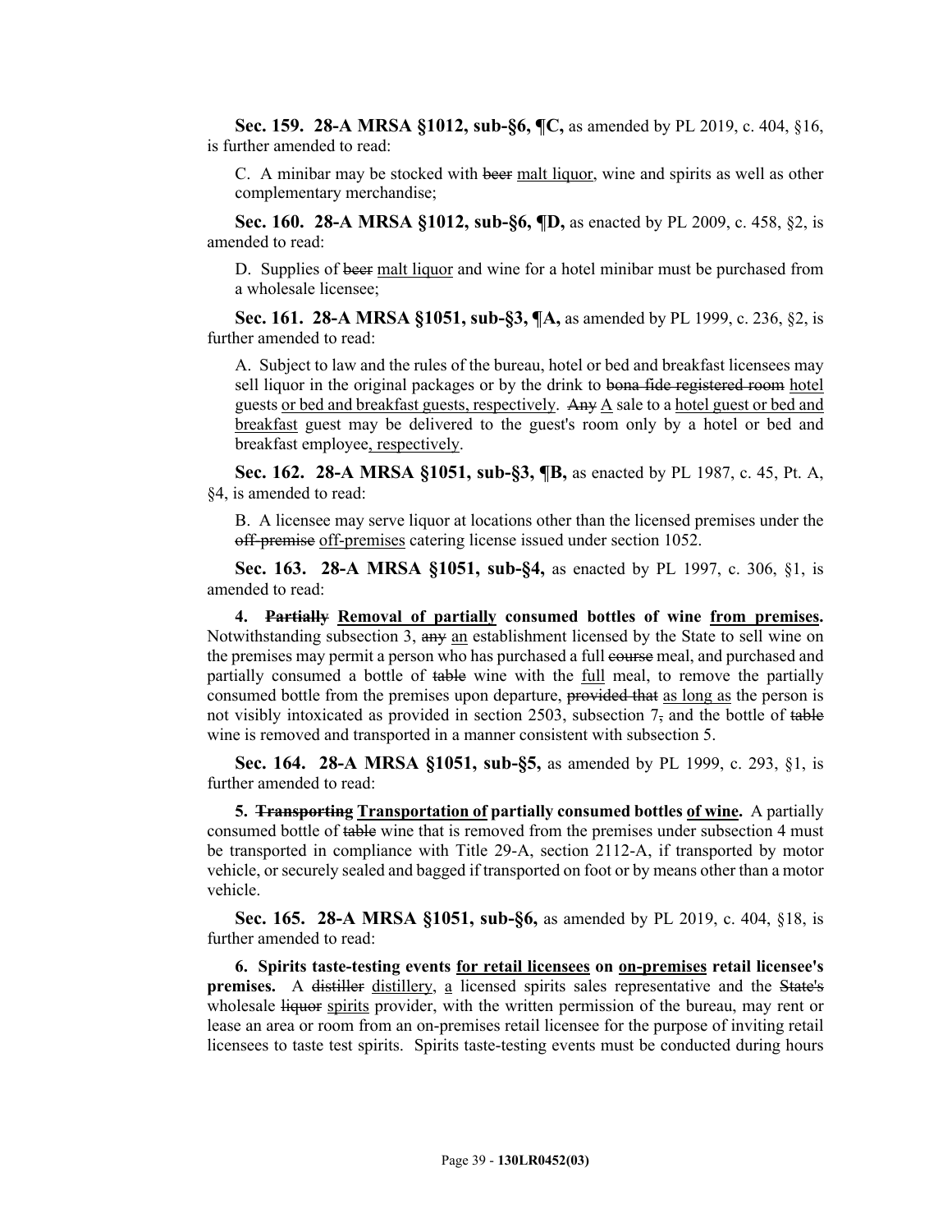**Sec. 159. 28-A MRSA §1012, sub-§6, ¶C,** as amended by PL 2019, c. 404, §16, is further amended to read:

C. A minibar may be stocked with ~~beer~~ malt liquor, wine and spirits as well as other complementary merchandise;

**Sec. 160. 28-A MRSA §1012, sub-§6, ¶D,** as enacted by PL 2009, c. 458, §2, is amended to read:

D. Supplies of ~~beer~~ malt liquor and wine for a hotel minibar must be purchased from a wholesale licensee;

**Sec. 161. 28-A MRSA §1051, sub-§3, ¶A,** as amended by PL 1999, c. 236, §2, is further amended to read:

A. Subject to law and the rules of the bureau, hotel or bed and breakfast licensees may sell liquor in the original packages or by the drink to ~~bona fide registered room~~ hotel guests or bed and breakfast guests, respectively. ~~Any~~ A sale to a hotel guest or bed and breakfast guest may be delivered to the guest's room only by a hotel or bed and breakfast employee, respectively.

**Sec. 162. 28-A MRSA §1051, sub-§3, ¶B,** as enacted by PL 1987, c. 45, Pt. A, §4, is amended to read:

B. A licensee may serve liquor at locations other than the licensed premises under the ~~off-premise~~ off-premises catering license issued under section 1052.

**Sec. 163. 28-A MRSA §1051, sub-§4,** as enacted by PL 1997, c. 306, §1, is amended to read:

**4. ~~Partially~~ Removal of partially consumed bottles of wine from premises.** Notwithstanding subsection 3, ~~any~~ an establishment licensed by the State to sell wine on the premises may permit a person who has purchased a full ~~course~~ meal, and purchased and partially consumed a bottle of ~~table~~ wine with the full meal, to remove the partially consumed bottle from the premises upon departure, ~~provided that~~ as long as the person is not visibly intoxicated as provided in section 2503, subsection 7~~,~~ and the bottle of ~~table~~ wine is removed and transported in a manner consistent with subsection 5.

**Sec. 164. 28-A MRSA §1051, sub-§5,** as amended by PL 1999, c. 293, §1, is further amended to read:

**5. ~~Transporting~~ Transportation of partially consumed bottles of wine.** A partially consumed bottle of ~~table~~ wine that is removed from the premises under subsection 4 must be transported in compliance with Title 29-A, section 2112-A, if transported by motor vehicle, or securely sealed and bagged if transported on foot or by means other than a motor vehicle.

**Sec. 165. 28-A MRSA §1051, sub-§6,** as amended by PL 2019, c. 404, §18, is further amended to read:

**6. Spirits taste-testing events for retail licensees on on-premises retail licensee's premises.** A ~~distiller~~ distillery, a licensed spirits sales representative and the ~~State's~~ wholesale ~~liquor~~ spirits provider, with the written permission of the bureau, may rent or lease an area or room from an on-premises retail licensee for the purpose of inviting retail licensees to taste test spirits. Spirits taste-testing events must be conducted during hours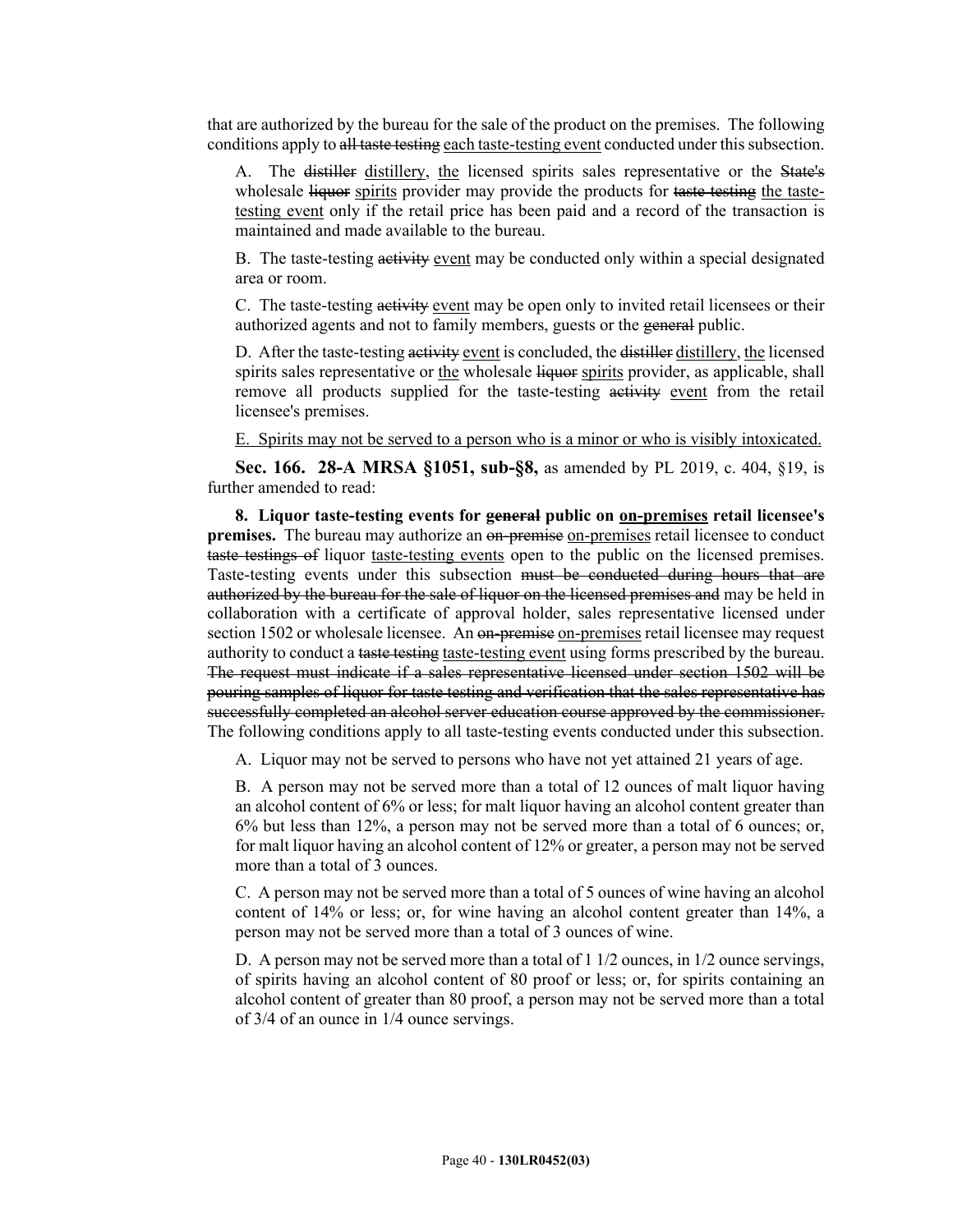that are authorized by the bureau for the sale of the product on the premises. The following conditions apply to ~~all taste testing~~ <u>each taste-testing event</u> conducted under this subsection.

A. The ~~distiller~~ <u>distillery</u>, <u>the</u> licensed spirits sales representative or the ~~State's~~ wholesale ~~liquor~~ <u>spirits</u> provider may provide the products for ~~taste testing~~ <u>the taste-testing event</u> only if the retail price has been paid and a record of the transaction is maintained and made available to the bureau.

B. The taste-testing ~~activity~~ <u>event</u> may be conducted only within a special designated area or room.

C. The taste-testing ~~activity~~ <u>event</u> may be open only to invited retail licensees or their authorized agents and not to family members, guests or the ~~general~~ public.

D. After the taste-testing ~~activity~~ <u>event</u> is concluded, the ~~distiller~~ <u>distillery</u>, <u>the</u> licensed spirits sales representative or <u>the</u> wholesale ~~liquor~~ <u>spirits</u> provider, as applicable, shall remove all products supplied for the taste-testing ~~activity~~ <u>event</u> from the retail licensee's premises.

<u>E. Spirits may not be served to a person who is a minor or who is visibly intoxicated.</u>

**Sec. 166. 28-A MRSA §1051, sub-§8,** as amended by PL 2019, c. 404, §19, is further amended to read:

**8. Liquor taste-testing events for ~~general~~ public on <u>on-premises</u> retail licensee's premises.** The bureau may authorize an ~~on-premise~~ <u>on-premises</u> retail licensee to conduct ~~taste testings of~~ liquor <u>taste-testing events</u> open to the public on the licensed premises. Taste-testing events under this subsection ~~must be conducted during hours that are authorized by the bureau for the sale of liquor on the licensed premises and~~ may be held in collaboration with a certificate of approval holder, sales representative licensed under section 1502 or wholesale licensee. An ~~on-premise~~ <u>on-premises</u> retail licensee may request authority to conduct a ~~taste testing~~ <u>taste-testing event</u> using forms prescribed by the bureau. ~~The request must indicate if a sales representative licensed under section 1502 will be pouring samples of liquor for taste testing and verification that the sales representative has successfully completed an alcohol server education course approved by the commissioner.~~ The following conditions apply to all taste-testing events conducted under this subsection.

A. Liquor may not be served to persons who have not yet attained 21 years of age.

B. A person may not be served more than a total of 12 ounces of malt liquor having an alcohol content of 6% or less; for malt liquor having an alcohol content greater than 6% but less than 12%, a person may not be served more than a total of 6 ounces; or, for malt liquor having an alcohol content of 12% or greater, a person may not be served more than a total of 3 ounces.

C. A person may not be served more than a total of 5 ounces of wine having an alcohol content of 14% or less; or, for wine having an alcohol content greater than 14%, a person may not be served more than a total of 3 ounces of wine.

D. A person may not be served more than a total of 1 1/2 ounces, in 1/2 ounce servings, of spirits having an alcohol content of 80 proof or less; or, for spirits containing an alcohol content of greater than 80 proof, a person may not be served more than a total of 3/4 of an ounce in 1/4 ounce servings.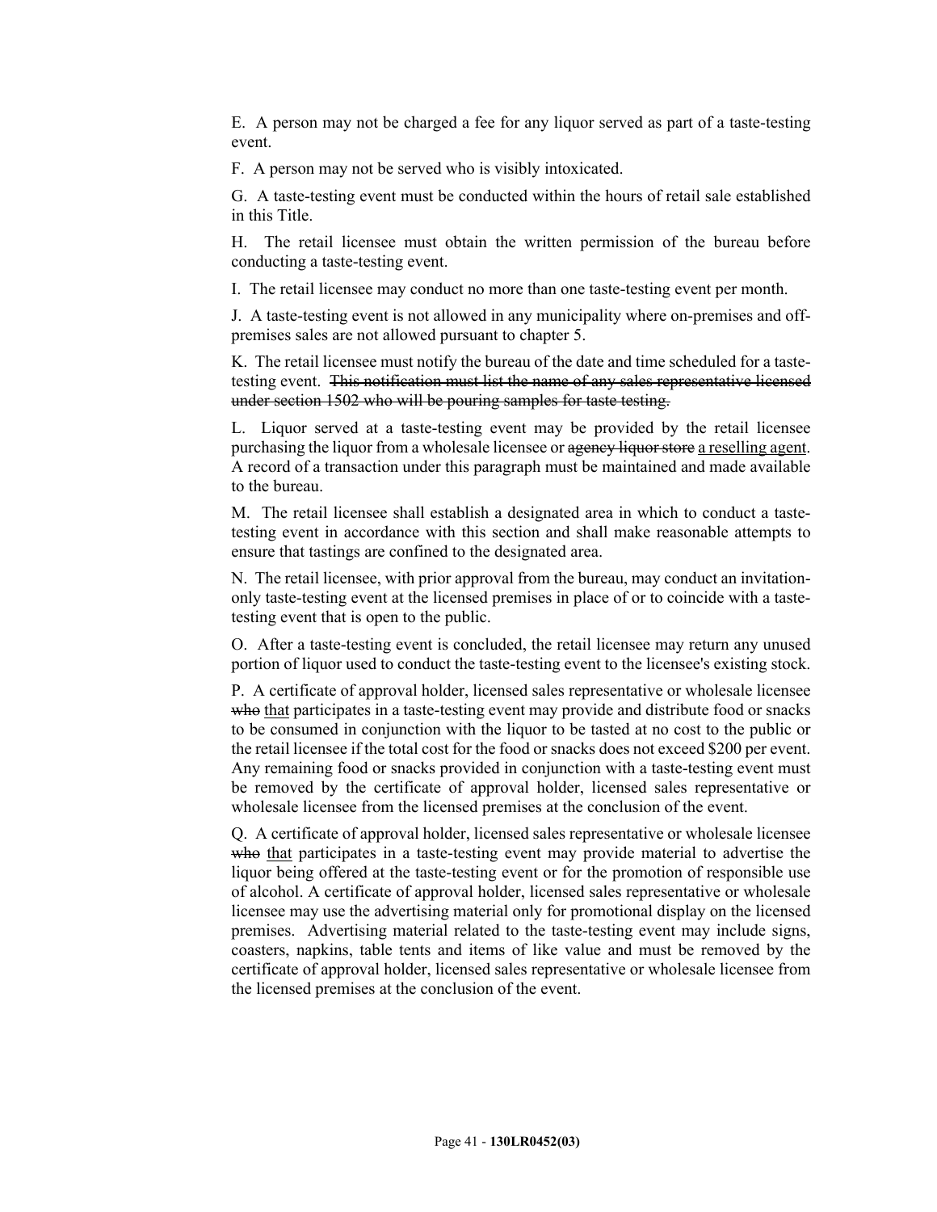E. A person may not be charged a fee for any liquor served as part of a taste-testing event.

F. A person may not be served who is visibly intoxicated.

G. A taste-testing event must be conducted within the hours of retail sale established in this Title.

H. The retail licensee must obtain the written permission of the bureau before conducting a taste-testing event.

I. The retail licensee may conduct no more than one taste-testing event per month.

J. A taste-testing event is not allowed in any municipality where on-premises and off-premises sales are not allowed pursuant to chapter 5.

K. The retail licensee must notify the bureau of the date and time scheduled for a taste-testing event. ~~This notification must list the name of any sales representative licensed under section 1502 who will be pouring samples for taste testing.~~

L. Liquor served at a taste-testing event may be provided by the retail licensee purchasing the liquor from a wholesale licensee or ~~agency liquor store~~ <u>a reselling agent</u>. A record of a transaction under this paragraph must be maintained and made available to the bureau.

M. The retail licensee shall establish a designated area in which to conduct a taste-testing event in accordance with this section and shall make reasonable attempts to ensure that tastings are confined to the designated area.

N. The retail licensee, with prior approval from the bureau, may conduct an invitation-only taste-testing event at the licensed premises in place of or to coincide with a taste-testing event that is open to the public.

O. After a taste-testing event is concluded, the retail licensee may return any unused portion of liquor used to conduct the taste-testing event to the licensee's existing stock.

P. A certificate of approval holder, licensed sales representative or wholesale licensee ~~who~~ <u>that</u> participates in a taste-testing event may provide and distribute food or snacks to be consumed in conjunction with the liquor to be tasted at no cost to the public or the retail licensee if the total cost for the food or snacks does not exceed $200 per event. Any remaining food or snacks provided in conjunction with a taste-testing event must be removed by the certificate of approval holder, licensed sales representative or wholesale licensee from the licensed premises at the conclusion of the event.

Q. A certificate of approval holder, licensed sales representative or wholesale licensee ~~who~~ <u>that</u> participates in a taste-testing event may provide material to advertise the liquor being offered at the taste-testing event or for the promotion of responsible use of alcohol. A certificate of approval holder, licensed sales representative or wholesale licensee may use the advertising material only for promotional display on the licensed premises. Advertising material related to the taste-testing event may include signs, coasters, napkins, table tents and items of like value and must be removed by the certificate of approval holder, licensed sales representative or wholesale licensee from the licensed premises at the conclusion of the event.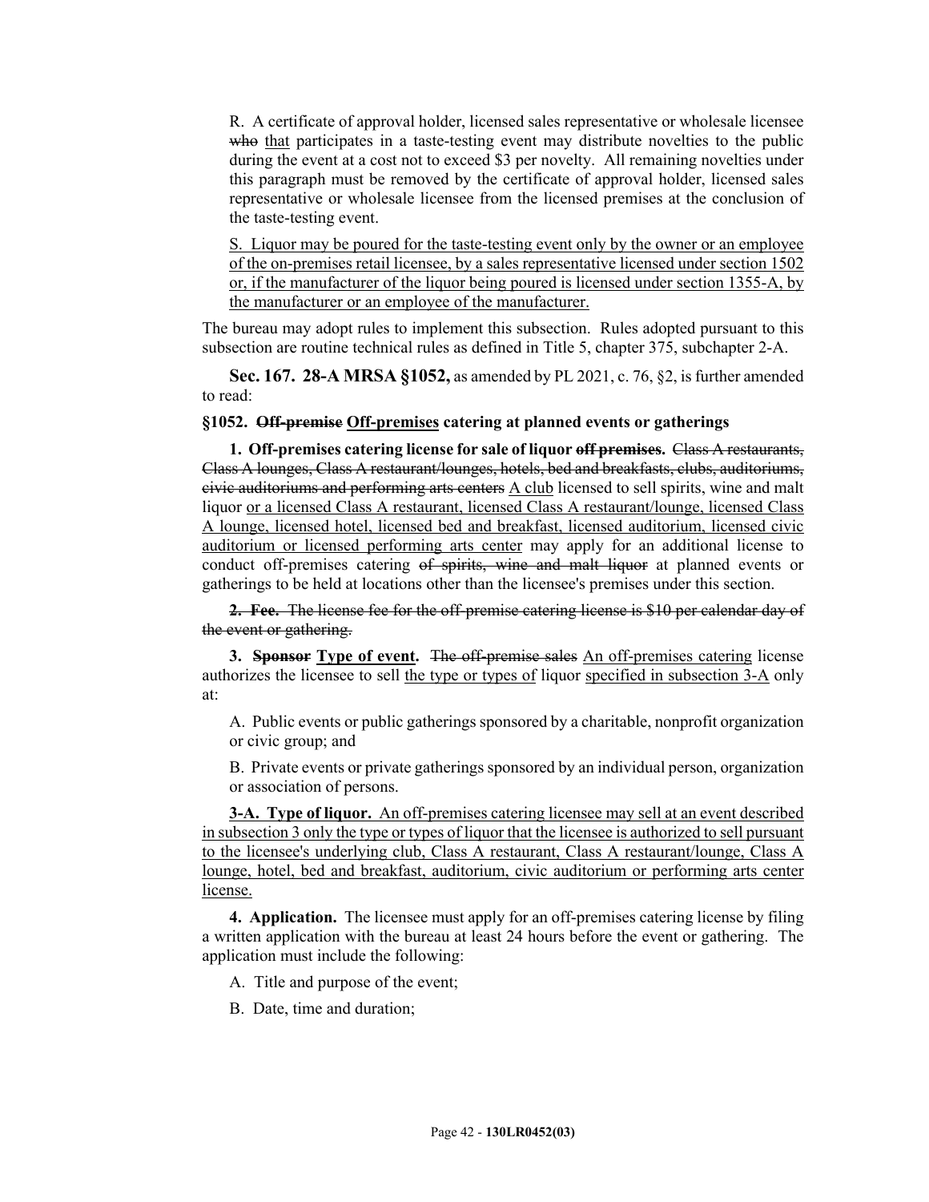R. A certificate of approval holder, licensed sales representative or wholesale licensee ~~who~~ that participates in a taste-testing event may distribute novelties to the public during the event at a cost not to exceed $3 per novelty. All remaining novelties under this paragraph must be removed by the certificate of approval holder, licensed sales representative or wholesale licensee from the licensed premises at the conclusion of the taste-testing event.

S. Liquor may be poured for the taste-testing event only by the owner or an employee of the on-premises retail licensee, by a sales representative licensed under section 1502 or, if the manufacturer of the liquor being poured is licensed under section 1355-A, by the manufacturer or an employee of the manufacturer.

The bureau may adopt rules to implement this subsection. Rules adopted pursuant to this subsection are routine technical rules as defined in Title 5, chapter 375, subchapter 2-A.

**Sec. 167. 28-A MRSA §1052,** as amended by PL 2021, c. 76, §2, is further amended to read:

**§1052. ~~Off-premise~~ Off-premises catering at planned events or gatherings**

**1. Off-premises catering license for sale of liquor ~~off premises~~.** ~~Class A restaurants, Class A lounges, Class A restaurant/lounges, hotels, bed and breakfasts, clubs, auditoriums, civic auditoriums and performing arts centers~~ A club licensed to sell spirits, wine and malt liquor or a licensed Class A restaurant, licensed Class A restaurant/lounge, licensed Class A lounge, licensed hotel, licensed bed and breakfast, licensed auditorium, licensed civic auditorium or licensed performing arts center may apply for an additional license to conduct off-premises catering ~~of spirits, wine and malt liquor~~ at planned events or gatherings to be held at locations other than the licensee's premises under this section.

~~**2. Fee.** The license fee for the off-premise catering license is $10 per calendar day of the event or gathering.~~

**3. ~~Sponsor~~ Type of event.** ~~The off-premise sales~~ An off-premises catering license authorizes the licensee to sell the type or types of liquor specified in subsection 3-A only at:

A. Public events or public gatherings sponsored by a charitable, nonprofit organization or civic group; and

B. Private events or private gatherings sponsored by an individual person, organization or association of persons.

**3-A. Type of liquor.** An off-premises catering licensee may sell at an event described in subsection 3 only the type or types of liquor that the licensee is authorized to sell pursuant to the licensee's underlying club, Class A restaurant, Class A restaurant/lounge, Class A lounge, hotel, bed and breakfast, auditorium, civic auditorium or performing arts center license.

**4. Application.** The licensee must apply for an off-premises catering license by filing a written application with the bureau at least 24 hours before the event or gathering. The application must include the following:

A. Title and purpose of the event;

B. Date, time and duration;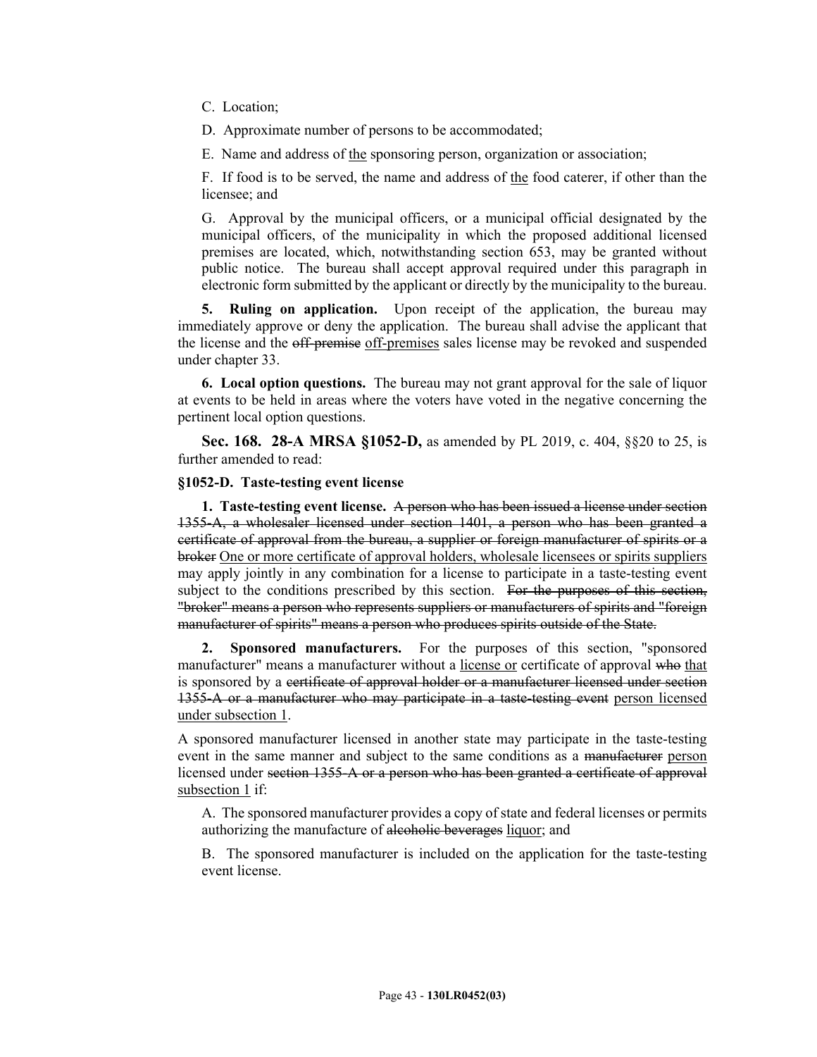C. Location;

D. Approximate number of persons to be accommodated;

E. Name and address of <u>the</u> sponsoring person, organization or association;

F. If food is to be served, the name and address of <u>the</u> food caterer, if other than the licensee; and

G. Approval by the municipal officers, or a municipal official designated by the municipal officers, of the municipality in which the proposed additional licensed premises are located, which, notwithstanding section 653, may be granted without public notice. The bureau shall accept approval required under this paragraph in electronic form submitted by the applicant or directly by the municipality to the bureau.

**5. Ruling on application.** Upon receipt of the application, the bureau may immediately approve or deny the application. The bureau shall advise the applicant that the license and the ~~off-premise~~ <u>off-premises</u> sales license may be revoked and suspended under chapter 33.

**6. Local option questions.** The bureau may not grant approval for the sale of liquor at events to be held in areas where the voters have voted in the negative concerning the pertinent local option questions.

**Sec. 168. 28-A MRSA §1052-D,** as amended by PL 2019, c. 404, §§20 to 25, is further amended to read:

**§1052-D. Taste-testing event license**

**1. Taste-testing event license.** ~~A person who has been issued a license under section 1355-A, a wholesaler licensed under section 1401, a person who has been granted a certificate of approval from the bureau, a supplier or foreign manufacturer of spirits or a broker~~ <u>One or more certificate of approval holders, wholesale licensees or spirits suppliers</u> may apply jointly in any combination for a license to participate in a taste-testing event subject to the conditions prescribed by this section. ~~For the purposes of this section, "broker" means a person who represents suppliers or manufacturers of spirits and "foreign manufacturer of spirits" means a person who produces spirits outside of the State.~~

**2. Sponsored manufacturers.** For the purposes of this section, "sponsored manufacturer" means a manufacturer without a <u>license or</u> certificate of approval ~~who~~ <u>that</u> is sponsored by a ~~certificate of approval holder or a manufacturer licensed under section 1355-A or a manufacturer who may participate in a taste-testing event~~ <u>person licensed under subsection 1</u>.

A sponsored manufacturer licensed in another state may participate in the taste-testing event in the same manner and subject to the same conditions as a ~~manufacturer~~ <u>person</u> licensed under ~~section 1355-A or a person who has been granted a certificate of approval~~ <u>subsection 1</u> if:

A. The sponsored manufacturer provides a copy of state and federal licenses or permits authorizing the manufacture of ~~alcoholic beverages~~ <u>liquor</u>; and

B. The sponsored manufacturer is included on the application for the taste-testing event license.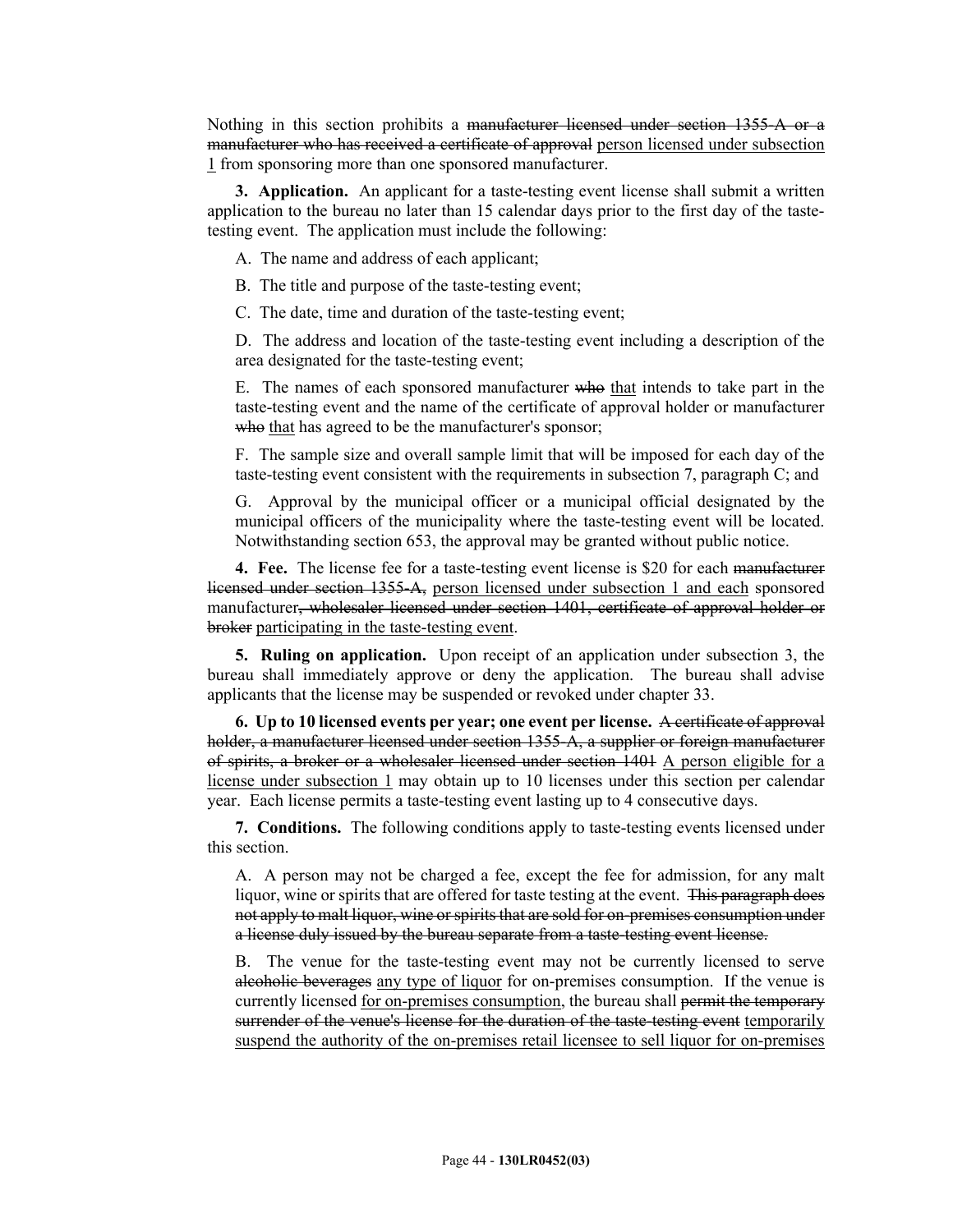Nothing in this section prohibits a ~~manufacturer licensed under section 1355-A or a manufacturer who has received a certificate of approval~~ <u>person licensed under subsection 1</u> from sponsoring more than one sponsored manufacturer.

**3. Application.** An applicant for a taste-testing event license shall submit a written application to the bureau no later than 15 calendar days prior to the first day of the taste-testing event. The application must include the following:

A. The name and address of each applicant;

B. The title and purpose of the taste-testing event;

C. The date, time and duration of the taste-testing event;

D. The address and location of the taste-testing event including a description of the area designated for the taste-testing event;

E. The names of each sponsored manufacturer ~~who~~ <u>that</u> intends to take part in the taste-testing event and the name of the certificate of approval holder or manufacturer ~~who~~ <u>that</u> has agreed to be the manufacturer's sponsor;

F. The sample size and overall sample limit that will be imposed for each day of the taste-testing event consistent with the requirements in subsection 7, paragraph C; and

G. Approval by the municipal officer or a municipal official designated by the municipal officers of the municipality where the taste-testing event will be located. Notwithstanding section 653, the approval may be granted without public notice.

**4. Fee.** The license fee for a taste-testing event license is $20 for each ~~manufacturer licensed under section 1355-A,~~ <u>person licensed under subsection 1 and each</u> sponsored manufacturer~~, wholesaler licensed under section 1401, certificate of approval holder or broker~~ <u>participating in the taste-testing event</u>.

**5. Ruling on application.** Upon receipt of an application under subsection 3, the bureau shall immediately approve or deny the application. The bureau shall advise applicants that the license may be suspended or revoked under chapter 33.

**6. Up to 10 licensed events per year; one event per license.** ~~A certificate of approval holder, a manufacturer licensed under section 1355-A, a supplier or foreign manufacturer of spirits, a broker or a wholesaler licensed under section 1401~~ <u>A person eligible for a license under subsection 1</u> may obtain up to 10 licenses under this section per calendar year. Each license permits a taste-testing event lasting up to 4 consecutive days.

**7. Conditions.** The following conditions apply to taste-testing events licensed under this section.

A. A person may not be charged a fee, except the fee for admission, for any malt liquor, wine or spirits that are offered for taste testing at the event. ~~This paragraph does not apply to malt liquor, wine or spirits that are sold for on-premises consumption under a license duly issued by the bureau separate from a taste-testing event license.~~

B. The venue for the taste-testing event may not be currently licensed to serve ~~alcoholic beverages~~ <u>any type of liquor</u> for on-premises consumption. If the venue is currently licensed <u>for on-premises consumption</u>, the bureau shall ~~permit the temporary surrender of the venue's license for the duration of the taste-testing event~~ <u>temporarily suspend the authority of the on-premises retail licensee to sell liquor for on-premises</u>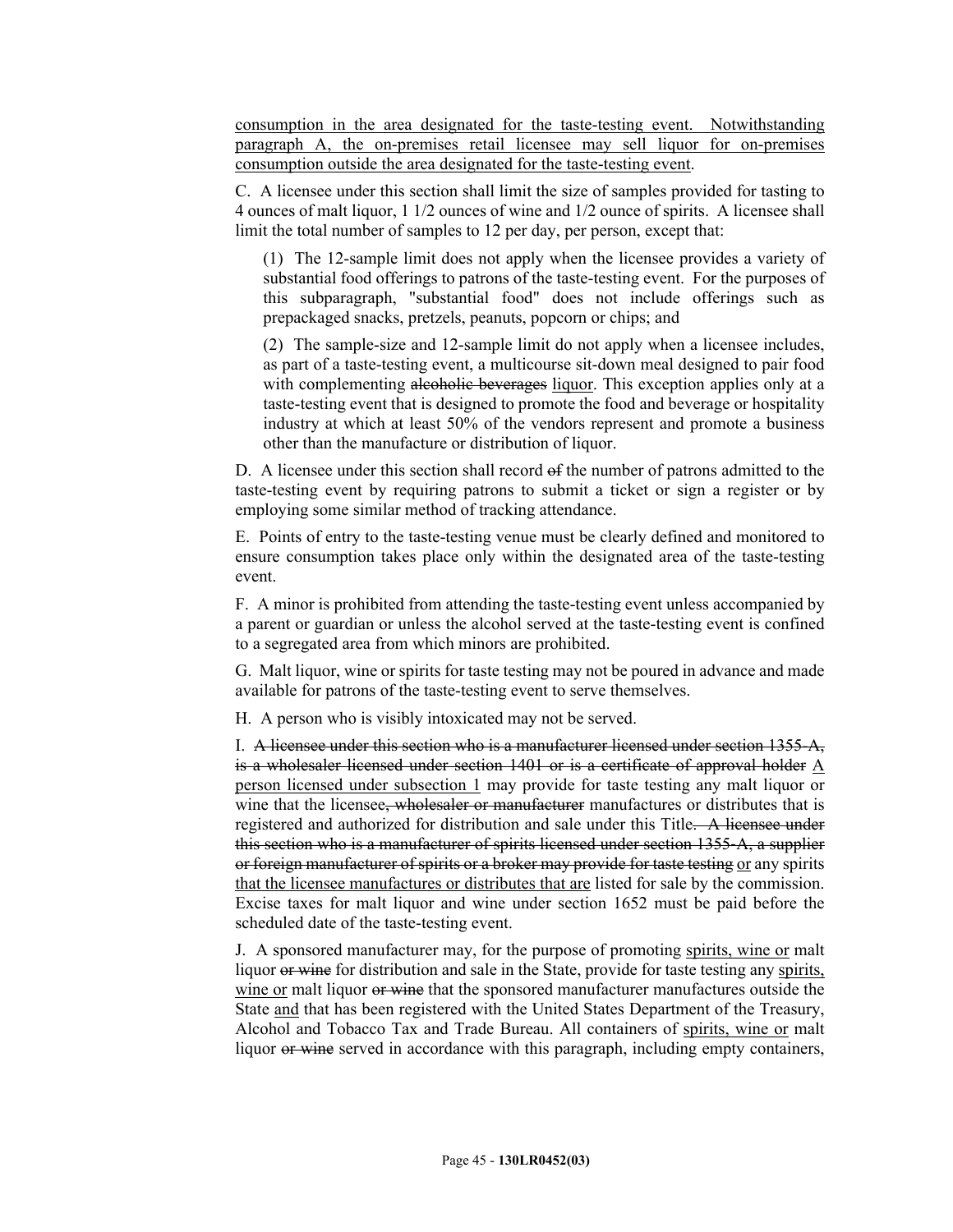consumption in the area designated for the taste-testing event. Notwithstanding paragraph A, the on-premises retail licensee may sell liquor for on-premises consumption outside the area designated for the taste-testing event.

C. A licensee under this section shall limit the size of samples provided for tasting to 4 ounces of malt liquor, 1 1/2 ounces of wine and 1/2 ounce of spirits. A licensee shall limit the total number of samples to 12 per day, per person, except that:

(1) The 12-sample limit does not apply when the licensee provides a variety of substantial food offerings to patrons of the taste-testing event. For the purposes of this subparagraph, "substantial food" does not include offerings such as prepackaged snacks, pretzels, peanuts, popcorn or chips; and

(2) The sample-size and 12-sample limit do not apply when a licensee includes, as part of a taste-testing event, a multicourse sit-down meal designed to pair food with complementing ~~alcoholic beverages~~ liquor. This exception applies only at a taste-testing event that is designed to promote the food and beverage or hospitality industry at which at least 50% of the vendors represent and promote a business other than the manufacture or distribution of liquor.

D. A licensee under this section shall record ~~of~~ the number of patrons admitted to the taste-testing event by requiring patrons to submit a ticket or sign a register or by employing some similar method of tracking attendance.

E. Points of entry to the taste-testing venue must be clearly defined and monitored to ensure consumption takes place only within the designated area of the taste-testing event.

F. A minor is prohibited from attending the taste-testing event unless accompanied by a parent or guardian or unless the alcohol served at the taste-testing event is confined to a segregated area from which minors are prohibited.

G. Malt liquor, wine or spirits for taste testing may not be poured in advance and made available for patrons of the taste-testing event to serve themselves.

H. A person who is visibly intoxicated may not be served.

I. ~~A licensee under this section who is a manufacturer licensed under section 1355-A, is a wholesaler licensed under section 1401 or is a certificate of approval holder~~ A person licensed under subsection 1 may provide for taste testing any malt liquor or wine that the licensee~~, wholesaler or manufacturer~~ manufactures or distributes that is registered and authorized for distribution and sale under this Title~~. A licensee under this section who is a manufacturer of spirits licensed under section 1355-A, a supplier or foreign manufacturer of spirits or a broker may provide for taste testing~~ or any spirits that the licensee manufactures or distributes that are listed for sale by the commission. Excise taxes for malt liquor and wine under section 1652 must be paid before the scheduled date of the taste-testing event.

J. A sponsored manufacturer may, for the purpose of promoting spirits, wine or malt liquor ~~or wine~~ for distribution and sale in the State, provide for taste testing any spirits, wine or malt liquor ~~or wine~~ that the sponsored manufacturer manufactures outside the State and that has been registered with the United States Department of the Treasury, Alcohol and Tobacco Tax and Trade Bureau. All containers of spirits, wine or malt liquor ~~or wine~~ served in accordance with this paragraph, including empty containers,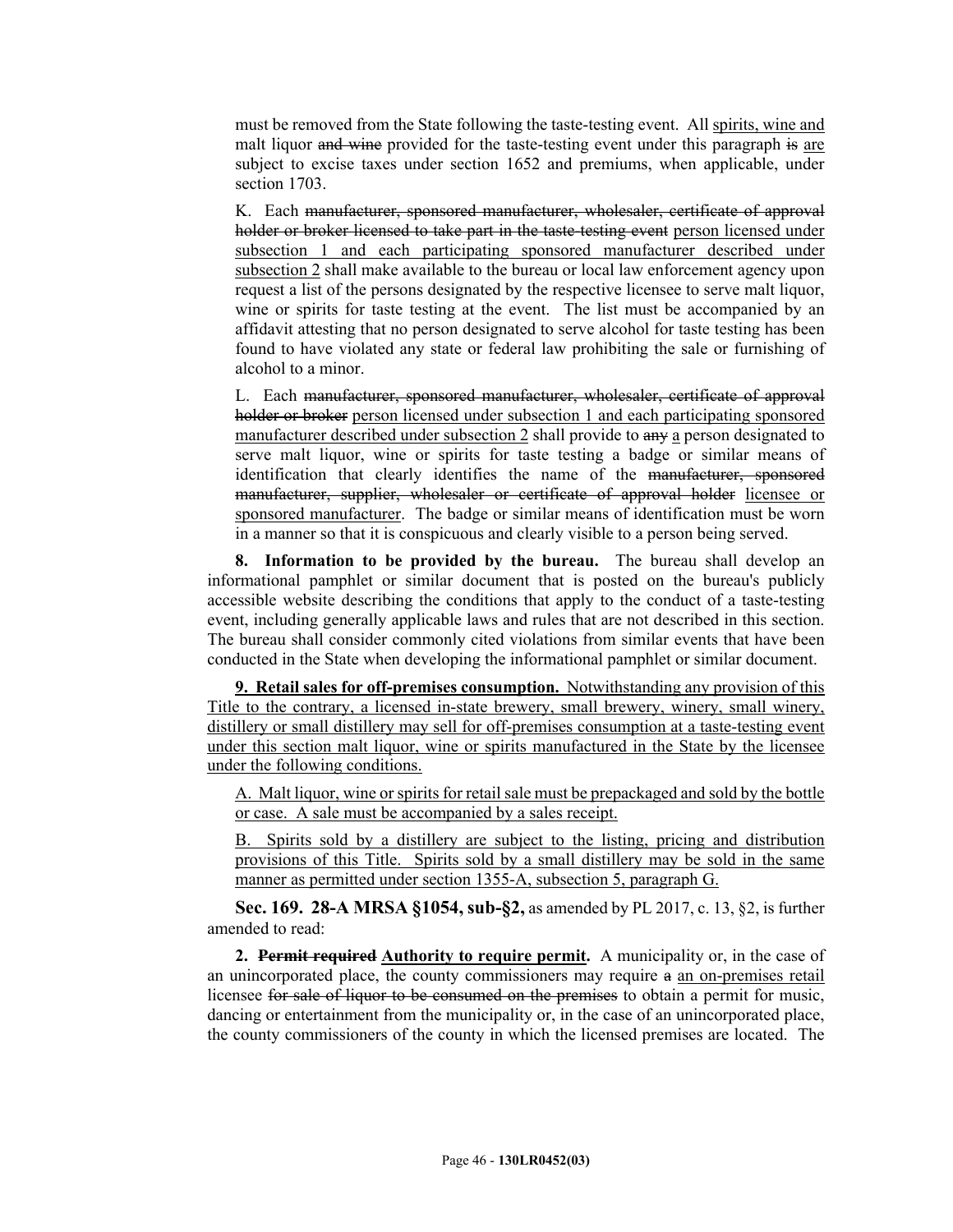must be removed from the State following the taste-testing event. All ~~and wine~~ spirits, wine and malt liquor ~~and wine~~ provided for the taste-testing event under this paragraph ~~is~~ are subject to excise taxes under section 1652 and premiums, when applicable, under section 1703.

K. Each ~~manufacturer, sponsored manufacturer, wholesaler, certificate of approval holder or broker licensed to take part in the taste-testing event~~ person licensed under subsection 1 and each participating sponsored manufacturer described under subsection 2 shall make available to the bureau or local law enforcement agency upon request a list of the persons designated by the respective licensee to serve malt liquor, wine or spirits for taste testing at the event. The list must be accompanied by an affidavit attesting that no person designated to serve alcohol for taste testing has been found to have violated any state or federal law prohibiting the sale or furnishing of alcohol to a minor.

L. Each ~~manufacturer, sponsored manufacturer, wholesaler, certificate of approval holder or broker~~ person licensed under subsection 1 and each participating sponsored manufacturer described under subsection 2 shall provide to ~~any~~ a person designated to serve malt liquor, wine or spirits for taste testing a badge or similar means of identification that clearly identifies the name of the ~~manufacturer, sponsored manufacturer, supplier, wholesaler or certificate of approval holder~~ licensee or sponsored manufacturer. The badge or similar means of identification must be worn in a manner so that it is conspicuous and clearly visible to a person being served.

**8. Information to be provided by the bureau.** The bureau shall develop an informational pamphlet or similar document that is posted on the bureau's publicly accessible website describing the conditions that apply to the conduct of a taste-testing event, including generally applicable laws and rules that are not described in this section. The bureau shall consider commonly cited violations from similar events that have been conducted in the State when developing the informational pamphlet or similar document.

**9. Retail sales for off-premises consumption.** Notwithstanding any provision of this Title to the contrary, a licensed in-state brewery, small brewery, winery, small winery, distillery or small distillery may sell for off-premises consumption at a taste-testing event under this section malt liquor, wine or spirits manufactured in the State by the licensee under the following conditions.

A. Malt liquor, wine or spirits for retail sale must be prepackaged and sold by the bottle or case. A sale must be accompanied by a sales receipt.

B. Spirits sold by a distillery are subject to the listing, pricing and distribution provisions of this Title. Spirits sold by a small distillery may be sold in the same manner as permitted under section 1355-A, subsection 5, paragraph G.

**Sec. 169. 28-A MRSA §1054, sub-§2,** as amended by PL 2017, c. 13, §2, is further amended to read:

**2. ~~Permit required~~ Authority to require permit.** A municipality or, in the case of an unincorporated place, the county commissioners may require ~~a~~ an on-premises retail licensee ~~for sale of liquor to be consumed on the premises~~ to obtain a permit for music, dancing or entertainment from the municipality or, in the case of an unincorporated place, the county commissioners of the county in which the licensed premises are located. The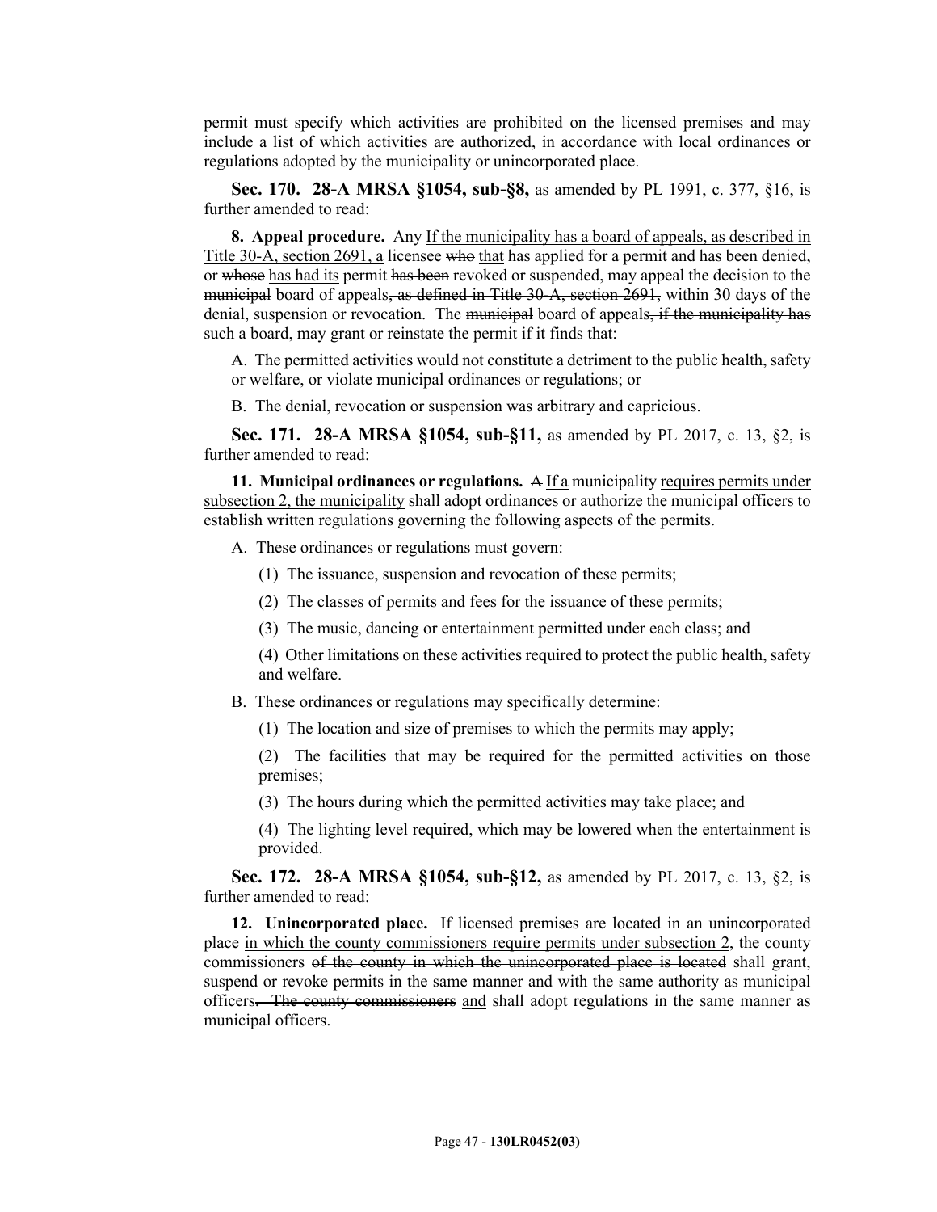permit must specify which activities are prohibited on the licensed premises and may include a list of which activities are authorized, in accordance with local ordinances or regulations adopted by the municipality or unincorporated place.

**Sec. 170. 28-A MRSA §1054, sub-§8,** as amended by PL 1991, c. 377, §16, is further amended to read:

**8. Appeal procedure.** ~~Any~~ <u>If the municipality has a board of appeals, as described in Title 30-A, section 2691, a</u> licensee ~~who~~ <u>that</u> has applied for a permit and has been denied, or ~~whose~~ <u>has had its</u> permit ~~has been~~ revoked or suspended, may appeal the decision to the ~~municipal~~ board of appeals~~, as defined in Title 30-A, section 2691,~~ within 30 days of the denial, suspension or revocation. The ~~municipal~~ board of appeals~~, if the municipality has such a board,~~ may grant or reinstate the permit if it finds that:

A. The permitted activities would not constitute a detriment to the public health, safety or welfare, or violate municipal ordinances or regulations; or

B. The denial, revocation or suspension was arbitrary and capricious.

**Sec. 171. 28-A MRSA §1054, sub-§11,** as amended by PL 2017, c. 13, §2, is further amended to read:

**11. Municipal ordinances or regulations.** ~~A~~ <u>If a</u> municipality <u>requires permits under subsection 2, the municipality</u> shall adopt ordinances or authorize the municipal officers to establish written regulations governing the following aspects of the permits.

A. These ordinances or regulations must govern:

(1) The issuance, suspension and revocation of these permits;

(2) The classes of permits and fees for the issuance of these permits;

(3) The music, dancing or entertainment permitted under each class; and

(4) Other limitations on these activities required to protect the public health, safety and welfare.

B. These ordinances or regulations may specifically determine:

(1) The location and size of premises to which the permits may apply;

(2) The facilities that may be required for the permitted activities on those premises;

(3) The hours during which the permitted activities may take place; and

(4) The lighting level required, which may be lowered when the entertainment is provided.

**Sec. 172. 28-A MRSA §1054, sub-§12,** as amended by PL 2017, c. 13, §2, is further amended to read:

**12. Unincorporated place.** If licensed premises are located in an unincorporated place <u>in which the county commissioners require permits under subsection 2</u>, the county commissioners ~~of the county in which the unincorporated place is located~~ shall grant, suspend or revoke permits in the same manner and with the same authority as municipal officers~~. The county commissioners~~ <u>and</u> shall adopt regulations in the same manner as municipal officers.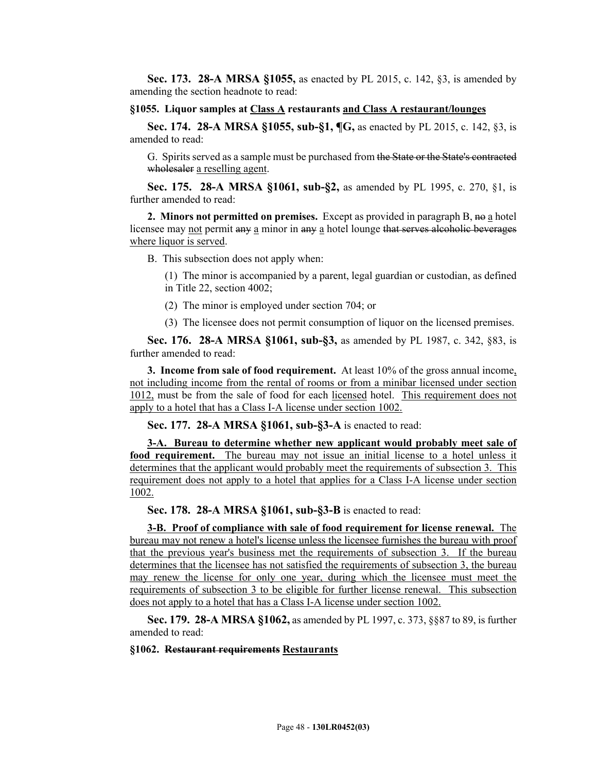**Sec. 173. 28-A MRSA §1055,** as enacted by PL 2015, c. 142, §3, is amended by amending the section headnote to read:

**§1055. Liquor samples at <u>Class A</u> restaurants <u>and Class A restaurant/lounges</u>**

**Sec. 174. 28-A MRSA §1055, sub-§1, ¶G,** as enacted by PL 2015, c. 142, §3, is amended to read:

G. Spirits served as a sample must be purchased from ~~the State or the State's contracted wholesaler~~ <u>a reselling agent</u>.

**Sec. 175. 28-A MRSA §1061, sub-§2,** as amended by PL 1995, c. 270, §1, is further amended to read:

**2. Minors not permitted on premises.** Except as provided in paragraph B, ~~no~~ <u>a</u> hotel licensee may <u>not</u> permit ~~any~~ <u>a</u> minor in ~~any~~ <u>a</u> hotel lounge ~~that serves alcoholic beverages~~ <u>where liquor is served</u>.

B. This subsection does not apply when:

(1) The minor is accompanied by a parent, legal guardian or custodian, as defined in Title 22, section 4002;

(2) The minor is employed under section 704; or

(3) The licensee does not permit consumption of liquor on the licensed premises.

**Sec. 176. 28-A MRSA §1061, sub-§3,** as amended by PL 1987, c. 342, §83, is further amended to read:

**3. Income from sale of food requirement.** At least 10% of the gross annual income<u>, not including income from the rental of rooms or from a minibar licensed under section 1012,</u> must be from the sale of food for each <u>licensed</u> hotel. <u>This requirement does not apply to a hotel that has a Class I-A license under section 1002.</u>

**Sec. 177. 28-A MRSA §1061, sub-§3-A** is enacted to read:

<u>**3-A. Bureau to determine whether new applicant would probably meet sale of food requirement.** The bureau may not issue an initial license to a hotel unless it determines that the applicant would probably meet the requirements of subsection 3. This requirement does not apply to a hotel that applies for a Class I-A license under section 1002.</u>

**Sec. 178. 28-A MRSA §1061, sub-§3-B** is enacted to read:

<u>**3-B. Proof of compliance with sale of food requirement for license renewal.** The bureau may not renew a hotel's license unless the licensee furnishes the bureau with proof that the previous year's business met the requirements of subsection 3. If the bureau determines that the licensee has not satisfied the requirements of subsection 3, the bureau may renew the license for only one year, during which the licensee must meet the requirements of subsection 3 to be eligible for further license renewal. This subsection does not apply to a hotel that has a Class I-A license under section 1002.</u>

**Sec. 179. 28-A MRSA §1062,** as amended by PL 1997, c. 373, §§87 to 89, is further amended to read:

**§1062. ~~Restaurant requirements~~ <u>Restaurants</u>**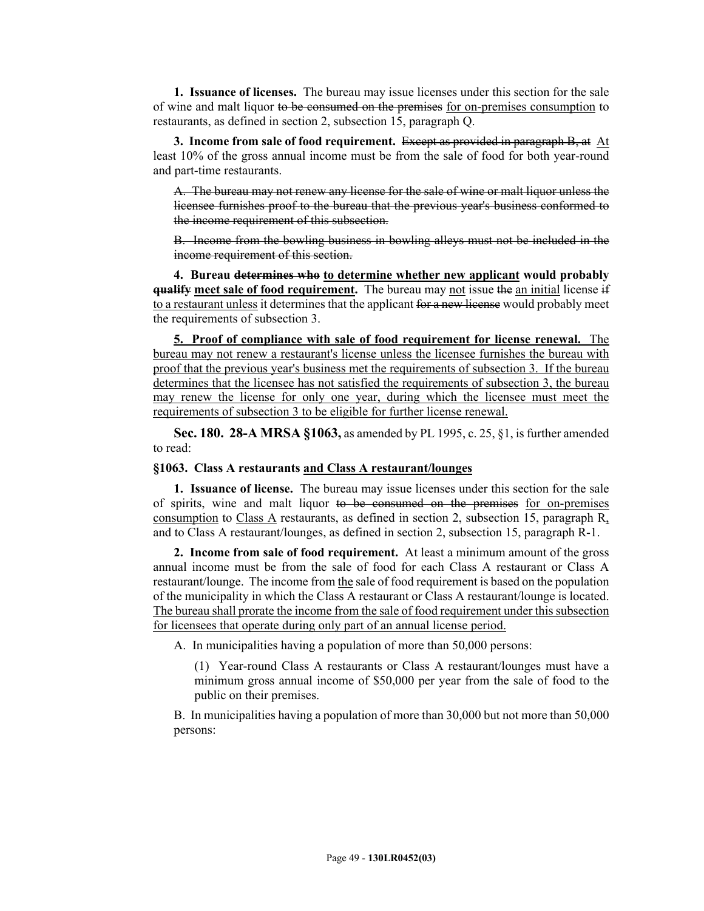**1. Issuance of licenses.** The bureau may issue licenses under this section for the sale of wine and malt liquor ~~to be consumed on the premises~~ <u>for on-premises consumption</u> to restaurants, as defined in section 2, subsection 15, paragraph Q.

**3. Income from sale of food requirement.** ~~Except as provided in paragraph B, at~~ <u>At</u> least 10% of the gross annual income must be from the sale of food for both year-round and part-time restaurants.

> ~~A. The bureau may not renew any license for the sale of wine or malt liquor unless the licensee furnishes proof to the bureau that the previous year's business conformed to the income requirement of this subsection.~~
>
> ~~B. Income from the bowling business in bowling alleys must not be included in the income requirement of this section.~~

**4. Bureau ~~determines who~~ <u>to determine whether new applicant</u> would probably ~~qualify~~ <u>meet sale of food requirement</u>.** The bureau may <u>not</u> issue ~~the~~ <u>an initial</u> license ~~if~~ <u>to a restaurant unless</u> it determines that the applicant ~~for a new license~~ would probably meet the requirements of subsection 3.

<u>**5. Proof of compliance with sale of food requirement for license renewal.** The bureau may not renew a restaurant's license unless the licensee furnishes the bureau with proof that the previous year's business met the requirements of subsection 3. If the bureau determines that the licensee has not satisfied the requirements of subsection 3, the bureau may renew the license for only one year, during which the licensee must meet the requirements of subsection 3 to be eligible for further license renewal.</u>

**Sec. 180. 28-A MRSA §1063,** as amended by PL 1995, c. 25, §1, is further amended to read:

**§1063. Class A restaurants <u>and Class A restaurant/lounges</u>**

**1. Issuance of license.** The bureau may issue licenses under this section for the sale of spirits, wine and malt liquor ~~to be consumed on the premises~~ <u>for on-premises consumption</u> to <u>Class A</u> restaurants, as defined in section 2, subsection 15, paragraph R<u>,</u> and to Class A restaurant/lounges, as defined in section 2, subsection 15, paragraph R-1.

**2. Income from sale of food requirement.** At least a minimum amount of the gross annual income must be from the sale of food for each Class A restaurant or Class A restaurant/lounge. The income from <u>the</u> sale of food requirement is based on the population of the municipality in which the Class A restaurant or Class A restaurant/lounge is located. <u>The bureau shall prorate the income from the sale of food requirement under this subsection for licensees that operate during only part of an annual license period.</u>

> A. In municipalities having a population of more than 50,000 persons:
>
> > (1) Year-round Class A restaurants or Class A restaurant/lounges must have a minimum gross annual income of $50,000 per year from the sale of food to the public on their premises.
>
> B. In municipalities having a population of more than 30,000 but not more than 50,000 persons: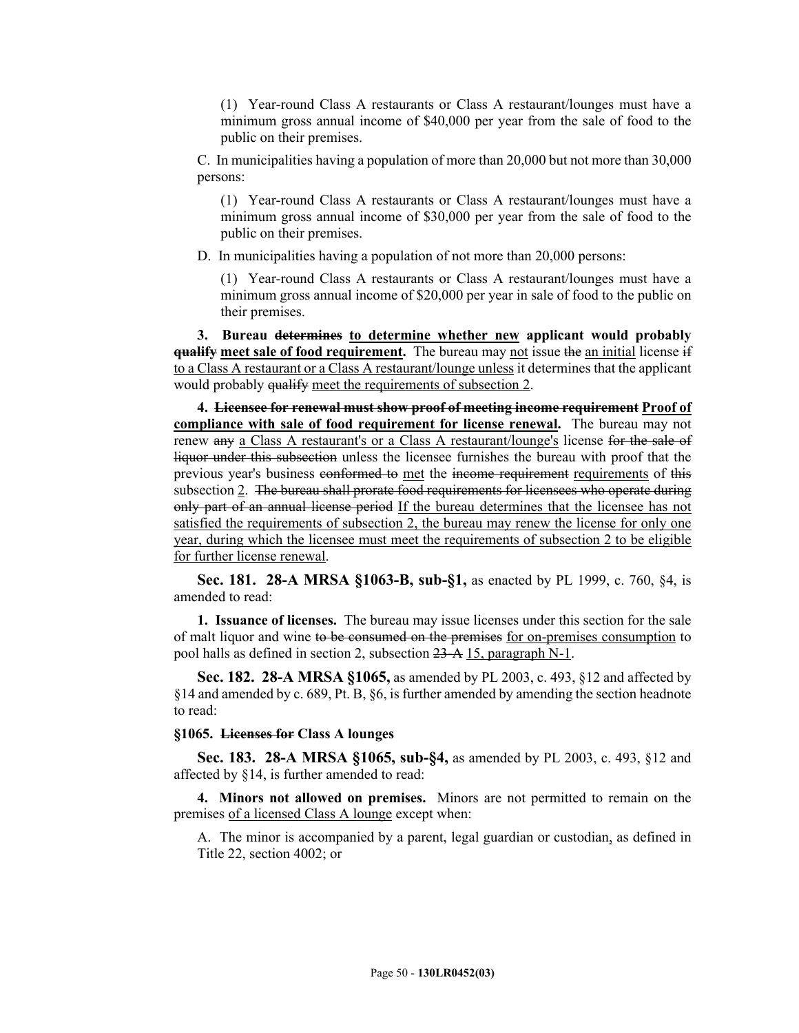(1) Year-round Class A restaurants or Class A restaurant/lounges must have a minimum gross annual income of $40,000 per year from the sale of food to the public on their premises.

C. In municipalities having a population of more than 20,000 but not more than 30,000 persons:

(1) Year-round Class A restaurants or Class A restaurant/lounges must have a minimum gross annual income of $30,000 per year from the sale of food to the public on their premises.

D. In municipalities having a population of not more than 20,000 persons:

(1) Year-round Class A restaurants or Class A restaurant/lounges must have a minimum gross annual income of $20,000 per year in sale of food to the public on their premises.

**3. Bureau ~~determines~~ to determine whether new applicant would probably ~~qualify~~ meet sale of food requirement.** The bureau may not issue ~~the~~ an initial license ~~if~~ to a Class A restaurant or a Class A restaurant/lounge unless it determines that the applicant would probably ~~qualify~~ meet the requirements of subsection 2.

**4. ~~Licensee for renewal must show proof of meeting income requirement~~ Proof of compliance with sale of food requirement for license renewal.** The bureau may not renew ~~any~~ a Class A restaurant's or a Class A restaurant/lounge's license ~~for the sale of liquor under this subsection~~ unless the licensee furnishes the bureau with proof that the previous year's business ~~conformed to~~ met the ~~income requirement~~ requirements of ~~this~~ subsection 2. ~~The bureau shall prorate food requirements for licensees who operate during only part of an annual license period~~ If the bureau determines that the licensee has not satisfied the requirements of subsection 2, the bureau may renew the license for only one year, during which the licensee must meet the requirements of subsection 2 to be eligible for further license renewal.

**Sec. 181. 28-A MRSA §1063-B, sub-§1,** as enacted by PL 1999, c. 760, §4, is amended to read:

**1. Issuance of licenses.** The bureau may issue licenses under this section for the sale of malt liquor and wine ~~to be consumed on the premises~~ for on-premises consumption to pool halls as defined in section 2, subsection ~~23-A~~ 15, paragraph N-1.

**Sec. 182. 28-A MRSA §1065,** as amended by PL 2003, c. 493, §12 and affected by §14 and amended by c. 689, Pt. B, §6, is further amended by amending the section headnote to read:

**§1065. ~~Licenses for~~ Class A lounges**

**Sec. 183. 28-A MRSA §1065, sub-§4,** as amended by PL 2003, c. 493, §12 and affected by §14, is further amended to read:

**4. Minors not allowed on premises.** Minors are not permitted to remain on the premises of a licensed Class A lounge except when:

A. The minor is accompanied by a parent, legal guardian or custodian, as defined in Title 22, section 4002; or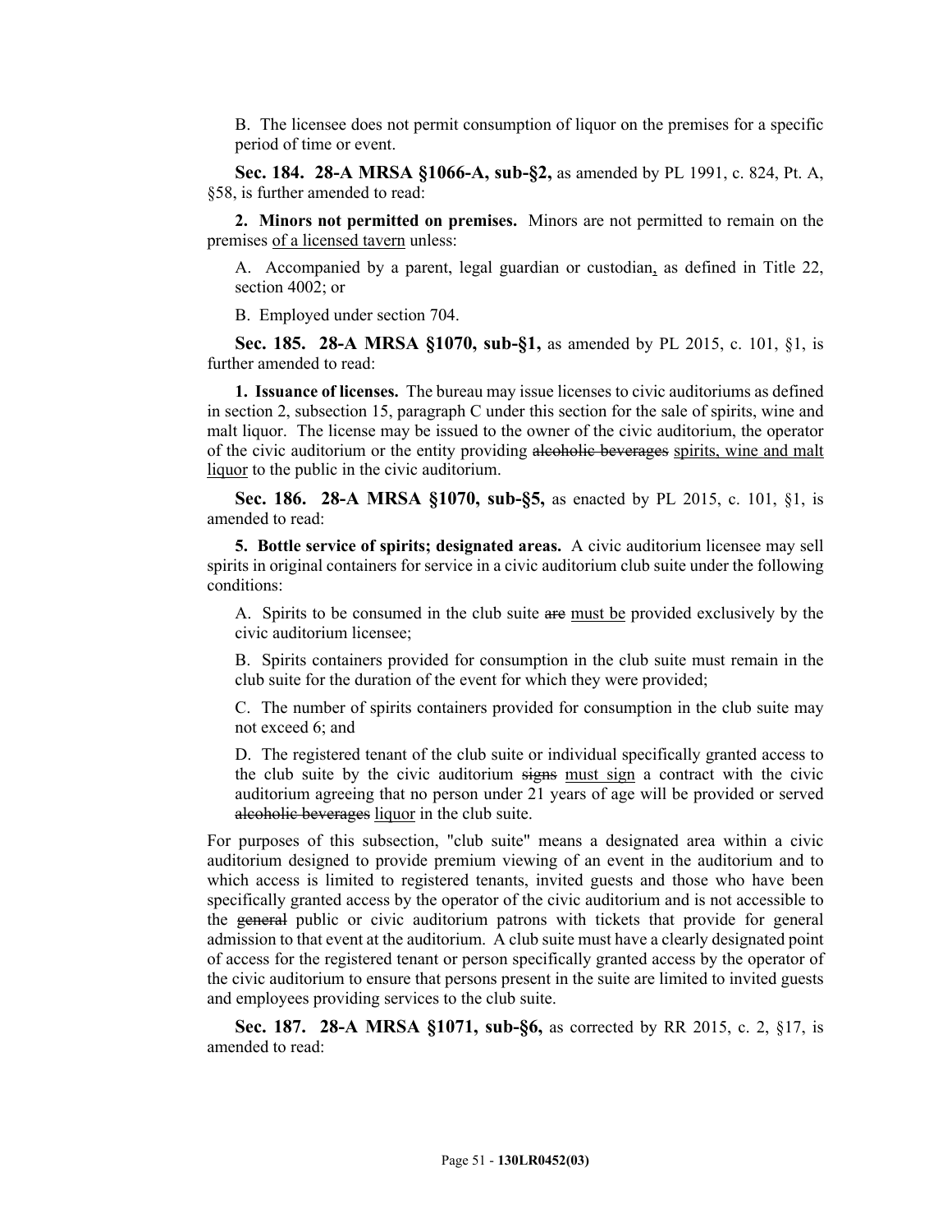B. The licensee does not permit consumption of liquor on the premises for a specific period of time or event.

**Sec. 184. 28-A MRSA §1066-A, sub-§2,** as amended by PL 1991, c. 824, Pt. A, §58, is further amended to read:

**2. Minors not permitted on premises.** Minors are not permitted to remain on the premises <u>of a licensed tavern</u> unless:

A. Accompanied by a parent, legal guardian or custodian<u>,</u> as defined in Title 22, section 4002; or

B. Employed under section 704.

**Sec. 185. 28-A MRSA §1070, sub-§1,** as amended by PL 2015, c. 101, §1, is further amended to read:

**1. Issuance of licenses.** The bureau may issue licenses to civic auditoriums as defined in section 2, subsection 15, paragraph C under this section for the sale of spirits, wine and malt liquor. The license may be issued to the owner of the civic auditorium, the operator of the civic auditorium or the entity providing ~~alcoholic beverages~~ <u>spirits, wine and malt liquor</u> to the public in the civic auditorium.

**Sec. 186. 28-A MRSA §1070, sub-§5,** as enacted by PL 2015, c. 101, §1, is amended to read:

**5. Bottle service of spirits; designated areas.** A civic auditorium licensee may sell spirits in original containers for service in a civic auditorium club suite under the following conditions:

A. Spirits to be consumed in the club suite ~~are~~ <u>must be</u> provided exclusively by the civic auditorium licensee;

B. Spirits containers provided for consumption in the club suite must remain in the club suite for the duration of the event for which they were provided;

C. The number of spirits containers provided for consumption in the club suite may not exceed 6; and

D. The registered tenant of the club suite or individual specifically granted access to the club suite by the civic auditorium ~~signs~~ <u>must sign</u> a contract with the civic auditorium agreeing that no person under 21 years of age will be provided or served ~~alcoholic beverages~~ <u>liquor</u> in the club suite.

For purposes of this subsection, "club suite" means a designated area within a civic auditorium designed to provide premium viewing of an event in the auditorium and to which access is limited to registered tenants, invited guests and those who have been specifically granted access by the operator of the civic auditorium and is not accessible to the ~~general~~ public or civic auditorium patrons with tickets that provide for general admission to that event at the auditorium. A club suite must have a clearly designated point of access for the registered tenant or person specifically granted access by the operator of the civic auditorium to ensure that persons present in the suite are limited to invited guests and employees providing services to the club suite.

**Sec. 187. 28-A MRSA §1071, sub-§6,** as corrected by RR 2015, c. 2, §17, is amended to read: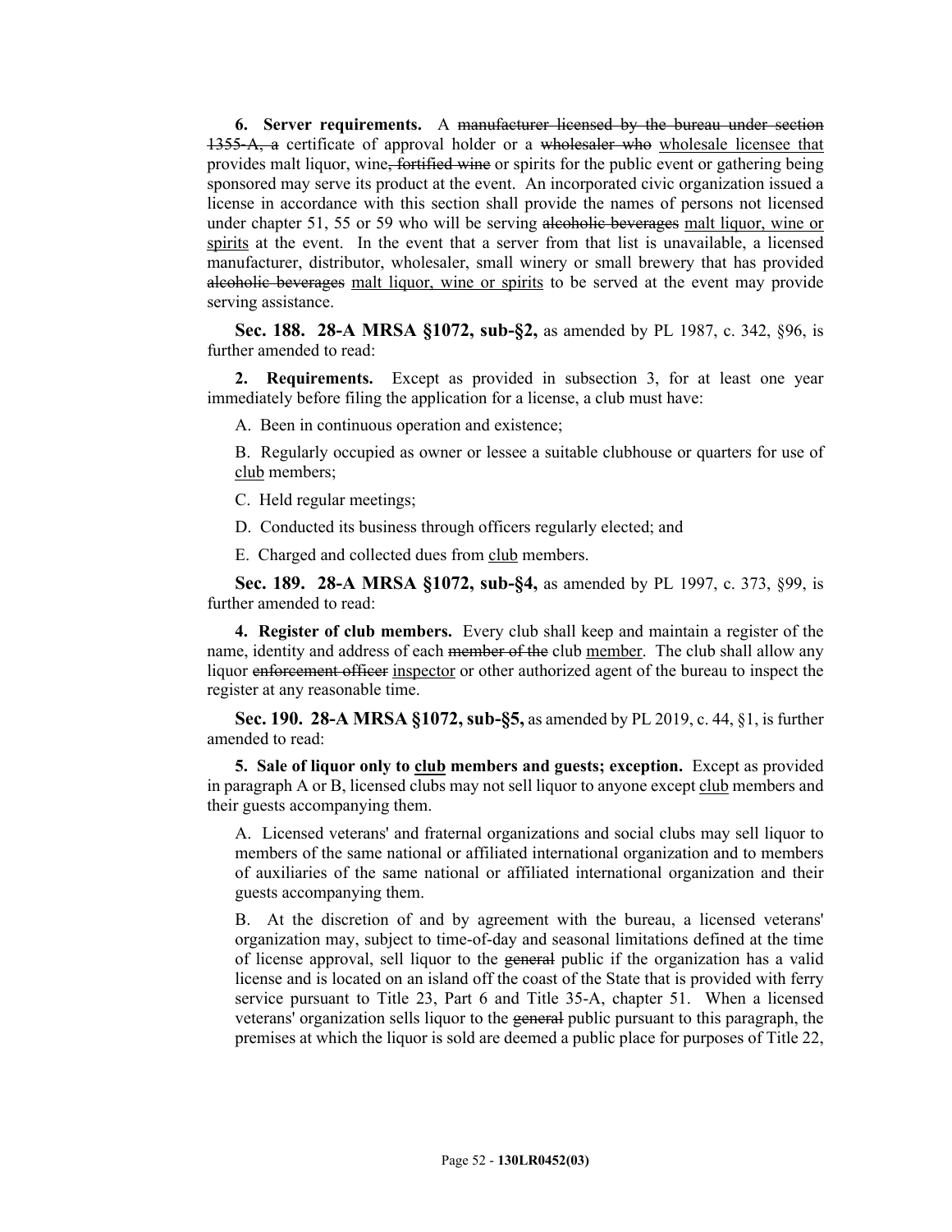**6. Server requirements.** A ~~manufacturer licensed by the bureau under section 1355-A, a~~ certificate of approval holder or a ~~wholesaler who~~ <u>wholesale licensee that</u> provides malt liquor, wine~~, fortified wine~~ or spirits for the public event or gathering being sponsored may serve its product at the event. An incorporated civic organization issued a license in accordance with this section shall provide the names of persons not licensed under chapter 51, 55 or 59 who will be serving ~~alcoholic beverages~~ <u>malt liquor, wine or spirits</u> at the event. In the event that a server from that list is unavailable, a licensed manufacturer, distributor, wholesaler, small winery or small brewery that has provided ~~alcoholic beverages~~ <u>malt liquor, wine or spirits</u> to be served at the event may provide serving assistance.

**Sec. 188. 28-A MRSA §1072, sub-§2,** as amended by PL 1987, c. 342, §96, is further amended to read:

**2. Requirements.** Except as provided in subsection 3, for at least one year immediately before filing the application for a license, a club must have:

A. Been in continuous operation and existence;

B. Regularly occupied as owner or lessee a suitable clubhouse or quarters for use of <u>club</u> members;

C. Held regular meetings;

D. Conducted its business through officers regularly elected; and

E. Charged and collected dues from <u>club</u> members.

**Sec. 189. 28-A MRSA §1072, sub-§4,** as amended by PL 1997, c. 373, §99, is further amended to read:

**4. Register of club members.** Every club shall keep and maintain a register of the name, identity and address of each ~~member of the~~ club <u>member</u>. The club shall allow any liquor ~~enforcement officer~~ <u>inspector</u> or other authorized agent of the bureau to inspect the register at any reasonable time.

**Sec. 190. 28-A MRSA §1072, sub-§5,** as amended by PL 2019, c. 44, §1, is further amended to read:

**5. Sale of liquor only to <u>club</u> members and guests; exception.** Except as provided in paragraph A or B, licensed clubs may not sell liquor to anyone except <u>club</u> members and their guests accompanying them.

A. Licensed veterans' and fraternal organizations and social clubs may sell liquor to members of the same national or affiliated international organization and to members of auxiliaries of the same national or affiliated international organization and their guests accompanying them.

B. At the discretion of and by agreement with the bureau, a licensed veterans' organization may, subject to time-of-day and seasonal limitations defined at the time of license approval, sell liquor to the ~~general~~ public if the organization has a valid license and is located on an island off the coast of the State that is provided with ferry service pursuant to Title 23, Part 6 and Title 35-A, chapter 51. When a licensed veterans' organization sells liquor to the ~~general~~ public pursuant to this paragraph, the premises at which the liquor is sold are deemed a public place for purposes of Title 22,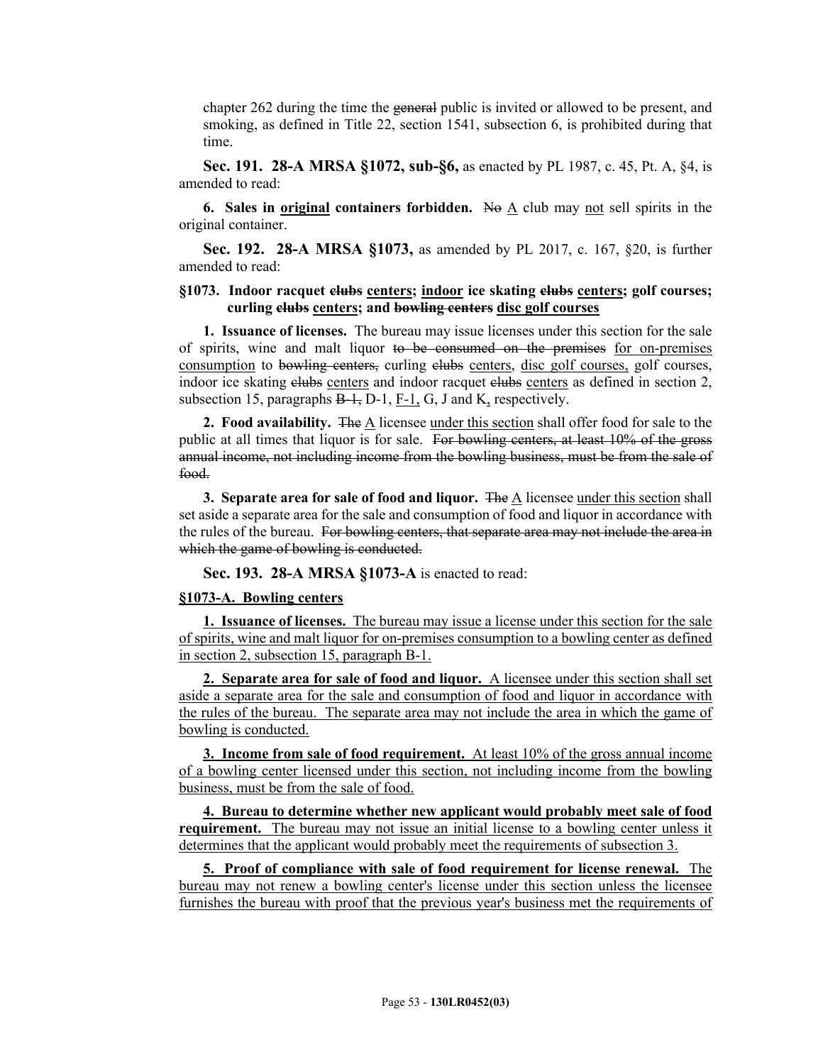chapter 262 during the time the ~~general~~ public is invited or allowed to be present, and smoking, as defined in Title 22, section 1541, subsection 6, is prohibited during that time.

**Sec. 191. 28-A MRSA §1072, sub-§6,** as enacted by PL 1987, c. 45, Pt. A, §4, is amended to read:

**6. Sales in <u>original</u> containers forbidden.** ~~No~~ <u>A</u> club may <u>not</u> sell spirits in the original container.

**Sec. 192. 28-A MRSA §1073,** as amended by PL 2017, c. 167, §20, is further amended to read:

**§1073. Indoor racquet ~~clubs~~ <u>centers</u>; <u>indoor</u> ice skating ~~clubs~~ <u>centers</u>; golf courses; curling ~~clubs~~ <u>centers</u>; and ~~bowling centers~~ <u>disc golf courses</u>**

**1. Issuance of licenses.** The bureau may issue licenses under this section for the sale of spirits, wine and malt liquor ~~to be consumed on the premises~~ <u>for on-premises consumption</u> to ~~bowling centers,~~ curling ~~clubs~~ <u>centers</u>, <u>disc golf courses,</u> golf courses, indoor ice skating ~~clubs~~ <u>centers</u> and indoor racquet ~~clubs~~ <u>centers</u> as defined in section 2, subsection 15, paragraphs ~~B-1,~~ D-1, <u>F-1,</u> G, J and K<u>,</u> respectively.

**2. Food availability.** ~~The~~ <u>A</u> licensee <u>under this section</u> shall offer food for sale to the public at all times that liquor is for sale. ~~For bowling centers, at least 10% of the gross annual income, not including income from the bowling business, must be from the sale of food.~~

**3. Separate area for sale of food and liquor.** ~~The~~ <u>A</u> licensee <u>under this section</u> shall set aside a separate area for the sale and consumption of food and liquor in accordance with the rules of the bureau. ~~For bowling centers, that separate area may not include the area in which the game of bowling is conducted.~~

**Sec. 193. 28-A MRSA §1073-A** is enacted to read:

<u>**§1073-A. Bowling centers**</u>

<u>**1. Issuance of licenses.** The bureau may issue a license under this section for the sale of spirits, wine and malt liquor for on-premises consumption to a bowling center as defined in section 2, subsection 15, paragraph B-1.</u>

<u>**2. Separate area for sale of food and liquor.** A licensee under this section shall set aside a separate area for the sale and consumption of food and liquor in accordance with the rules of the bureau. The separate area may not include the area in which the game of bowling is conducted.</u>

<u>**3. Income from sale of food requirement.** At least 10% of the gross annual income of a bowling center licensed under this section, not including income from the bowling business, must be from the sale of food.</u>

<u>**4. Bureau to determine whether new applicant would probably meet sale of food requirement.** The bureau may not issue an initial license to a bowling center unless it determines that the applicant would probably meet the requirements of subsection 3.</u>

<u>**5. Proof of compliance with sale of food requirement for license renewal.** The bureau may not renew a bowling center's license under this section unless the licensee furnishes the bureau with proof that the previous year's business met the requirements of</u>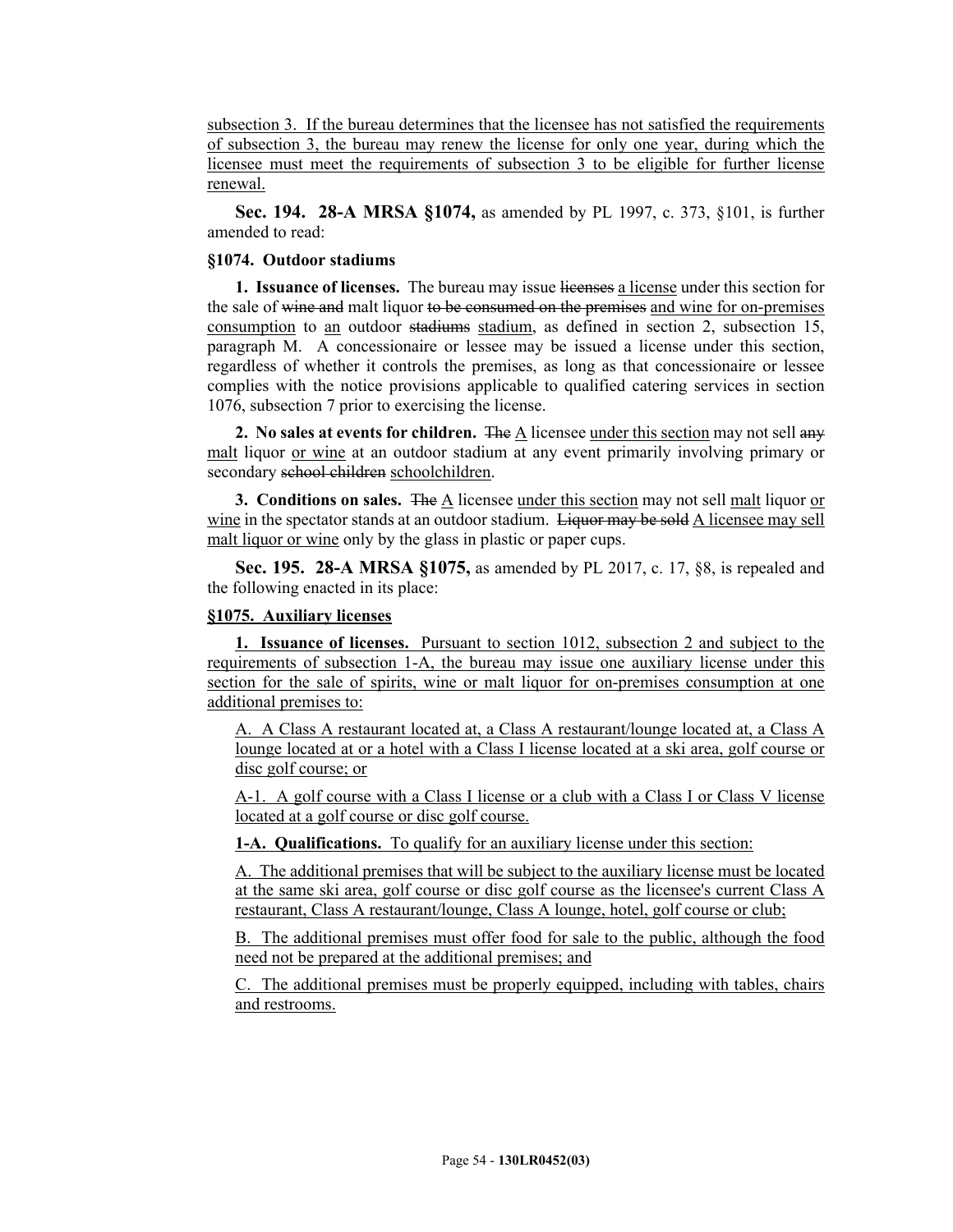subsection 3. If the bureau determines that the licensee has not satisfied the requirements of subsection 3, the bureau may renew the license for only one year, during which the licensee must meet the requirements of subsection 3 to be eligible for further license renewal.

**Sec. 194. 28-A MRSA §1074,** as amended by PL 1997, c. 373, §101, is further amended to read:

**§1074. Outdoor stadiums**

**1. Issuance of licenses.** The bureau may issue ~~licenses~~ a license under this section for the sale of ~~wine and~~ malt liquor ~~to be consumed on the premises~~ and wine for on-premises consumption to an outdoor ~~stadiums~~ stadium, as defined in section 2, subsection 15, paragraph M. A concessionaire or lessee may be issued a license under this section, regardless of whether it controls the premises, as long as that concessionaire or lessee complies with the notice provisions applicable to qualified catering services in section 1076, subsection 7 prior to exercising the license.

**2. No sales at events for children.** ~~The~~ A licensee under this section may not sell ~~any~~ malt liquor or wine at an outdoor stadium at any event primarily involving primary or secondary ~~school children~~ schoolchildren.

**3. Conditions on sales.** ~~The~~ A licensee under this section may not sell malt liquor or wine in the spectator stands at an outdoor stadium. ~~Liquor may be sold~~ A licensee may sell malt liquor or wine only by the glass in plastic or paper cups.

**Sec. 195. 28-A MRSA §1075,** as amended by PL 2017, c. 17, §8, is repealed and the following enacted in its place:

**§1075. Auxiliary licenses**

**1. Issuance of licenses.** Pursuant to section 1012, subsection 2 and subject to the requirements of subsection 1-A, the bureau may issue one auxiliary license under this section for the sale of spirits, wine or malt liquor for on-premises consumption at one additional premises to:

A. A Class A restaurant located at, a Class A restaurant/lounge located at, a Class A lounge located at or a hotel with a Class I license located at a ski area, golf course or disc golf course; or

A-1. A golf course with a Class I license or a club with a Class I or Class V license located at a golf course or disc golf course.

**1-A. Qualifications.** To qualify for an auxiliary license under this section:

A. The additional premises that will be subject to the auxiliary license must be located at the same ski area, golf course or disc golf course as the licensee's current Class A restaurant, Class A restaurant/lounge, Class A lounge, hotel, golf course or club;

B. The additional premises must offer food for sale to the public, although the food need not be prepared at the additional premises; and

C. The additional premises must be properly equipped, including with tables, chairs and restrooms.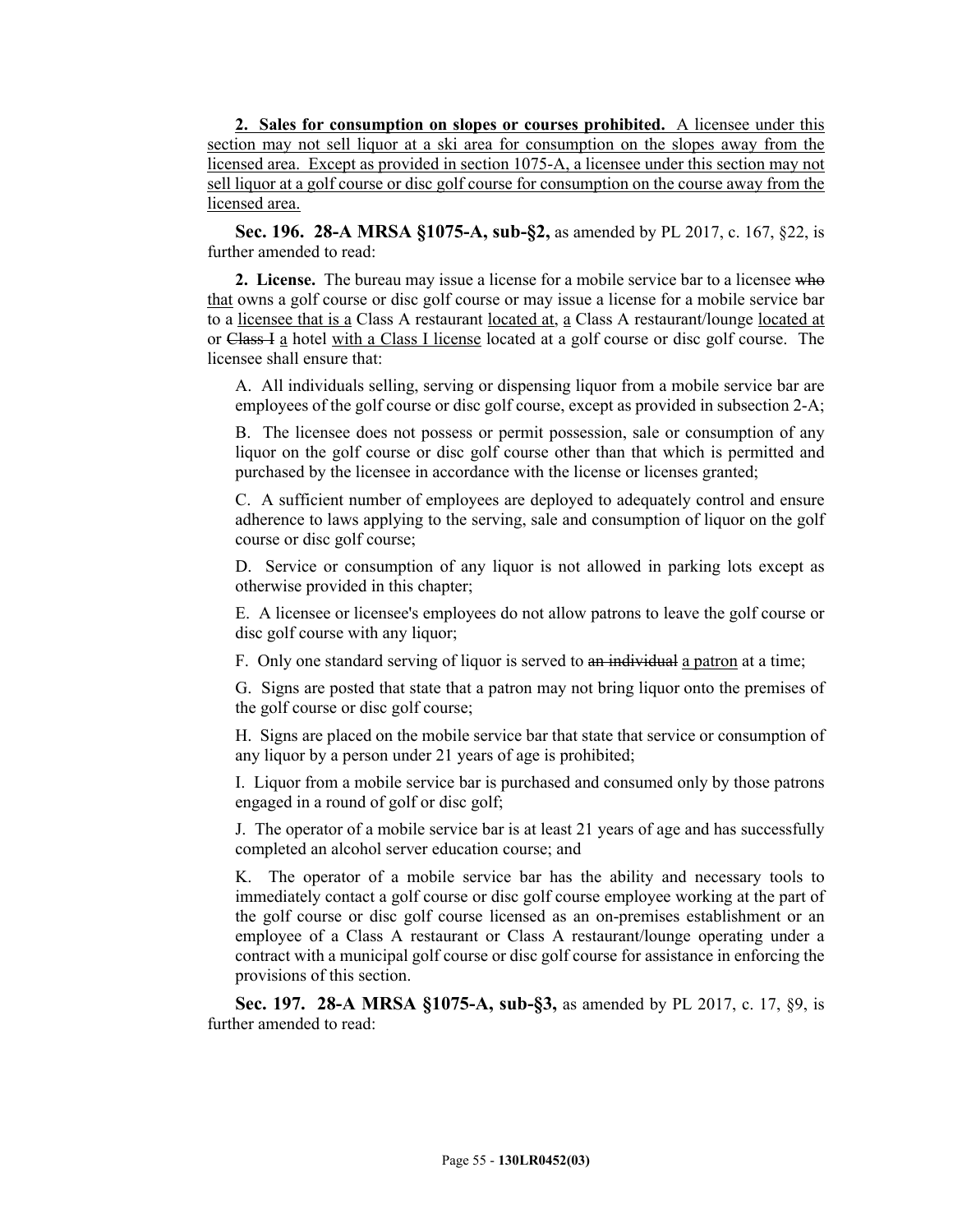**2. Sales for consumption on slopes or courses prohibited.** A licensee under this section may not sell liquor at a ski area for consumption on the slopes away from the licensed area. Except as provided in section 1075-A, a licensee under this section may not sell liquor at a golf course or disc golf course for consumption on the course away from the licensed area.

**Sec. 196. 28-A MRSA §1075-A, sub-§2,** as amended by PL 2017, c. 167, §22, is further amended to read:

**2. License.** The bureau may issue a license for a mobile service bar to a licensee ~~who~~ that owns a golf course or disc golf course or may issue a license for a mobile service bar to a licensee that is a Class A restaurant located at, a Class A restaurant/lounge located at or ~~Class I~~ a hotel with a Class I license located at a golf course or disc golf course. The licensee shall ensure that:

A. All individuals selling, serving or dispensing liquor from a mobile service bar are employees of the golf course or disc golf course, except as provided in subsection 2-A;

B. The licensee does not possess or permit possession, sale or consumption of any liquor on the golf course or disc golf course other than that which is permitted and purchased by the licensee in accordance with the license or licenses granted;

C. A sufficient number of employees are deployed to adequately control and ensure adherence to laws applying to the serving, sale and consumption of liquor on the golf course or disc golf course;

D. Service or consumption of any liquor is not allowed in parking lots except as otherwise provided in this chapter;

E. A licensee or licensee's employees do not allow patrons to leave the golf course or disc golf course with any liquor;

F. Only one standard serving of liquor is served to ~~an individual~~ a patron at a time;

G. Signs are posted that state that a patron may not bring liquor onto the premises of the golf course or disc golf course;

H. Signs are placed on the mobile service bar that state that service or consumption of any liquor by a person under 21 years of age is prohibited;

I. Liquor from a mobile service bar is purchased and consumed only by those patrons engaged in a round of golf or disc golf;

J. The operator of a mobile service bar is at least 21 years of age and has successfully completed an alcohol server education course; and

K. The operator of a mobile service bar has the ability and necessary tools to immediately contact a golf course or disc golf course employee working at the part of the golf course or disc golf course licensed as an on-premises establishment or an employee of a Class A restaurant or Class A restaurant/lounge operating under a contract with a municipal golf course or disc golf course for assistance in enforcing the provisions of this section.

**Sec. 197. 28-A MRSA §1075-A, sub-§3,** as amended by PL 2017, c. 17, §9, is further amended to read: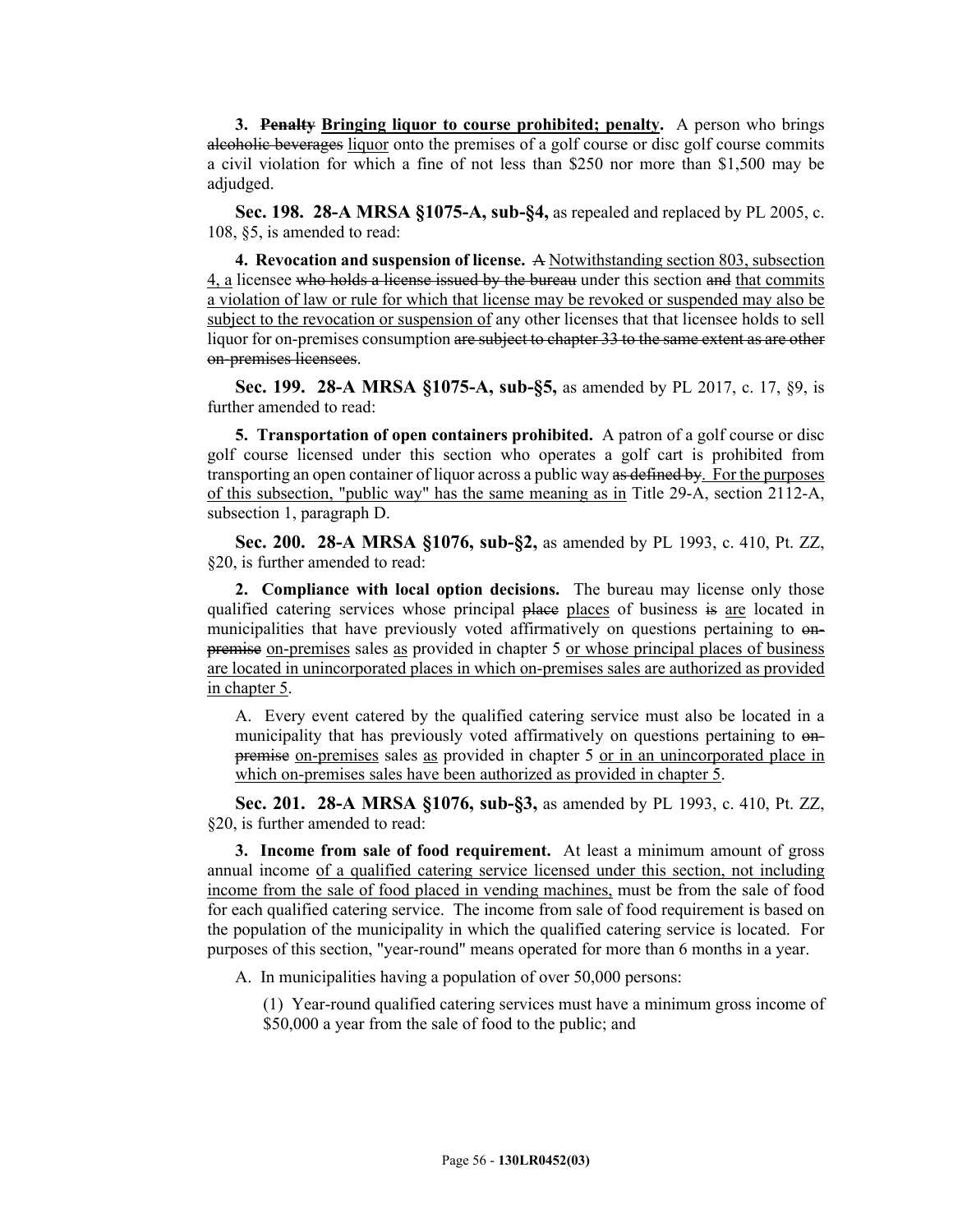**3. ~~Penalty~~ Bringing liquor to course prohibited; penalty.** A person who brings ~~alcoholic beverages~~ liquor onto the premises of a golf course or disc golf course commits a civil violation for which a fine of not less than $250 nor more than $1,500 may be adjudged.

**Sec. 198. 28-A MRSA §1075-A, sub-§4,** as repealed and replaced by PL 2005, c. 108, §5, is amended to read:

**4. Revocation and suspension of license.** ~~A~~ Notwithstanding section 803, subsection 4, a licensee ~~who holds a license issued by the bureau~~ under this section ~~and~~ that commits a violation of law or rule for which that license may be revoked or suspended may also be subject to the revocation or suspension of any other licenses that that licensee holds to sell liquor for on-premises consumption ~~are subject to chapter 33 to the same extent as are other on-premises licensees~~.

**Sec. 199. 28-A MRSA §1075-A, sub-§5,** as amended by PL 2017, c. 17, §9, is further amended to read:

**5. Transportation of open containers prohibited.** A patron of a golf course or disc golf course licensed under this section who operates a golf cart is prohibited from transporting an open container of liquor across a public way ~~as defined by~~. For the purposes of this subsection, "public way" has the same meaning as in Title 29-A, section 2112-A, subsection 1, paragraph D.

**Sec. 200. 28-A MRSA §1076, sub-§2,** as amended by PL 1993, c. 410, Pt. ZZ, §20, is further amended to read:

**2. Compliance with local option decisions.** The bureau may license only those qualified catering services whose principal ~~place~~ places of business ~~is~~ are located in municipalities that have previously voted affirmatively on questions pertaining to ~~on-premise~~ on-premises sales as provided in chapter 5 or whose principal places of business are located in unincorporated places in which on-premises sales are authorized as provided in chapter 5.

A. Every event catered by the qualified catering service must also be located in a municipality that has previously voted affirmatively on questions pertaining to ~~on-premise~~ on-premises sales as provided in chapter 5 or in an unincorporated place in which on-premises sales have been authorized as provided in chapter 5.

**Sec. 201. 28-A MRSA §1076, sub-§3,** as amended by PL 1993, c. 410, Pt. ZZ, §20, is further amended to read:

**3. Income from sale of food requirement.** At least a minimum amount of gross annual income of a qualified catering service licensed under this section, not including income from the sale of food placed in vending machines, must be from the sale of food for each qualified catering service. The income from sale of food requirement is based on the population of the municipality in which the qualified catering service is located. For purposes of this section, "year-round" means operated for more than 6 months in a year.

A. In municipalities having a population of over 50,000 persons:

(1) Year-round qualified catering services must have a minimum gross income of $50,000 a year from the sale of food to the public; and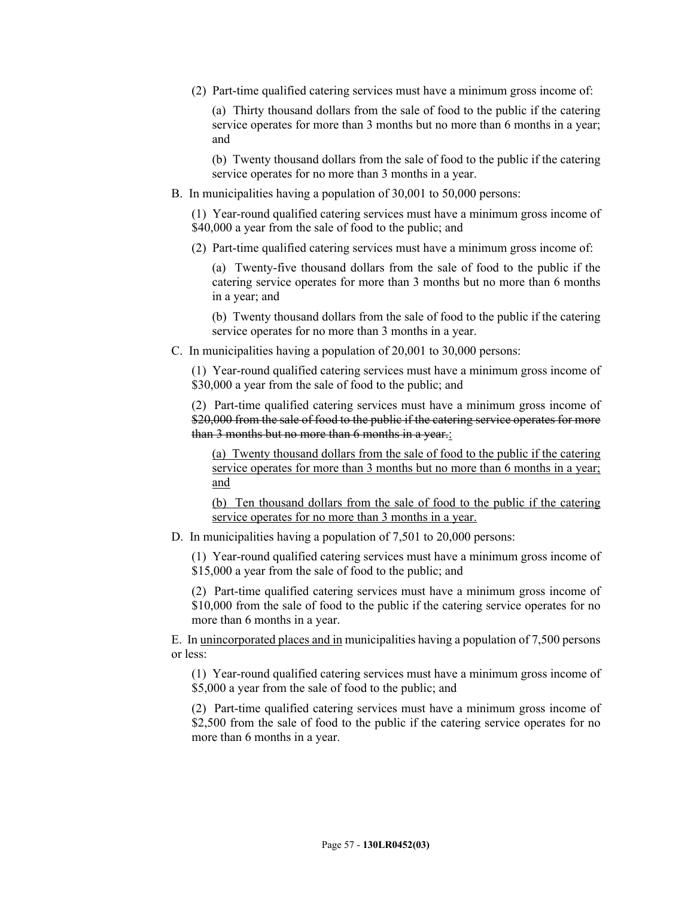(2) Part-time qualified catering services must have a minimum gross income of:

(a) Thirty thousand dollars from the sale of food to the public if the catering service operates for more than 3 months but no more than 6 months in a year; and

(b) Twenty thousand dollars from the sale of food to the public if the catering service operates for no more than 3 months in a year.

B. In municipalities having a population of 30,001 to 50,000 persons:

(1) Year-round qualified catering services must have a minimum gross income of $40,000 a year from the sale of food to the public; and

(2) Part-time qualified catering services must have a minimum gross income of:

(a) Twenty-five thousand dollars from the sale of food to the public if the catering service operates for more than 3 months but no more than 6 months in a year; and

(b) Twenty thousand dollars from the sale of food to the public if the catering service operates for no more than 3 months in a year.

C. In municipalities having a population of 20,001 to 30,000 persons:

(1) Year-round qualified catering services must have a minimum gross income of $30,000 a year from the sale of food to the public; and

(2) Part-time qualified catering services must have a minimum gross income of ~~$20,000 from the sale of food to the public if the catering service operates for more than 3 months but no more than 6 months in a year.~~<u>:</u>

<u>(a) Twenty thousand dollars from the sale of food to the public if the catering service operates for more than 3 months but no more than 6 months in a year; and</u>

<u>(b) Ten thousand dollars from the sale of food to the public if the catering service operates for no more than 3 months in a year.</u>

D. In municipalities having a population of 7,501 to 20,000 persons:

(1) Year-round qualified catering services must have a minimum gross income of $15,000 a year from the sale of food to the public; and

(2) Part-time qualified catering services must have a minimum gross income of $10,000 from the sale of food to the public if the catering service operates for no more than 6 months in a year.

E. In <u>unincorporated places and in</u> municipalities having a population of 7,500 persons or less:

(1) Year-round qualified catering services must have a minimum gross income of $5,000 a year from the sale of food to the public; and

(2) Part-time qualified catering services must have a minimum gross income of $2,500 from the sale of food to the public if the catering service operates for no more than 6 months in a year.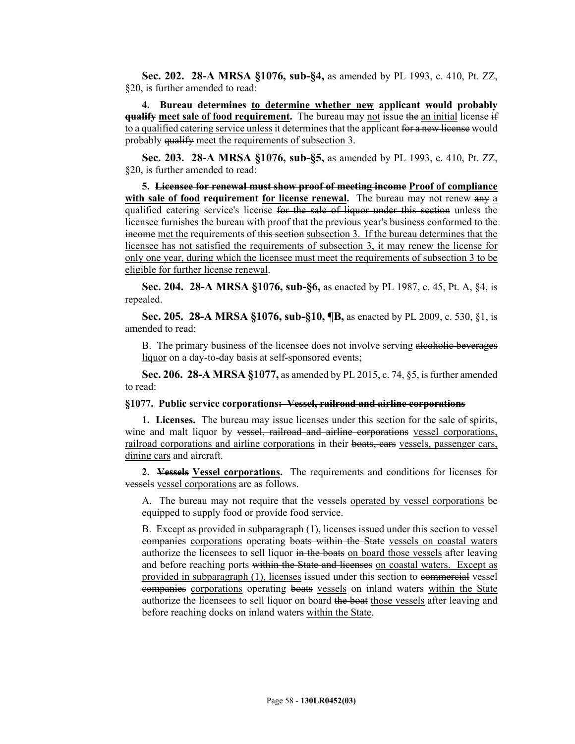**Sec. 202. 28-A MRSA §1076, sub-§4,** as amended by PL 1993, c. 410, Pt. ZZ, §20, is further amended to read:

**4. Bureau ~~determines~~ <u>to determine whether new</u> applicant would probably ~~qualify~~ <u>meet sale of food requirement</u>.** The bureau may <u>not</u> issue ~~the~~ <u>an initial</u> license ~~if~~ <u>to a qualified catering service unless</u> it determines that the applicant ~~for a new license~~ would probably ~~qualify~~ <u>meet the requirements of subsection 3</u>.

**Sec. 203. 28-A MRSA §1076, sub-§5,** as amended by PL 1993, c. 410, Pt. ZZ, §20, is further amended to read:

**5. ~~Licensee for renewal must show proof of meeting income~~ <u>Proof of compliance with sale of food</u> requirement <u>for license renewal</u>.** The bureau may not renew ~~any~~ <u>a qualified catering service's</u> license ~~for the sale of liquor under this section~~ unless the licensee furnishes the bureau with proof that the previous year's business ~~conformed to the income~~ <u>met the</u> requirements of ~~this section~~ <u>subsection 3. If the bureau determines that the licensee has not satisfied the requirements of subsection 3, it may renew the license for only one year, during which the licensee must meet the requirements of subsection 3 to be eligible for further license renewal</u>.

**Sec. 204. 28-A MRSA §1076, sub-§6,** as enacted by PL 1987, c. 45, Pt. A, §4, is repealed.

**Sec. 205. 28-A MRSA §1076, sub-§10, ¶B,** as enacted by PL 2009, c. 530, §1, is amended to read:

B. The primary business of the licensee does not involve serving ~~alcoholic beverages~~ <u>liquor</u> on a day-to-day basis at self-sponsored events;

**Sec. 206. 28-A MRSA §1077,** as amended by PL 2015, c. 74, §5, is further amended to read:

**§1077. Public service corporations~~: Vessel, railroad and airline corporations~~**

**1. Licenses.** The bureau may issue licenses under this section for the sale of spirits, wine and malt liquor by ~~vessel, railroad and airline corporations~~ <u>vessel corporations, railroad corporations and airline corporations</u> in their ~~boats, cars~~ <u>vessels, passenger cars, dining cars</u> and aircraft.

**2. ~~Vessels~~ <u>Vessel corporations</u>.** The requirements and conditions for licenses for ~~vessels~~ <u>vessel corporations</u> are as follows.

A. The bureau may not require that the vessels <u>operated by vessel corporations</u> be equipped to supply food or provide food service.

B. Except as provided in subparagraph (1), licenses issued under this section to vessel ~~companies~~ <u>corporations</u> operating ~~boats within the State~~ <u>vessels on coastal waters</u> authorize the licensees to sell liquor ~~in the boats~~ <u>on board those vessels</u> after leaving and before reaching ports ~~within the State and licenses~~ <u>on coastal waters. Except as provided in subparagraph (1), licenses</u> issued under this section to ~~commercial~~ vessel ~~companies~~ <u>corporations</u> operating ~~boats~~ <u>vessels</u> on inland waters <u>within the State</u> authorize the licensees to sell liquor on board ~~the boat~~ <u>those vessels</u> after leaving and before reaching docks on inland waters <u>within the State</u>.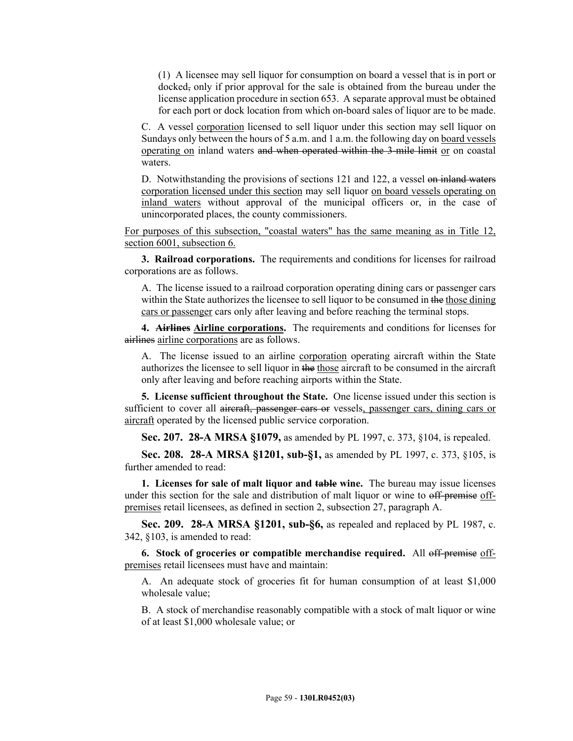(1) A licensee may sell liquor for consumption on board a vessel that is in port or docked~~,~~ only if prior approval for the sale is obtained from the bureau under the license application procedure in section 653. A separate approval must be obtained for each port or dock location from which on-board sales of liquor are to be made.

C. A vessel corporation licensed to sell liquor under this section may sell liquor on Sundays only between the hours of 5 a.m. and 1 a.m. the following day on board vessels operating on inland waters ~~and when operated within the 3-mile limit~~ or on coastal waters.

D. Notwithstanding the provisions of sections 121 and 122, a vessel ~~on inland waters~~ corporation licensed under this section may sell liquor on board vessels operating on inland waters without approval of the municipal officers or, in the case of unincorporated places, the county commissioners.

For purposes of this subsection, "coastal waters" has the same meaning as in Title 12, section 6001, subsection 6.

**3. Railroad corporations.** The requirements and conditions for licenses for railroad corporations are as follows.

A. The license issued to a railroad corporation operating dining cars or passenger cars within the State authorizes the licensee to sell liquor to be consumed in ~~the~~ those dining cars or passenger cars only after leaving and before reaching the terminal stops.

**4. ~~Airlines~~ Airline corporations.** The requirements and conditions for licenses for ~~airlines~~ airline corporations are as follows.

A. The license issued to an airline corporation operating aircraft within the State authorizes the licensee to sell liquor in ~~the~~ those aircraft to be consumed in the aircraft only after leaving and before reaching airports within the State.

**5. License sufficient throughout the State.** One license issued under this section is sufficient to cover all ~~aircraft, passenger cars or~~ vessels, passenger cars, dining cars or aircraft operated by the licensed public service corporation.

**Sec. 207. 28-A MRSA §1079,** as amended by PL 1997, c. 373, §104, is repealed.

**Sec. 208. 28-A MRSA §1201, sub-§1,** as amended by PL 1997, c. 373, §105, is further amended to read:

**1. Licenses for sale of malt liquor and ~~table~~ wine.** The bureau may issue licenses under this section for the sale and distribution of malt liquor or wine to ~~off-premise~~ off-premises retail licensees, as defined in section 2, subsection 27, paragraph A.

**Sec. 209. 28-A MRSA §1201, sub-§6,** as repealed and replaced by PL 1987, c. 342, §103, is amended to read:

**6. Stock of groceries or compatible merchandise required.** All ~~off-premise~~ off-premises retail licensees must have and maintain:

A. An adequate stock of groceries fit for human consumption of at least $1,000 wholesale value;

B. A stock of merchandise reasonably compatible with a stock of malt liquor or wine of at least $1,000 wholesale value; or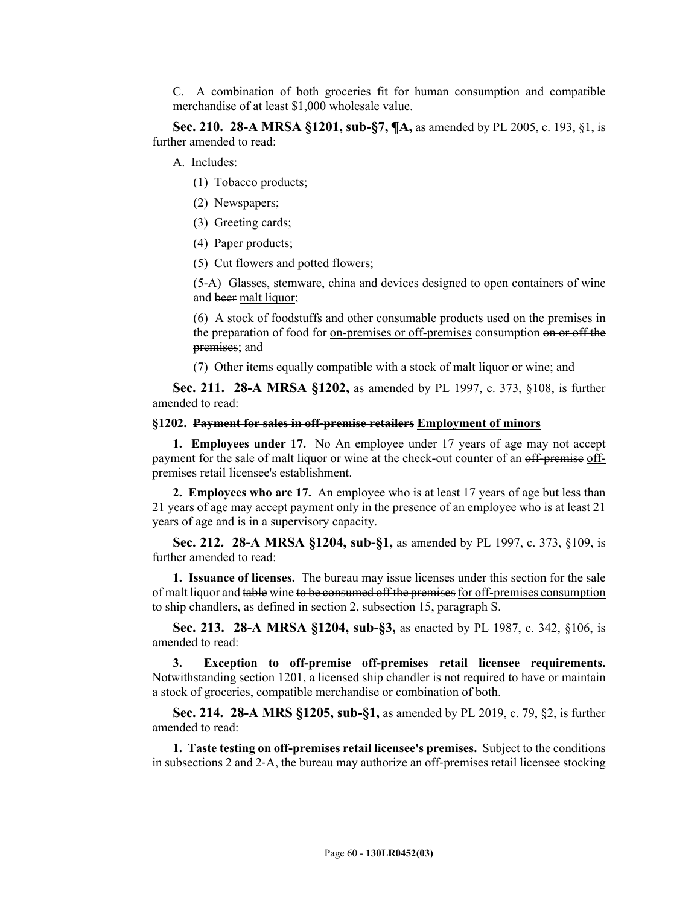C. A combination of both groceries fit for human consumption and compatible merchandise of at least $1,000 wholesale value.

**Sec. 210. 28-A MRSA §1201, sub-§7, ¶A,** as amended by PL 2005, c. 193, §1, is further amended to read:

A. Includes:

(1) Tobacco products;

(2) Newspapers;

(3) Greeting cards;

(4) Paper products;

(5) Cut flowers and potted flowers;

(5-A) Glasses, stemware, china and devices designed to open containers of wine and ~~beer~~ malt liquor;

(6) A stock of foodstuffs and other consumable products used on the premises in the preparation of food for on-premises or off-premises consumption ~~on or off the premises~~; and

(7) Other items equally compatible with a stock of malt liquor or wine; and

**Sec. 211. 28-A MRSA §1202,** as amended by PL 1997, c. 373, §108, is further amended to read:

**§1202. ~~Payment for sales in off-premise retailers~~ Employment of minors**

**1. Employees under 17.** ~~No~~ An employee under 17 years of age may not accept payment for the sale of malt liquor or wine at the check-out counter of an ~~off-premise~~ off-premises retail licensee's establishment.

**2. Employees who are 17.** An employee who is at least 17 years of age but less than 21 years of age may accept payment only in the presence of an employee who is at least 21 years of age and is in a supervisory capacity.

**Sec. 212. 28-A MRSA §1204, sub-§1,** as amended by PL 1997, c. 373, §109, is further amended to read:

**1. Issuance of licenses.** The bureau may issue licenses under this section for the sale of malt liquor and ~~table~~ wine ~~to be consumed off the premises~~ for off-premises consumption to ship chandlers, as defined in section 2, subsection 15, paragraph S.

**Sec. 213. 28-A MRSA §1204, sub-§3,** as enacted by PL 1987, c. 342, §106, is amended to read:

**3. Exception to ~~off-premise~~ off-premises retail licensee requirements.** Notwithstanding section 1201, a licensed ship chandler is not required to have or maintain a stock of groceries, compatible merchandise or combination of both.

**Sec. 214. 28-A MRS §1205, sub-§1,** as amended by PL 2019, c. 79, §2, is further amended to read:

**1. Taste testing on off-premises retail licensee's premises.** Subject to the conditions in subsections 2 and 2-A, the bureau may authorize an off-premises retail licensee stocking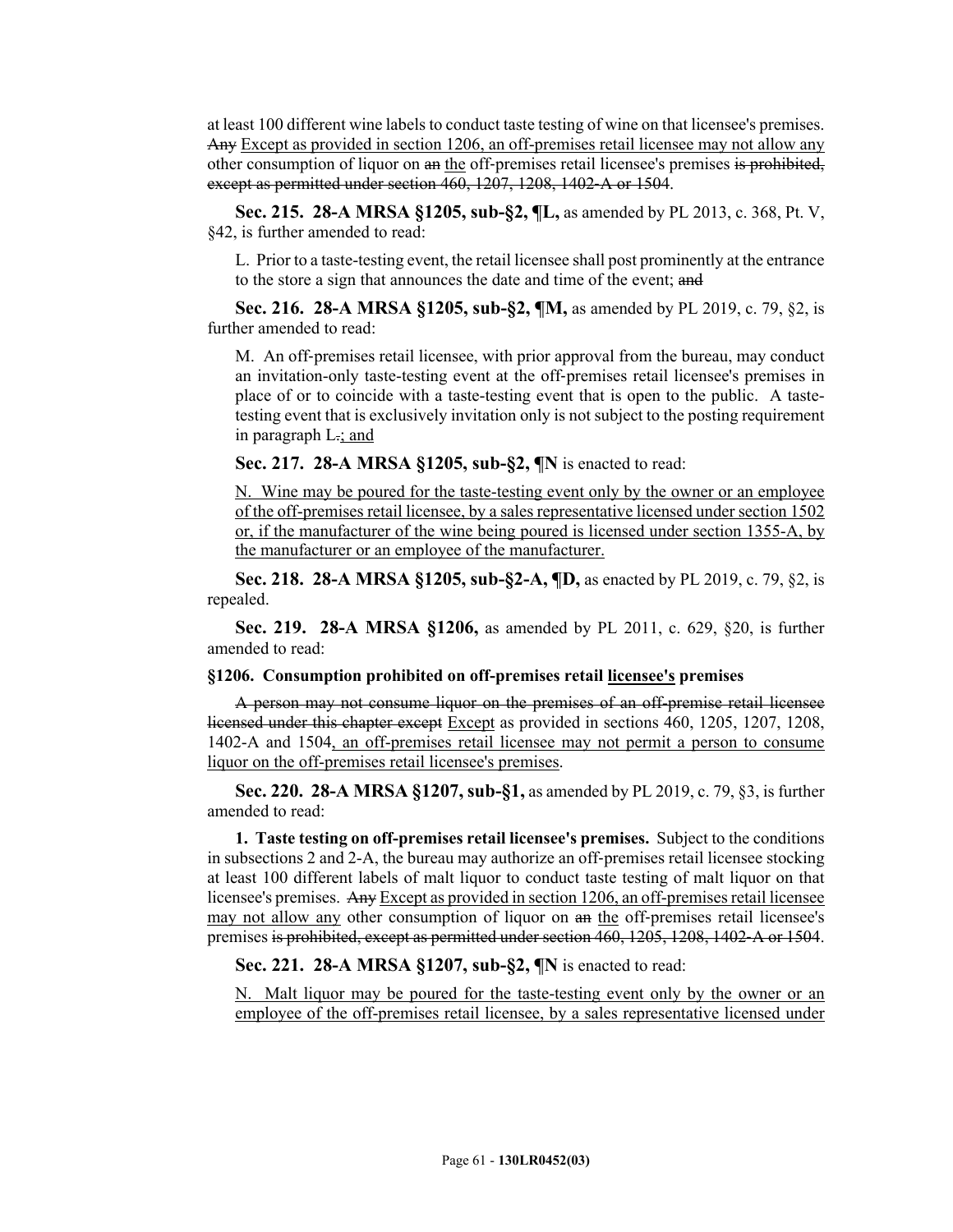at least 100 different wine labels to conduct taste testing of wine on that licensee's premises. ~~Any~~ Except as provided in section 1206, an off-premises retail licensee may not allow any other consumption of liquor on ~~an~~ the off-premises retail licensee's premises ~~is prohibited, except as permitted under section 460, 1207, 1208, 1402-A or 1504~~.

**Sec. 215. 28-A MRSA §1205, sub-§2, ¶L,** as amended by PL 2013, c. 368, Pt. V, §42, is further amended to read:

L. Prior to a taste-testing event, the retail licensee shall post prominently at the entrance to the store a sign that announces the date and time of the event; ~~and~~

**Sec. 216. 28-A MRSA §1205, sub-§2, ¶M,** as amended by PL 2019, c. 79, §2, is further amended to read:

M. An off-premises retail licensee, with prior approval from the bureau, may conduct an invitation-only taste-testing event at the off-premises retail licensee's premises in place of or to coincide with a taste-testing event that is open to the public. A taste-testing event that is exclusively invitation only is not subject to the posting requirement in paragraph L~~.~~; and

**Sec. 217. 28-A MRSA §1205, sub-§2, ¶N** is enacted to read:

N. Wine may be poured for the taste-testing event only by the owner or an employee of the off-premises retail licensee, by a sales representative licensed under section 1502 or, if the manufacturer of the wine being poured is licensed under section 1355-A, by the manufacturer or an employee of the manufacturer.

**Sec. 218. 28-A MRSA §1205, sub-§2-A, ¶D,** as enacted by PL 2019, c. 79, §2, is repealed.

**Sec. 219. 28-A MRSA §1206,** as amended by PL 2011, c. 629, §20, is further amended to read:

**§1206. Consumption prohibited on off-premises retail licensee's premises**

~~A person may not consume liquor on the premises of an off-premise retail licensee licensed under this chapter except~~ Except as provided in sections 460, 1205, 1207, 1208, 1402-A and 1504, an off-premises retail licensee may not permit a person to consume liquor on the off-premises retail licensee's premises.

**Sec. 220. 28-A MRSA §1207, sub-§1,** as amended by PL 2019, c. 79, §3, is further amended to read:

**1. Taste testing on off-premises retail licensee's premises.** Subject to the conditions in subsections 2 and 2-A, the bureau may authorize an off-premises retail licensee stocking at least 100 different labels of malt liquor to conduct taste testing of malt liquor on that licensee's premises. ~~Any~~ Except as provided in section 1206, an off-premises retail licensee may not allow any other consumption of liquor on ~~an~~ the off-premises retail licensee's premises ~~is prohibited, except as permitted under section 460, 1205, 1208, 1402-A or 1504~~.

**Sec. 221. 28-A MRSA §1207, sub-§2, ¶N** is enacted to read:

N. Malt liquor may be poured for the taste-testing event only by the owner or an employee of the off-premises retail licensee, by a sales representative licensed under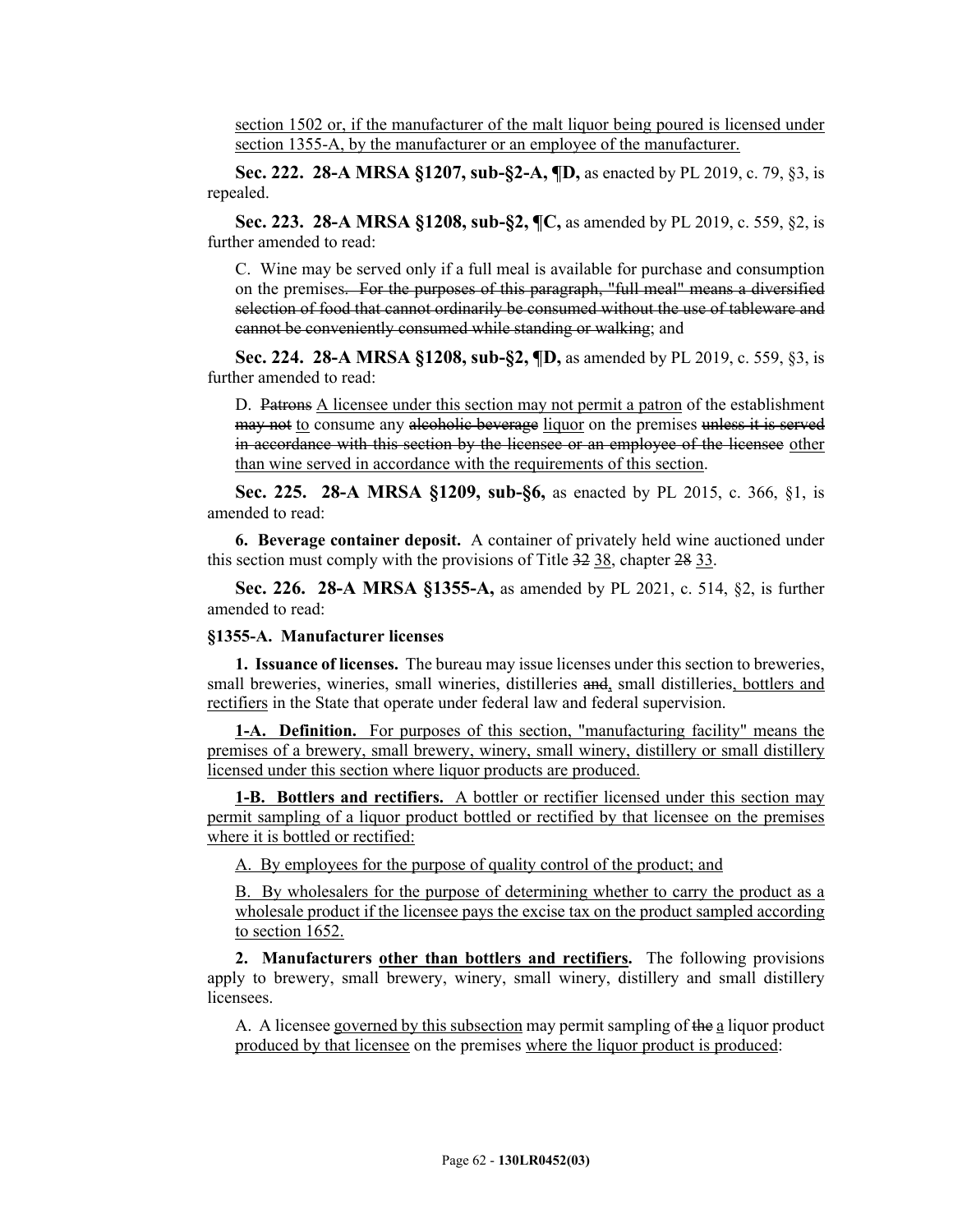section 1502 or, if the manufacturer of the malt liquor being poured is licensed under section 1355-A, by the manufacturer or an employee of the manufacturer.

**Sec. 222. 28-A MRSA §1207, sub-§2-A, ¶D,** as enacted by PL 2019, c. 79, §3, is repealed.

**Sec. 223. 28-A MRSA §1208, sub-§2, ¶C,** as amended by PL 2019, c. 559, §2, is further amended to read:

C. Wine may be served only if a full meal is available for purchase and consumption on the premises~~. For the purposes of this paragraph, "full meal" means a diversified selection of food that cannot ordinarily be consumed without the use of tableware and cannot be conveniently consumed while standing or walking~~; and

**Sec. 224. 28-A MRSA §1208, sub-§2, ¶D,** as amended by PL 2019, c. 559, §3, is further amended to read:

D. ~~Patrons~~ A licensee under this section may not permit a patron of the establishment ~~may not~~ to consume any ~~alcoholic beverage~~ liquor on the premises ~~unless it is served in accordance with this section by the licensee or an employee of the licensee~~ other than wine served in accordance with the requirements of this section.

**Sec. 225. 28-A MRSA §1209, sub-§6,** as enacted by PL 2015, c. 366, §1, is amended to read:

**6. Beverage container deposit.** A container of privately held wine auctioned under this section must comply with the provisions of Title ~~32~~ 38, chapter ~~28~~ 33.

**Sec. 226. 28-A MRSA §1355-A,** as amended by PL 2021, c. 514, §2, is further amended to read:

**§1355-A. Manufacturer licenses**

**1. Issuance of licenses.** The bureau may issue licenses under this section to breweries, small breweries, wineries, small wineries, distilleries ~~and~~, small distilleries, bottlers and rectifiers in the State that operate under federal law and federal supervision.

**1-A. Definition.** For purposes of this section, "manufacturing facility" means the premises of a brewery, small brewery, winery, small winery, distillery or small distillery licensed under this section where liquor products are produced.

**1-B. Bottlers and rectifiers.** A bottler or rectifier licensed under this section may permit sampling of a liquor product bottled or rectified by that licensee on the premises where it is bottled or rectified:

A. By employees for the purpose of quality control of the product; and

B. By wholesalers for the purpose of determining whether to carry the product as a wholesale product if the licensee pays the excise tax on the product sampled according to section 1652.

**2. Manufacturers other than bottlers and rectifiers.** The following provisions apply to brewery, small brewery, winery, small winery, distillery and small distillery licensees.

A. A licensee governed by this subsection may permit sampling of ~~the~~ a liquor product produced by that licensee on the premises where the liquor product is produced: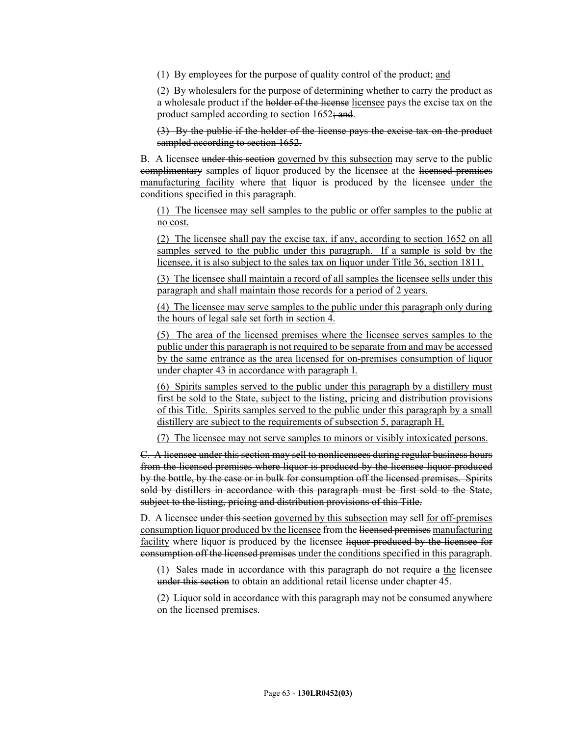(1) By employees for the purpose of quality control of the product; <u>and</u>

(2) By wholesalers for the purpose of determining whether to carry the product as a wholesale product if the ~~holder of the license~~ <u>licensee</u> pays the excise tax on the product sampled according to section 1652~~; and~~<u>.</u>

~~(3) By the public if the holder of the license pays the excise tax on the product sampled according to section 1652.~~

B. A licensee ~~under this section~~ <u>governed by this subsection</u> may serve to the public ~~complimentary~~ samples of liquor produced by the licensee at the ~~licensed premises~~ <u>manufacturing facility</u> where <u>that</u> liquor is produced by the licensee <u>under the conditions specified in this paragraph</u>.

<u>(1) The licensee may sell samples to the public or offer samples to the public at no cost.</u>

<u>(2) The licensee shall pay the excise tax, if any, according to section 1652 on all samples served to the public under this paragraph. If a sample is sold by the licensee, it is also subject to the sales tax on liquor under Title 36, section 1811.</u>

<u>(3) The licensee shall maintain a record of all samples the licensee sells under this paragraph and shall maintain those records for a period of 2 years.</u>

<u>(4) The licensee may serve samples to the public under this paragraph only during the hours of legal sale set forth in section 4.</u>

<u>(5) The area of the licensed premises where the licensee serves samples to the public under this paragraph is not required to be separate from and may be accessed by the same entrance as the area licensed for on-premises consumption of liquor under chapter 43 in accordance with paragraph I.</u>

<u>(6) Spirits samples served to the public under this paragraph by a distillery must first be sold to the State, subject to the listing, pricing and distribution provisions of this Title. Spirits samples served to the public under this paragraph by a small distillery are subject to the requirements of subsection 5, paragraph H.</u>

<u>(7) The licensee may not serve samples to minors or visibly intoxicated persons.</u>

~~C. A licensee under this section may sell to nonlicensees during regular business hours from the licensed premises where liquor is produced by the licensee liquor produced by the bottle, by the case or in bulk for consumption off the licensed premises. Spirits sold by distillers in accordance with this paragraph must be first sold to the State, subject to the listing, pricing and distribution provisions of this Title.~~

D. A licensee ~~under this section~~ <u>governed by this subsection</u> may sell <u>for off-premises consumption liquor produced by the licensee</u> from the ~~licensed premises~~ <u>manufacturing facility</u> where liquor is produced by the licensee ~~liquor produced by the licensee for consumption off the licensed premises~~ <u>under the conditions specified in this paragraph</u>.

(1) Sales made in accordance with this paragraph do not require ~~a~~ <u>the</u> licensee ~~under this section~~ to obtain an additional retail license under chapter 45.

(2) Liquor sold in accordance with this paragraph may not be consumed anywhere on the licensed premises.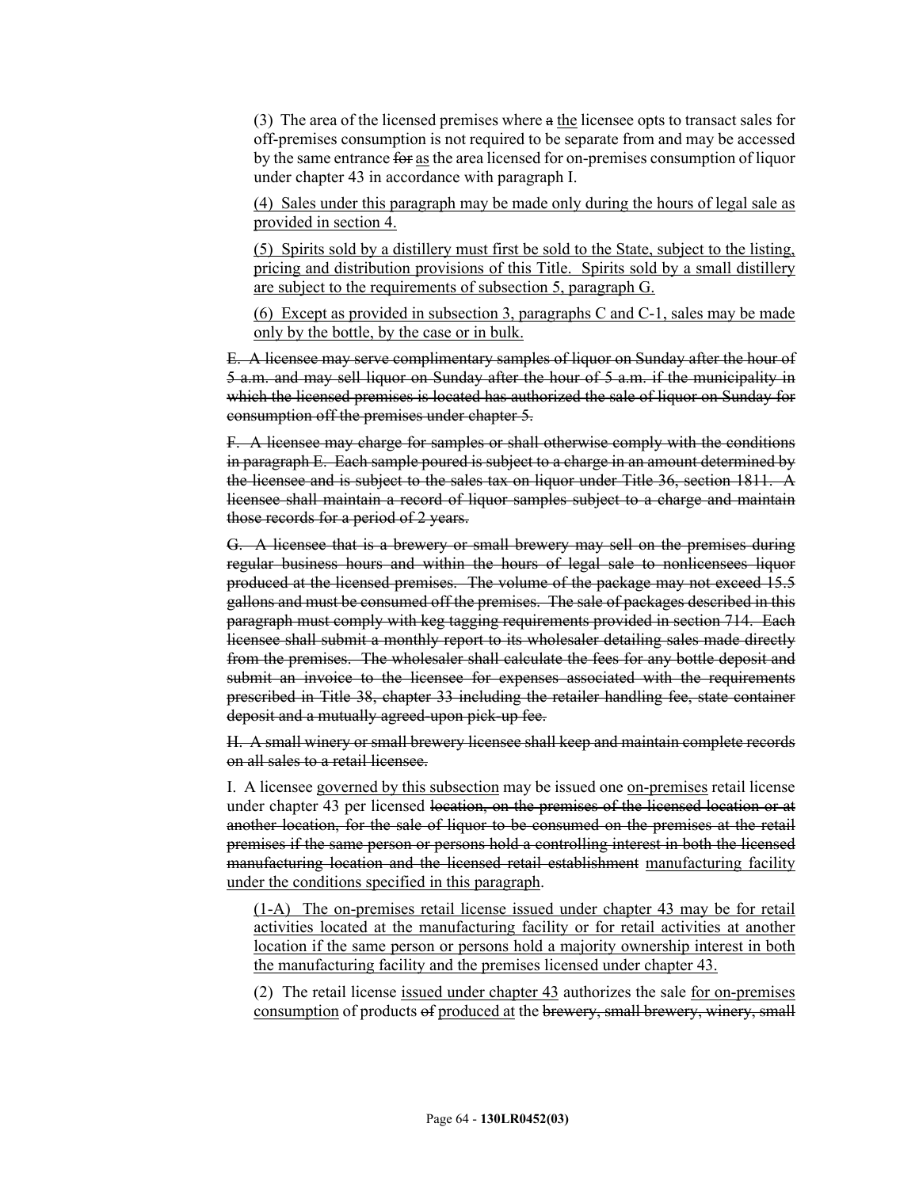(3) The area of the licensed premises where ~~a~~ <u>the</u> licensee opts to transact sales for off-premises consumption is not required to be separate from and may be accessed by the same entrance ~~for~~ <u>as</u> the area licensed for on-premises consumption of liquor under chapter 43 in accordance with paragraph I.

<u>(4) Sales under this paragraph may be made only during the hours of legal sale as provided in section 4.</u>

<u>(5) Spirits sold by a distillery must first be sold to the State, subject to the listing, pricing and distribution provisions of this Title. Spirits sold by a small distillery are subject to the requirements of subsection 5, paragraph G.</u>

<u>(6) Except as provided in subsection 3, paragraphs C and C-1, sales may be made only by the bottle, by the case or in bulk.</u>

~~E. A licensee may serve complimentary samples of liquor on Sunday after the hour of 5 a.m. and may sell liquor on Sunday after the hour of 5 a.m. if the municipality in which the licensed premises is located has authorized the sale of liquor on Sunday for consumption off the premises under chapter 5.~~

~~F. A licensee may charge for samples or shall otherwise comply with the conditions in paragraph E. Each sample poured is subject to a charge in an amount determined by the licensee and is subject to the sales tax on liquor under Title 36, section 1811. A licensee shall maintain a record of liquor samples subject to a charge and maintain those records for a period of 2 years.~~

~~G. A licensee that is a brewery or small brewery may sell on the premises during regular business hours and within the hours of legal sale to nonlicensees liquor produced at the licensed premises. The volume of the package may not exceed 15.5 gallons and must be consumed off the premises. The sale of packages described in this paragraph must comply with keg tagging requirements provided in section 714. Each licensee shall submit a monthly report to its wholesaler detailing sales made directly from the premises. The wholesaler shall calculate the fees for any bottle deposit and submit an invoice to the licensee for expenses associated with the requirements prescribed in Title 38, chapter 33 including the retailer handling fee, state container deposit and a mutually agreed-upon pick-up fee.~~

~~H. A small winery or small brewery licensee shall keep and maintain complete records on all sales to a retail licensee.~~

I. A licensee <u>governed by this subsection</u> may be issued one <u>on-premises</u> retail license under chapter 43 per licensed ~~location, on the premises of the licensed location or at another location, for the sale of liquor to be consumed on the premises at the retail premises if the same person or persons hold a controlling interest in both the licensed manufacturing location and the licensed retail establishment~~ <u>manufacturing facility under the conditions specified in this paragraph</u>.

<u>(1-A) The on-premises retail license issued under chapter 43 may be for retail activities located at the manufacturing facility or for retail activities at another location if the same person or persons hold a majority ownership interest in both the manufacturing facility and the premises licensed under chapter 43.</u>

(2) The retail license <u>issued under chapter 43</u> authorizes the sale <u>for on-premises consumption</u> of products ~~of~~ <u>produced at</u> the ~~brewery, small brewery, winery, small~~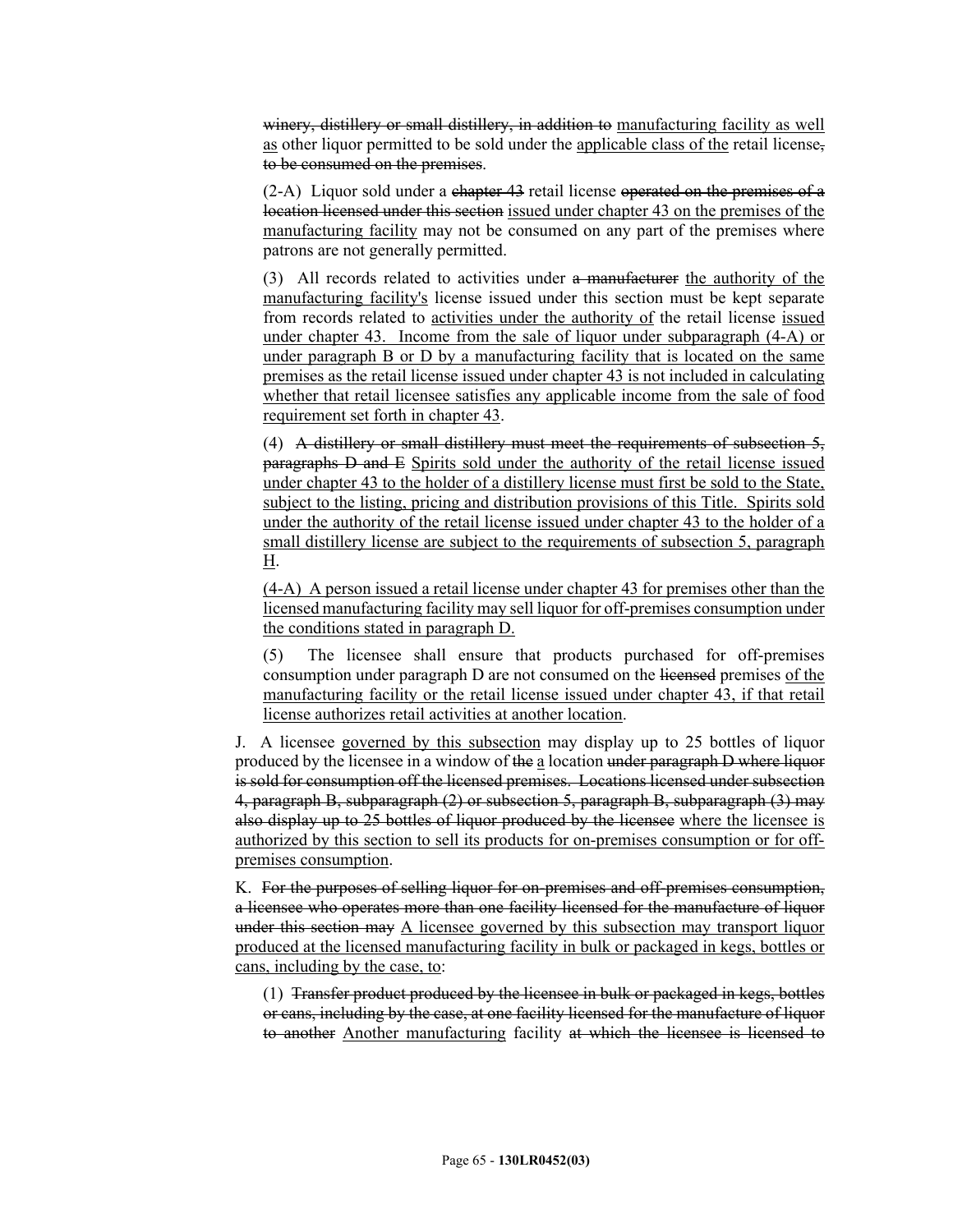~~winery, distillery or small distillery, in addition to~~ manufacturing facility as well as other liquor permitted to be sold under the applicable class of the retail license~~, to be consumed on the premises~~.

(2-A) Liquor sold under a ~~chapter 43~~ retail license ~~operated on the premises of a location licensed under this section~~ issued under chapter 43 on the premises of the manufacturing facility may not be consumed on any part of the premises where patrons are not generally permitted.

(3) All records related to activities under ~~a manufacturer~~ the authority of the manufacturing facility's license issued under this section must be kept separate from records related to activities under the authority of the retail license issued under chapter 43. Income from the sale of liquor under subparagraph (4-A) or under paragraph B or D by a manufacturing facility that is located on the same premises as the retail license issued under chapter 43 is not included in calculating whether that retail licensee satisfies any applicable income from the sale of food requirement set forth in chapter 43.

(4) ~~A distillery or small distillery must meet the requirements of subsection 5, paragraphs D and E~~ Spirits sold under the authority of the retail license issued under chapter 43 to the holder of a distillery license must first be sold to the State, subject to the listing, pricing and distribution provisions of this Title. Spirits sold under the authority of the retail license issued under chapter 43 to the holder of a small distillery license are subject to the requirements of subsection 5, paragraph H.

(4-A) A person issued a retail license under chapter 43 for premises other than the licensed manufacturing facility may sell liquor for off-premises consumption under the conditions stated in paragraph D.

(5) The licensee shall ensure that products purchased for off-premises consumption under paragraph D are not consumed on the ~~licensed~~ premises of the manufacturing facility or the retail license issued under chapter 43, if that retail license authorizes retail activities at another location.

J. A licensee governed by this subsection may display up to 25 bottles of liquor produced by the licensee in a window of ~~the~~ a location ~~under paragraph D where liquor is sold for consumption off the licensed premises. Locations licensed under subsection 4, paragraph B, subparagraph (2) or subsection 5, paragraph B, subparagraph (3) may also display up to 25 bottles of liquor produced by the licensee~~ where the licensee is authorized by this section to sell its products for on-premises consumption or for off-premises consumption.

K. ~~For the purposes of selling liquor for on-premises and off-premises consumption, a licensee who operates more than one facility licensed for the manufacture of liquor under this section may~~ A licensee governed by this subsection may transport liquor produced at the licensed manufacturing facility in bulk or packaged in kegs, bottles or cans, including by the case, to:

(1) ~~Transfer product produced by the licensee in bulk or packaged in kegs, bottles or cans, including by the case, at one facility licensed for the manufacture of liquor to another~~ Another manufacturing facility ~~at which the licensee is licensed to~~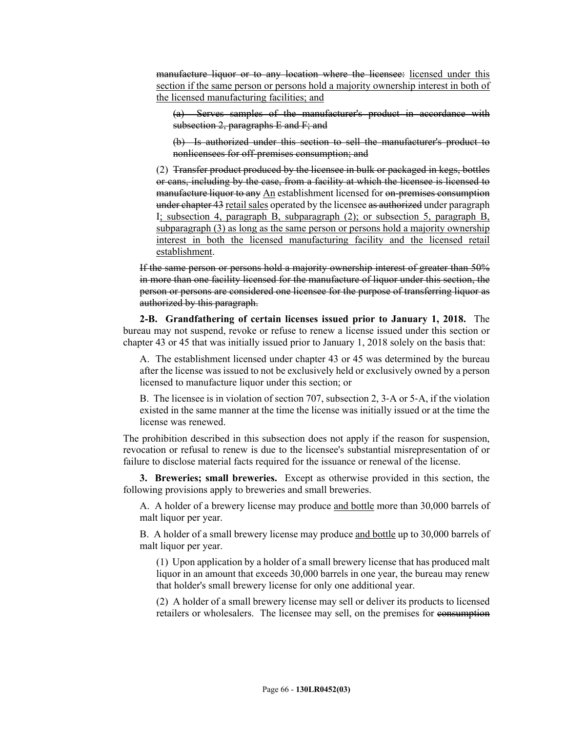~~manufacture liquor or to any location where the licensee:~~ licensed under this section if the same person or persons hold a majority ownership interest in both of the licensed manufacturing facilities; and

~~(a) Serves samples of the manufacturer's product in accordance with subsection 2, paragraphs E and F; and~~

~~(b) Is authorized under this section to sell the manufacturer's product to nonlicensees for off-premises consumption; and~~

(2) ~~Transfer product produced by the licensee in bulk or packaged in kegs, bottles or cans, including by the case, from a facility at which the licensee is licensed to manufacture liquor to any~~ An establishment licensed for ~~on-premises consumption under chapter 43~~ retail sales operated by the licensee ~~as authorized~~ under paragraph I; subsection 4, paragraph B, subparagraph (2); or subsection 5, paragraph B, subparagraph (3) as long as the same person or persons hold a majority ownership interest in both the licensed manufacturing facility and the licensed retail establishment.

~~If the same person or persons hold a majority ownership interest of greater than 50% in more than one facility licensed for the manufacture of liquor under this section, the person or persons are considered one licensee for the purpose of transferring liquor as authorized by this paragraph.~~

**2-B. Grandfathering of certain licenses issued prior to January 1, 2018.** The bureau may not suspend, revoke or refuse to renew a license issued under this section or chapter 43 or 45 that was initially issued prior to January 1, 2018 solely on the basis that:

A. The establishment licensed under chapter 43 or 45 was determined by the bureau after the license was issued to not be exclusively held or exclusively owned by a person licensed to manufacture liquor under this section; or

B. The licensee is in violation of section 707, subsection 2, 3-A or 5-A, if the violation existed in the same manner at the time the license was initially issued or at the time the license was renewed.

The prohibition described in this subsection does not apply if the reason for suspension, revocation or refusal to renew is due to the licensee's substantial misrepresentation of or failure to disclose material facts required for the issuance or renewal of the license.

**3. Breweries; small breweries.** Except as otherwise provided in this section, the following provisions apply to breweries and small breweries.

A. A holder of a brewery license may produce and bottle more than 30,000 barrels of malt liquor per year.

B. A holder of a small brewery license may produce and bottle up to 30,000 barrels of malt liquor per year.

(1) Upon application by a holder of a small brewery license that has produced malt liquor in an amount that exceeds 30,000 barrels in one year, the bureau may renew that holder's small brewery license for only one additional year.

(2) A holder of a small brewery license may sell or deliver its products to licensed retailers or wholesalers. The licensee may sell, on the premises for ~~consumption~~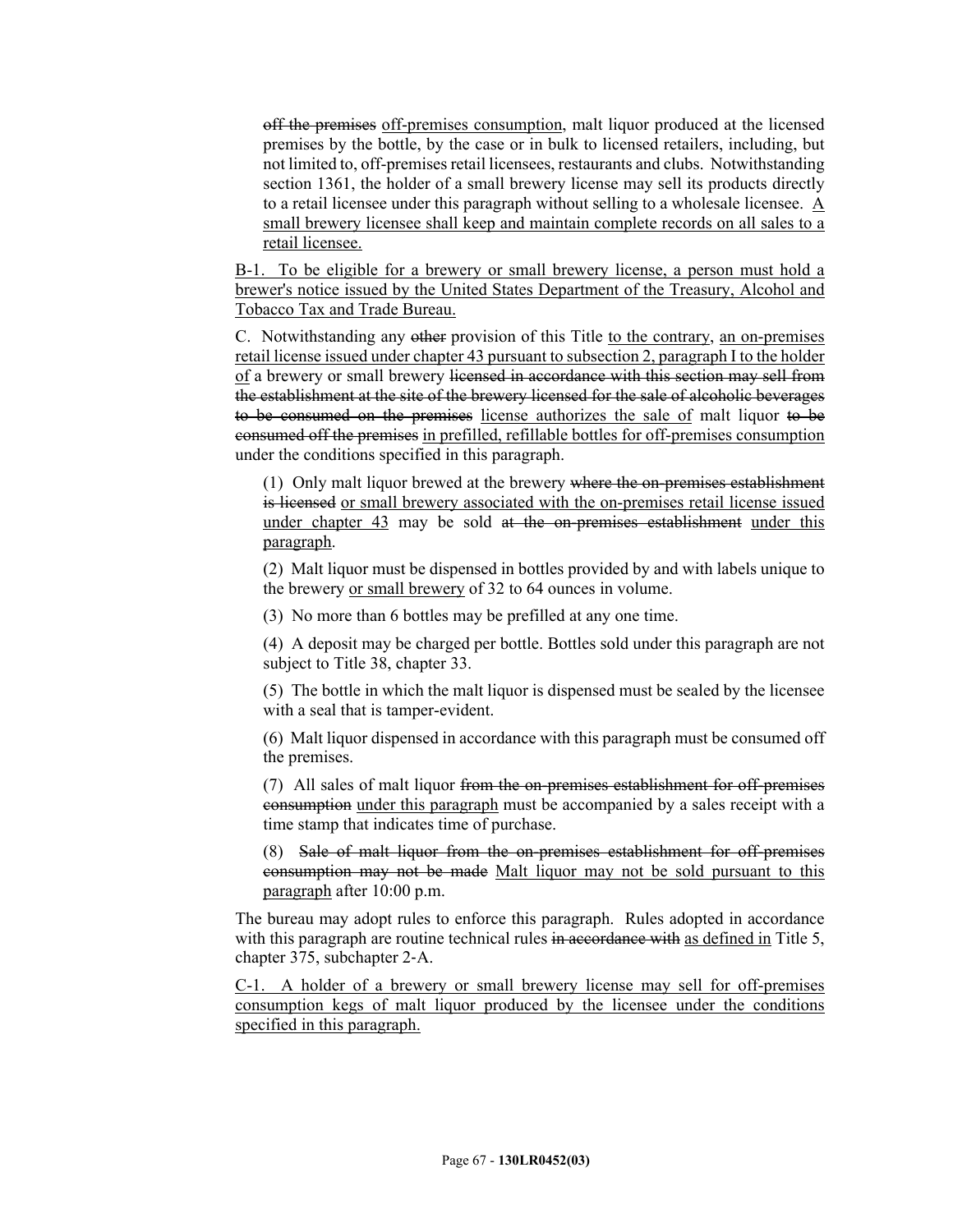~~off the premises~~ off-premises consumption, malt liquor produced at the licensed premises by the bottle, by the case or in bulk to licensed retailers, including, but not limited to, off-premises retail licensees, restaurants and clubs. Notwithstanding section 1361, the holder of a small brewery license may sell its products directly to a retail licensee under this paragraph without selling to a wholesale licensee. A small brewery licensee shall keep and maintain complete records on all sales to a retail licensee.

B-1. To be eligible for a brewery or small brewery license, a person must hold a brewer's notice issued by the United States Department of the Treasury, Alcohol and Tobacco Tax and Trade Bureau.

C. Notwithstanding any ~~other~~ provision of this Title to the contrary, an on-premises retail license issued under chapter 43 pursuant to subsection 2, paragraph I to the holder of a brewery or small brewery ~~licensed in accordance with this section may sell from the establishment at the site of the brewery licensed for the sale of alcoholic beverages to be consumed on the premises~~ license authorizes the sale of malt liquor ~~to be consumed off the premises~~ in prefilled, refillable bottles for off-premises consumption under the conditions specified in this paragraph.

(1) Only malt liquor brewed at the brewery ~~where the on-premises establishment is licensed~~ or small brewery associated with the on-premises retail license issued under chapter 43 may be sold ~~at the on-premises establishment~~ under this paragraph.

(2) Malt liquor must be dispensed in bottles provided by and with labels unique to the brewery or small brewery of 32 to 64 ounces in volume.

(3) No more than 6 bottles may be prefilled at any one time.

(4) A deposit may be charged per bottle. Bottles sold under this paragraph are not subject to Title 38, chapter 33.

(5) The bottle in which the malt liquor is dispensed must be sealed by the licensee with a seal that is tamper-evident.

(6) Malt liquor dispensed in accordance with this paragraph must be consumed off the premises.

(7) All sales of malt liquor ~~from the on-premises establishment for off-premises consumption~~ under this paragraph must be accompanied by a sales receipt with a time stamp that indicates time of purchase.

(8) ~~Sale of malt liquor from the on-premises establishment for off-premises consumption may not be made~~ Malt liquor may not be sold pursuant to this paragraph after 10:00 p.m.

The bureau may adopt rules to enforce this paragraph. Rules adopted in accordance with this paragraph are routine technical rules ~~in accordance with~~ as defined in Title 5, chapter 375, subchapter 2-A.

C-1. A holder of a brewery or small brewery license may sell for off-premises consumption kegs of malt liquor produced by the licensee under the conditions specified in this paragraph.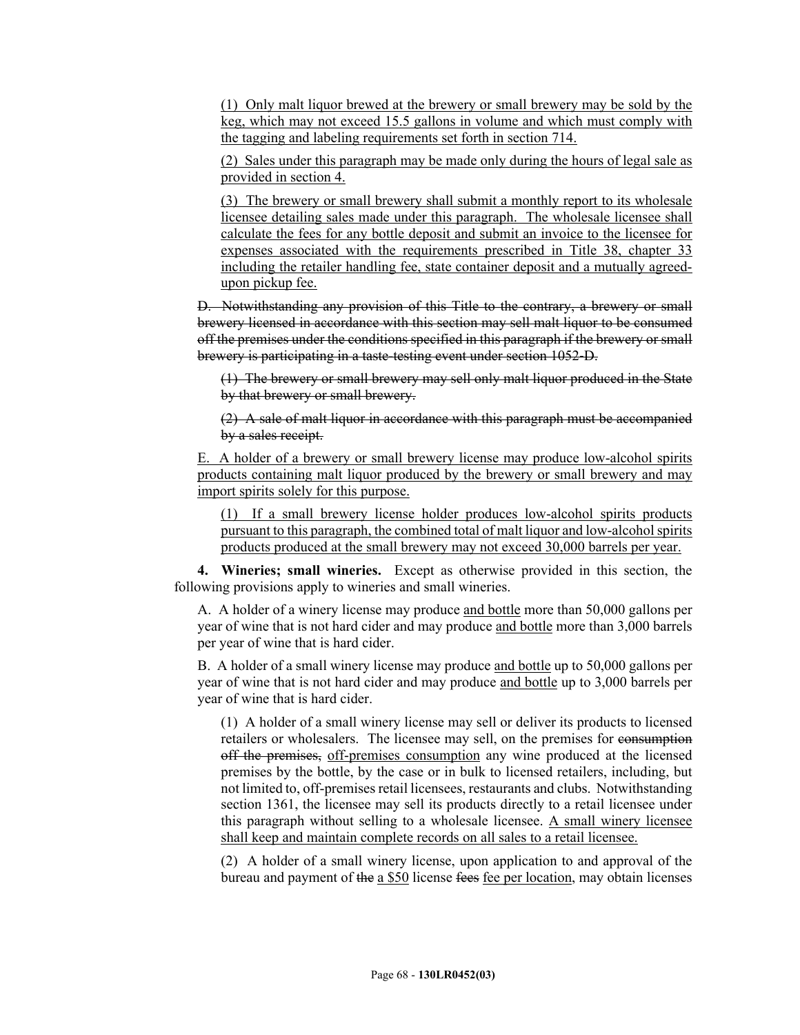(1) Only malt liquor brewed at the brewery or small brewery may be sold by the keg, which may not exceed 15.5 gallons in volume and which must comply with the tagging and labeling requirements set forth in section 714.

(2) Sales under this paragraph may be made only during the hours of legal sale as provided in section 4.

(3) The brewery or small brewery shall submit a monthly report to its wholesale licensee detailing sales made under this paragraph. The wholesale licensee shall calculate the fees for any bottle deposit and submit an invoice to the licensee for expenses associated with the requirements prescribed in Title 38, chapter 33 including the retailer handling fee, state container deposit and a mutually agreed-upon pickup fee.

~~D. Notwithstanding any provision of this Title to the contrary, a brewery or small brewery licensed in accordance with this section may sell malt liquor to be consumed off the premises under the conditions specified in this paragraph if the brewery or small brewery is participating in a taste-testing event under section 1052-D.~~

~~(1) The brewery or small brewery may sell only malt liquor produced in the State by that brewery or small brewery.~~

~~(2) A sale of malt liquor in accordance with this paragraph must be accompanied by a sales receipt.~~

E. A holder of a brewery or small brewery license may produce low-alcohol spirits products containing malt liquor produced by the brewery or small brewery and may import spirits solely for this purpose.

(1) If a small brewery license holder produces low-alcohol spirits products pursuant to this paragraph, the combined total of malt liquor and low-alcohol spirits products produced at the small brewery may not exceed 30,000 barrels per year.

**4. Wineries; small wineries.** Except as otherwise provided in this section, the following provisions apply to wineries and small wineries.

A. A holder of a winery license may produce and bottle more than 50,000 gallons per year of wine that is not hard cider and may produce and bottle more than 3,000 barrels per year of wine that is hard cider.

B. A holder of a small winery license may produce and bottle up to 50,000 gallons per year of wine that is not hard cider and may produce and bottle up to 3,000 barrels per year of wine that is hard cider.

(1) A holder of a small winery license may sell or deliver its products to licensed retailers or wholesalers. The licensee may sell, on the premises for ~~consumption off the premises,~~ off-premises consumption any wine produced at the licensed premises by the bottle, by the case or in bulk to licensed retailers, including, but not limited to, off-premises retail licensees, restaurants and clubs. Notwithstanding section 1361, the licensee may sell its products directly to a retail licensee under this paragraph without selling to a wholesale licensee. A small winery licensee shall keep and maintain complete records on all sales to a retail licensee.

(2) A holder of a small winery license, upon application to and approval of the bureau and payment of ~~the~~ a $50 license ~~fees~~ fee per location, may obtain licenses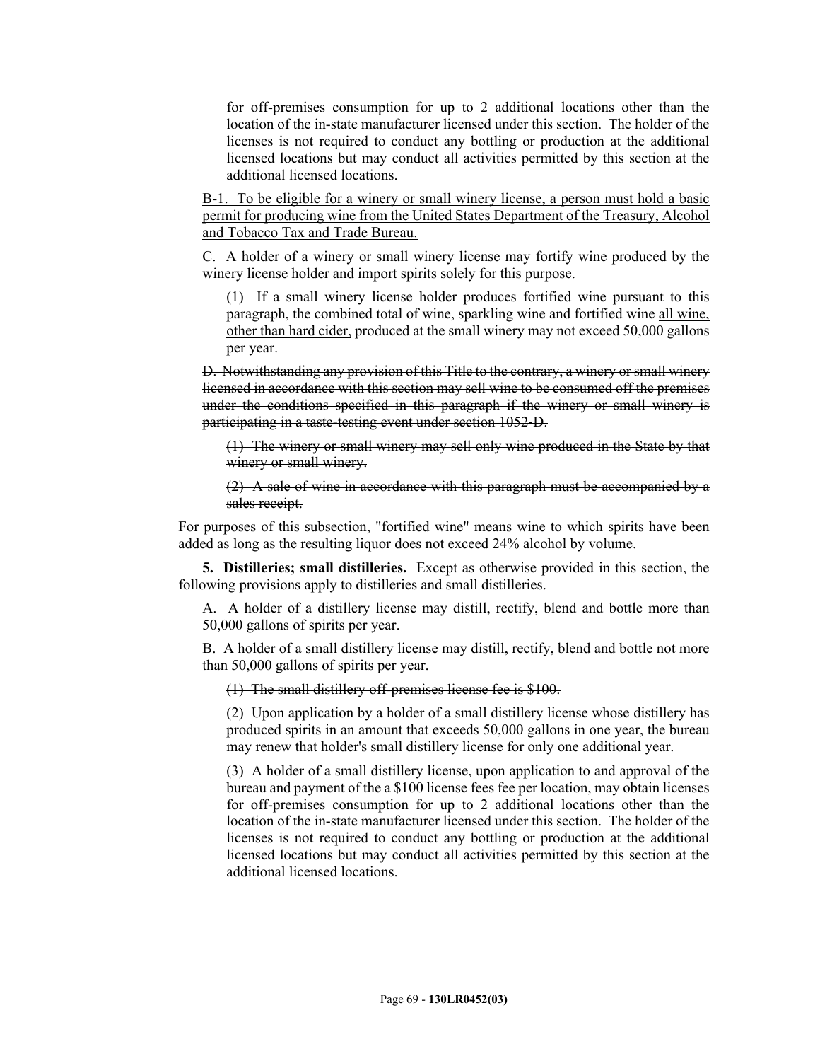for off-premises consumption for up to 2 additional locations other than the location of the in-state manufacturer licensed under this section. The holder of the licenses is not required to conduct any bottling or production at the additional licensed locations but may conduct all activities permitted by this section at the additional licensed locations.

B-1. To be eligible for a winery or small winery license, a person must hold a basic permit for producing wine from the United States Department of the Treasury, Alcohol and Tobacco Tax and Trade Bureau.

C. A holder of a winery or small winery license may fortify wine produced by the winery license holder and import spirits solely for this purpose.

(1) If a small winery license holder produces fortified wine pursuant to this paragraph, the combined total of ~~wine, sparkling wine and fortified wine~~ all wine, other than hard cider, produced at the small winery may not exceed 50,000 gallons per year.

~~D. Notwithstanding any provision of this Title to the contrary, a winery or small winery licensed in accordance with this section may sell wine to be consumed off the premises under the conditions specified in this paragraph if the winery or small winery is participating in a taste-testing event under section 1052-D.~~

~~(1) The winery or small winery may sell only wine produced in the State by that winery or small winery.~~

~~(2) A sale of wine in accordance with this paragraph must be accompanied by a sales receipt.~~

For purposes of this subsection, "fortified wine" means wine to which spirits have been added as long as the resulting liquor does not exceed 24% alcohol by volume.

**5. Distilleries; small distilleries.** Except as otherwise provided in this section, the following provisions apply to distilleries and small distilleries.

A. A holder of a distillery license may distill, rectify, blend and bottle more than 50,000 gallons of spirits per year.

B. A holder of a small distillery license may distill, rectify, blend and bottle not more than 50,000 gallons of spirits per year.

~~(1) The small distillery off-premises license fee is $100.~~

(2) Upon application by a holder of a small distillery license whose distillery has produced spirits in an amount that exceeds 50,000 gallons in one year, the bureau may renew that holder's small distillery license for only one additional year.

(3) A holder of a small distillery license, upon application to and approval of the bureau and payment of ~~the~~ a $100 license ~~fees~~ fee per location, may obtain licenses for off-premises consumption for up to 2 additional locations other than the location of the in-state manufacturer licensed under this section. The holder of the licenses is not required to conduct any bottling or production at the additional licensed locations but may conduct all activities permitted by this section at the additional licensed locations.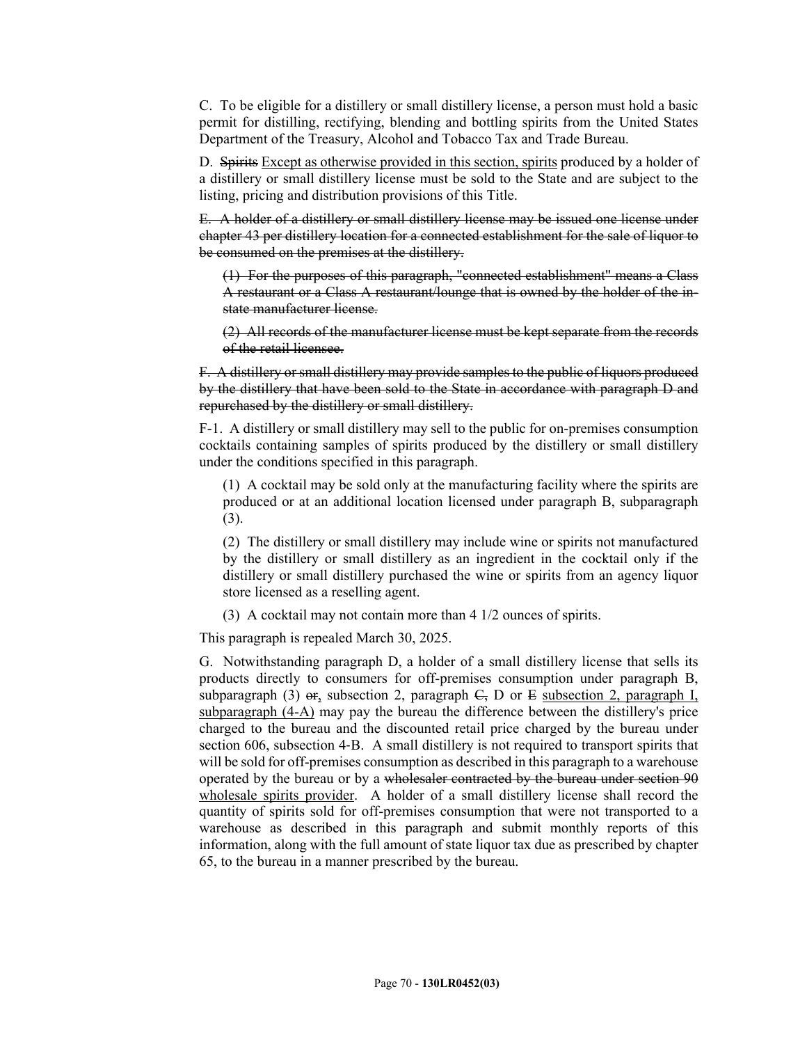C. To be eligible for a distillery or small distillery license, a person must hold a basic permit for distilling, rectifying, blending and bottling spirits from the United States Department of the Treasury, Alcohol and Tobacco Tax and Trade Bureau.

D. ~~Spirits~~ <u>Except as otherwise provided in this section, spirits</u> produced by a holder of a distillery or small distillery license must be sold to the State and are subject to the listing, pricing and distribution provisions of this Title.

~~E. A holder of a distillery or small distillery license may be issued one license under chapter 43 per distillery location for a connected establishment for the sale of liquor to be consumed on the premises at the distillery.~~

> ~~(1) For the purposes of this paragraph, "connected establishment" means a Class A restaurant or a Class A restaurant/lounge that is owned by the holder of the in-state manufacturer license.~~
>
> ~~(2) All records of the manufacturer license must be kept separate from the records of the retail licensee.~~

~~F. A distillery or small distillery may provide samples to the public of liquors produced by the distillery that have been sold to the State in accordance with paragraph D and repurchased by the distillery or small distillery.~~

F-1. A distillery or small distillery may sell to the public for on-premises consumption cocktails containing samples of spirits produced by the distillery or small distillery under the conditions specified in this paragraph.

> (1) A cocktail may be sold only at the manufacturing facility where the spirits are produced or at an additional location licensed under paragraph B, subparagraph (3).
>
> (2) The distillery or small distillery may include wine or spirits not manufactured by the distillery or small distillery as an ingredient in the cocktail only if the distillery or small distillery purchased the wine or spirits from an agency liquor store licensed as a reselling agent.
>
> (3) A cocktail may not contain more than 4 1/2 ounces of spirits.

This paragraph is repealed March 30, 2025.

G. Notwithstanding paragraph D, a holder of a small distillery license that sells its products directly to consumers for off-premises consumption under paragraph B, subparagraph (3) ~~or~~, subsection 2, paragraph ~~C,~~ D or ~~E~~ <u>subsection 2, paragraph I, subparagraph (4-A)</u> may pay the bureau the difference between the distillery's price charged to the bureau and the discounted retail price charged by the bureau under section 606, subsection 4-B. A small distillery is not required to transport spirits that will be sold for off-premises consumption as described in this paragraph to a warehouse operated by the bureau or by a ~~wholesaler contracted by the bureau under section 90~~ <u>wholesale spirits provider</u>. A holder of a small distillery license shall record the quantity of spirits sold for off-premises consumption that were not transported to a warehouse as described in this paragraph and submit monthly reports of this information, along with the full amount of state liquor tax due as prescribed by chapter 65, to the bureau in a manner prescribed by the bureau.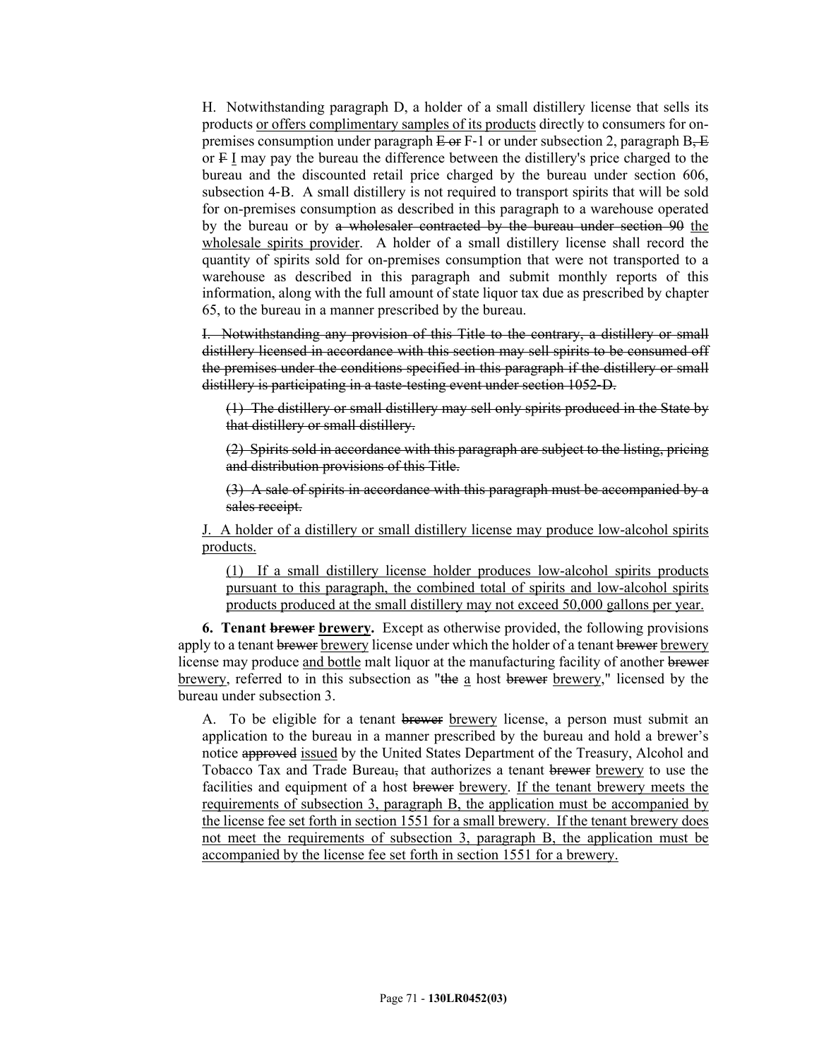H. Notwithstanding paragraph D, a holder of a small distillery license that sells its products <u>or offers complimentary samples of its products</u> directly to consumers for on-premises consumption under paragraph ~~E or~~ F-1 or under subsection 2, paragraph B~~, E~~ or ~~F~~ <u>I</u> may pay the bureau the difference between the distillery's price charged to the bureau and the discounted retail price charged by the bureau under section 606, subsection 4-B. A small distillery is not required to transport spirits that will be sold for on-premises consumption as described in this paragraph to a warehouse operated by the bureau or by ~~a wholesaler contracted by the bureau under section 90~~ <u>the wholesale spirits provider</u>. A holder of a small distillery license shall record the quantity of spirits sold for on-premises consumption that were not transported to a warehouse as described in this paragraph and submit monthly reports of this information, along with the full amount of state liquor tax due as prescribed by chapter 65, to the bureau in a manner prescribed by the bureau.

~~I. Notwithstanding any provision of this Title to the contrary, a distillery or small distillery licensed in accordance with this section may sell spirits to be consumed off the premises under the conditions specified in this paragraph if the distillery or small distillery is participating in a taste-testing event under section 1052-D.~~

~~(1) The distillery or small distillery may sell only spirits produced in the State by that distillery or small distillery.~~

~~(2) Spirits sold in accordance with this paragraph are subject to the listing, pricing and distribution provisions of this Title.~~

~~(3) A sale of spirits in accordance with this paragraph must be accompanied by a sales receipt.~~

<u>J. A holder of a distillery or small distillery license may produce low-alcohol spirits products.</u>

<u>(1) If a small distillery license holder produces low-alcohol spirits products pursuant to this paragraph, the combined total of spirits and low-alcohol spirits products produced at the small distillery may not exceed 50,000 gallons per year.</u>

**6. Tenant ~~brewer~~ <u>brewery</u>.** Except as otherwise provided, the following provisions apply to a tenant ~~brewer~~ <u>brewery</u> license under which the holder of a tenant ~~brewer~~ <u>brewery</u> license may produce <u>and bottle</u> malt liquor at the manufacturing facility of another ~~brewer~~ <u>brewery</u>, referred to in this subsection as "~~the~~ <u>a</u> host ~~brewer~~ <u>brewery</u>," licensed by the bureau under subsection 3.

A. To be eligible for a tenant ~~brewer~~ <u>brewery</u> license, a person must submit an application to the bureau in a manner prescribed by the bureau and hold a brewer's notice ~~approved~~ <u>issued</u> by the United States Department of the Treasury, Alcohol and Tobacco Tax and Trade Bureau~~,~~ that authorizes a tenant ~~brewer~~ <u>brewery</u> to use the facilities and equipment of a host ~~brewer~~ <u>brewery</u>. <u>If the tenant brewery meets the requirements of subsection 3, paragraph B, the application must be accompanied by the license fee set forth in section 1551 for a small brewery. If the tenant brewery does not meet the requirements of subsection 3, paragraph B, the application must be accompanied by the license fee set forth in section 1551 for a brewery.</u>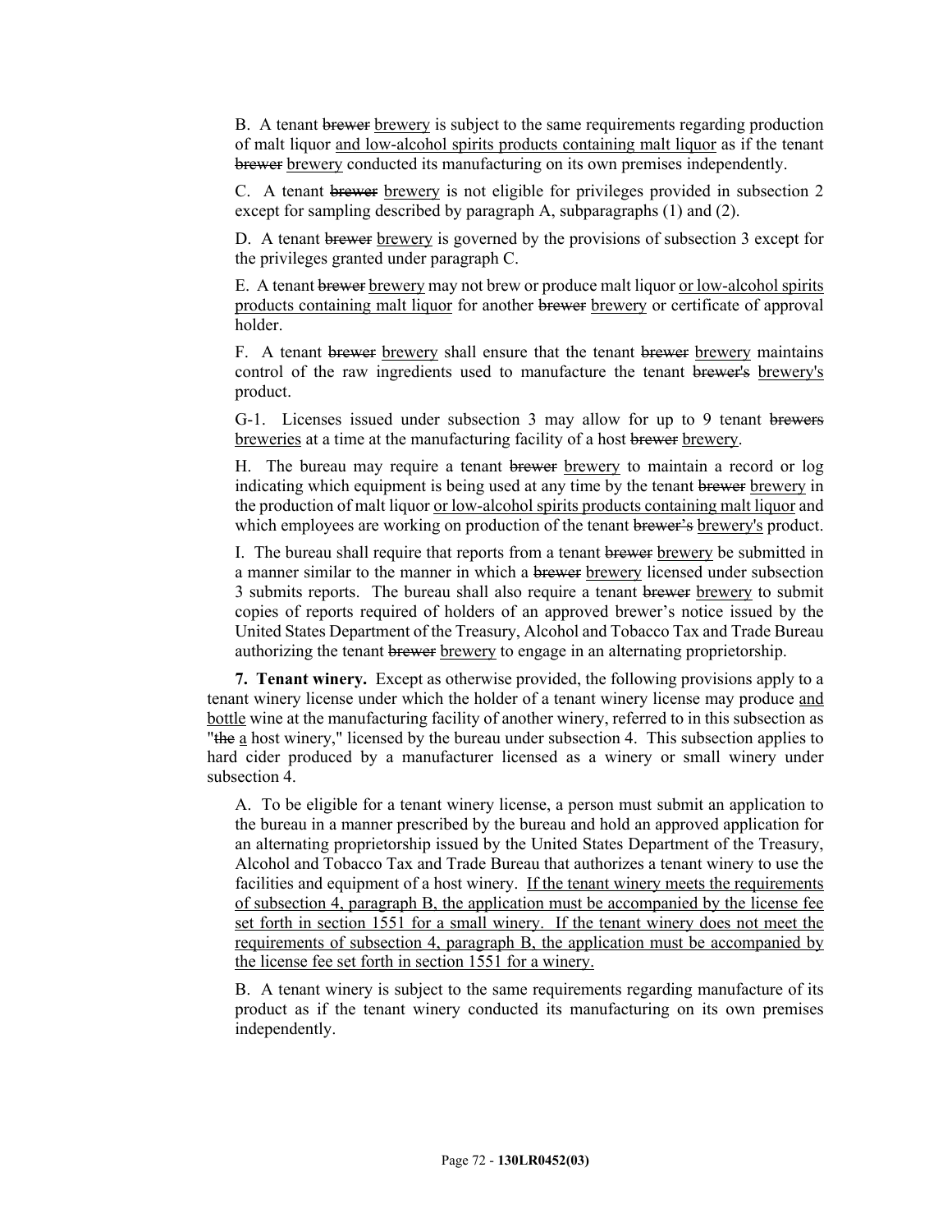B. A tenant ~~brewer~~ <u>brewery</u> is subject to the same requirements regarding production of malt liquor <u>and low-alcohol spirits products containing malt liquor</u> as if the tenant ~~brewer~~ <u>brewery</u> conducted its manufacturing on its own premises independently.

C. A tenant ~~brewer~~ <u>brewery</u> is not eligible for privileges provided in subsection 2 except for sampling described by paragraph A, subparagraphs (1) and (2).

D. A tenant ~~brewer~~ <u>brewery</u> is governed by the provisions of subsection 3 except for the privileges granted under paragraph C.

E. A tenant ~~brewer~~ <u>brewery</u> may not brew or produce malt liquor <u>or low-alcohol spirits products containing malt liquor</u> for another ~~brewer~~ <u>brewery</u> or certificate of approval holder.

F. A tenant ~~brewer~~ <u>brewery</u> shall ensure that the tenant ~~brewer~~ <u>brewery</u> maintains control of the raw ingredients used to manufacture the tenant ~~brewer's~~ <u>brewery's</u> product.

G-1. Licenses issued under subsection 3 may allow for up to 9 tenant ~~brewers~~ <u>breweries</u> at a time at the manufacturing facility of a host ~~brewer~~ <u>brewery</u>.

H. The bureau may require a tenant ~~brewer~~ <u>brewery</u> to maintain a record or log indicating which equipment is being used at any time by the tenant ~~brewer~~ <u>brewery</u> in the production of malt liquor <u>or low-alcohol spirits products containing malt liquor</u> and which employees are working on production of the tenant ~~brewer's~~ <u>brewery's</u> product.

I. The bureau shall require that reports from a tenant ~~brewer~~ <u>brewery</u> be submitted in a manner similar to the manner in which a ~~brewer~~ <u>brewery</u> licensed under subsection 3 submits reports. The bureau shall also require a tenant ~~brewer~~ <u>brewery</u> to submit copies of reports required of holders of an approved brewer's notice issued by the United States Department of the Treasury, Alcohol and Tobacco Tax and Trade Bureau authorizing the tenant ~~brewer~~ <u>brewery</u> to engage in an alternating proprietorship.

**7. Tenant winery.** Except as otherwise provided, the following provisions apply to a tenant winery license under which the holder of a tenant winery license may produce <u>and bottle</u> wine at the manufacturing facility of another winery, referred to in this subsection as "~~the~~ <u>a</u> host winery," licensed by the bureau under subsection 4. This subsection applies to hard cider produced by a manufacturer licensed as a winery or small winery under subsection 4.

A. To be eligible for a tenant winery license, a person must submit an application to the bureau in a manner prescribed by the bureau and hold an approved application for an alternating proprietorship issued by the United States Department of the Treasury, Alcohol and Tobacco Tax and Trade Bureau that authorizes a tenant winery to use the facilities and equipment of a host winery. <u>If the tenant winery meets the requirements of subsection 4, paragraph B, the application must be accompanied by the license fee set forth in section 1551 for a small winery. If the tenant winery does not meet the requirements of subsection 4, paragraph B, the application must be accompanied by the license fee set forth in section 1551 for a winery.</u>

B. A tenant winery is subject to the same requirements regarding manufacture of its product as if the tenant winery conducted its manufacturing on its own premises independently.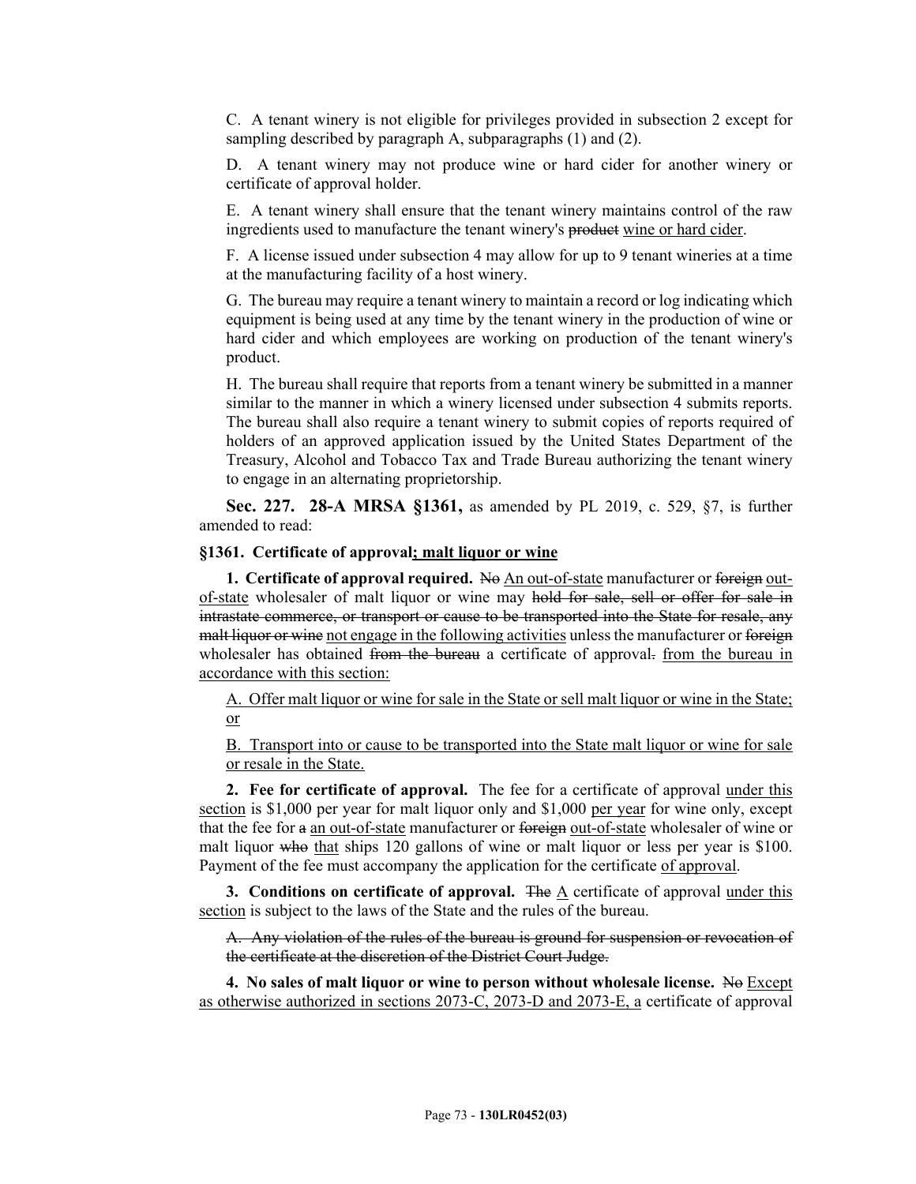C. A tenant winery is not eligible for privileges provided in subsection 2 except for sampling described by paragraph A, subparagraphs (1) and (2).

D. A tenant winery may not produce wine or hard cider for another winery or certificate of approval holder.

E. A tenant winery shall ensure that the tenant winery maintains control of the raw ingredients used to manufacture the tenant winery's ~~product~~ <u>wine or hard cider</u>.

F. A license issued under subsection 4 may allow for up to 9 tenant wineries at a time at the manufacturing facility of a host winery.

G. The bureau may require a tenant winery to maintain a record or log indicating which equipment is being used at any time by the tenant winery in the production of wine or hard cider and which employees are working on production of the tenant winery's product.

H. The bureau shall require that reports from a tenant winery be submitted in a manner similar to the manner in which a winery licensed under subsection 4 submits reports. The bureau shall also require a tenant winery to submit copies of reports required of holders of an approved application issued by the United States Department of the Treasury, Alcohol and Tobacco Tax and Trade Bureau authorizing the tenant winery to engage in an alternating proprietorship.

**Sec. 227. 28-A MRSA §1361,** as amended by PL 2019, c. 529, §7, is further amended to read:

**§1361. Certificate of approval<u>; malt liquor or wine</u>**

**1. Certificate of approval required.** ~~No~~ <u>An out-of-state</u> manufacturer or ~~foreign~~ <u>out-of-state</u> wholesaler of malt liquor or wine may ~~hold for sale, sell or offer for sale in intrastate commerce, or transport or cause to be transported into the State for resale, any malt liquor or wine~~ <u>not engage in the following activities</u> unless the manufacturer or ~~foreign~~ wholesaler has obtained ~~from the bureau~~ a certificate of approval~~.~~ <u>from the bureau in accordance with this section:</u>

<u>A. Offer malt liquor or wine for sale in the State or sell malt liquor or wine in the State; or</u>

<u>B. Transport into or cause to be transported into the State malt liquor or wine for sale or resale in the State.</u>

**2. Fee for certificate of approval.** The fee for a certificate of approval <u>under this section</u> is $1,000 per year for malt liquor only and $1,000 <u>per year</u> for wine only, except that the fee for ~~a~~ <u>an out-of-state</u> manufacturer or ~~foreign~~ <u>out-of-state</u> wholesaler of wine or malt liquor ~~who~~ <u>that</u> ships 120 gallons of wine or malt liquor or less per year is $100. Payment of the fee must accompany the application for the certificate <u>of approval</u>.

**3. Conditions on certificate of approval.** ~~The~~ <u>A</u> certificate of approval <u>under this section</u> is subject to the laws of the State and the rules of the bureau.

~~A. Any violation of the rules of the bureau is ground for suspension or revocation of the certificate at the discretion of the District Court Judge.~~

**4. No sales of malt liquor or wine to person without wholesale license.** ~~No~~ <u>Except as otherwise authorized in sections 2073-C, 2073-D and 2073-E, a</u> certificate of approval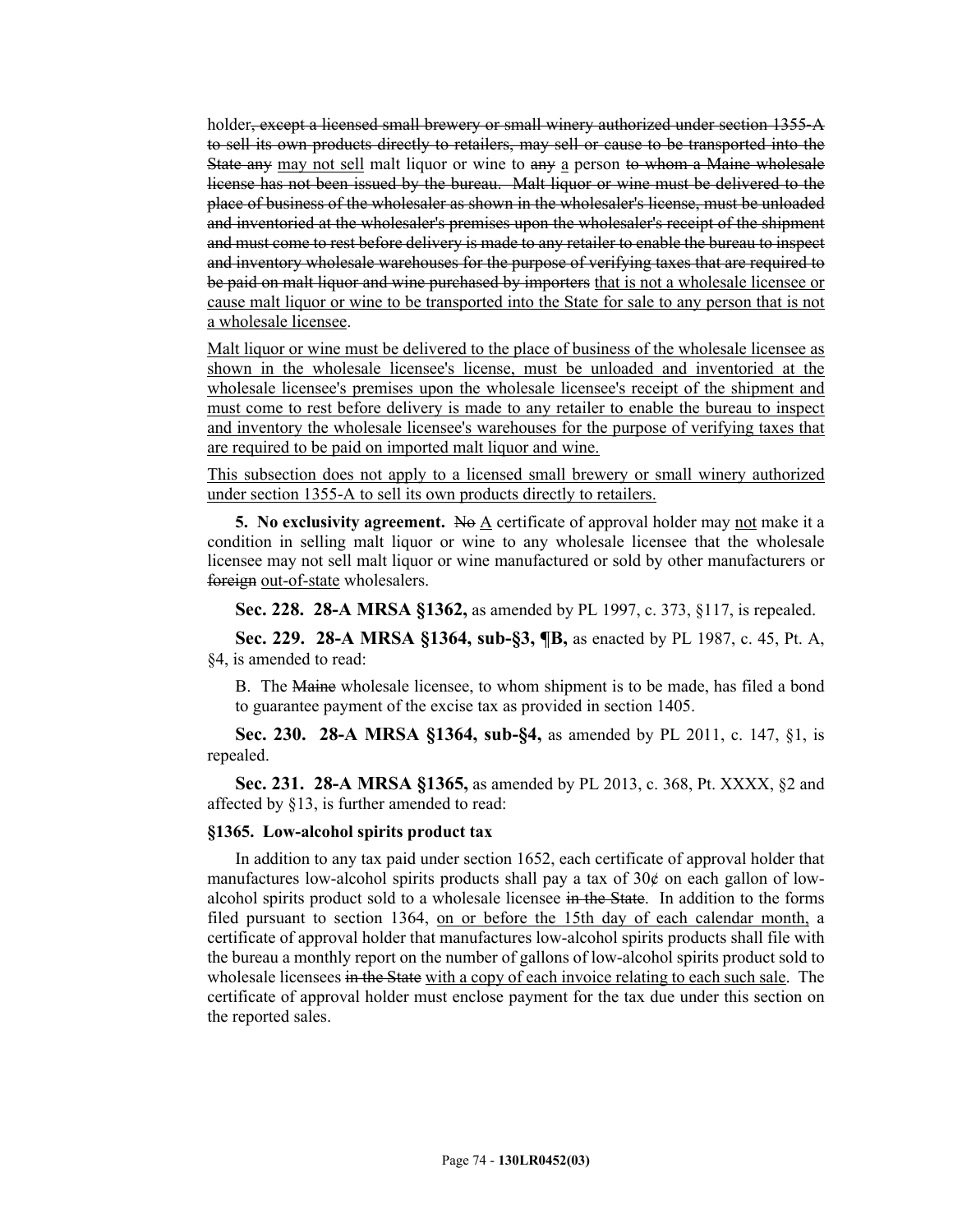holder~~, except a licensed small brewery or small winery authorized under section 1355-A to sell its own products directly to retailers, may sell or cause to be transported into the State any~~ may not sell malt liquor or wine to ~~any~~ a person ~~to whom a Maine wholesale license has not been issued by the bureau. Malt liquor or wine must be delivered to the place of business of the wholesaler as shown in the wholesaler's license, must be unloaded and inventoried at the wholesaler's premises upon the wholesaler's receipt of the shipment and must come to rest before delivery is made to any retailer to enable the bureau to inspect and inventory wholesale warehouses for the purpose of verifying taxes that are required to be paid on malt liquor and wine purchased by importers~~ that is not a wholesale licensee or cause malt liquor or wine to be transported into the State for sale to any person that is not a wholesale licensee.

Malt liquor or wine must be delivered to the place of business of the wholesale licensee as shown in the wholesale licensee's license, must be unloaded and inventoried at the wholesale licensee's premises upon the wholesale licensee's receipt of the shipment and must come to rest before delivery is made to any retailer to enable the bureau to inspect and inventory the wholesale licensee's warehouses for the purpose of verifying taxes that are required to be paid on imported malt liquor and wine.

This subsection does not apply to a licensed small brewery or small winery authorized under section 1355-A to sell its own products directly to retailers.

**5. No exclusivity agreement.** ~~No~~ A certificate of approval holder may not make it a condition in selling malt liquor or wine to any wholesale licensee that the wholesale licensee may not sell malt liquor or wine manufactured or sold by other manufacturers or ~~foreign~~ out-of-state wholesalers.

**Sec. 228. 28-A MRSA §1362,** as amended by PL 1997, c. 373, §117, is repealed.

**Sec. 229. 28-A MRSA §1364, sub-§3, ¶B,** as enacted by PL 1987, c. 45, Pt. A, §4, is amended to read:

B. The ~~Maine~~ wholesale licensee, to whom shipment is to be made, has filed a bond to guarantee payment of the excise tax as provided in section 1405.

**Sec. 230. 28-A MRSA §1364, sub-§4,** as amended by PL 2011, c. 147, §1, is repealed.

**Sec. 231. 28-A MRSA §1365,** as amended by PL 2013, c. 368, Pt. XXXX, §2 and affected by §13, is further amended to read:

**§1365. Low-alcohol spirits product tax**

In addition to any tax paid under section 1652, each certificate of approval holder that manufactures low-alcohol spirits products shall pay a tax of 30¢ on each gallon of low-alcohol spirits product sold to a wholesale licensee ~~in the State~~. In addition to the forms filed pursuant to section 1364, on or before the 15th day of each calendar month, a certificate of approval holder that manufactures low-alcohol spirits products shall file with the bureau a monthly report on the number of gallons of low-alcohol spirits product sold to wholesale licensees ~~in the State~~ with a copy of each invoice relating to each such sale. The certificate of approval holder must enclose payment for the tax due under this section on the reported sales.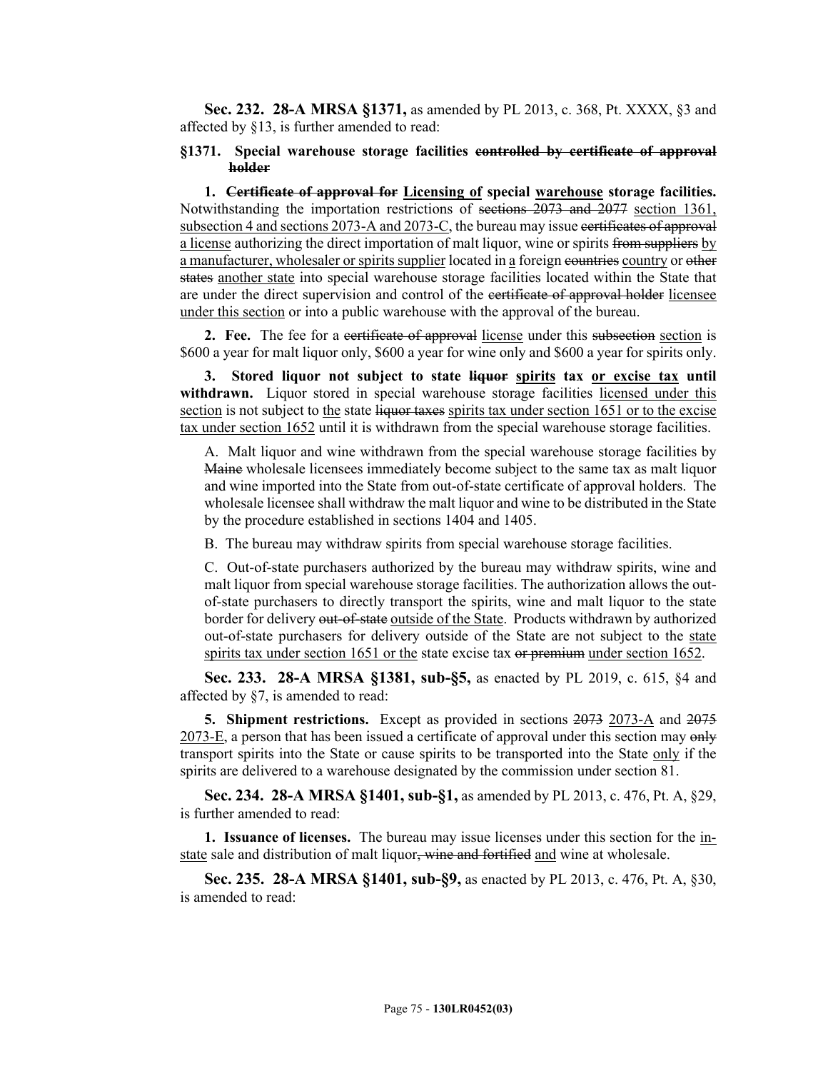**Sec. 232. 28-A MRSA §1371,** as amended by PL 2013, c. 368, Pt. XXXX, §3 and affected by §13, is further amended to read:

**§1371. Special warehouse storage facilities ~~controlled by certificate of approval holder~~**

**1. ~~Certificate of approval for~~ <u>Licensing of</u> special <u>warehouse</u> storage facilities.** Notwithstanding the importation restrictions of ~~sections 2073 and 2077~~ <u>section 1361, subsection 4 and sections 2073-A and 2073-C</u>, the bureau may issue ~~certificates of approval~~ <u>a license</u> authorizing the direct importation of malt liquor, wine or spirits ~~from suppliers~~ <u>by a manufacturer, wholesaler or spirits supplier</u> located in <u>a</u> foreign ~~countries~~ <u>country</u> or ~~other states~~ <u>another state</u> into special warehouse storage facilities located within the State that are under the direct supervision and control of the ~~certificate of approval holder~~ <u>licensee under this section</u> or into a public warehouse with the approval of the bureau.

**2. Fee.** The fee for a ~~certificate of approval~~ <u>license</u> under this ~~subsection~~ <u>section</u> is $600 a year for malt liquor only, $600 a year for wine only and $600 a year for spirits only.

**3. Stored liquor not subject to state ~~liquor~~ <u>spirits</u> tax <u>or excise tax</u> until withdrawn.** Liquor stored in special warehouse storage facilities <u>licensed under this section</u> is not subject to <u>the</u> state ~~liquor taxes~~ <u>spirits tax under section 1651 or to the excise tax under section 1652</u> until it is withdrawn from the special warehouse storage facilities.

A. Malt liquor and wine withdrawn from the special warehouse storage facilities by ~~Maine~~ wholesale licensees immediately become subject to the same tax as malt liquor and wine imported into the State from out-of-state certificate of approval holders. The wholesale licensee shall withdraw the malt liquor and wine to be distributed in the State by the procedure established in sections 1404 and 1405.

B. The bureau may withdraw spirits from special warehouse storage facilities.

C. Out-of-state purchasers authorized by the bureau may withdraw spirits, wine and malt liquor from special warehouse storage facilities. The authorization allows the out-of-state purchasers to directly transport the spirits, wine and malt liquor to the state border for delivery ~~out-of-state~~ <u>outside of the State</u>. Products withdrawn by authorized out-of-state purchasers for delivery outside of the State are not subject to the <u>state spirits tax under section 1651 or the</u> state excise tax ~~or premium~~ <u>under section 1652</u>.

**Sec. 233. 28-A MRSA §1381, sub-§5,** as enacted by PL 2019, c. 615, §4 and affected by §7, is amended to read:

**5. Shipment restrictions.** Except as provided in sections ~~2073~~ <u>2073-A</u> and ~~2075~~ <u>2073-E</u>, a person that has been issued a certificate of approval under this section may ~~only~~ transport spirits into the State or cause spirits to be transported into the State <u>only</u> if the spirits are delivered to a warehouse designated by the commission under section 81.

**Sec. 234. 28-A MRSA §1401, sub-§1,** as amended by PL 2013, c. 476, Pt. A, §29, is further amended to read:

**1. Issuance of licenses.** The bureau may issue licenses under this section for the <u>in-state</u> sale and distribution of malt liquor~~, wine and fortified~~ <u>and</u> wine at wholesale.

**Sec. 235. 28-A MRSA §1401, sub-§9,** as enacted by PL 2013, c. 476, Pt. A, §30, is amended to read: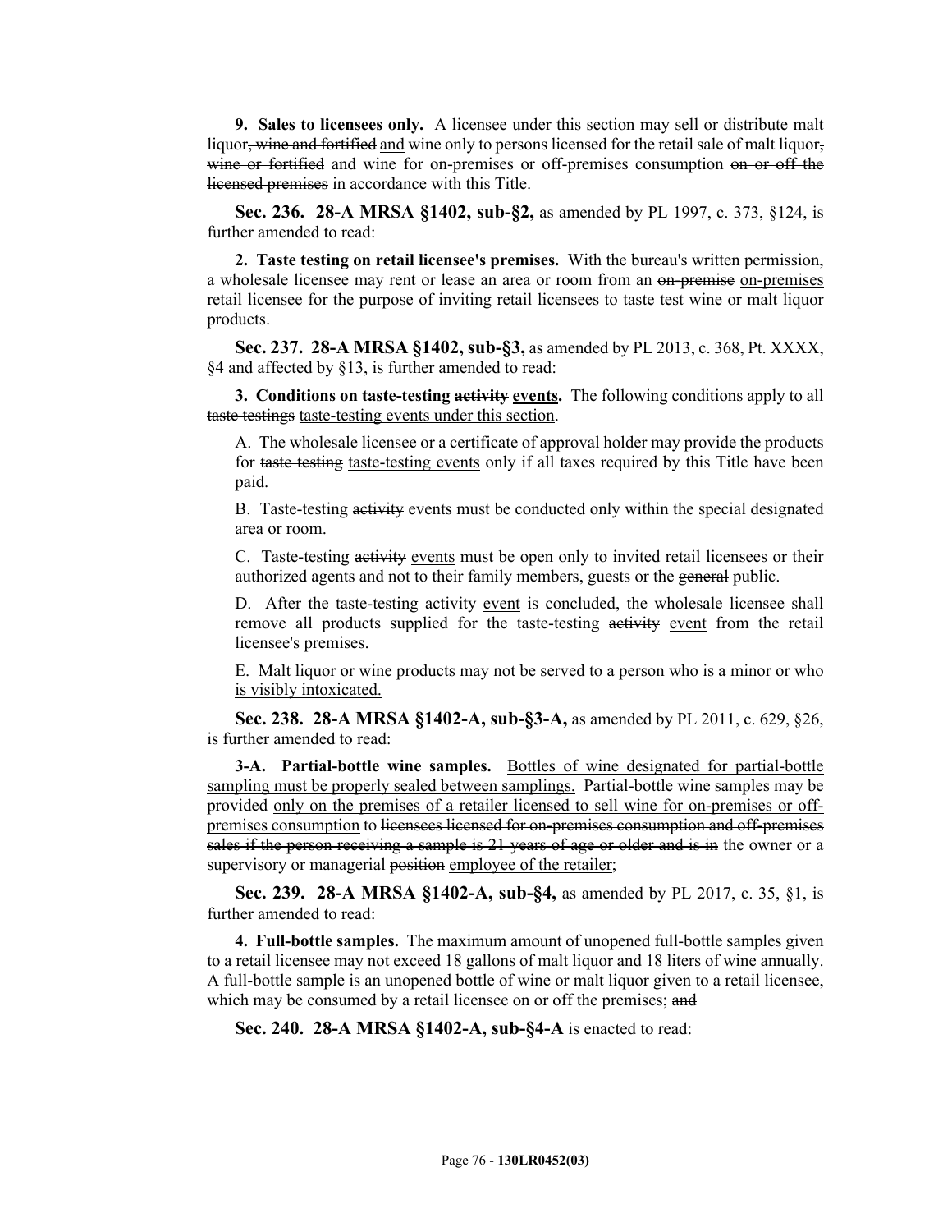**9. Sales to licensees only.** A licensee under this section may sell or distribute malt liquor~~, wine and fortified~~ and wine only to persons licensed for the retail sale of malt liquor~~, wine or fortified~~ and wine for on-premises or off-premises consumption ~~on or off the licensed premises~~ in accordance with this Title.

**Sec. 236. 28-A MRSA §1402, sub-§2,** as amended by PL 1997, c. 373, §124, is further amended to read:

**2. Taste testing on retail licensee's premises.** With the bureau's written permission, a wholesale licensee may rent or lease an area or room from an ~~on-premise~~ on-premises retail licensee for the purpose of inviting retail licensees to taste test wine or malt liquor products.

**Sec. 237. 28-A MRSA §1402, sub-§3,** as amended by PL 2013, c. 368, Pt. XXXX, §4 and affected by §13, is further amended to read:

**3. Conditions on taste-testing ~~activity~~ events.** The following conditions apply to all ~~taste testings~~ taste-testing events under this section.

A. The wholesale licensee or a certificate of approval holder may provide the products for ~~taste testing~~ taste-testing events only if all taxes required by this Title have been paid.

B. Taste-testing ~~activity~~ events must be conducted only within the special designated area or room.

C. Taste-testing ~~activity~~ events must be open only to invited retail licensees or their authorized agents and not to their family members, guests or the ~~general~~ public.

D. After the taste-testing ~~activity~~ event is concluded, the wholesale licensee shall remove all products supplied for the taste-testing ~~activity~~ event from the retail licensee's premises.

E. Malt liquor or wine products may not be served to a person who is a minor or who is visibly intoxicated.

**Sec. 238. 28-A MRSA §1402-A, sub-§3-A,** as amended by PL 2011, c. 629, §26, is further amended to read:

**3-A. Partial-bottle wine samples.** Bottles of wine designated for partial-bottle sampling must be properly sealed between samplings. Partial-bottle wine samples may be provided only on the premises of a retailer licensed to sell wine for on-premises or off-premises consumption to ~~licensees licensed for on-premises consumption and off-premises sales if the person receiving a sample is 21 years of age or older and is in~~ the owner or a supervisory or managerial ~~position~~ employee of the retailer;

**Sec. 239. 28-A MRSA §1402-A, sub-§4,** as amended by PL 2017, c. 35, §1, is further amended to read:

**4. Full-bottle samples.** The maximum amount of unopened full-bottle samples given to a retail licensee may not exceed 18 gallons of malt liquor and 18 liters of wine annually. A full-bottle sample is an unopened bottle of wine or malt liquor given to a retail licensee, which may be consumed by a retail licensee on or off the premises; ~~and~~

**Sec. 240. 28-A MRSA §1402-A, sub-§4-A** is enacted to read: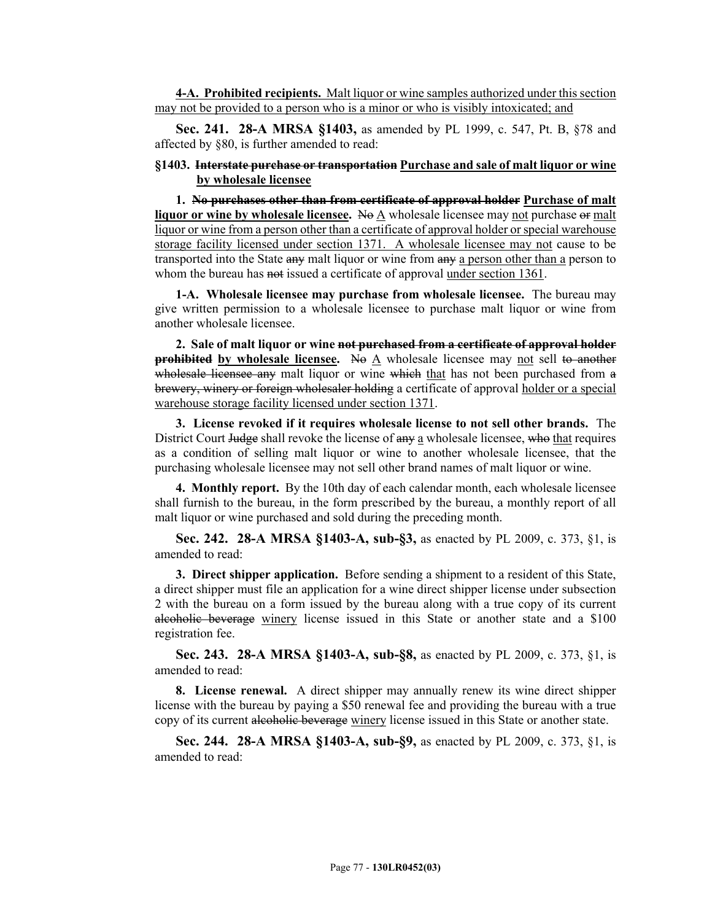<u>**4-A. Prohibited recipients.** Malt liquor or wine samples authorized under this section may not be provided to a person who is a minor or who is visibly intoxicated; and</u>

**Sec. 241. 28-A MRSA §1403,** as amended by PL 1999, c. 547, Pt. B, §78 and affected by §80, is further amended to read:

**§1403. ~~Interstate purchase or transportation~~ <u>Purchase and sale of malt liquor or wine by wholesale licensee</u>**

**1. ~~No purchases other than from certificate of approval holder~~ <u>Purchase of malt liquor or wine by wholesale licensee.</u>** ~~No~~ <u>A</u> wholesale licensee may <u>not</u> purchase ~~or~~ <u>malt liquor or wine from a person other than a certificate of approval holder or special warehouse storage facility licensed under section 1371. A wholesale licensee may not</u> cause to be transported into the State ~~any~~ malt liquor or wine from ~~any~~ <u>a person other than a</u> person to whom the bureau has ~~not~~ issued a certificate of approval <u>under section 1361</u>.

**1-A. Wholesale licensee may purchase from wholesale licensee.** The bureau may give written permission to a wholesale licensee to purchase malt liquor or wine from another wholesale licensee.

**2. Sale of malt liquor or wine ~~not purchased from a certificate of approval holder prohibited~~ <u>by wholesale licensee</u>.** ~~No~~ <u>A</u> wholesale licensee may <u>not</u> sell ~~to another wholesale licensee any~~ malt liquor or wine ~~which~~ <u>that</u> has not been purchased from ~~a brewery, winery or foreign wholesaler holding~~ a certificate of approval <u>holder or a special warehouse storage facility licensed under section 1371</u>.

**3. License revoked if it requires wholesale license to not sell other brands.** The District Court ~~Judge~~ shall revoke the license of ~~any~~ <u>a</u> wholesale licensee, ~~who~~ <u>that</u> requires as a condition of selling malt liquor or wine to another wholesale licensee, that the purchasing wholesale licensee may not sell other brand names of malt liquor or wine.

**4. Monthly report.** By the 10th day of each calendar month, each wholesale licensee shall furnish to the bureau, in the form prescribed by the bureau, a monthly report of all malt liquor or wine purchased and sold during the preceding month.

**Sec. 242. 28-A MRSA §1403-A, sub-§3,** as enacted by PL 2009, c. 373, §1, is amended to read:

**3. Direct shipper application.** Before sending a shipment to a resident of this State, a direct shipper must file an application for a wine direct shipper license under subsection 2 with the bureau on a form issued by the bureau along with a true copy of its current ~~alcoholic beverage~~ <u>winery</u> license issued in this State or another state and a $100 registration fee.

**Sec. 243. 28-A MRSA §1403-A, sub-§8,** as enacted by PL 2009, c. 373, §1, is amended to read:

**8. License renewal.** A direct shipper may annually renew its wine direct shipper license with the bureau by paying a $50 renewal fee and providing the bureau with a true copy of its current ~~alcoholic beverage~~ <u>winery</u> license issued in this State or another state.

**Sec. 244. 28-A MRSA §1403-A, sub-§9,** as enacted by PL 2009, c. 373, §1, is amended to read: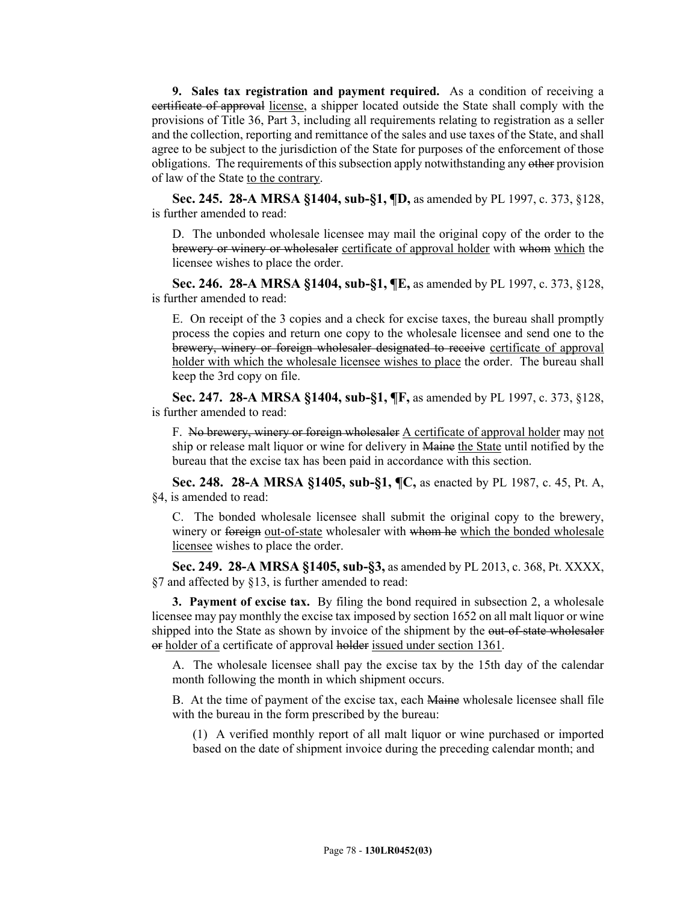**9. Sales tax registration and payment required.** As a condition of receiving a ~~certificate of approval~~ <u>license</u>, a shipper located outside the State shall comply with the provisions of Title 36, Part 3, including all requirements relating to registration as a seller and the collection, reporting and remittance of the sales and use taxes of the State, and shall agree to be subject to the jurisdiction of the State for purposes of the enforcement of those obligations. The requirements of this subsection apply notwithstanding any ~~other~~ provision of law of the State <u>to the contrary</u>.

**Sec. 245. 28-A MRSA §1404, sub-§1, ¶D,** as amended by PL 1997, c. 373, §128, is further amended to read:

D. The unbonded wholesale licensee may mail the original copy of the order to the ~~brewery or winery or wholesaler~~ <u>certificate of approval holder</u> with ~~whom~~ <u>which</u> the licensee wishes to place the order.

**Sec. 246. 28-A MRSA §1404, sub-§1, ¶E,** as amended by PL 1997, c. 373, §128, is further amended to read:

E. On receipt of the 3 copies and a check for excise taxes, the bureau shall promptly process the copies and return one copy to the wholesale licensee and send one to the ~~brewery, winery or foreign wholesaler designated to receive~~ <u>certificate of approval holder with which the wholesale licensee wishes to place</u> the order. The bureau shall keep the 3rd copy on file.

**Sec. 247. 28-A MRSA §1404, sub-§1, ¶F,** as amended by PL 1997, c. 373, §128, is further amended to read:

F. ~~No brewery, winery or foreign wholesaler~~ <u>A certificate of approval holder</u> may <u>not</u> ship or release malt liquor or wine for delivery in ~~Maine~~ <u>the State</u> until notified by the bureau that the excise tax has been paid in accordance with this section.

**Sec. 248. 28-A MRSA §1405, sub-§1, ¶C,** as enacted by PL 1987, c. 45, Pt. A, §4, is amended to read:

C. The bonded wholesale licensee shall submit the original copy to the brewery, winery or ~~foreign~~ <u>out-of-state</u> wholesaler with ~~whom he~~ <u>which the bonded wholesale licensee</u> wishes to place the order.

**Sec. 249. 28-A MRSA §1405, sub-§3,** as amended by PL 2013, c. 368, Pt. XXXX, §7 and affected by §13, is further amended to read:

**3. Payment of excise tax.** By filing the bond required in subsection 2, a wholesale licensee may pay monthly the excise tax imposed by section 1652 on all malt liquor or wine shipped into the State as shown by invoice of the shipment by the ~~out-of-state wholesaler or~~ <u>holder of a</u> certificate of approval ~~holder~~ <u>issued under section 1361</u>.

A. The wholesale licensee shall pay the excise tax by the 15th day of the calendar month following the month in which shipment occurs.

B. At the time of payment of the excise tax, each ~~Maine~~ wholesale licensee shall file with the bureau in the form prescribed by the bureau:

(1) A verified monthly report of all malt liquor or wine purchased or imported based on the date of shipment invoice during the preceding calendar month; and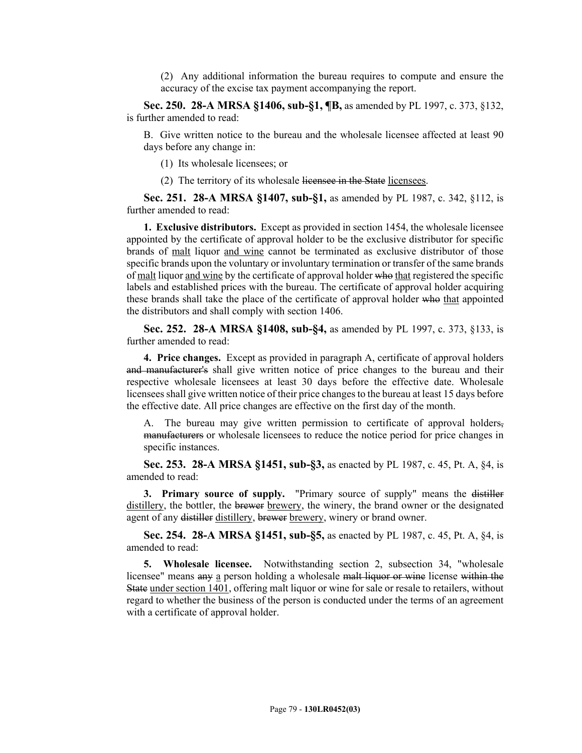(2) Any additional information the bureau requires to compute and ensure the accuracy of the excise tax payment accompanying the report.

**Sec. 250. 28-A MRSA §1406, sub-§1, ¶B,** as amended by PL 1997, c. 373, §132, is further amended to read:

B. Give written notice to the bureau and the wholesale licensee affected at least 90 days before any change in:

(1) Its wholesale licensees; or

(2) The territory of its wholesale ~~licensee in the State~~ licensees.

**Sec. 251. 28-A MRSA §1407, sub-§1,** as amended by PL 1987, c. 342, §112, is further amended to read:

**1. Exclusive distributors.** Except as provided in section 1454, the wholesale licensee appointed by the certificate of approval holder to be the exclusive distributor for specific brands of malt liquor and wine cannot be terminated as exclusive distributor of those specific brands upon the voluntary or involuntary termination or transfer of the same brands of malt liquor and wine by the certificate of approval holder ~~who~~ that registered the specific labels and established prices with the bureau. The certificate of approval holder acquiring these brands shall take the place of the certificate of approval holder ~~who~~ that appointed the distributors and shall comply with section 1406.

**Sec. 252. 28-A MRSA §1408, sub-§4,** as amended by PL 1997, c. 373, §133, is further amended to read:

**4. Price changes.** Except as provided in paragraph A, certificate of approval holders ~~and manufacturer's~~ shall give written notice of price changes to the bureau and their respective wholesale licensees at least 30 days before the effective date. Wholesale licensees shall give written notice of their price changes to the bureau at least 15 days before the effective date. All price changes are effective on the first day of the month.

A. The bureau may give written permission to certificate of approval holders~~, manufacturers~~ or wholesale licensees to reduce the notice period for price changes in specific instances.

**Sec. 253. 28-A MRSA §1451, sub-§3,** as enacted by PL 1987, c. 45, Pt. A, §4, is amended to read:

**3. Primary source of supply.** "Primary source of supply" means the ~~distiller~~ distillery, the bottler, the ~~brewer~~ brewery, the winery, the brand owner or the designated agent of any ~~distiller~~ distillery, ~~brewer~~ brewery, winery or brand owner.

**Sec. 254. 28-A MRSA §1451, sub-§5,** as enacted by PL 1987, c. 45, Pt. A, §4, is amended to read:

**5. Wholesale licensee.** Notwithstanding section 2, subsection 34, "wholesale licensee" means ~~any~~ a person holding a wholesale ~~malt liquor or wine~~ license ~~within the State~~ under section 1401, offering malt liquor or wine for sale or resale to retailers, without regard to whether the business of the person is conducted under the terms of an agreement with a certificate of approval holder.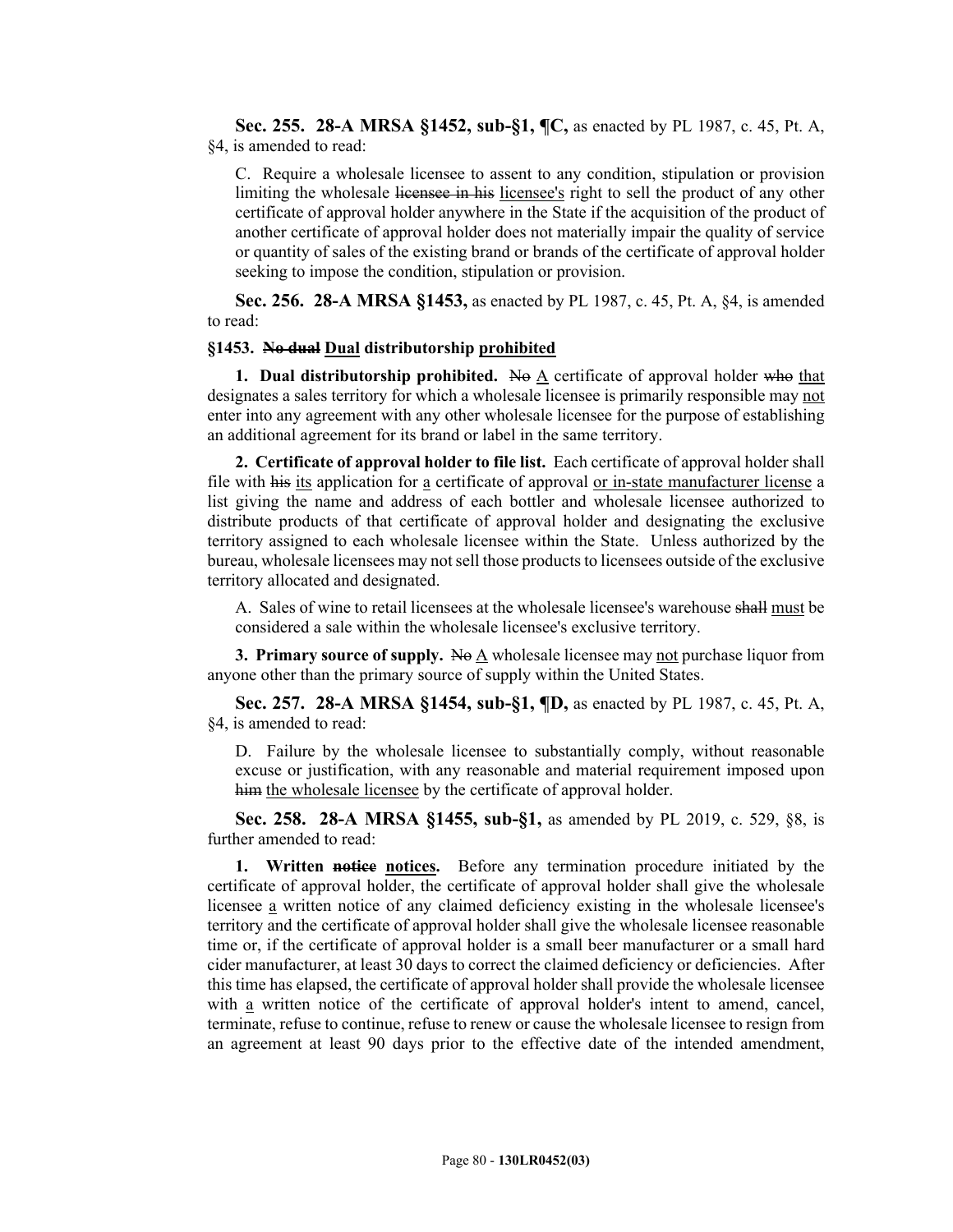**Sec. 255. 28-A MRSA §1452, sub-§1, ¶C,** as enacted by PL 1987, c. 45, Pt. A, §4, is amended to read:

C. Require a wholesale licensee to assent to any condition, stipulation or provision limiting the wholesale ~~licensee in his~~ licensee's right to sell the product of any other certificate of approval holder anywhere in the State if the acquisition of the product of another certificate of approval holder does not materially impair the quality of service or quantity of sales of the existing brand or brands of the certificate of approval holder seeking to impose the condition, stipulation or provision.

**Sec. 256. 28-A MRSA §1453,** as enacted by PL 1987, c. 45, Pt. A, §4, is amended to read:

**§1453. ~~No dual~~ Dual distributorship prohibited**

**1. Dual distributorship prohibited.** ~~No~~ A certificate of approval holder ~~who~~ that designates a sales territory for which a wholesale licensee is primarily responsible may not enter into any agreement with any other wholesale licensee for the purpose of establishing an additional agreement for its brand or label in the same territory.

**2. Certificate of approval holder to file list.** Each certificate of approval holder shall file with ~~his~~ its application for a certificate of approval or in-state manufacturer license a list giving the name and address of each bottler and wholesale licensee authorized to distribute products of that certificate of approval holder and designating the exclusive territory assigned to each wholesale licensee within the State. Unless authorized by the bureau, wholesale licensees may not sell those products to licensees outside of the exclusive territory allocated and designated.

A. Sales of wine to retail licensees at the wholesale licensee's warehouse ~~shall~~ must be considered a sale within the wholesale licensee's exclusive territory.

**3. Primary source of supply.** ~~No~~ A wholesale licensee may not purchase liquor from anyone other than the primary source of supply within the United States.

**Sec. 257. 28-A MRSA §1454, sub-§1, ¶D,** as enacted by PL 1987, c. 45, Pt. A, §4, is amended to read:

D. Failure by the wholesale licensee to substantially comply, without reasonable excuse or justification, with any reasonable and material requirement imposed upon ~~him~~ the wholesale licensee by the certificate of approval holder.

**Sec. 258. 28-A MRSA §1455, sub-§1,** as amended by PL 2019, c. 529, §8, is further amended to read:

**1. Written ~~notice~~ notices.** Before any termination procedure initiated by the certificate of approval holder, the certificate of approval holder shall give the wholesale licensee a written notice of any claimed deficiency existing in the wholesale licensee's territory and the certificate of approval holder shall give the wholesale licensee reasonable time or, if the certificate of approval holder is a small beer manufacturer or a small hard cider manufacturer, at least 30 days to correct the claimed deficiency or deficiencies. After this time has elapsed, the certificate of approval holder shall provide the wholesale licensee with a written notice of the certificate of approval holder's intent to amend, cancel, terminate, refuse to continue, refuse to renew or cause the wholesale licensee to resign from an agreement at least 90 days prior to the effective date of the intended amendment,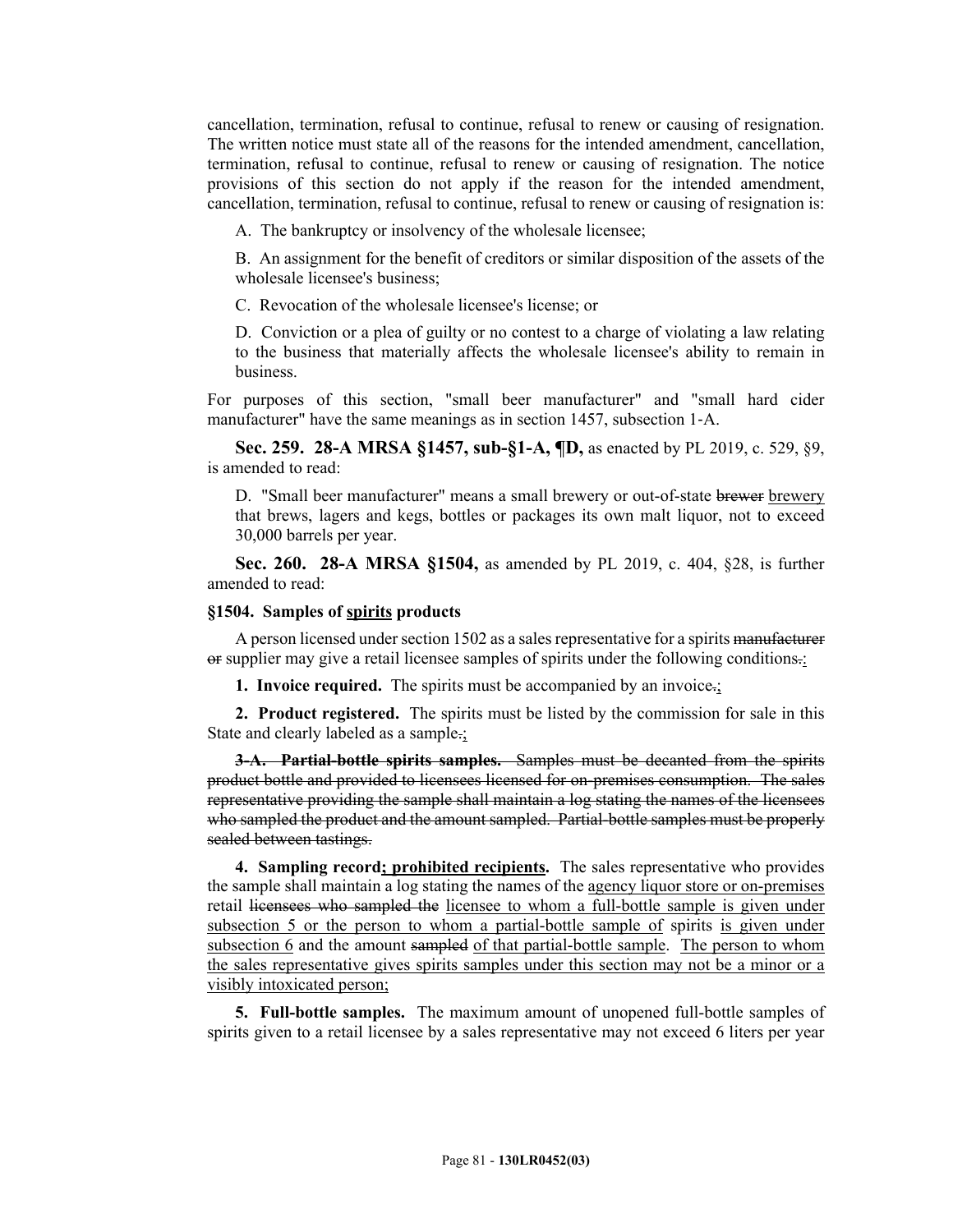cancellation, termination, refusal to continue, refusal to renew or causing of resignation. The written notice must state all of the reasons for the intended amendment, cancellation, termination, refusal to continue, refusal to renew or causing of resignation. The notice provisions of this section do not apply if the reason for the intended amendment, cancellation, termination, refusal to continue, refusal to renew or causing of resignation is:

A. The bankruptcy or insolvency of the wholesale licensee;

B. An assignment for the benefit of creditors or similar disposition of the assets of the wholesale licensee's business;

C. Revocation of the wholesale licensee's license; or

D. Conviction or a plea of guilty or no contest to a charge of violating a law relating to the business that materially affects the wholesale licensee's ability to remain in business.

For purposes of this section, "small beer manufacturer" and "small hard cider manufacturer" have the same meanings as in section 1457, subsection 1-A.

**Sec. 259. 28-A MRSA §1457, sub-§1-A, ¶D,** as enacted by PL 2019, c. 529, §9, is amended to read:

D. "Small beer manufacturer" means a small brewery or out-of-state ~~brewer~~ <u>brewery</u> that brews, lagers and kegs, bottles or packages its own malt liquor, not to exceed 30,000 barrels per year.

**Sec. 260. 28-A MRSA §1504,** as amended by PL 2019, c. 404, §28, is further amended to read:

**§1504. Samples of <u>spirits</u> products**

A person licensed under section 1502 as a sales representative for a spirits ~~manufacturer or~~ supplier may give a retail licensee samples of spirits under the following conditions~~.~~<u>:</u>

**1. Invoice required.** The spirits must be accompanied by an invoice~~.~~<u>;</u>

**2. Product registered.** The spirits must be listed by the commission for sale in this State and clearly labeled as a sample~~.~~<u>;</u>

~~**3-A. Partial-bottle spirits samples.** Samples must be decanted from the spirits product bottle and provided to licensees licensed for on-premises consumption. The sales representative providing the sample shall maintain a log stating the names of the licensees who sampled the product and the amount sampled. Partial-bottle samples must be properly sealed between tastings.~~

**4. Sampling record<u>; prohibited recipients</u>.** The sales representative who provides the sample shall maintain a log stating the names of the <u>agency liquor store or on-premises</u> retail ~~licensees who sampled the~~ <u>licensee to whom a full-bottle sample is given under subsection 5 or the person to whom a partial-bottle sample of</u> spirits <u>is given under subsection 6</u> and the amount ~~sampled~~ <u>of that partial-bottle sample</u>. <u>The person to whom the sales representative gives spirits samples under this section may not be a minor or a visibly intoxicated person;</u>

**5. Full-bottle samples.** The maximum amount of unopened full-bottle samples of spirits given to a retail licensee by a sales representative may not exceed 6 liters per year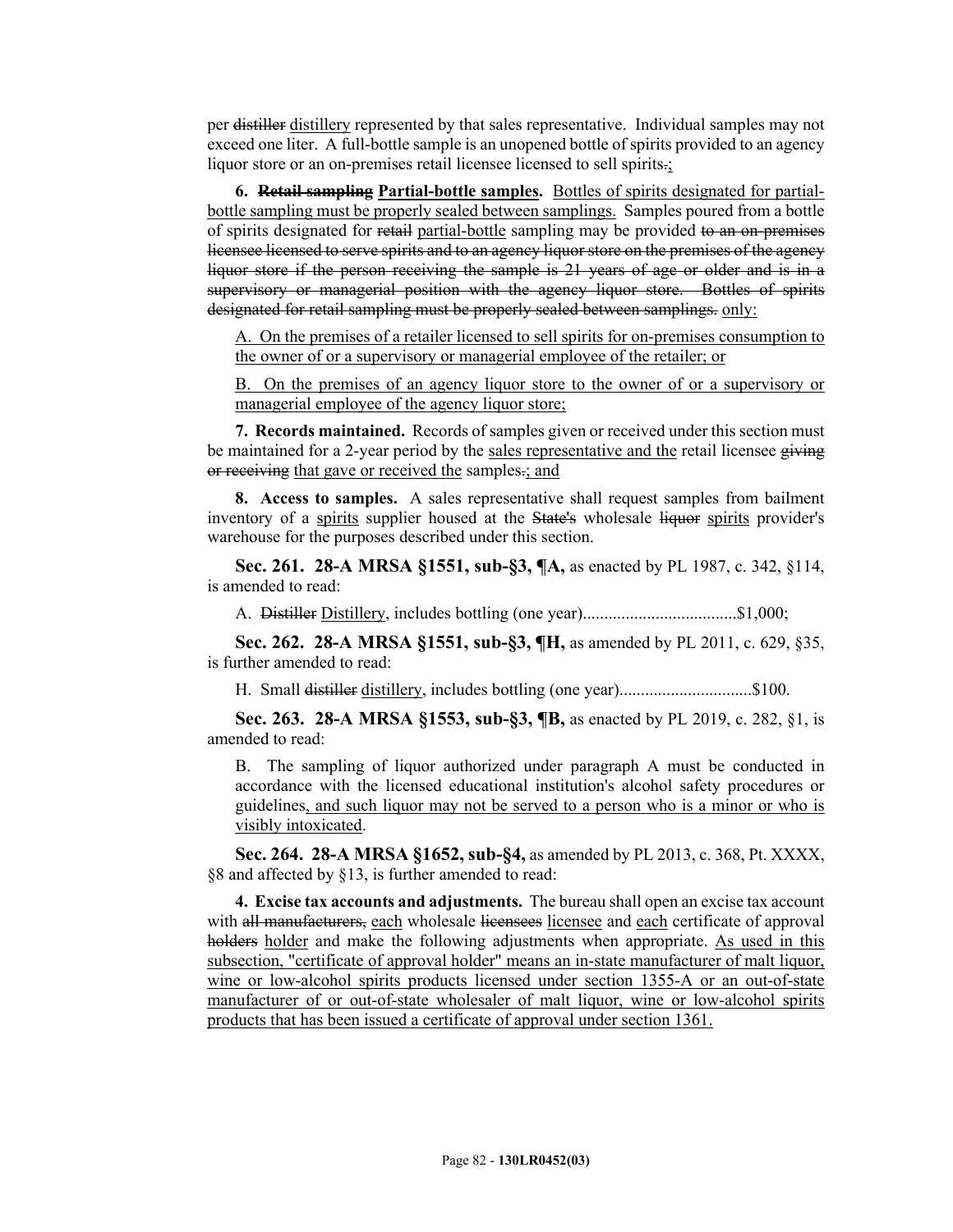per ~~distiller~~ distillery represented by that sales representative. Individual samples may not exceed one liter. A full-bottle sample is an unopened bottle of spirits provided to an agency liquor store or an on-premises retail licensee licensed to sell spirits~~.~~;

**6. ~~Retail sampling~~ Partial-bottle samples.** Bottles of spirits designated for partial-bottle sampling must be properly sealed between samplings. Samples poured from a bottle of spirits designated for ~~retail~~ partial-bottle sampling may be provided ~~to an on-premises licensee licensed to serve spirits and to an agency liquor store on the premises of the agency liquor store if the person receiving the sample is 21 years of age or older and is in a supervisory or managerial position with the agency liquor store. Bottles of spirits designated for retail sampling must be properly sealed between samplings.~~ only:

A. On the premises of a retailer licensed to sell spirits for on-premises consumption to the owner of or a supervisory or managerial employee of the retailer; or

B. On the premises of an agency liquor store to the owner of or a supervisory or managerial employee of the agency liquor store;

**7. Records maintained.** Records of samples given or received under this section must be maintained for a 2-year period by the sales representative and the retail licensee ~~giving or receiving~~ that gave or received the samples~~.~~; and

**8. Access to samples.** A sales representative shall request samples from bailment inventory of a spirits supplier housed at the ~~State's~~ wholesale ~~liquor~~ spirits provider's warehouse for the purposes described under this section.

**Sec. 261. 28-A MRSA §1551, sub-§3, ¶A,** as enacted by PL 1987, c. 342, §114, is amended to read:

A. ~~Distiller~~ Distillery, includes bottling (one year)....................................$1,000;

**Sec. 262. 28-A MRSA §1551, sub-§3, ¶H,** as amended by PL 2011, c. 629, §35, is further amended to read:

H. Small ~~distiller~~ distillery, includes bottling (one year)...............................$100.

**Sec. 263. 28-A MRSA §1553, sub-§3, ¶B,** as enacted by PL 2019, c. 282, §1, is amended to read:

B. The sampling of liquor authorized under paragraph A must be conducted in accordance with the licensed educational institution's alcohol safety procedures or guidelines, and such liquor may not be served to a person who is a minor or who is visibly intoxicated.

**Sec. 264. 28-A MRSA §1652, sub-§4,** as amended by PL 2013, c. 368, Pt. XXXX, §8 and affected by §13, is further amended to read:

**4. Excise tax accounts and adjustments.** The bureau shall open an excise tax account with ~~all manufacturers,~~ each wholesale ~~licensees~~ licensee and each certificate of approval ~~holders~~ holder and make the following adjustments when appropriate. As used in this subsection, "certificate of approval holder" means an in-state manufacturer of malt liquor, wine or low-alcohol spirits products licensed under section 1355-A or an out-of-state manufacturer of or out-of-state wholesaler of malt liquor, wine or low-alcohol spirits products that has been issued a certificate of approval under section 1361.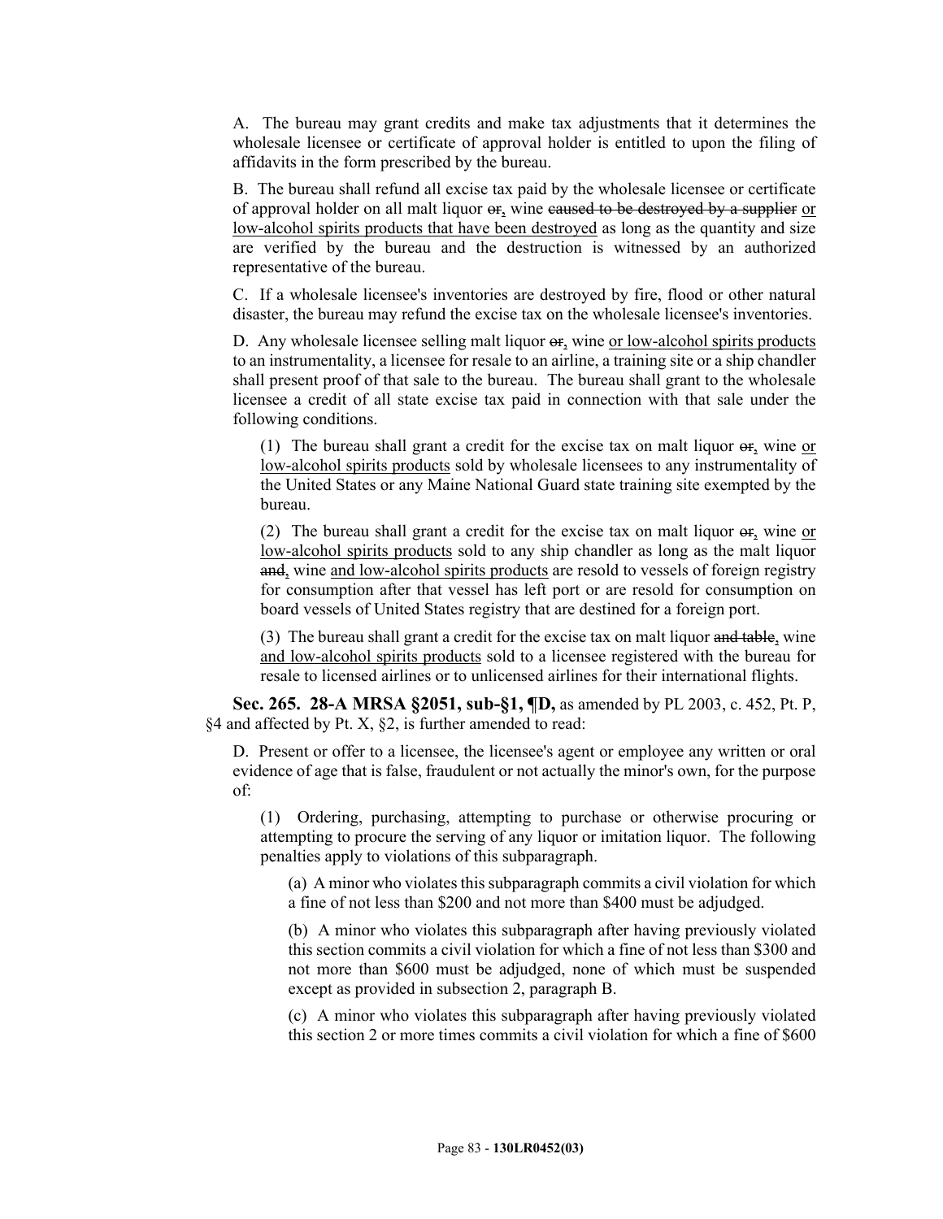A. The bureau may grant credits and make tax adjustments that it determines the wholesale licensee or certificate of approval holder is entitled to upon the filing of affidavits in the form prescribed by the bureau.

B. The bureau shall refund all excise tax paid by the wholesale licensee or certificate of approval holder on all malt liquor ~~or~~, wine ~~caused to be destroyed by a supplier~~ or low-alcohol spirits products that have been destroyed as long as the quantity and size are verified by the bureau and the destruction is witnessed by an authorized representative of the bureau.

C. If a wholesale licensee's inventories are destroyed by fire, flood or other natural disaster, the bureau may refund the excise tax on the wholesale licensee's inventories.

D. Any wholesale licensee selling malt liquor ~~or~~, wine or low-alcohol spirits products to an instrumentality, a licensee for resale to an airline, a training site or a ship chandler shall present proof of that sale to the bureau. The bureau shall grant to the wholesale licensee a credit of all state excise tax paid in connection with that sale under the following conditions.

(1) The bureau shall grant a credit for the excise tax on malt liquor ~~or~~, wine or low-alcohol spirits products sold by wholesale licensees to any instrumentality of the United States or any Maine National Guard state training site exempted by the bureau.

(2) The bureau shall grant a credit for the excise tax on malt liquor ~~or~~, wine or low-alcohol spirits products sold to any ship chandler as long as the malt liquor ~~and~~, wine and low-alcohol spirits products are resold to vessels of foreign registry for consumption after that vessel has left port or are resold for consumption on board vessels of United States registry that are destined for a foreign port.

(3) The bureau shall grant a credit for the excise tax on malt liquor ~~and table~~, wine and low-alcohol spirits products sold to a licensee registered with the bureau for resale to licensed airlines or to unlicensed airlines for their international flights.

**Sec. 265. 28-A MRSA §2051, sub-§1, ¶D,** as amended by PL 2003, c. 452, Pt. P, §4 and affected by Pt. X, §2, is further amended to read:

D. Present or offer to a licensee, the licensee's agent or employee any written or oral evidence of age that is false, fraudulent or not actually the minor's own, for the purpose of:

(1) Ordering, purchasing, attempting to purchase or otherwise procuring or attempting to procure the serving of any liquor or imitation liquor. The following penalties apply to violations of this subparagraph.

(a) A minor who violates this subparagraph commits a civil violation for which a fine of not less than $200 and not more than $400 must be adjudged.

(b) A minor who violates this subparagraph after having previously violated this section commits a civil violation for which a fine of not less than $300 and not more than $600 must be adjudged, none of which must be suspended except as provided in subsection 2, paragraph B.

(c) A minor who violates this subparagraph after having previously violated this section 2 or more times commits a civil violation for which a fine of $600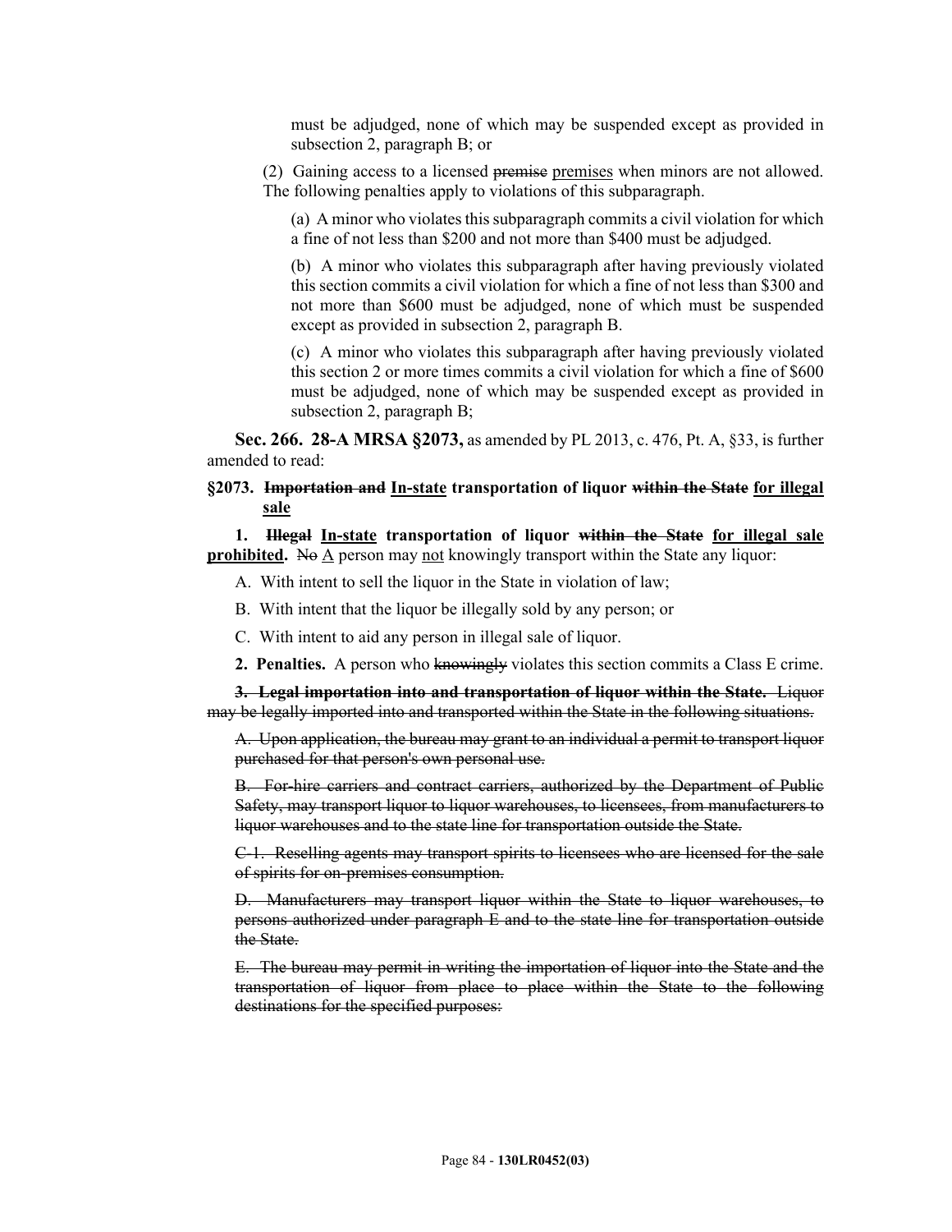must be adjudged, none of which may be suspended except as provided in subsection 2, paragraph B; or

(2) Gaining access to a licensed ~~premise~~ premises when minors are not allowed. The following penalties apply to violations of this subparagraph.

(a) A minor who violates this subparagraph commits a civil violation for which a fine of not less than $200 and not more than $400 must be adjudged.

(b) A minor who violates this subparagraph after having previously violated this section commits a civil violation for which a fine of not less than $300 and not more than $600 must be adjudged, none of which must be suspended except as provided in subsection 2, paragraph B.

(c) A minor who violates this subparagraph after having previously violated this section 2 or more times commits a civil violation for which a fine of $600 must be adjudged, none of which may be suspended except as provided in subsection 2, paragraph B;

**Sec. 266. 28-A MRSA §2073,** as amended by PL 2013, c. 476, Pt. A, §33, is further amended to read:

**§2073. ~~Importation and~~ In-state transportation of liquor ~~within the State~~ for illegal sale**

**1. ~~Illegal~~ In-state transportation of liquor ~~within the State~~ for illegal sale prohibited.** ~~No~~ A person may not knowingly transport within the State any liquor:

A. With intent to sell the liquor in the State in violation of law;

B. With intent that the liquor be illegally sold by any person; or

C. With intent to aid any person in illegal sale of liquor.

**2. Penalties.** A person who ~~knowingly~~ violates this section commits a Class E crime.

~~**3. Legal importation into and transportation of liquor within the State.** Liquor may be legally imported into and transported within the State in the following situations.~~

~~A. Upon application, the bureau may grant to an individual a permit to transport liquor purchased for that person's own personal use.~~

~~B. For-hire carriers and contract carriers, authorized by the Department of Public Safety, may transport liquor to liquor warehouses, to licensees, from manufacturers to liquor warehouses and to the state line for transportation outside the State.~~

~~C-1. Reselling agents may transport spirits to licensees who are licensed for the sale of spirits for on-premises consumption.~~

~~D. Manufacturers may transport liquor within the State to liquor warehouses, to persons authorized under paragraph E and to the state line for transportation outside the State.~~

~~E. The bureau may permit in writing the importation of liquor into the State and the transportation of liquor from place to place within the State to the following destinations for the specified purposes:~~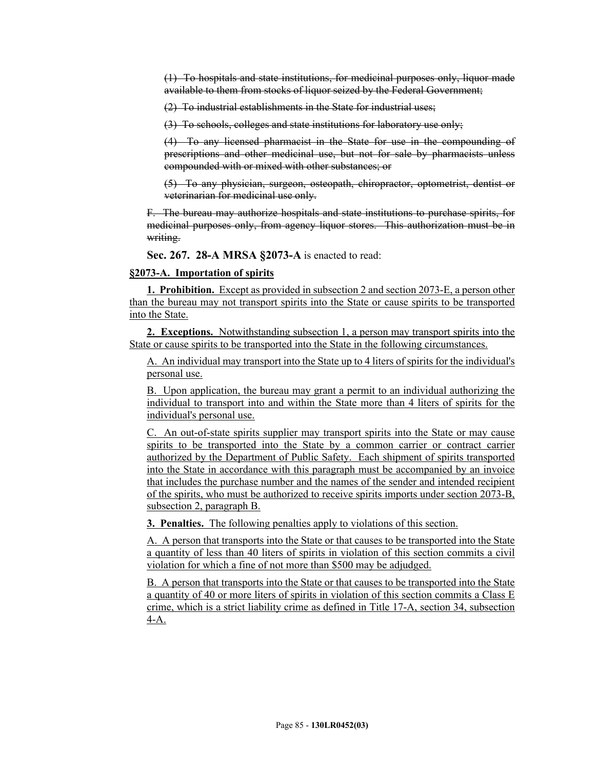~~(1) To hospitals and state institutions, for medicinal purposes only, liquor made available to them from stocks of liquor seized by the Federal Government;~~

~~(2) To industrial establishments in the State for industrial uses;~~

~~(3) To schools, colleges and state institutions for laboratory use only;~~

~~(4) To any licensed pharmacist in the State for use in the compounding of prescriptions and other medicinal use, but not for sale by pharmacists unless compounded with or mixed with other substances; or~~

~~(5) To any physician, surgeon, osteopath, chiropractor, optometrist, dentist or veterinarian for medicinal use only.~~

~~F. The bureau may authorize hospitals and state institutions to purchase spirits, for medicinal purposes only, from agency liquor stores. This authorization must be in writing.~~

**Sec. 267. 28-A MRSA §2073-A** is enacted to read:

**§2073-A. Importation of spirits**

**1. Prohibition.** Except as provided in subsection 2 and section 2073-E, a person other than the bureau may not transport spirits into the State or cause spirits to be transported into the State.

**2. Exceptions.** Notwithstanding subsection 1, a person may transport spirits into the State or cause spirits to be transported into the State in the following circumstances.

A. An individual may transport into the State up to 4 liters of spirits for the individual's personal use.

B. Upon application, the bureau may grant a permit to an individual authorizing the individual to transport into and within the State more than 4 liters of spirits for the individual's personal use.

C. An out-of-state spirits supplier may transport spirits into the State or may cause spirits to be transported into the State by a common carrier or contract carrier authorized by the Department of Public Safety. Each shipment of spirits transported into the State in accordance with this paragraph must be accompanied by an invoice that includes the purchase number and the names of the sender and intended recipient of the spirits, who must be authorized to receive spirits imports under section 2073-B, subsection 2, paragraph B.

**3. Penalties.** The following penalties apply to violations of this section.

A. A person that transports into the State or that causes to be transported into the State a quantity of less than 40 liters of spirits in violation of this section commits a civil violation for which a fine of not more than $500 may be adjudged.

B. A person that transports into the State or that causes to be transported into the State a quantity of 40 or more liters of spirits in violation of this section commits a Class E crime, which is a strict liability crime as defined in Title 17-A, section 34, subsection 4-A.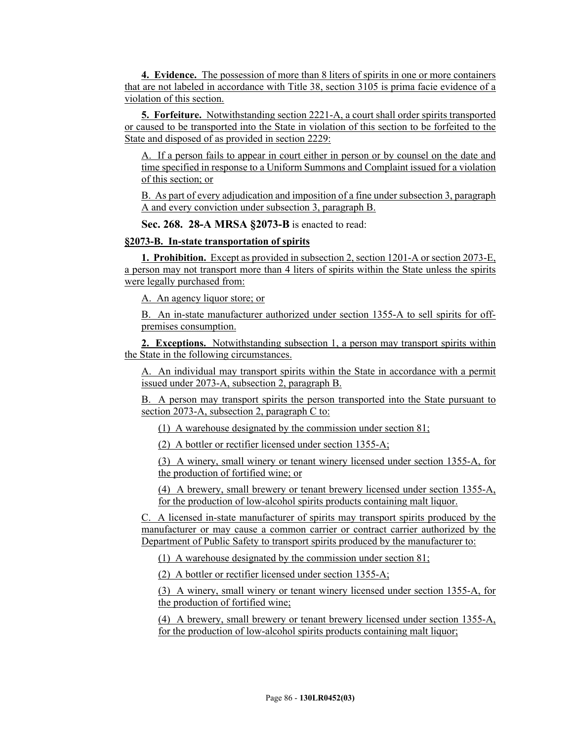**4. Evidence.** The possession of more than 8 liters of spirits in one or more containers that are not labeled in accordance with Title 38, section 3105 is prima facie evidence of a violation of this section.

**5. Forfeiture.** Notwithstanding section 2221-A, a court shall order spirits transported or caused to be transported into the State in violation of this section to be forfeited to the State and disposed of as provided in section 2229:

A. If a person fails to appear in court either in person or by counsel on the date and time specified in response to a Uniform Summons and Complaint issued for a violation of this section; or

B. As part of every adjudication and imposition of a fine under subsection 3, paragraph A and every conviction under subsection 3, paragraph B.

**Sec. 268. 28-A MRSA §2073-B** is enacted to read:

**§2073-B. In-state transportation of spirits**

**1. Prohibition.** Except as provided in subsection 2, section 1201-A or section 2073-E, a person may not transport more than 4 liters of spirits within the State unless the spirits were legally purchased from:

A. An agency liquor store; or

B. An in-state manufacturer authorized under section 1355-A to sell spirits for off-premises consumption.

**2. Exceptions.** Notwithstanding subsection 1, a person may transport spirits within the State in the following circumstances.

A. An individual may transport spirits within the State in accordance with a permit issued under 2073-A, subsection 2, paragraph B.

B. A person may transport spirits the person transported into the State pursuant to section 2073-A, subsection 2, paragraph C to:

(1) A warehouse designated by the commission under section 81;

(2) A bottler or rectifier licensed under section 1355-A;

(3) A winery, small winery or tenant winery licensed under section 1355-A, for the production of fortified wine; or

(4) A brewery, small brewery or tenant brewery licensed under section 1355-A, for the production of low-alcohol spirits products containing malt liquor.

C. A licensed in-state manufacturer of spirits may transport spirits produced by the manufacturer or may cause a common carrier or contract carrier authorized by the Department of Public Safety to transport spirits produced by the manufacturer to:

(1) A warehouse designated by the commission under section 81;

(2) A bottler or rectifier licensed under section 1355-A;

(3) A winery, small winery or tenant winery licensed under section 1355-A, for the production of fortified wine;

(4) A brewery, small brewery or tenant brewery licensed under section 1355-A, for the production of low-alcohol spirits products containing malt liquor;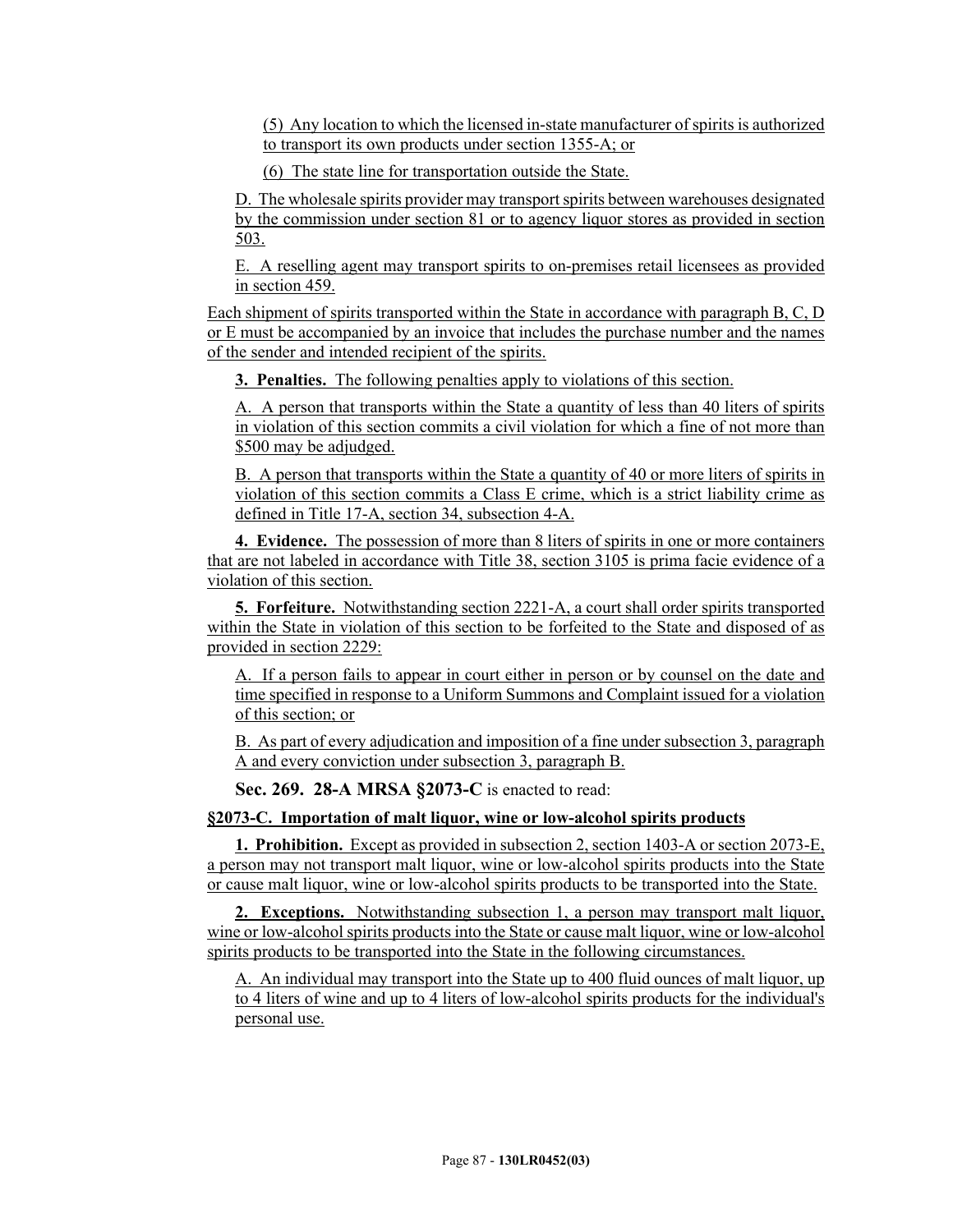(5) Any location to which the licensed in-state manufacturer of spirits is authorized to transport its own products under section 1355-A; or

(6) The state line for transportation outside the State.

D. The wholesale spirits provider may transport spirits between warehouses designated by the commission under section 81 or to agency liquor stores as provided in section 503.

E. A reselling agent may transport spirits to on-premises retail licensees as provided in section 459.

Each shipment of spirits transported within the State in accordance with paragraph B, C, D or E must be accompanied by an invoice that includes the purchase number and the names of the sender and intended recipient of the spirits.

**3. Penalties.** The following penalties apply to violations of this section.

A. A person that transports within the State a quantity of less than 40 liters of spirits in violation of this section commits a civil violation for which a fine of not more than $500 may be adjudged.

B. A person that transports within the State a quantity of 40 or more liters of spirits in violation of this section commits a Class E crime, which is a strict liability crime as defined in Title 17-A, section 34, subsection 4-A.

**4. Evidence.** The possession of more than 8 liters of spirits in one or more containers that are not labeled in accordance with Title 38, section 3105 is prima facie evidence of a violation of this section.

**5. Forfeiture.** Notwithstanding section 2221-A, a court shall order spirits transported within the State in violation of this section to be forfeited to the State and disposed of as provided in section 2229:

A. If a person fails to appear in court either in person or by counsel on the date and time specified in response to a Uniform Summons and Complaint issued for a violation of this section; or

B. As part of every adjudication and imposition of a fine under subsection 3, paragraph A and every conviction under subsection 3, paragraph B.

**Sec. 269. 28-A MRSA §2073-C** is enacted to read:

**§2073-C. Importation of malt liquor, wine or low-alcohol spirits products**

**1. Prohibition.** Except as provided in subsection 2, section 1403-A or section 2073-E, a person may not transport malt liquor, wine or low-alcohol spirits products into the State or cause malt liquor, wine or low-alcohol spirits products to be transported into the State.

**2. Exceptions.** Notwithstanding subsection 1, a person may transport malt liquor, wine or low-alcohol spirits products into the State or cause malt liquor, wine or low-alcohol spirits products to be transported into the State in the following circumstances.

A. An individual may transport into the State up to 400 fluid ounces of malt liquor, up to 4 liters of wine and up to 4 liters of low-alcohol spirits products for the individual's personal use.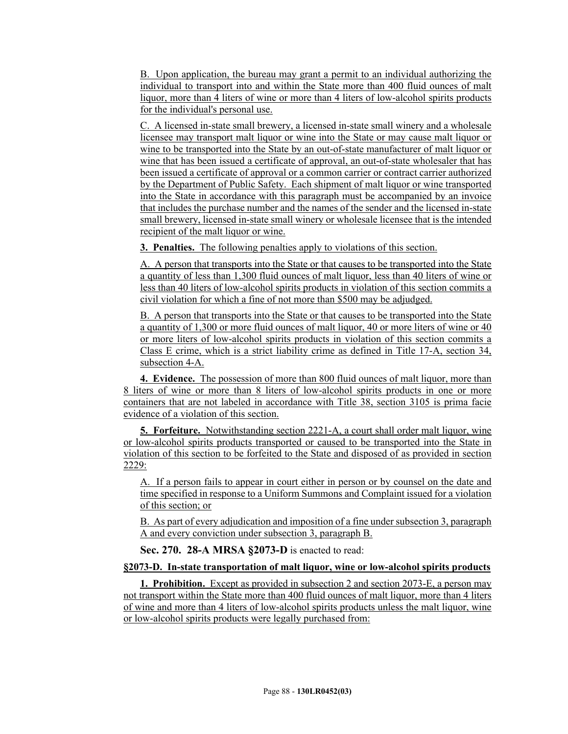B. Upon application, the bureau may grant a permit to an individual authorizing the individual to transport into and within the State more than 400 fluid ounces of malt liquor, more than 4 liters of wine or more than 4 liters of low-alcohol spirits products for the individual's personal use.

C. A licensed in-state small brewery, a licensed in-state small winery and a wholesale licensee may transport malt liquor or wine into the State or may cause malt liquor or wine to be transported into the State by an out-of-state manufacturer of malt liquor or wine that has been issued a certificate of approval, an out-of-state wholesaler that has been issued a certificate of approval or a common carrier or contract carrier authorized by the Department of Public Safety. Each shipment of malt liquor or wine transported into the State in accordance with this paragraph must be accompanied by an invoice that includes the purchase number and the names of the sender and the licensed in-state small brewery, licensed in-state small winery or wholesale licensee that is the intended recipient of the malt liquor or wine.

**3. Penalties.** The following penalties apply to violations of this section.

A. A person that transports into the State or that causes to be transported into the State a quantity of less than 1,300 fluid ounces of malt liquor, less than 40 liters of wine or less than 40 liters of low-alcohol spirits products in violation of this section commits a civil violation for which a fine of not more than $500 may be adjudged.

B. A person that transports into the State or that causes to be transported into the State a quantity of 1,300 or more fluid ounces of malt liquor, 40 or more liters of wine or 40 or more liters of low-alcohol spirits products in violation of this section commits a Class E crime, which is a strict liability crime as defined in Title 17-A, section 34, subsection 4-A.

**4. Evidence.** The possession of more than 800 fluid ounces of malt liquor, more than 8 liters of wine or more than 8 liters of low-alcohol spirits products in one or more containers that are not labeled in accordance with Title 38, section 3105 is prima facie evidence of a violation of this section.

**5. Forfeiture.** Notwithstanding section 2221-A, a court shall order malt liquor, wine or low-alcohol spirits products transported or caused to be transported into the State in violation of this section to be forfeited to the State and disposed of as provided in section 2229:

A. If a person fails to appear in court either in person or by counsel on the date and time specified in response to a Uniform Summons and Complaint issued for a violation of this section; or

B. As part of every adjudication and imposition of a fine under subsection 3, paragraph A and every conviction under subsection 3, paragraph B.

**Sec. 270. 28-A MRSA §2073-D** is enacted to read:

**§2073-D. In-state transportation of malt liquor, wine or low-alcohol spirits products**

**1. Prohibition.** Except as provided in subsection 2 and section 2073-E, a person may not transport within the State more than 400 fluid ounces of malt liquor, more than 4 liters of wine and more than 4 liters of low-alcohol spirits products unless the malt liquor, wine or low-alcohol spirits products were legally purchased from: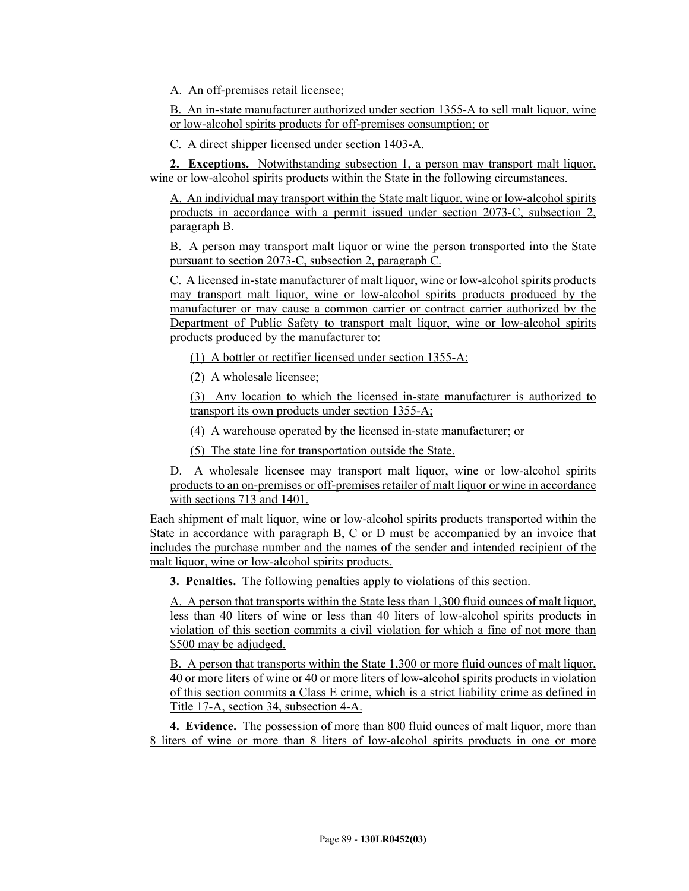A. An off-premises retail licensee;

B. An in-state manufacturer authorized under section 1355-A to sell malt liquor, wine or low-alcohol spirits products for off-premises consumption; or

C. A direct shipper licensed under section 1403-A.

**2. Exceptions.** Notwithstanding subsection 1, a person may transport malt liquor, wine or low-alcohol spirits products within the State in the following circumstances.

A. An individual may transport within the State malt liquor, wine or low-alcohol spirits products in accordance with a permit issued under section 2073-C, subsection 2, paragraph B.

B. A person may transport malt liquor or wine the person transported into the State pursuant to section 2073-C, subsection 2, paragraph C.

C. A licensed in-state manufacturer of malt liquor, wine or low-alcohol spirits products may transport malt liquor, wine or low-alcohol spirits products produced by the manufacturer or may cause a common carrier or contract carrier authorized by the Department of Public Safety to transport malt liquor, wine or low-alcohol spirits products produced by the manufacturer to:

(1) A bottler or rectifier licensed under section 1355-A;

(2) A wholesale licensee;

(3) Any location to which the licensed in-state manufacturer is authorized to transport its own products under section 1355-A;

(4) A warehouse operated by the licensed in-state manufacturer; or

(5) The state line for transportation outside the State.

D. A wholesale licensee may transport malt liquor, wine or low-alcohol spirits products to an on-premises or off-premises retailer of malt liquor or wine in accordance with sections 713 and 1401.

Each shipment of malt liquor, wine or low-alcohol spirits products transported within the State in accordance with paragraph B, C or D must be accompanied by an invoice that includes the purchase number and the names of the sender and intended recipient of the malt liquor, wine or low-alcohol spirits products.

**3. Penalties.** The following penalties apply to violations of this section.

A. A person that transports within the State less than 1,300 fluid ounces of malt liquor, less than 40 liters of wine or less than 40 liters of low-alcohol spirits products in violation of this section commits a civil violation for which a fine of not more than $500 may be adjudged.

B. A person that transports within the State 1,300 or more fluid ounces of malt liquor, 40 or more liters of wine or 40 or more liters of low-alcohol spirits products in violation of this section commits a Class E crime, which is a strict liability crime as defined in Title 17-A, section 34, subsection 4-A.

**4. Evidence.** The possession of more than 800 fluid ounces of malt liquor, more than 8 liters of wine or more than 8 liters of low-alcohol spirits products in one or more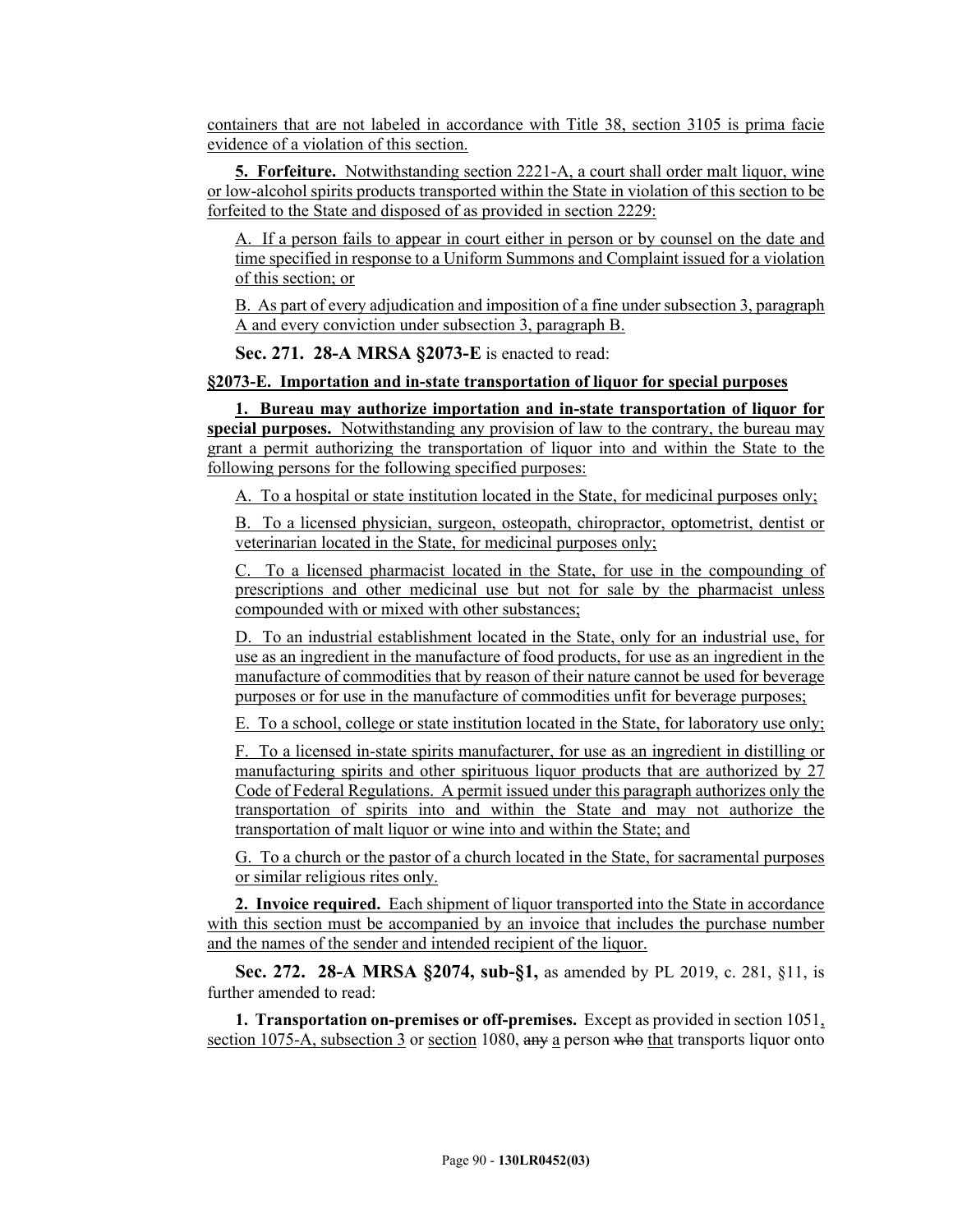containers that are not labeled in accordance with Title 38, section 3105 is prima facie evidence of a violation of this section.

**5. Forfeiture.** Notwithstanding section 2221-A, a court shall order malt liquor, wine or low-alcohol spirits products transported within the State in violation of this section to be forfeited to the State and disposed of as provided in section 2229:

A. If a person fails to appear in court either in person or by counsel on the date and time specified in response to a Uniform Summons and Complaint issued for a violation of this section; or

B. As part of every adjudication and imposition of a fine under subsection 3, paragraph A and every conviction under subsection 3, paragraph B.

**Sec. 271. 28-A MRSA §2073-E** is enacted to read:

**§2073-E. Importation and in-state transportation of liquor for special purposes**

**1. Bureau may authorize importation and in-state transportation of liquor for special purposes.** Notwithstanding any provision of law to the contrary, the bureau may grant a permit authorizing the transportation of liquor into and within the State to the following persons for the following specified purposes:

A. To a hospital or state institution located in the State, for medicinal purposes only;

B. To a licensed physician, surgeon, osteopath, chiropractor, optometrist, dentist or veterinarian located in the State, for medicinal purposes only;

C. To a licensed pharmacist located in the State, for use in the compounding of prescriptions and other medicinal use but not for sale by the pharmacist unless compounded with or mixed with other substances;

D. To an industrial establishment located in the State, only for an industrial use, for use as an ingredient in the manufacture of food products, for use as an ingredient in the manufacture of commodities that by reason of their nature cannot be used for beverage purposes or for use in the manufacture of commodities unfit for beverage purposes;

E. To a school, college or state institution located in the State, for laboratory use only;

F. To a licensed in-state spirits manufacturer, for use as an ingredient in distilling or manufacturing spirits and other spirituous liquor products that are authorized by 27 Code of Federal Regulations. A permit issued under this paragraph authorizes only the transportation of spirits into and within the State and may not authorize the transportation of malt liquor or wine into and within the State; and

G. To a church or the pastor of a church located in the State, for sacramental purposes or similar religious rites only.

**2. Invoice required.** Each shipment of liquor transported into the State in accordance with this section must be accompanied by an invoice that includes the purchase number and the names of the sender and intended recipient of the liquor.

**Sec. 272. 28-A MRSA §2074, sub-§1,** as amended by PL 2019, c. 281, §11, is further amended to read:

**1. Transportation on-premises or off-premises.** Except as provided in section 1051, section 1075-A, subsection 3 or section 1080, ~~any~~ a person ~~who~~ that transports liquor onto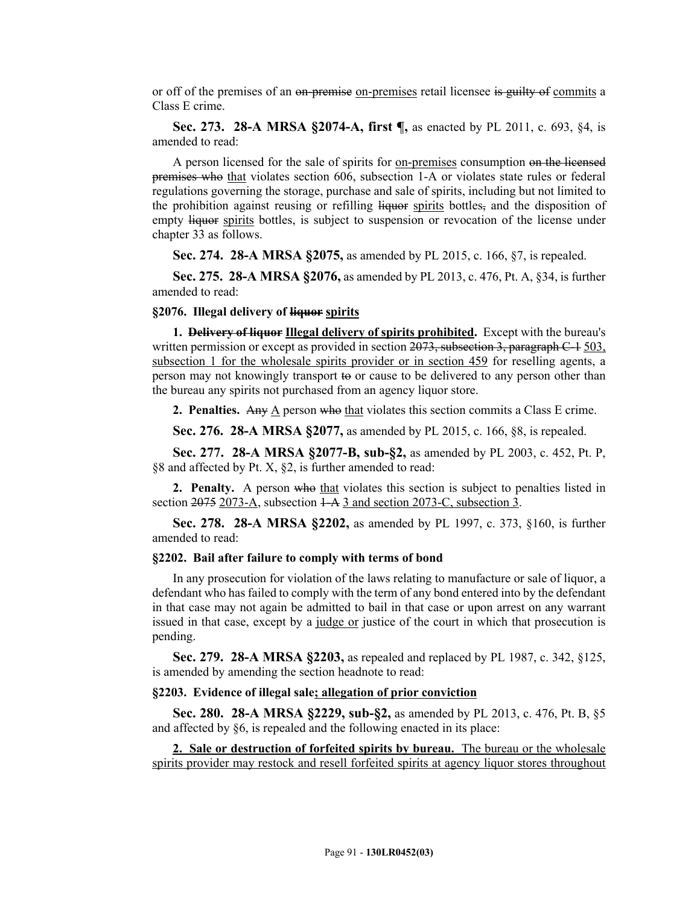or off of the premises of an ~~on-premise~~ on-premises retail licensee ~~is guilty of~~ commits a Class E crime.

**Sec. 273. 28-A MRSA §2074-A, first ¶,** as enacted by PL 2011, c. 693, §4, is amended to read:

A person licensed for the sale of spirits for on-premises consumption ~~on the licensed premises who~~ that violates section 606, subsection 1-A or violates state rules or federal regulations governing the storage, purchase and sale of spirits, including but not limited to the prohibition against reusing or refilling ~~liquor~~ spirits bottles~~,~~ and the disposition of empty ~~liquor~~ spirits bottles, is subject to suspension or revocation of the license under chapter 33 as follows.

**Sec. 274. 28-A MRSA §2075,** as amended by PL 2015, c. 166, §7, is repealed.

**Sec. 275. 28-A MRSA §2076,** as amended by PL 2013, c. 476, Pt. A, §34, is further amended to read:

**§2076. Illegal delivery of ~~liquor~~ spirits**

**1. ~~Delivery of liquor~~ Illegal delivery of spirits prohibited.** Except with the bureau's written permission or except as provided in section ~~2073, subsection 3, paragraph C-1~~ 503, subsection 1 for the wholesale spirits provider or in section 459 for reselling agents, a person may not knowingly transport ~~to~~ or cause to be delivered to any person other than the bureau any spirits not purchased from an agency liquor store.

**2. Penalties.** ~~Any~~ A person ~~who~~ that violates this section commits a Class E crime.

**Sec. 276. 28-A MRSA §2077,** as amended by PL 2015, c. 166, §8, is repealed.

**Sec. 277. 28-A MRSA §2077-B, sub-§2,** as amended by PL 2003, c. 452, Pt. P, §8 and affected by Pt. X, §2, is further amended to read:

**2. Penalty.** A person ~~who~~ that violates this section is subject to penalties listed in section ~~2075~~ 2073-A, subsection ~~1-A~~ 3 and section 2073-C, subsection 3.

**Sec. 278. 28-A MRSA §2202,** as amended by PL 1997, c. 373, §160, is further amended to read:

**§2202. Bail after failure to comply with terms of bond**

In any prosecution for violation of the laws relating to manufacture or sale of liquor, a defendant who has failed to comply with the term of any bond entered into by the defendant in that case may not again be admitted to bail in that case or upon arrest on any warrant issued in that case, except by a judge or justice of the court in which that prosecution is pending.

**Sec. 279. 28-A MRSA §2203,** as repealed and replaced by PL 1987, c. 342, §125, is amended by amending the section headnote to read:

**§2203. Evidence of illegal sale; allegation of prior conviction**

**Sec. 280. 28-A MRSA §2229, sub-§2,** as amended by PL 2013, c. 476, Pt. B, §5 and affected by §6, is repealed and the following enacted in its place:

**2. Sale or destruction of forfeited spirits by bureau.** The bureau or the wholesale spirits provider may restock and resell forfeited spirits at agency liquor stores throughout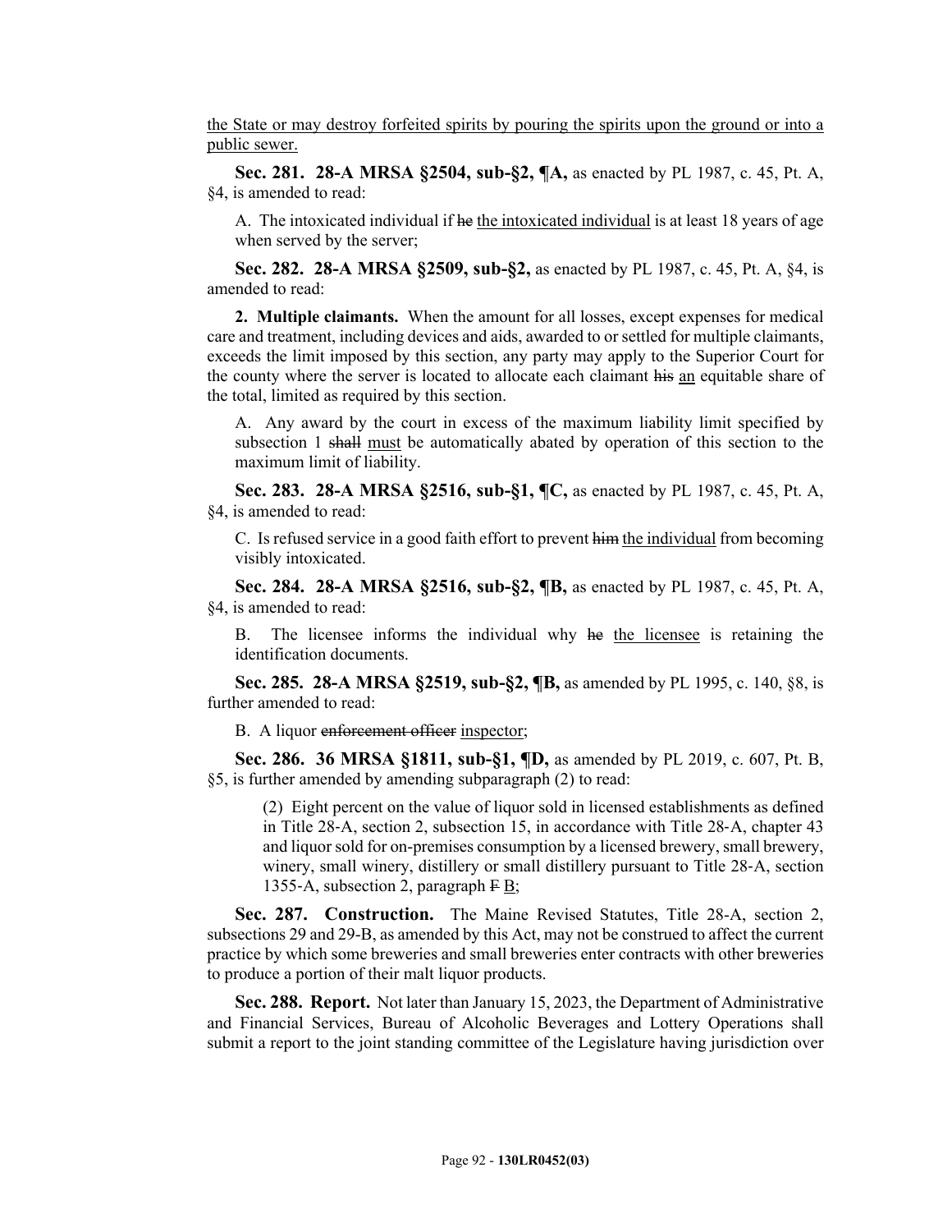the State or may destroy forfeited spirits by pouring the spirits upon the ground or into a public sewer.

**Sec. 281. 28-A MRSA §2504, sub-§2, ¶A,** as enacted by PL 1987, c. 45, Pt. A, §4, is amended to read:

A. The intoxicated individual if ~~he~~ the intoxicated individual is at least 18 years of age when served by the server;

**Sec. 282. 28-A MRSA §2509, sub-§2,** as enacted by PL 1987, c. 45, Pt. A, §4, is amended to read:

**2. Multiple claimants.** When the amount for all losses, except expenses for medical care and treatment, including devices and aids, awarded to or settled for multiple claimants, exceeds the limit imposed by this section, any party may apply to the Superior Court for the county where the server is located to allocate each claimant ~~his~~ an equitable share of the total, limited as required by this section.

A. Any award by the court in excess of the maximum liability limit specified by subsection 1 ~~shall~~ must be automatically abated by operation of this section to the maximum limit of liability.

**Sec. 283. 28-A MRSA §2516, sub-§1, ¶C,** as enacted by PL 1987, c. 45, Pt. A, §4, is amended to read:

C. Is refused service in a good faith effort to prevent ~~him~~ the individual from becoming visibly intoxicated.

**Sec. 284. 28-A MRSA §2516, sub-§2, ¶B,** as enacted by PL 1987, c. 45, Pt. A, §4, is amended to read:

B. The licensee informs the individual why ~~he~~ the licensee is retaining the identification documents.

**Sec. 285. 28-A MRSA §2519, sub-§2, ¶B,** as amended by PL 1995, c. 140, §8, is further amended to read:

B. A liquor ~~enforcement officer~~ inspector;

**Sec. 286. 36 MRSA §1811, sub-§1, ¶D,** as amended by PL 2019, c. 607, Pt. B, §5, is further amended by amending subparagraph (2) to read:

(2) Eight percent on the value of liquor sold in licensed establishments as defined in Title 28-A, section 2, subsection 15, in accordance with Title 28-A, chapter 43 and liquor sold for on-premises consumption by a licensed brewery, small brewery, winery, small winery, distillery or small distillery pursuant to Title 28-A, section 1355-A, subsection 2, paragraph ~~F~~ B;

**Sec. 287. Construction.** The Maine Revised Statutes, Title 28-A, section 2, subsections 29 and 29-B, as amended by this Act, may not be construed to affect the current practice by which some breweries and small breweries enter contracts with other breweries to produce a portion of their malt liquor products.

**Sec. 288. Report.** Not later than January 15, 2023, the Department of Administrative and Financial Services, Bureau of Alcoholic Beverages and Lottery Operations shall submit a report to the joint standing committee of the Legislature having jurisdiction over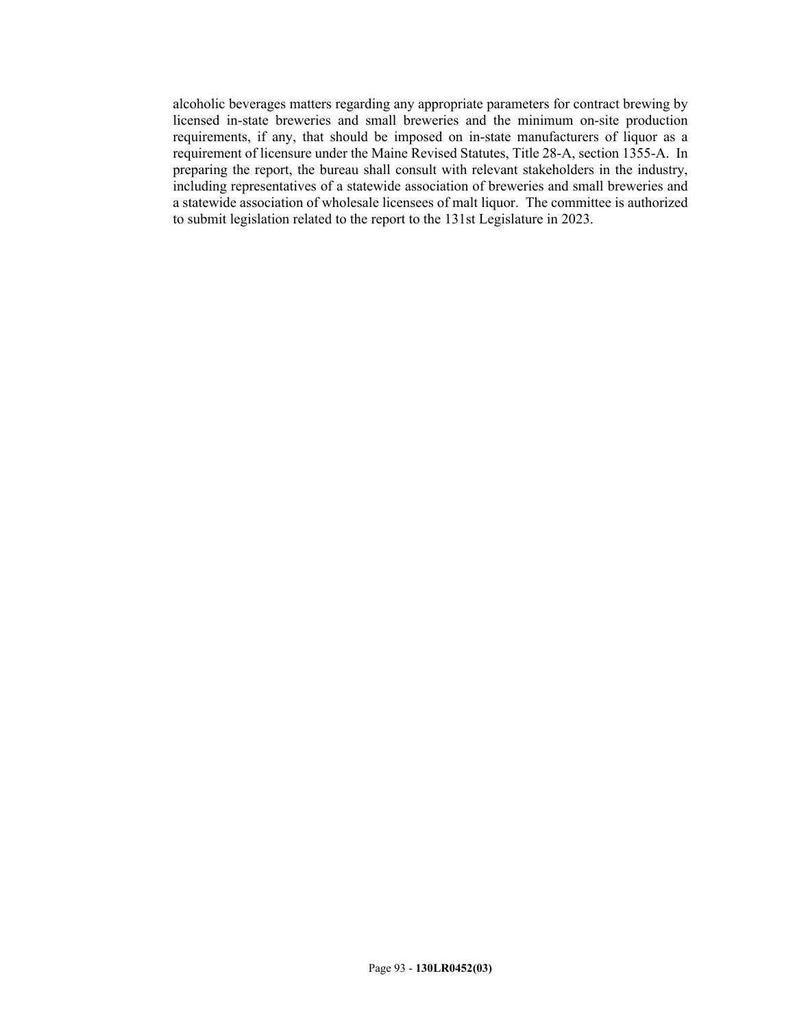alcoholic beverages matters regarding any appropriate parameters for contract brewing by licensed in-state breweries and small breweries and the minimum on-site production requirements, if any, that should be imposed on in-state manufacturers of liquor as a requirement of licensure under the Maine Revised Statutes, Title 28-A, section 1355-A. In preparing the report, the bureau shall consult with relevant stakeholders in the industry, including representatives of a statewide association of breweries and small breweries and a statewide association of wholesale licensees of malt liquor. The committee is authorized to submit legislation related to the report to the 131st Legislature in 2023.